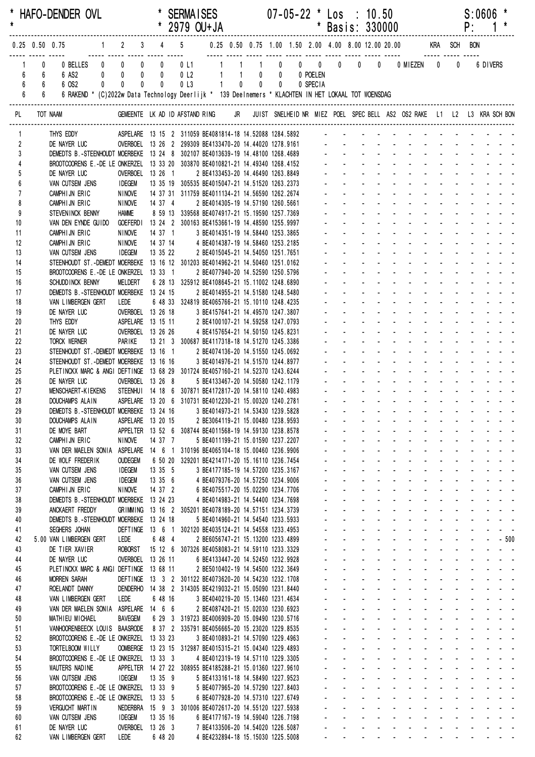\* HAFO-DENDER OVL &nbsp;&nbsp;&nbsp;&nbsp; \* SERMAISES &nbsp;&nbsp;&nbsp;&nbsp; 07-05-22 \* Los : 10.50 &nbsp;&nbsp;&nbsp;&nbsp; S:0606 \*
\* &nbsp;&nbsp;&nbsp;&nbsp; \* 2979 OU+JA &nbsp;&nbsp;&nbsp;&nbsp; \* Basis: 330000 &nbsp;&nbsp;&nbsp;&nbsp; P: 1 \*

```
0.25 0.50 0.75          1     2     3     4     5        0.25 0.50 0.75 1.00 1.50 2.00 4.00 8.00 12.00 20.00          KRA   SCH   BON
----- ----- -----       ----- ----- ----- ----- -----    ----- ----- ----- ----- ----- ----- ----- ----- ----- -----   ----- ----- -----
    1     0     0 BELLES    0     0     0     0     0 L1     1     1     1     0     0     0     0     0     0 MIEZEN    0     0     6 DIVERS
    6     6     6 AS2       0     0     0     0     0 L2     1     1     0     0     0 POELEN
    6     6     6 OS2       0     0     0     0     0 L3     1     0     0     0     0 SPECIA
    6     6     6 RAKEND * (C)2022w Data Technology Deerlijk * 139 Deelnemers * KLACHTEN IN HET LOKAAL TOT WOENSDAG
```

| PL | TOT | NAAM | GEMEENTE | LK | AD | ID | AFSTAND | RING | JR | JUIST | SNELHEID | NR | MIEZ | POEL | SPEC | BELL | AS2 | OS2 | RAKE | L1 | L2 | L3 | KRA | SCH | BON |
|---|---|---|---|---|---|---|---|---|---|---|---|---|---|---|---|---|---|---|---|---|---|---|---|---|---|
| 1 | | THYS EDDY | ASPELARE | 13 | 15 | 2 | 311059 | BE4081814-18 | | 14.52088 | 1284.5892 | | - | - | - | - | - | - | - | - | - | - | - | - | - |
| 2 | | DE NAYER LUC | OVERBOEL | 13 | 26 | 2 | 299309 | BE4133470-20 | | 14.44020 | 1278.9161 | | - | - | - | - | - | - | - | - | - | - | - | - | - |
| 3 | | DEMEDTS B.-STEENHOUDT | MOERBEKE | 13 | 24 | 8 | 302107 | BE4013639-19 | | 14.48100 | 1268.4689 | | - | - | - | - | - | - | - | - | - | - | - | - | - |
| 4 | | BROOTCOORENS E.-DE LE | ONKERZEL | 13 | 33 | 20 | 303870 | BE4010821-21 | | 14.49340 | 1268.4152 | | - | - | - | - | - | - | - | - | - | - | - | - | - |
| 5 | | DE NAYER LUC | OVERBOEL | 13 | 26 | 1 | | 2 BE4133453-20 | | 14.46490 | 1263.8849 | | - | - | - | - | - | - | - | - | - | - | - | - | - |
| 6 | | VAN CUTSEM JENS | IDEGEM | 13 | 35 | 19 | 305535 | BE4015047-21 | | 14.51520 | 1263.2373 | | - | - | - | - | - | - | - | - | - | - | - | - | - |
| 7 | | CAMPHIJN ERIC | NINOVE | 14 | 37 | 31 | 311759 | BE4011134-21 | | 14.56590 | 1262.2674 | | - | - | - | - | - | - | - | - | - | - | - | - | - |
| 8 | | CAMPHIJN ERIC | NINOVE | 14 | 37 | 4 | | 2 BE4014305-19 | | 14.57190 | 1260.5661 | | - | - | - | - | - | - | - | - | - | - | - | - | - |
| 9 | | STEVENINCK BENNY | HAMME | 8 | 59 | 13 | 339568 | BE4074917-21 | | 15.19590 | 1257.7369 | | - | - | - | - | - | - | - | - | - | - | - | - | - |
| 10 | | VAN DEN EYNDE GUIDO | GOEFERDI | 13 | 24 | 2 | 300163 | BE4153661-19 | | 14.48590 | 1255.9997 | | - | - | - | - | - | - | - | - | - | - | - | - | - |
| 11 | | CAMPHIJN ERIC | NINOVE | 14 | 37 | 1 | | 3 BE4014351-19 | | 14.58440 | 1253.3865 | | - | - | - | - | - | - | - | - | - | - | - | - | - |
| 12 | | CAMPHIJN ERIC | NINOVE | 14 | 37 | 14 | | 4 BE4014387-19 | | 14.58460 | 1253.2185 | | - | - | - | - | - | - | - | - | - | - | - | - | - |
| 13 | | VAN CUTSEM JENS | IDEGEM | 13 | 35 | 22 | | 2 BE4015045-21 | | 14.54050 | 1251.7651 | | - | - | - | - | - | - | - | - | - | - | - | - | - |
| 14 | | STEENHOUDT ST.-DEMEDT | MOERBEKE | 13 | 16 | 12 | 301203 | BE4014962-21 | | 14.50460 | 1251.0162 | | - | - | - | - | - | - | - | - | - | - | - | - | - |
| 15 | | BROOTCOORENS E.-DE LE | ONKERZEL | 13 | 33 | 1 | | 2 BE4077940-20 | | 14.52590 | 1250.5796 | | - | - | - | - | - | - | - | - | - | - | - | - | - |
| 16 | | SCHUDDINCK BENNY | MELDERT | 6 | 28 | 13 | 325912 | BE4108645-21 | | 15.11002 | 1248.6890 | | - | - | - | - | - | - | - | - | - | - | - | - | - |
| 17 | | DEMEDTS B.-STEENHOUDT | MOERBEKE | 13 | 24 | 15 | | 2 BE4014955-21 | | 14.51580 | 1248.5480 | | - | - | - | - | - | - | - | - | - | - | - | - | - |
| 18 | | VAN LIMBERGEN GERT | LEDE | 6 | 48 | 33 | 324819 | BE4065766-21 | | 15.10110 | 1248.4235 | | - | - | - | - | - | - | - | - | - | - | - | - | - |
| 19 | | DE NAYER LUC | OVERBOEL | 13 | 26 | 18 | | 3 BE4157641-21 | | 14.49570 | 1247.3807 | | - | - | - | - | - | - | - | - | - | - | - | - | - |
| 20 | | THYS EDDY | ASPELARE | 13 | 15 | 11 | | 2 BE4100107-21 | | 14.59258 | 1247.0793 | | - | - | - | - | - | - | - | - | - | - | - | - | - |
| 21 | | DE NAYER LUC | OVERBOEL | 13 | 26 | 26 | | 4 BE4157654-21 | | 14.50150 | 1245.8231 | | - | - | - | - | - | - | - | - | - | - | - | - | - |
| 22 | | TORCK WERNER | PARIKE | 13 | 21 | 3 | 300687 | BE4117318-18 | | 14.51270 | 1245.3386 | | - | - | - | - | - | - | - | - | - | - | - | - | - |
| 23 | | STEENHOUDT ST.-DEMEDT | MOERBEKE | 13 | 16 | 1 | | 2 BE4074136-20 | | 14.51550 | 1245.0692 | | - | - | - | - | - | - | - | - | - | - | - | - | - |
| 24 | | STEENHOUDT ST.-DEMEDT | MOERBEKE | 13 | 16 | 16 | | 3 BE4014976-21 | | 14.51570 | 1244.8977 | | - | - | - | - | - | - | - | - | - | - | - | - | - |
| 25 | | PLETINCKX MARC & ANGI | DEFTINGE | 13 | 68 | 29 | 301724 | BE4057160-21 | | 14.52370 | 1243.6244 | | - | - | - | - | - | - | - | - | - | - | - | - | - |
| 26 | | DE NAYER LUC | OVERBOEL | 13 | 26 | 8 | | 5 BE4133467-20 | | 14.50580 | 1242.1179 | | - | - | - | - | - | - | - | - | - | - | - | - | - |
| 27 | | MENSCHAERT-KIEKENS | STEENHUI | 14 | 18 | 6 | 307871 | BE4172817-20 | | 14.58110 | 1240.4983 | | - | - | - | - | - | - | - | - | - | - | - | - | - |
| 28 | | DOUCHAMPS ALAIN | ASPELARE | 13 | 20 | 6 | 310731 | BE4012230-21 | | 15.00320 | 1240.2781 | | - | - | - | - | - | - | - | - | - | - | - | - | - |
| 29 | | DEMEDTS B.-STEENHOUDT | MOERBEKE | 13 | 24 | 16 | | 3 BE4014973-21 | | 14.53430 | 1239.5828 | | - | - | - | - | - | - | - | - | - | - | - | - | - |
| 30 | | DOUCHAMPS ALAIN | ASPELARE | 13 | 20 | 15 | | 2 BE3064119-21 | | 15.00480 | 1238.9593 | | - | - | - | - | - | - | - | - | - | - | - | - | - |
| 31 | | DE MOYE BART | APPELTER | 13 | 52 | 6 | 308744 | BE4011568-19 | | 14.59130 | 1238.8578 | | - | - | - | - | - | - | - | - | - | - | - | - | - |
| 32 | | CAMPHIJN ERIC | NINOVE | 14 | 37 | 7 | | 5 BE4011199-21 | | 15.01590 | 1237.2207 | | - | - | - | - | - | - | - | - | - | - | - | - | - |
| 33 | | VAN DER MAELEN SONIA | ASPELARE | 14 | 6 | 1 | 310196 | BE4065104-18 | | 15.00460 | 1236.9906 | | - | - | - | - | - | - | - | - | - | - | - | - | - |
| 34 | | DE WOLF FREDERIK | OUDEGEM | 6 | 50 | 20 | 329201 | BE4214171-20 | | 15.16110 | 1236.7454 | | - | - | - | - | - | - | - | - | - | - | - | - | - |
| 35 | | VAN CUTSEM JENS | IDEGEM | 13 | 35 | 5 | | 3 BE4177185-19 | | 14.57200 | 1235.3167 | | - | - | - | - | - | - | - | - | - | - | - | - | - |
| 36 | | VAN CUTSEM JENS | IDEGEM | 13 | 35 | 6 | | 4 BE4079376-20 | | 14.57250 | 1234.9006 | | - | - | - | - | - | - | - | - | - | - | - | - | - |
| 37 | | CAMPHIJN ERIC | NINOVE | 14 | 37 | 2 | | 6 BE4075517-20 | | 15.02290 | 1234.7706 | | - | - | - | - | - | - | - | - | - | - | - | - | - |
| 38 | | DEMEDTS B.-STEENHOUDT | MOERBEKE | 13 | 24 | 23 | | 4 BE4014983-21 | | 14.54400 | 1234.7698 | | - | - | - | - | - | - | - | - | - | - | - | - | - |
| 39 | | ANCKAERT FREDDY | GRIMMING | 13 | 16 | 2 | 305201 | BE4078189-20 | | 14.57151 | 1234.3739 | | - | - | - | - | - | - | - | - | - | - | - | - | - |
| 40 | | DEMEDTS B.-STEENHOUDT | MOERBEKE | 13 | 24 | 18 | | 5 BE4014960-21 | | 14.54540 | 1233.5933 | | - | - | - | - | - | - | - | - | - | - | - | - | - |
| 41 | | SEGHERS JOHAN | DEFTINGE | 13 | 6 | 1 | 302120 | BE4035124-21 | | 14.54558 | 1233.4953 | | - | - | - | - | - | - | - | - | - | - | - | - | - |
| 42 | 5.00 | VAN LIMBERGEN GERT | LEDE | 6 | 48 | 4 | | 2 BE6056747-21 | | 15.13200 | 1233.4899 | | - | - | - | - | - | - | - | - | - | - | - | - | 500 |
| 43 | | DE TIER XAVIER | ROBORST | 15 | 12 | 6 | 307326 | BE4058083-21 | | 14.59110 | 1233.3329 | | - | - | - | - | - | - | - | - | - | - | - | - | - |
| 44 | | DE NAYER LUC | OVERBOEL | 13 | 26 | 11 | | 6 BE4133447-20 | | 14.52450 | 1232.9928 | | - | - | - | - | - | - | - | - | - | - | - | - | - |
| 45 | | PLETINCKX MARC & ANGI | DEFTINGE | 13 | 68 | 11 | | 2 BE5010402-19 | | 14.54500 | 1232.3649 | | - | - | - | - | - | - | - | - | - | - | - | - | - |
| 46 | | MORREN SARAH | DEFTINGE | 13 | 3 | 2 | 301122 | BE4073620-21 | | 14.54230 | 1232.1708 | | - | - | - | - | - | - | - | - | - | - | - | - | - |
| 47 | | ROELANDT DANNY | DENDERHO | 14 | 38 | 2 | 314305 | BE4219032-21 | | 15.05090 | 1231.8440 | | - | - | - | - | - | - | - | - | - | - | - | - | - |
| 48 | | VAN LIMBERGEN GERT | LEDE | 6 | 48 | 16 | | 3 BE4040219-20 | | 15.13460 | 1231.4634 | | - | - | - | - | - | - | - | - | - | - | - | - | - |
| 49 | | VAN DER MAELEN SONIA | ASPELARE | 14 | 6 | 6 | | 2 BE4087420-21 | | 15.02030 | 1230.6923 | | - | - | - | - | - | - | - | - | - | - | - | - | - |
| 50 | | MATHIEU MICHAEL | BAVEGEM | 6 | 29 | 3 | 319723 | BE4006909-20 | | 15.09490 | 1230.5716 | | - | - | - | - | - | - | - | - | - | - | - | - | - |
| 51 | | VANHOORENBEECK LOUIS | BAASRODE | 8 | 37 | 2 | 335791 | BE4056665-20 | | 15.23020 | 1229.8535 | | - | - | - | - | - | - | - | - | - | - | - | - | - |
| 52 | | BROOTCOORENS E.-DE LE | ONKERZEL | 13 | 33 | 23 | | 3 BE4010893-21 | | 14.57090 | 1229.4963 | | - | - | - | - | - | - | - | - | - | - | - | - | - |
| 53 | | TORTELBOOM WILLY | OOMBERGE | 13 | 23 | 15 | 312987 | BE4015315-21 | | 15.04340 | 1229.4893 | | - | - | - | - | - | - | - | - | - | - | - | - | - |
| 54 | | BROOTCOORENS E.-DE LE | ONKERZEL | 13 | 33 | 3 | | 4 BE4012319-19 | | 14.57110 | 1229.3305 | | - | - | - | - | - | - | - | - | - | - | - | - | - |
| 55 | | WAUTERS NADINE | APPELTER | 14 | 27 | 22 | 308955 | BE4185288-21 | | 15.01360 | 1227.9610 | | - | - | - | - | - | - | - | - | - | - | - | - | - |
| 56 | | VAN CUTSEM JENS | IDEGEM | 13 | 35 | 9 | | 5 BE4133161-18 | | 14.58490 | 1227.9523 | | - | - | - | - | - | - | - | - | - | - | - | - | - |
| 57 | | BROOTCOORENS E.-DE LE | ONKERZEL | 13 | 33 | 9 | | 5 BE4077965-20 | | 14.57290 | 1227.8403 | | - | - | - | - | - | - | - | - | - | - | - | - | - |
| 58 | | BROOTCOORENS E.-DE LE | ONKERZEL | 13 | 33 | 5 | | 6 BE4077928-20 | | 14.57310 | 1227.6749 | | - | - | - | - | - | - | - | - | - | - | - | - | - |
| 59 | | VERGUCHT MARTIN | NEDERBRA | 15 | 9 | 3 | 301006 | BE4072617-20 | | 14.55120 | 1227.5938 | | - | - | - | - | - | - | - | - | - | - | - | - | - |
| 60 | | VAN CUTSEM JENS | IDEGEM | 13 | 35 | 16 | | 6 BE4177167-19 | | 14.59040 | 1226.7198 | | - | - | - | - | - | - | - | - | - | - | - | - | - |
| 61 | | DE NAYER LUC | OVERBOEL | 13 | 26 | 3 | | 7 BE4133506-20 | | 14.54020 | 1226.5087 | | - | - | - | - | - | - | - | - | - | - | - | - | - |
| 62 | | VAN LIMBERGEN GERT | LEDE | 6 | 48 | 20 | | 4 BE4232894-18 | | 15.15030 | 1225.5008 | | - | - | - | - | - | - | - | - | - | - | - | - | - |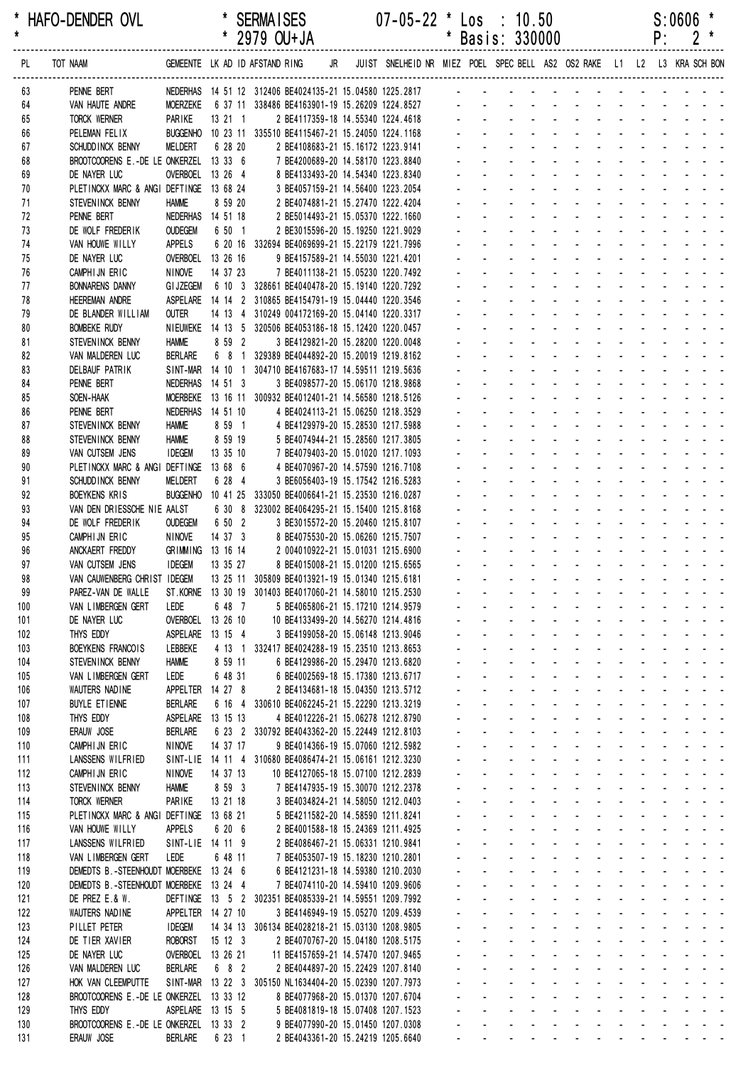\* HAFO-DENDER OVL \* SERMAISES 07-05-22 \* Los : 10.50 S:0606 \*
\* \* 2979 OU+JA \* Basis: 330000 P: 2 \*

| PL | TOT NAAM | GEMEENTE | LK | AD | ID | AFSTAND | RING | JR | JUIST | SNELHEID | NR | MIEZ | POEL | SPEC | BELL | AS2 | OS2 | RAKE | L1 | L2 | L3 | KRA | SCH | BON |
|---|---|---|---|---|---|---|---|---|---|---|---|---|---|---|---|---|---|---|---|---|---|---|---|---|
| 63 | PENNE BERT | NEDERHAS | 14 | 51 | 12 | 312406 | BE4024135-21 | | 15.04580 | 1225.2817 | | - | - | - | - | - | - | - | - | - | - | - | - | - |
| 64 | VAN HAUTE ANDRE | MOERZEKE | 6 | 37 | 11 | 338486 | BE4163901-19 | | 15.26209 | 1224.8527 | | - | - | - | - | - | - | - | - | - | - | - | - | - |
| 65 | TORCK WERNER | PARIKE | 13 | 21 | 1 | 2 | BE4117359-18 | | 14.55340 | 1224.4618 | | - | - | - | - | - | - | - | - | - | - | - | - | - |
| 66 | PELEMAN FELIX | BUGGENHO | 10 | 23 | 11 | 335510 | BE4115467-21 | | 15.24050 | 1224.1168 | | - | - | - | - | - | - | - | - | - | - | - | - | - |
| 67 | SCHUDDINCK BENNY | MELDERT | 6 | 28 | 20 | 2 | BE4108683-21 | | 15.16172 | 1223.9141 | | - | - | - | - | - | - | - | - | - | - | - | - | - |
| 68 | BROOTCOORENS E.-DE LE | ONKERZEL | 13 | 33 | 6 | 7 | BE4200689-20 | | 14.58170 | 1223.8840 | | - | - | - | - | - | - | - | - | - | - | - | - | - |
| 69 | DE NAYER LUC | OVERBOEL | 13 | 26 | 4 | 8 | BE4133493-20 | | 14.54340 | 1223.8340 | | - | - | - | - | - | - | - | - | - | - | - | - | - |
| 70 | PLETINCKX MARC & ANGI | DEFTINGE | 13 | 68 | 24 | 3 | BE4057159-21 | | 14.56400 | 1223.2054 | | - | - | - | - | - | - | - | - | - | - | - | - | - |
| 71 | STEVENINCK BENNY | HAMME | 8 | 59 | 20 | 2 | BE4074881-21 | | 15.27470 | 1222.4204 | | - | - | - | - | - | - | - | - | - | - | - | - | - |
| 72 | PENNE BERT | NEDERHAS | 14 | 51 | 18 | 2 | BE5014493-21 | | 15.05370 | 1222.1660 | | - | - | - | - | - | - | - | - | - | - | - | - | - |
| 73 | DE WOLF FREDERIK | OUDEGEM | 6 | 50 | 1 | 2 | BE3015596-20 | | 15.19250 | 1221.9029 | | - | - | - | - | - | - | - | - | - | - | - | - | - |
| 74 | VAN HOUWE WILLY | APPELS | 6 | 20 | 16 | 332694 | BE4069699-21 | | 15.22179 | 1221.7996 | | - | - | - | - | - | - | - | - | - | - | - | - | - |
| 75 | DE NAYER LUC | OVERBOEL | 13 | 26 | 16 | 9 | BE4157589-21 | | 14.55030 | 1221.4201 | | - | - | - | - | - | - | - | - | - | - | - | - | - |
| 76 | CAMPHIJN ERIC | NINOVE | 14 | 37 | 23 | 7 | BE4011138-21 | | 15.05230 | 1220.7492 | | - | - | - | - | - | - | - | - | - | - | - | - | - |
| 77 | BONNARENS DANNY | GIJZEGEM | 6 | 10 | 3 | 328661 | BE4040478-20 | | 15.19140 | 1220.7292 | | - | - | - | - | - | - | - | - | - | - | - | - | - |
| 78 | HEEREMAN ANDRE | ASPELARE | 14 | 14 | 2 | 310865 | BE4154791-19 | | 15.04440 | 1220.3546 | | - | - | - | - | - | - | - | - | - | - | - | - | - |
| 79 | DE BLANDER WILLIAM | OUTER | 14 | 13 | 4 | 310249 | 004172169-20 | | 15.04140 | 1220.3317 | | - | - | - | - | - | - | - | - | - | - | - | - | - |
| 80 | BOMBEKE RUDY | NIEUWEKE | 14 | 13 | 5 | 320506 | BE4053186-18 | | 15.12420 | 1220.0457 | | - | - | - | - | - | - | - | - | - | - | - | - | - |
| 81 | STEVENINCK BENNY | HAMME | 8 | 59 | 2 | 3 | BE4129821-20 | | 15.28200 | 1220.0048 | | - | - | - | - | - | - | - | - | - | - | - | - | - |
| 82 | VAN MALDEREN LUC | BERLARE | 6 | 8 | 1 | 329389 | BE4044892-20 | | 15.20019 | 1219.8162 | | - | - | - | - | - | - | - | - | - | - | - | - | - |
| 83 | DELBAUF PATRIK | SINT-MAR | 14 | 10 | 1 | 304710 | BE4167683-17 | | 14.59511 | 1219.5636 | | - | - | - | - | - | - | - | - | - | - | - | - | - |
| 84 | PENNE BERT | NEDERHAS | 14 | 51 | 3 | 3 | BE4098577-20 | | 15.06170 | 1218.9868 | | - | - | - | - | - | - | - | - | - | - | - | - | - |
| 85 | SOEN-HAAK | MOERBEKE | 13 | 16 | 11 | 300932 | BE4012401-21 | | 14.56580 | 1218.5126 | | - | - | - | - | - | - | - | - | - | - | - | - | - |
| 86 | PENNE BERT | NEDERHAS | 14 | 51 | 10 | 4 | BE4024113-21 | | 15.06250 | 1218.3529 | | - | - | - | - | - | - | - | - | - | - | - | - | - |
| 87 | STEVENINCK BENNY | HAMME | 8 | 59 | 1 | 4 | BE4129979-20 | | 15.28530 | 1217.5988 | | - | - | - | - | - | - | - | - | - | - | - | - | - |
| 88 | STEVENINCK BENNY | HAMME | 8 | 59 | 19 | 5 | BE4074944-21 | | 15.28560 | 1217.3805 | | - | - | - | - | - | - | - | - | - | - | - | - | - |
| 89 | VAN CUTSEM JENS | IDEGEM | 13 | 35 | 10 | 7 | BE4079403-20 | | 15.01020 | 1217.1093 | | - | - | - | - | - | - | - | - | - | - | - | - | - |
| 90 | PLETINCKX MARC & ANGI | DEFTINGE | 13 | 68 | 6 | 4 | BE4070967-20 | | 14.57590 | 1216.7108 | | - | - | - | - | - | - | - | - | - | - | - | - | - |
| 91 | SCHUDDINCK BENNY | MELDERT | 6 | 28 | 4 | 3 | BE6056403-19 | | 15.17542 | 1216.5283 | | - | - | - | - | - | - | - | - | - | - | - | - | - |
| 92 | BOEYKENS KRIS | BUGGENHO | 10 | 41 | 25 | 333050 | BE4006641-21 | | 15.23530 | 1216.0287 | | - | - | - | - | - | - | - | - | - | - | - | - | - |
| 93 | VAN DEN DRIESSCHE NIE | AALST | 6 | 30 | 8 | 323002 | BE4064295-21 | | 15.15400 | 1215.8168 | | - | - | - | - | - | - | - | - | - | - | - | - | - |
| 94 | DE WOLF FREDERIK | OUDEGEM | 6 | 50 | 2 | 3 | BE3015572-20 | | 15.20460 | 1215.8107 | | - | - | - | - | - | - | - | - | - | - | - | - | - |
| 95 | CAMPHIJN ERIC | NINOVE | 14 | 37 | 3 | 8 | BE4075530-20 | | 15.06260 | 1215.7507 | | - | - | - | - | - | - | - | - | - | - | - | - | - |
| 96 | ANCKAERT FREDDY | GRIMMING | 13 | 16 | 14 | 2 | 004010922-21 | | 15.01031 | 1215.6900 | | - | - | - | - | - | - | - | - | - | - | - | - | - |
| 97 | VAN CUTSEM JENS | IDEGEM | 13 | 35 | 27 | 8 | BE4015008-21 | | 15.01200 | 1215.6565 | | - | - | - | - | - | - | - | - | - | - | - | - | - |
| 98 | VAN CAUWENBERG CHRIST | IDEGEM | 13 | 25 | 11 | 305809 | BE4013921-19 | | 15.01340 | 1215.6181 | | - | - | - | - | - | - | - | - | - | - | - | - | - |
| 99 | PAREZ-VAN DE WALLE | ST.KORNE | 13 | 30 | 19 | 301403 | BE4017060-21 | | 14.58010 | 1215.2530 | | - | - | - | - | - | - | - | - | - | - | - | - | - |
| 100 | VAN LIMBERGEN GERT | LEDE | 6 | 48 | 7 | 5 | BE4065806-21 | | 15.17210 | 1214.9579 | | - | - | - | - | - | - | - | - | - | - | - | - | - |
| 101 | DE NAYER LUC | OVERBOEL | 13 | 26 | 10 | 10 | BE4133499-20 | | 14.56270 | 1214.4816 | | - | - | - | - | - | - | - | - | - | - | - | - | - |
| 102 | THYS EDDY | ASPELARE | 13 | 15 | 4 | 3 | BE4199058-20 | | 15.06148 | 1213.9046 | | - | - | - | - | - | - | - | - | - | - | - | - | - |
| 103 | BOEYKENS FRANCOIS | LEBBEKE | 4 | 13 | 1 | 332417 | BE4024288-19 | | 15.23510 | 1213.8653 | | - | - | - | - | - | - | - | - | - | - | - | - | - |
| 104 | STEVENINCK BENNY | HAMME | 8 | 59 | 11 | 6 | BE4129986-20 | | 15.29470 | 1213.6820 | | - | - | - | - | - | - | - | - | - | - | - | - | - |
| 105 | VAN LIMBERGEN GERT | LEDE | 6 | 48 | 31 | 6 | BE4002569-18 | | 15.17380 | 1213.6717 | | - | - | - | - | - | - | - | - | - | - | - | - | - |
| 106 | WAUTERS NADINE | APPELTER | 14 | 27 | 8 | 2 | BE4134681-18 | | 15.04350 | 1213.5712 | | - | - | - | - | - | - | - | - | - | - | - | - | - |
| 107 | BUYLE ETIENNE | BERLARE | 6 | 16 | 4 | 330610 | BE4062245-21 | | 15.22290 | 1213.3219 | | - | - | - | - | - | - | - | - | - | - | - | - | - |
| 108 | THYS EDDY | ASPELARE | 13 | 15 | 13 | 4 | BE4012226-21 | | 15.06278 | 1212.8790 | | - | - | - | - | - | - | - | - | - | - | - | - | - |
| 109 | ERAUW JOSE | BERLARE | 6 | 23 | 2 | 330792 | BE4043362-20 | | 15.22449 | 1212.8103 | | - | - | - | - | - | - | - | - | - | - | - | - | - |
| 110 | CAMPHIJN ERIC | NINOVE | 14 | 37 | 17 | 9 | BE4014366-19 | | 15.07060 | 1212.5982 | | - | - | - | - | - | - | - | - | - | - | - | - | - |
| 111 | LANSSENS WILFRIED | SINT-LIE | 14 | 11 | 4 | 310680 | BE4086474-21 | | 15.06161 | 1212.3230 | | - | - | - | - | - | - | - | - | - | - | - | - | - |
| 112 | CAMPHIJN ERIC | NINOVE | 14 | 37 | 13 | 10 | BE4127065-18 | | 15.07100 | 1212.2839 | | - | - | - | - | - | - | - | - | - | - | - | - | - |
| 113 | STEVENINCK BENNY | HAMME | 8 | 59 | 3 | 7 | BE4147935-19 | | 15.30070 | 1212.2378 | | - | - | - | - | - | - | - | - | - | - | - | - | - |
| 114 | TORCK WERNER | PARIKE | 13 | 21 | 18 | 3 | BE4034824-21 | | 14.58050 | 1212.0403 | | - | - | - | - | - | - | - | - | - | - | - | - | - |
| 115 | PLETINCKX MARC & ANGI | DEFTINGE | 13 | 68 | 21 | 5 | BE4211582-20 | | 14.58590 | 1211.8241 | | - | - | - | - | - | - | - | - | - | - | - | - | - |
| 116 | VAN HOUWE WILLY | APPELS | 6 | 20 | 6 | 2 | BE4001588-18 | | 15.24369 | 1211.4925 | | - | - | - | - | - | - | - | - | - | - | - | - | - |
| 117 | LANSSENS WILFRIED | SINT-LIE | 14 | 11 | 9 | 2 | BE4086467-21 | | 15.06331 | 1210.9841 | | - | - | - | - | - | - | - | - | - | - | - | - | - |
| 118 | VAN LIMBERGEN GERT | LEDE | 6 | 48 | 11 | 7 | BE4053507-19 | | 15.18230 | 1210.2801 | | - | - | - | - | - | - | - | - | - | - | - | - | - |
| 119 | DEMEDTS B.-STEENHOUDT | MOERBEKE | 13 | 24 | 6 | 6 | BE4121231-18 | | 14.59380 | 1210.2030 | | - | - | - | - | - | - | - | - | - | - | - | - | - |
| 120 | DEMEDTS B.-STEENHOUDT | MOERBEKE | 13 | 24 | 4 | 7 | BE4074110-20 | | 14.59410 | 1209.9606 | | - | - | - | - | - | - | - | - | - | - | - | - | - |
| 121 | DE PREZ E.& W. | DEFTINGE | 13 | 5 | 2 | 302351 | BE4085339-21 | | 14.59551 | 1209.7992 | | - | - | - | - | - | - | - | - | - | - | - | - | - |
| 122 | WAUTERS NADINE | APPELTER | 14 | 27 | 10 | 3 | BE4146949-19 | | 15.05270 | 1209.4539 | | - | - | - | - | - | - | - | - | - | - | - | - | - |
| 123 | PILLET PETER | IDEGEM | 14 | 34 | 13 | 306134 | BE4028218-21 | | 15.03130 | 1208.9805 | | - | - | - | - | - | - | - | - | - | - | - | - | - |
| 124 | DE TIER XAVIER | ROBORST | 15 | 12 | 3 | 2 | BE4070767-20 | | 15.04180 | 1208.5175 | | - | - | - | - | - | - | - | - | - | - | - | - | - |
| 125 | DE NAYER LUC | OVERBOEL | 13 | 26 | 21 | 11 | BE4157659-21 | | 14.57470 | 1207.9465 | | - | - | - | - | - | - | - | - | - | - | - | - | - |
| 126 | VAN MALDEREN LUC | BERLARE | 6 | 8 | 2 | 2 | BE4044897-20 | | 15.22429 | 1207.8140 | | - | - | - | - | - | - | - | - | - | - | - | - | - |
| 127 | HOK VAN CLEEMPUTTE | SINT-MAR | 13 | 22 | 3 | 305150 | NL1634404-20 | | 15.02390 | 1207.7973 | | - | - | - | - | - | - | - | - | - | - | - | - | - |
| 128 | BROOTCOORENS E.-DE LE | ONKERZEL | 13 | 33 | 12 | 8 | BE4077968-20 | | 15.01370 | 1207.6704 | | - | - | - | - | - | - | - | - | - | - | - | - | - |
| 129 | THYS EDDY | ASPELARE | 13 | 15 | 5 | 5 | BE4081819-18 | | 15.07408 | 1207.1523 | | - | - | - | - | - | - | - | - | - | - | - | - | - |
| 130 | BROOTCOORENS E.-DE LE | ONKERZEL | 13 | 33 | 2 | 9 | BE4077990-20 | | 15.01450 | 1207.0308 | | - | - | - | - | - | - | - | - | - | - | - | - | - |
| 131 | ERAUW JOSE | BERLARE | 6 | 23 | 1 | 2 | BE4043361-20 | | 15.24219 | 1205.6640 | | - | - | - | - | - | - | - | - | - | - | - | - | - |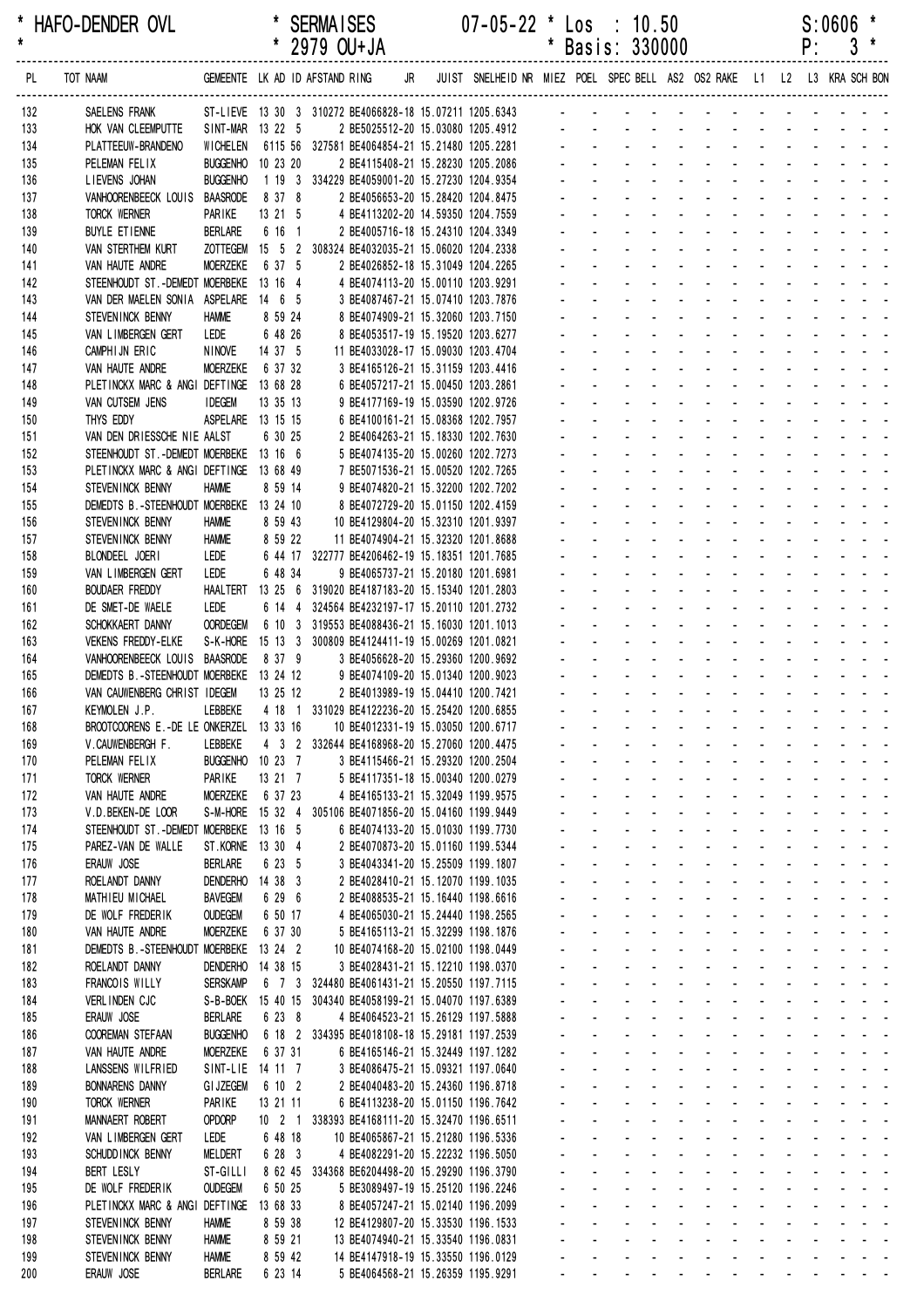* HAFO-DENDER OVL * SERMAISES 07-05-22 * Los : 10.50 S:0606 *
* * 2979 OU+JA * Basis: 330000 P: 3 *

| PL | TOT NAAM | GEMEENTE | LK AD ID | AFSTAND | RING | JR | JUIST | SNELHEID | NR | MIEZ | POEL | SPEC | BELL | AS2 | OS2 | RAKE | L1 | L2 | L3 | KRA | SCH | BON |
|---|---|---|---|---|---|---|---|---|---|---|---|---|---|---|---|---|---|---|---|---|---|---|
| 132 | SAELENS FRANK | ST-LIEVE | 13 30 3 | 310272 | BE4066828-18 | | 15.07211 | 1205.6343 | | - | - | - | - | - | - | - | - | - | - | - | - | - |
| 133 | HOK VAN CLEEMPUTTE | SINT-MAR | 13 22 5 | | 2 BE5025512-20 | | 15.03080 | 1205.4912 | | - | - | - | - | - | - | - | - | - | - | - | - | - |
| 134 | PLATTEEUW-BRANDENO | WICHELEN | 6115 56 | 327581 | BE4064854-21 | | 15.21480 | 1205.2281 | | - | - | - | - | - | - | - | - | - | - | - | - | - |
| 135 | PELEMAN FELIX | BUGGENHO | 10 23 20 | | 2 BE4115408-21 | | 15.28230 | 1205.2086 | | - | - | - | - | - | - | - | - | - | - | - | - | - |
| 136 | LIEVENS JOHAN | BUGGENHO | 1 19 3 | 334229 | BE4059001-20 | | 15.27230 | 1204.9354 | | - | - | - | - | - | - | - | - | - | - | - | - | - |
| 137 | VANHOORENBEECK LOUIS | BAASRODE | 8 37 8 | | 2 BE4056653-20 | | 15.28420 | 1204.8475 | | - | - | - | - | - | - | - | - | - | - | - | - | - |
| 138 | TORCK WERNER | PARIKE | 13 21 5 | | 4 BE4113202-20 | | 14.59350 | 1204.7559 | | - | - | - | - | - | - | - | - | - | - | - | - | - |
| 139 | BUYLE ETIENNE | BERLARE | 6 16 1 | | 2 BE4005716-18 | | 15.24310 | 1204.3349 | | - | - | - | - | - | - | - | - | - | - | - | - | - |
| 140 | VAN STERTHEM KURT | ZOTTEGEM | 15 5 2 | 308324 | BE4032035-21 | | 15.06020 | 1204.2338 | | - | - | - | - | - | - | - | - | - | - | - | - | - |
| 141 | VAN HAUTE ANDRE | MOERZEKE | 6 37 5 | | 2 BE4026852-18 | | 15.31049 | 1204.2265 | | - | - | - | - | - | - | - | - | - | - | - | - | - |
| 142 | STEENHOUDT ST.-DEMEDT | MOERBEKE | 13 16 4 | | 4 BE4074113-20 | | 15.00110 | 1203.9291 | | - | - | - | - | - | - | - | - | - | - | - | - | - |
| 143 | VAN DER MAELEN SONIA | ASPELARE | 14 6 5 | | 3 BE4087467-21 | | 15.07410 | 1203.7876 | | - | - | - | - | - | - | - | - | - | - | - | - | - |
| 144 | STEVENINCK BENNY | HAMME | 8 59 24 | | 8 BE4074909-21 | | 15.32060 | 1203.7150 | | - | - | - | - | - | - | - | - | - | - | - | - | - |
| 145 | VAN LIMBERGEN GERT | LEDE | 6 48 26 | | 8 BE4053517-19 | | 15.19520 | 1203.6277 | | - | - | - | - | - | - | - | - | - | - | - | - | - |
| 146 | CAMPHIJN ERIC | NINOVE | 14 37 5 | | 11 BE4033028-17 | | 15.09030 | 1203.4704 | | - | - | - | - | - | - | - | - | - | - | - | - | - |
| 147 | VAN HAUTE ANDRE | MOERZEKE | 6 37 32 | | 3 BE4165126-21 | | 15.31159 | 1203.4416 | | - | - | - | - | - | - | - | - | - | - | - | - | - |
| 148 | PLETINCKX MARC & ANGI | DEFTINGE | 13 68 28 | | 6 BE4057217-21 | | 15.00450 | 1203.2861 | | - | - | - | - | - | - | - | - | - | - | - | - | - |
| 149 | VAN CUTSEM JENS | IDEGEM | 13 35 13 | | 9 BE4177169-19 | | 15.03590 | 1202.9726 | | - | - | - | - | - | - | - | - | - | - | - | - | - |
| 150 | THYS EDDY | ASPELARE | 13 15 15 | | 6 BE4100161-21 | | 15.08368 | 1202.7957 | | - | - | - | - | - | - | - | - | - | - | - | - | - |
| 151 | VAN DEN DRIESSCHE NIE | AALST | 6 30 25 | | 2 BE4064263-21 | | 15.18330 | 1202.7630 | | - | - | - | - | - | - | - | - | - | - | - | - | - |
| 152 | STEENHOUDT ST.-DEMEDT | MOERBEKE | 13 16 6 | | 5 BE4074135-20 | | 15.00260 | 1202.7273 | | - | - | - | - | - | - | - | - | - | - | - | - | - |
| 153 | PLETINCKX MARC & ANGI | DEFTINGE | 13 68 49 | | 7 BE5071536-21 | | 15.00520 | 1202.7265 | | - | - | - | - | - | - | - | - | - | - | - | - | - |
| 154 | STEVENINCK BENNY | HAMME | 8 59 14 | | 9 BE4074820-21 | | 15.32200 | 1202.7202 | | - | - | - | - | - | - | - | - | - | - | - | - | - |
| 155 | DEMEDTS B.-STEENHOUDT | MOERBEKE | 13 24 10 | | 8 BE4072729-20 | | 15.01150 | 1202.4159 | | - | - | - | - | - | - | - | - | - | - | - | - | - |
| 156 | STEVENINCK BENNY | HAMME | 8 59 43 | | 10 BE4129804-20 | | 15.32310 | 1201.9397 | | - | - | - | - | - | - | - | - | - | - | - | - | - |
| 157 | STEVENINCK BENNY | HAMME | 8 59 22 | | 11 BE4074904-21 | | 15.32320 | 1201.8688 | | - | - | - | - | - | - | - | - | - | - | - | - | - |
| 158 | BLONDEEL JOERI | LEDE | 6 44 17 | 322777 | BE4206462-19 | | 15.18351 | 1201.7685 | | - | - | - | - | - | - | - | - | - | - | - | - | - |
| 159 | VAN LIMBERGEN GERT | LEDE | 6 48 34 | | 9 BE4065737-21 | | 15.20180 | 1201.6981 | | - | - | - | - | - | - | - | - | - | - | - | - | - |
| 160 | BOUDAER FREDDY | HAALTERT | 13 25 6 | 319020 | BE4187183-20 | | 15.15340 | 1201.2803 | | - | - | - | - | - | - | - | - | - | - | - | - | - |
| 161 | DE SMET-DE WAELE | LEDE | 6 14 4 | 324564 | BE4232197-17 | | 15.20110 | 1201.2732 | | - | - | - | - | - | - | - | - | - | - | - | - | - |
| 162 | SCHOKKAERT DANNY | OORDEGEM | 6 10 3 | 319553 | BE4088436-21 | | 15.16030 | 1201.1013 | | - | - | - | - | - | - | - | - | - | - | - | - | - |
| 163 | VEKENS FREDDY-ELKE | S-K-HORE | 15 13 3 | 300809 | BE4124411-19 | | 15.00269 | 1201.0821 | | - | - | - | - | - | - | - | - | - | - | - | - | - |
| 164 | VANHOORENBEECK LOUIS | BAASRODE | 8 37 9 | | 3 BE4056628-20 | | 15.29360 | 1200.9692 | | - | - | - | - | - | - | - | - | - | - | - | - | - |
| 165 | DEMEDTS B.-STEENHOUDT | MOERBEKE | 13 24 12 | | 9 BE4074109-20 | | 15.01340 | 1200.9023 | | - | - | - | - | - | - | - | - | - | - | - | - | - |
| 166 | VAN CAUWENBERG CHRIST | IDEGEM | 13 25 12 | | 2 BE4013989-19 | | 15.04410 | 1200.7421 | | - | - | - | - | - | - | - | - | - | - | - | - | - |
| 167 | KEYMOLEN J.P. | LEBBEKE | 4 18 1 | 331029 | BE4122236-20 | | 15.25420 | 1200.6855 | | - | - | - | - | - | - | - | - | - | - | - | - | - |
| 168 | BROOTCOORENS E.-DE LE | ONKERZEL | 13 33 16 | | 10 BE4012331-19 | | 15.03050 | 1200.6717 | | - | - | - | - | - | - | - | - | - | - | - | - | - |
| 169 | V.CAUWENBERGH F. | LEBBEKE | 4 3 2 | 332644 | BE4168968-20 | | 15.27060 | 1200.4475 | | - | - | - | - | - | - | - | - | - | - | - | - | - |
| 170 | PELEMAN FELIX | BUGGENHO | 10 23 7 | | 3 BE4115466-21 | | 15.29320 | 1200.2504 | | - | - | - | - | - | - | - | - | - | - | - | - | - |
| 171 | TORCK WERNER | PARIKE | 13 21 7 | | 5 BE4117351-18 | | 15.00340 | 1200.0279 | | - | - | - | - | - | - | - | - | - | - | - | - | - |
| 172 | VAN HAUTE ANDRE | MOERZEKE | 6 37 23 | | 4 BE4165133-21 | | 15.32049 | 1199.9575 | | - | - | - | - | - | - | - | - | - | - | - | - | - |
| 173 | V.D.BEKEN-DE LOOR | S-M-HORE | 15 32 4 | 305106 | BE4071856-20 | | 15.04160 | 1199.9449 | | - | - | - | - | - | - | - | - | - | - | - | - | - |
| 174 | STEENHOUDT ST.-DEMEDT | MOERBEKE | 13 16 5 | | 6 BE4074133-20 | | 15.01030 | 1199.7730 | | - | - | - | - | - | - | - | - | - | - | - | - | - |
| 175 | PAREZ-VAN DE WALLE | ST.KORNE | 13 30 4 | | 2 BE4070873-20 | | 15.01160 | 1199.5344 | | - | - | - | - | - | - | - | - | - | - | - | - | - |
| 176 | ERAUW JOSE | BERLARE | 6 23 5 | | 3 BE4043341-20 | | 15.25509 | 1199.1807 | | - | - | - | - | - | - | - | - | - | - | - | - | - |
| 177 | ROELANDT DANNY | DENDERHO | 14 38 3 | | 2 BE4028410-21 | | 15.12070 | 1199.1035 | | - | - | - | - | - | - | - | - | - | - | - | - | - |
| 178 | MATHIEU MICHAEL | BAVEGEM | 6 29 6 | | 2 BE4088535-21 | | 15.16440 | 1198.6616 | | - | - | - | - | - | - | - | - | - | - | - | - | - |
| 179 | DE WOLF FREDERIK | OUDEGEM | 6 50 17 | | 4 BE4065030-21 | | 15.24440 | 1198.2565 | | - | - | - | - | - | - | - | - | - | - | - | - | - |
| 180 | VAN HAUTE ANDRE | MOERZEKE | 6 37 30 | | 5 BE4165113-21 | | 15.32299 | 1198.1876 | | - | - | - | - | - | - | - | - | - | - | - | - | - |
| 181 | DEMEDTS B.-STEENHOUDT | MOERBEKE | 13 24 2 | | 10 BE4074168-20 | | 15.02100 | 1198.0449 | | - | - | - | - | - | - | - | - | - | - | - | - | - |
| 182 | ROELANDT DANNY | DENDERHO | 14 38 15 | | 3 BE4028431-21 | | 15.12210 | 1198.0370 | | - | - | - | - | - | - | - | - | - | - | - | - | - |
| 183 | FRANCOIS WILLY | SERSKAMP | 6 7 3 | 324480 | BE4061431-21 | | 15.20550 | 1197.7115 | | - | - | - | - | - | - | - | - | - | - | - | - | - |
| 184 | VERLINDEN CJC | S-B-BOEK | 15 40 15 | 304340 | BE4058199-21 | | 15.04070 | 1197.6389 | | - | - | - | - | - | - | - | - | - | - | - | - | - |
| 185 | ERAUW JOSE | BERLARE | 6 23 8 | | 4 BE4064523-21 | | 15.26129 | 1197.5888 | | - | - | - | - | - | - | - | - | - | - | - | - | - |
| 186 | COOREMAN STEFAAN | BUGGENHO | 6 18 2 | 334395 | BE4018108-18 | | 15.29181 | 1197.2539 | | - | - | - | - | - | - | - | - | - | - | - | - | - |
| 187 | VAN HAUTE ANDRE | MOERZEKE | 6 37 31 | | 6 BE4165146-21 | | 15.32449 | 1197.1282 | | - | - | - | - | - | - | - | - | - | - | - | - | - |
| 188 | LANSSENS WILFRIED | SINT-LIE | 14 11 7 | | 3 BE4086475-21 | | 15.09321 | 1197.0640 | | - | - | - | - | - | - | - | - | - | - | - | - | - |
| 189 | BONNARENS DANNY | GIJZEGEM | 6 10 2 | | 2 BE4040483-20 | | 15.24360 | 1196.8718 | | - | - | - | - | - | - | - | - | - | - | - | - | - |
| 190 | TORCK WERNER | PARIKE | 13 21 11 | | 6 BE4113238-20 | | 15.01150 | 1196.7642 | | - | - | - | - | - | - | - | - | - | - | - | - | - |
| 191 | MANNAERT ROBERT | OPDORP | 10 2 1 | 338393 | BE4168111-20 | | 15.32470 | 1196.6511 | | - | - | - | - | - | - | - | - | - | - | - | - | - |
| 192 | VAN LIMBERGEN GERT | LEDE | 6 48 18 | | 10 BE4065867-21 | | 15.21280 | 1196.5336 | | - | - | - | - | - | - | - | - | - | - | - | - | - |
| 193 | SCHUDDINCK BENNY | MELDERT | 6 28 3 | | 4 BE4082291-20 | | 15.22232 | 1196.5050 | | - | - | - | - | - | - | - | - | - | - | - | - | - |
| 194 | BERT LESLY | ST-GILLI | 8 62 45 | 334368 | BE6204498-21 | | 15.29290 | 1196.3790 | | - | - | - | - | - | - | - | - | - | - | - | - | - |
| 195 | DE WOLF FREDERIK | OUDEGEM | 6 50 25 | | 5 BE3089497-19 | | 15.25120 | 1196.2246 | | - | - | - | - | - | - | - | - | - | - | - | - | - |
| 196 | PLETINCKX MARC & ANGI | DEFTINGE | 13 68 33 | | 8 BE4057247-21 | | 15.02140 | 1196.2099 | | - | - | - | - | - | - | - | - | - | - | - | - | - |
| 197 | STEVENINCK BENNY | HAMME | 8 59 38 | | 12 BE4129807-20 | | 15.33530 | 1196.1533 | | - | - | - | - | - | - | - | - | - | - | - | - | - |
| 198 | STEVENINCK BENNY | HAMME | 8 59 21 | | 13 BE4074940-21 | | 15.33540 | 1196.0831 | | - | - | - | - | - | - | - | - | - | - | - | - | - |
| 199 | STEVENINCK BENNY | HAMME | 8 59 42 | | 14 BE4147918-19 | | 15.33550 | 1196.0129 | | - | - | - | - | - | - | - | - | - | - | - | - | - |
| 200 | ERAUW JOSE | BERLARE | 6 23 14 | | 5 BE4064568-21 | | 15.26359 | 1195.9291 | | - | - | - | - | - | - | - | - | - | - | - | - | - |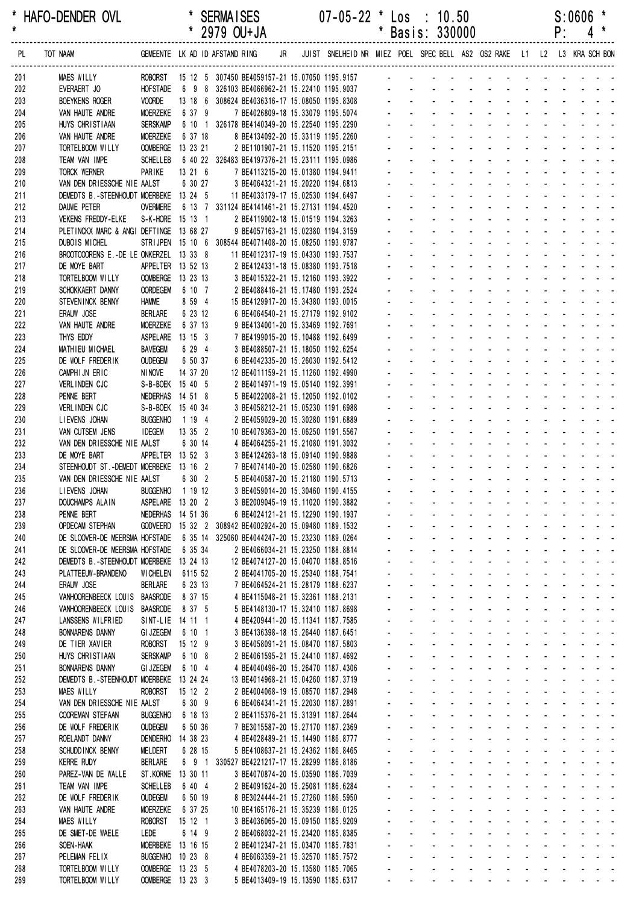| * HAFO-DENDER OVL | * SERMAISES | 07-05-22 * Los : 10.50 | S:0606 * |
|---|---|---|---|
| * | * 2979 OU+JA | * Basis: 330000 | P: 4 * |

| PL | TOT NAAM | GEMEENTE | LK | AD | ID | AFSTAND | RING | JR | JUIST | SNELHEID | NR | MIEZ | POEL | SPEC | BELL | AS2 | OS2 | RAKE | L1 | L2 | L3 | KRA | SCH | BON |
|---|---|---|---|---|---|---|---|---|---|---|---|---|---|---|---|---|---|---|---|---|---|---|---|---|
| 201 | MAES WILLY | ROBORST | 15 | 12 | 5 | 307450 | BE4059157-21 | | 15.07050 | 1195.9157 | | - | - | - | - | - | - | - | - | - | - | - | - | - |
| 202 | EVERAERT JO | HOFSTADE | 6 | 9 | 8 | 326103 | BE4066962-21 | | 15.22410 | 1195.9037 | | - | - | - | - | - | - | - | - | - | - | - | - | - |
| 203 | BOEYKENS ROGER | VOORDE | 13 | 18 | 6 | 308624 | BE4036316-17 | | 15.08050 | 1195.8308 | | - | - | - | - | - | - | - | - | - | - | - | - | - |
| 204 | VAN HAUTE ANDRE | MOERZEKE | 6 | 37 | 9 | | 7 BE4026809-18 | | 15.33079 | 1195.5074 | | - | - | - | - | - | - | - | - | - | - | - | - | - |
| 205 | HUYS CHRISTIAAN | SERSKAMP | 6 | 10 | 1 | 326178 | BE4140349-20 | | 15.22540 | 1195.2290 | | - | - | - | - | - | - | - | - | - | - | - | - | - |
| 206 | VAN HAUTE ANDRE | MOERZEKE | 6 | 37 | 18 | | 8 BE4134092-20 | | 15.33119 | 1195.2260 | | - | - | - | - | - | - | - | - | - | - | - | - | - |
| 207 | TORTELBOOM WILLY | OOMBERGE | 13 | 23 | 21 | | 2 BE1101907-21 | | 15.11520 | 1195.2151 | | - | - | - | - | - | - | - | - | - | - | - | - | - |
| 208 | TEAM VAN IMPE | SCHELLEB | 6 | 40 | 22 | 326483 | BE4197376-21 | | 15.23111 | 1195.0986 | | - | - | - | - | - | - | - | - | - | - | - | - | - |
| 209 | TORCK WERNER | PARIKE | 13 | 21 | 6 | | 7 BE4113215-20 | | 15.01380 | 1194.9411 | | - | - | - | - | - | - | - | - | - | - | - | - | - |
| 210 | VAN DEN DRIESSCHE NIE | AALST | 6 | 30 | 27 | | 3 BE4064321-21 | | 15.20220 | 1194.6813 | | - | - | - | - | - | - | - | - | - | - | - | - | - |
| 211 | DEMEDTS B.-STEENHOUDT | MOERBEKE | 13 | 24 | 5 | | 11 BE4033179-17 | | 15.02530 | 1194.6497 | | - | - | - | - | - | - | - | - | - | - | - | - | - |
| 212 | DAUWE PETER | OVERMERE | 6 | 13 | 7 | 331124 | BE4141461-21 | | 15.27131 | 1194.4520 | | - | - | - | - | - | - | - | - | - | - | - | - | - |
| 213 | VEKENS FREDDY-ELKE | S-K-HORE | 15 | 13 | 1 | | 2 BE4119002-18 | | 15.01519 | 1194.3263 | | - | - | - | - | - | - | - | - | - | - | - | - | - |
| 214 | PLETINCKX MARC & ANGI | DEFTINGE | 13 | 68 | 27 | | 9 BE4057163-21 | | 15.02380 | 1194.3159 | | - | - | - | - | - | - | - | - | - | - | - | - | - |
| 215 | DUBOIS MICHEL | STRIJPEN | 15 | 10 | 6 | 308544 | BE4071408-20 | | 15.08250 | 1193.9787 | | - | - | - | - | - | - | - | - | - | - | - | - | - |
| 216 | BROOTCOORENS E.-DE LE | ONKERZEL | 13 | 33 | 8 | | 11 BE4012317-19 | | 15.04330 | 1193.7537 | | - | - | - | - | - | - | - | - | - | - | - | - | - |
| 217 | DE MOYE BART | APPELTER | 13 | 52 | 13 | | 2 BE4124331-18 | | 15.08380 | 1193.7518 | | - | - | - | - | - | - | - | - | - | - | - | - | - |
| 218 | TORTELBOOM WILLY | OOMBERGE | 13 | 23 | 13 | | 3 BE4015322-21 | | 15.12160 | 1193.3922 | | - | - | - | - | - | - | - | - | - | - | - | - | - |
| 219 | SCHOKKAERT DANNY | OORDEGEM | 6 | 10 | 7 | | 2 BE4088416-21 | | 15.17480 | 1193.2524 | | - | - | - | - | - | - | - | - | - | - | - | - | - |
| 220 | STEVENINCK BENNY | HAMME | 8 | 59 | 4 | | 15 BE4129917-20 | | 15.34380 | 1193.0015 | | - | - | - | - | - | - | - | - | - | - | - | - | - |
| 221 | ERAUW JOSE | BERLARE | 6 | 23 | 12 | | 6 BE4064540-21 | | 15.27179 | 1192.9102 | | - | - | - | - | - | - | - | - | - | - | - | - | - |
| 222 | VAN HAUTE ANDRE | MOERZEKE | 6 | 37 | 13 | | 9 BE4134001-20 | | 15.33469 | 1192.7691 | | - | - | - | - | - | - | - | - | - | - | - | - | - |
| 223 | THYS EDDY | ASPELARE | 13 | 15 | 3 | | 7 BE4199015-20 | | 15.10488 | 1192.6499 | | - | - | - | - | - | - | - | - | - | - | - | - | - |
| 224 | MATHIEU MICHAEL | BAVEGEM | 6 | 29 | 4 | | 3 BE4088507-21 | | 15.18050 | 1192.6254 | | - | - | - | - | - | - | - | - | - | - | - | - | - |
| 225 | DE WOLF FREDERIK | OUDEGEM | 6 | 50 | 37 | | 6 BE4042335-20 | | 15.26030 | 1192.5412 | | - | - | - | - | - | - | - | - | - | - | - | - | - |
| 226 | CAMPHIJN ERIC | NINOVE | 14 | 37 | 20 | | 12 BE4011159-21 | | 15.11260 | 1192.4990 | | - | - | - | - | - | - | - | - | - | - | - | - | - |
| 227 | VERLINDEN CJC | S-B-BOEK | 15 | 40 | 5 | | 2 BE4014971-19 | | 15.05140 | 1192.3991 | | - | - | - | - | - | - | - | - | - | - | - | - | - |
| 228 | PENNE BERT | NEDERHAS | 14 | 51 | 8 | | 5 BE4022008-21 | | 15.12050 | 1192.0102 | | - | - | - | - | - | - | - | - | - | - | - | - | - |
| 229 | VERLINDEN CJC | S-B-BOEK | 15 | 40 | 34 | | 3 BE4058212-21 | | 15.05230 | 1191.6988 | | - | - | - | - | - | - | - | - | - | - | - | - | - |
| 230 | LIEVENS JOHAN | BUGGENHO | 1 | 19 | 4 | | 2 BE4059029-20 | | 15.30280 | 1191.6889 | | - | - | - | - | - | - | - | - | - | - | - | - | - |
| 231 | VAN CUTSEM JENS | IDEGEM | 13 | 35 | 2 | | 10 BE4079363-20 | | 15.06250 | 1191.5567 | | - | - | - | - | - | - | - | - | - | - | - | - | - |
| 232 | VAN DEN DRIESSCHE NIE | AALST | 6 | 30 | 14 | | 4 BE4064255-21 | | 15.21080 | 1191.3032 | | - | - | - | - | - | - | - | - | - | - | - | - | - |
| 233 | DE MOYE BART | APPELTER | 13 | 52 | 3 | | 3 BE4124263-18 | | 15.09140 | 1190.9888 | | - | - | - | - | - | - | - | - | - | - | - | - | - |
| 234 | STEENHOUDT ST.-DEMEDT | MOERBEKE | 13 | 16 | 2 | | 7 BE4074140-20 | | 15.02580 | 1190.6826 | | - | - | - | - | - | - | - | - | - | - | - | - | - |
| 235 | VAN DEN DRIESSCHE NIE | AALST | 6 | 30 | 2 | | 5 BE4040587-20 | | 15.21180 | 1190.5713 | | - | - | - | - | - | - | - | - | - | - | - | - | - |
| 236 | LIEVENS JOHAN | BUGGENHO | 1 | 19 | 12 | | 3 BE4059014-20 | | 15.30460 | 1190.4155 | | - | - | - | - | - | - | - | - | - | - | - | - | - |
| 237 | DOUCHAMPS ALAIN | ASPELARE | 13 | 20 | 2 | | 3 BE2009045-19 | | 15.11020 | 1190.3882 | | - | - | - | - | - | - | - | - | - | - | - | - | - |
| 238 | PENNE BERT | NEDERHAS | 14 | 51 | 36 | | 6 BE4024121-21 | | 15.12290 | 1190.1937 | | - | - | - | - | - | - | - | - | - | - | - | - | - |
| 239 | OPDECAM STEPHAN | GODVEERD | 15 | 32 | 2 | 308942 | BE4002924-20 | | 15.09480 | 1189.1532 | | - | - | - | - | - | - | - | - | - | - | - | - | - |
| 240 | DE SLOOVER-DE MEERSMA | HOFSTADE | 6 | 35 | 14 | 325060 | BE4044247-20 | | 15.23230 | 1189.0264 | | - | - | - | - | - | - | - | - | - | - | - | - | - |
| 241 | DE SLOOVER-DE MEERSMA | HOFSTADE | 6 | 35 | 34 | | 2 BE4066034-21 | | 15.23250 | 1188.8814 | | - | - | - | - | - | - | - | - | - | - | - | - | - |
| 242 | DEMEDTS B.-STEENHOUDT | MOERBEKE | 13 | 24 | 13 | | 12 BE4074127-20 | | 15.04070 | 1188.8516 | | - | - | - | - | - | - | - | - | - | - | - | - | - |
| 243 | PLATTEEUW-BRANDENO | WICHELEN | 6115 | 52 | | | 2 BE4041705-20 | | 15.25340 | 1188.7541 | | - | - | - | - | - | - | - | - | - | - | - | - | - |
| 244 | ERAUW JOSE | BERLARE | 6 | 23 | 13 | | 7 BE4064524-21 | | 15.28179 | 1188.6237 | | - | - | - | - | - | - | - | - | - | - | - | - | - |
| 245 | VANHOORENBEECK LOUIS | BAASRODE | 8 | 37 | 15 | | 4 BE4115048-21 | | 15.32361 | 1188.2131 | | - | - | - | - | - | - | - | - | - | - | - | - | - |
| 246 | VANHOORENBEECK LOUIS | BAASRODE | 8 | 37 | 5 | | 5 BE4148130-17 | | 15.32410 | 1187.8698 | | - | - | - | - | - | - | - | - | - | - | - | - | - |
| 247 | LANSSENS WILFRIED | SINT-LIE | 14 | 11 | 1 | | 4 BE4209441-20 | | 15.11341 | 1187.7585 | | - | - | - | - | - | - | - | - | - | - | - | - | - |
| 248 | BONNARENS DANNY | GIJZEGEM | 6 | 10 | 1 | | 3 BE4136398-18 | | 15.26440 | 1187.6451 | | - | - | - | - | - | - | - | - | - | - | - | - | - |
| 249 | DE TIER XAVIER | ROBORST | 15 | 12 | 9 | | 3 BE4058091-21 | | 15.08470 | 1187.5803 | | - | - | - | - | - | - | - | - | - | - | - | - | - |
| 250 | HUYS CHRISTIAAN | SERSKAMP | 6 | 10 | 8 | | 2 BE4061595-21 | | 15.24410 | 1187.4692 | | - | - | - | - | - | - | - | - | - | - | - | - | - |
| 251 | BONNARENS DANNY | GIJZEGEM | 6 | 10 | 4 | | 4 BE4040496-20 | | 15.26470 | 1187.4306 | | - | - | - | - | - | - | - | - | - | - | - | - | - |
| 252 | DEMEDTS B.-STEENHOUDT | MOERBEKE | 13 | 24 | 24 | | 13 BE4014968-21 | | 15.04260 | 1187.3719 | | - | - | - | - | - | - | - | - | - | - | - | - | - |
| 253 | MAES WILLY | ROBORST | 15 | 12 | 2 | | 2 BE4004068-19 | | 15.08570 | 1187.2948 | | - | - | - | - | - | - | - | - | - | - | - | - | - |
| 254 | VAN DEN DRIESSCHE NIE | AALST | 6 | 30 | 9 | | 6 BE4064341-21 | | 15.22030 | 1187.2891 | | - | - | - | - | - | - | - | - | - | - | - | - | - |
| 255 | COOREMAN STEFAAN | BUGGENHO | 6 | 18 | 13 | | 2 BE4115376-21 | | 15.31391 | 1187.2644 | | - | - | - | - | - | - | - | - | - | - | - | - | - |
| 256 | DE WOLF FREDERIK | OUDEGEM | 6 | 50 | 36 | | 7 BE3015587-20 | | 15.27170 | 1187.2369 | | - | - | - | - | - | - | - | - | - | - | - | - | - |
| 257 | ROELANDT DANNY | DENDERHO | 14 | 38 | 23 | | 4 BE4028489-21 | | 15.14490 | 1186.8777 | | - | - | - | - | - | - | - | - | - | - | - | - | - |
| 258 | SCHUDDINCK BENNY | MELDERT | 6 | 28 | 15 | | 5 BE4108637-21 | | 15.24362 | 1186.8465 | | - | - | - | - | - | - | - | - | - | - | - | - | - |
| 259 | KERRE RUDY | BERLARE | 6 | 9 | 1 | 330527 | BE4221217-17 | | 15.28299 | 1186.8186 | | - | - | - | - | - | - | - | - | - | - | - | - | - |
| 260 | PAREZ-VAN DE WALLE | ST.KORNE | 13 | 30 | 11 | | 3 BE4070874-20 | | 15.03590 | 1186.7039 | | - | - | - | - | - | - | - | - | - | - | - | - | - |
| 261 | TEAM VAN IMPE | SCHELLEB | 6 | 40 | 4 | | 2 BE4091624-20 | | 15.25081 | 1186.6284 | | - | - | - | - | - | - | - | - | - | - | - | - | - |
| 262 | DE WOLF FREDERIK | OUDEGEM | 6 | 50 | 19 | | 8 BE3024444-21 | | 15.27260 | 1186.5950 | | - | - | - | - | - | - | - | - | - | - | - | - | - |
| 263 | VAN HAUTE ANDRE | MOERZEKE | 6 | 37 | 25 | | 10 BE4165176-21 | | 15.35239 | 1186.0125 | | - | - | - | - | - | - | - | - | - | - | - | - | - |
| 264 | MAES WILLY | ROBORST | 15 | 12 | 1 | | 3 BE4036065-20 | | 15.09150 | 1185.9209 | | - | - | - | - | - | - | - | - | - | - | - | - | - |
| 265 | DE SMET-DE WAELE | LEDE | 6 | 14 | 9 | | 2 BE4068032-21 | | 15.23420 | 1185.8385 | | - | - | - | - | - | - | - | - | - | - | - | - | - |
| 266 | SOEN-HAAK | MOERBEKE | 13 | 16 | 15 | | 2 BE4012347-21 | | 15.03470 | 1185.7831 | | - | - | - | - | - | - | - | - | - | - | - | - | - |
| 267 | PELEMAN FELIX | BUGGENHO | 10 | 23 | 8 | | 4 BE6063359-21 | | 15.32570 | 1185.7572 | | - | - | - | - | - | - | - | - | - | - | - | - | - |
| 268 | TORTELBOOM WILLY | OOMBERGE | 13 | 23 | 5 | | 4 BE4078203-20 | | 15.13580 | 1185.7065 | | - | - | - | - | - | - | - | - | - | - | - | - | - |
| 269 | TORTELBOOM WILLY | OOMBERGE | 13 | 23 | 3 | | 5 BE4013409-19 | | 15.13590 | 1185.6317 | | - | - | - | - | - | - | - | - | - | - | - | - | - |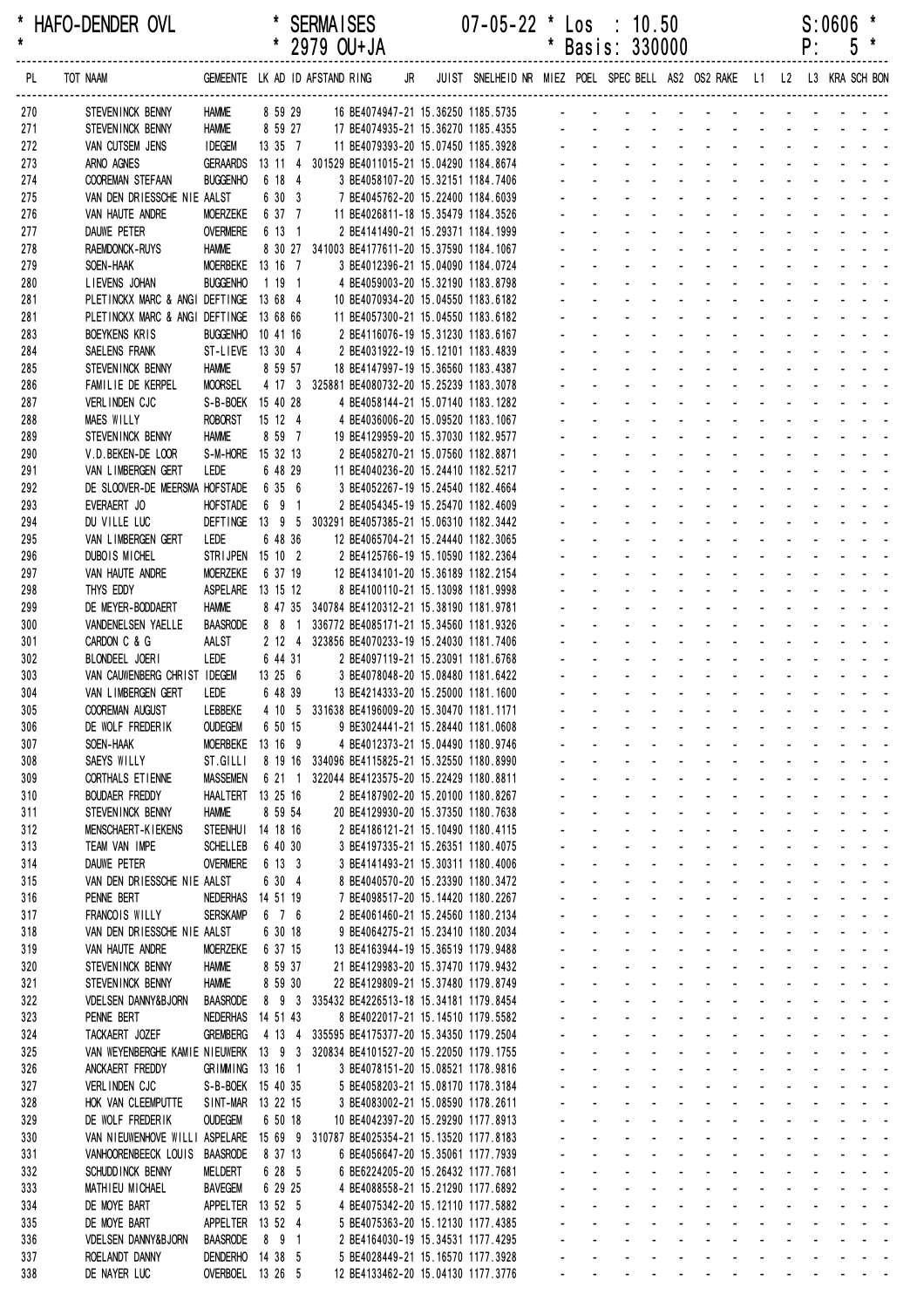\* HAFO-DENDER OVL \* SERMAISES 07-05-22 \* Los : 10.50 S:0606 \*
\* \* 2979 OU+JA \* Basis: 330000 P: 5 \*

| PL | TOT NAAM | GEMEENTE | LK AD ID | AFSTAND RING | JR | JUIST | SNELHEID | NR | MIEZ | POEL | SPEC | BELL | AS2 | OS2 | RAKE | L1 | L2 | L3 | KRA | SCH | BON |
|---|---|---|---|---|---|---|---|---|---|---|---|---|---|---|---|---|---|---|---|---|---|
| 270 | STEVENINCK BENNY | HAMME | 8 59 29 | 16 BE4074947-21 | | 15.36250 | 1185.5735 | | - | - | - | - | - | - | - | - | - | - | - | - | - |
| 271 | STEVENINCK BENNY | HAMME | 8 59 27 | 17 BE4074935-21 | | 15.36270 | 1185.4355 | | - | - | - | - | - | - | - | - | - | - | - | - | - |
| 272 | VAN CUTSEM JENS | IDEGEM | 13 35 7 | 11 BE4079393-20 | | 15.07450 | 1185.3928 | | - | - | - | - | - | - | - | - | - | - | - | - | - |
| 273 | ARNO AGNES | GERAARDS | 13 11 4 | 301529 BE4011015-21 | | 15.04290 | 1184.8674 | | - | - | - | - | - | - | - | - | - | - | - | - | - |
| 274 | COOREMAN STEFAAN | BUGGENHO | 6 18 4 | 3 BE4058107-20 | | 15.32151 | 1184.7406 | | - | - | - | - | - | - | - | - | - | - | - | - | - |
| 275 | VAN DEN DRIESSCHE NIE | AALST | 6 30 3 | 7 BE4045762-20 | | 15.22400 | 1184.6039 | | - | - | - | - | - | - | - | - | - | - | - | - | - |
| 276 | VAN HAUTE ANDRE | MOERZEKE | 6 37 7 | 11 BE4026811-18 | | 15.35479 | 1184.3526 | | - | - | - | - | - | - | - | - | - | - | - | - | - |
| 277 | DAUWE PETER | OVERMERE | 6 13 1 | 2 BE4141490-21 | | 15.29371 | 1184.1999 | | - | - | - | - | - | - | - | - | - | - | - | - | - |
| 278 | RAEMDONCK-RUYS | HAMME | 8 30 27 | 341003 BE4177611-20 | | 15.37590 | 1184.1067 | | - | - | - | - | - | - | - | - | - | - | - | - | - |
| 279 | SOEN-HAAK | MOERBEKE | 13 16 7 | 3 BE4012396-21 | | 15.04090 | 1184.0724 | | - | - | - | - | - | - | - | - | - | - | - | - | - |
| 280 | LIEVENS JOHAN | BUGGENHO | 1 19 1 | 4 BE4059003-20 | | 15.32190 | 1183.8798 | | - | - | - | - | - | - | - | - | - | - | - | - | - |
| 281 | PLETINCKX MARC & ANGI | DEFTINGE | 13 68 4 | 10 BE4070934-20 | | 15.04550 | 1183.6182 | | - | - | - | - | - | - | - | - | - | - | - | - | - |
| 281 | PLETINCKX MARC & ANGI | DEFTINGE | 13 68 66 | 11 BE4057300-21 | | 15.04550 | 1183.6182 | | - | - | - | - | - | - | - | - | - | - | - | - | - |
| 283 | BOEYKENS KRIS | BUGGENHO | 10 41 16 | 2 BE4116076-19 | | 15.31230 | 1183.6167 | | - | - | - | - | - | - | - | - | - | - | - | - | - |
| 284 | SAELENS FRANK | ST-LIEVE | 13 30 4 | 2 BE4031922-19 | | 15.12101 | 1183.4839 | | - | - | - | - | - | - | - | - | - | - | - | - | - |
| 285 | STEVENINCK BENNY | HAMME | 8 59 57 | 18 BE4147997-19 | | 15.36560 | 1183.4387 | | - | - | - | - | - | - | - | - | - | - | - | - | - |
| 286 | FAMILIE DE KERPEL | MOORSEL | 4 17 3 | 325881 BE4080732-20 | | 15.25239 | 1183.3078 | | - | - | - | - | - | - | - | - | - | - | - | - | - |
| 287 | VERLINDEN CJC | S-B-BOEK | 15 40 28 | 4 BE4058144-21 | | 15.07140 | 1183.1282 | | - | - | - | - | - | - | - | - | - | - | - | - | - |
| 288 | MAES WILLY | ROBORST | 15 12 4 | 4 BE4036006-20 | | 15.09520 | 1183.1067 | | - | - | - | - | - | - | - | - | - | - | - | - | - |
| 289 | STEVENINCK BENNY | HAMME | 8 59 7 | 19 BE4129959-20 | | 15.37030 | 1182.9577 | | - | - | - | - | - | - | - | - | - | - | - | - | - |
| 290 | V.D.BEKEN-DE LOOR | S-M-HORE | 15 32 13 | 2 BE4058270-21 | | 15.07560 | 1182.8871 | | - | - | - | - | - | - | - | - | - | - | - | - | - |
| 291 | VAN LIMBERGEN GERT | LEDE | 6 48 29 | 11 BE4040236-20 | | 15.24410 | 1182.5217 | | - | - | - | - | - | - | - | - | - | - | - | - | - |
| 292 | DE SLOOVER-DE MEERSMA | HOFSTADE | 6 35 6 | 3 BE4052267-19 | | 15.24540 | 1182.4664 | | - | - | - | - | - | - | - | - | - | - | - | - | - |
| 293 | EVERAERT JO | HOFSTADE | 6 9 1 | 2 BE4054345-19 | | 15.25470 | 1182.4609 | | - | - | - | - | - | - | - | - | - | - | - | - | - |
| 294 | DU VILLE LUC | DEFTINGE | 13 9 5 | 303291 BE4057385-21 | | 15.06310 | 1182.3442 | | - | - | - | - | - | - | - | - | - | - | - | - | - |
| 295 | VAN LIMBERGEN GERT | LEDE | 6 48 36 | 12 BE4065704-21 | | 15.24440 | 1182.3065 | | - | - | - | - | - | - | - | - | - | - | - | - | - |
| 296 | DUBOIS MICHEL | STRIJPEN | 15 10 2 | 2 BE4125766-19 | | 15.10590 | 1182.2364 | | - | - | - | - | - | - | - | - | - | - | - | - | - |
| 297 | VAN HAUTE ANDRE | MOERZEKE | 6 37 19 | 12 BE4134101-20 | | 15.36189 | 1182.2154 | | - | - | - | - | - | - | - | - | - | - | - | - | - |
| 298 | THYS EDDY | ASPELARE | 13 15 12 | 8 BE4100110-21 | | 15.13098 | 1181.9998 | | - | - | - | - | - | - | - | - | - | - | - | - | - |
| 299 | DE MEYER-BODDAERT | HAMME | 8 47 35 | 340784 BE4120312-21 | | 15.38190 | 1181.9781 | | - | - | - | - | - | - | - | - | - | - | - | - | - |
| 300 | VANDENELSEN YAELLE | BAASRODE | 8 8 1 | 336772 BE4085171-21 | | 15.34560 | 1181.9326 | | - | - | - | - | - | - | - | - | - | - | - | - | - |
| 301 | CARDON C & G | AALST | 2 12 4 | 323856 BE4070233-19 | | 15.24030 | 1181.7406 | | - | - | - | - | - | - | - | - | - | - | - | - | - |
| 302 | BLONDEEL JOERI | LEDE | 6 44 31 | 2 BE4097119-21 | | 15.23091 | 1181.6768 | | - | - | - | - | - | - | - | - | - | - | - | - | - |
| 303 | VAN CAUWENBERG CHRIST | IDEGEM | 13 25 6 | 3 BE4078048-20 | | 15.08480 | 1181.6422 | | - | - | - | - | - | - | - | - | - | - | - | - | - |
| 304 | VAN LIMBERGEN GERT | LEDE | 6 48 39 | 13 BE4214333-20 | | 15.25000 | 1181.1600 | | - | - | - | - | - | - | - | - | - | - | - | - | - |
| 305 | COOREMAN AUGUST | LEBBEKE | 4 10 5 | 331638 BE4196009-20 | | 15.30470 | 1181.1171 | | - | - | - | - | - | - | - | - | - | - | - | - | - |
| 306 | DE WOLF FREDERIK | OUDEGEM | 6 50 15 | 9 BE3024441-21 | | 15.28440 | 1181.0608 | | - | - | - | - | - | - | - | - | - | - | - | - | - |
| 307 | SOEN-HAAK | MOERBEKE | 13 16 9 | 4 BE4012373-21 | | 15.04490 | 1180.9746 | | - | - | - | - | - | - | - | - | - | - | - | - | - |
| 308 | SAEYS WILLY | ST.GILLI | 8 19 16 | 334096 BE4115825-21 | | 15.32550 | 1180.8990 | | - | - | - | - | - | - | - | - | - | - | - | - | - |
| 309 | CORTHALS ETIENNE | MASSEMEN | 6 21 1 | 322044 BE4123575-20 | | 15.22429 | 1180.8811 | | - | - | - | - | - | - | - | - | - | - | - | - | - |
| 310 | BOUDAER FREDDY | HAALTERT | 13 25 16 | 2 BE4187902-20 | | 15.20100 | 1180.8267 | | - | - | - | - | - | - | - | - | - | - | - | - | - |
| 311 | STEVENINCK BENNY | HAMME | 8 59 54 | 20 BE4129930-20 | | 15.37350 | 1180.7638 | | - | - | - | - | - | - | - | - | - | - | - | - | - |
| 312 | MENSCHAERT-KIEKENS | STEENHUI | 14 18 16 | 2 BE4186121-21 | | 15.10490 | 1180.4115 | | - | - | - | - | - | - | - | - | - | - | - | - | - |
| 313 | TEAM VAN IMPE | SCHELLEB | 6 40 30 | 3 BE4197335-21 | | 15.26351 | 1180.4075 | | - | - | - | - | - | - | - | - | - | - | - | - | - |
| 314 | DAUWE PETER | OVERMERE | 6 13 3 | 3 BE4141493-21 | | 15.30311 | 1180.4006 | | - | - | - | - | - | - | - | - | - | - | - | - | - |
| 315 | VAN DEN DRIESSCHE NIE | AALST | 6 30 4 | 8 BE4040570-20 | | 15.23390 | 1180.3472 | | - | - | - | - | - | - | - | - | - | - | - | - | - |
| 316 | PENNE BERT | NEDERHAS | 14 51 19 | 7 BE4098517-20 | | 15.14420 | 1180.2267 | | - | - | - | - | - | - | - | - | - | - | - | - | - |
| 317 | FRANCOIS WILLY | SERSKAMP | 6 7 6 | 2 BE4061460-21 | | 15.24560 | 1180.2134 | | - | - | - | - | - | - | - | - | - | - | - | - | - |
| 318 | VAN DEN DRIESSCHE NIE | AALST | 6 30 18 | 9 BE4064275-21 | | 15.23410 | 1180.2034 | | - | - | - | - | - | - | - | - | - | - | - | - | - |
| 319 | VAN HAUTE ANDRE | MOERZEKE | 6 37 15 | 13 BE4163944-19 | | 15.36519 | 1179.9488 | | - | - | - | - | - | - | - | - | - | - | - | - | - |
| 320 | STEVENINCK BENNY | HAMME | 8 59 37 | 21 BE4129983-20 | | 15.37470 | 1179.9432 | | - | - | - | - | - | - | - | - | - | - | - | - | - |
| 321 | STEVENINCK BENNY | HAMME | 8 59 30 | 22 BE4129809-21 | | 15.37480 | 1179.8749 | | - | - | - | - | - | - | - | - | - | - | - | - | - |
| 322 | VDELSEN DANNY&BJORN | BAASRODE | 8 9 3 | 335432 BE4226513-18 | | 15.34181 | 1179.8454 | | - | - | - | - | - | - | - | - | - | - | - | - | - |
| 323 | PENNE BERT | NEDERHAS | 14 51 43 | 8 BE4022017-21 | | 15.14510 | 1179.5582 | | - | - | - | - | - | - | - | - | - | - | - | - | - |
| 324 | TACKAERT JOZEF | GREMBERG | 4 13 4 | 335595 BE4175377-20 | | 15.34350 | 1179.2504 | | - | - | - | - | - | - | - | - | - | - | - | - | - |
| 325 | VAN WEYENBERGHE KAMIE | NIEUWERK | 13 9 3 | 320834 BE4101527-20 | | 15.22050 | 1179.1755 | | - | - | - | - | - | - | - | - | - | - | - | - | - |
| 326 | ANCKAERT FREDDY | GRIMMING | 13 16 1 | 3 BE4078151-20 | | 15.08521 | 1178.9816 | | - | - | - | - | - | - | - | - | - | - | - | - | - |
| 327 | VERLINDEN CJC | S-B-BOEK | 15 40 35 | 5 BE4058203-21 | | 15.08170 | 1178.3184 | | - | - | - | - | - | - | - | - | - | - | - | - | - |
| 328 | HOK VAN CLEEMPUTTE | SINT-MAR | 13 22 15 | 3 BE4083002-21 | | 15.08590 | 1178.2611 | | - | - | - | - | - | - | - | - | - | - | - | - | - |
| 329 | DE WOLF FREDERIK | OUDEGEM | 6 50 18 | 10 BE4042397-20 | | 15.29290 | 1177.8913 | | - | - | - | - | - | - | - | - | - | - | - | - | - |
| 330 | VAN NIEUWENHOVE WILLI | ASPELARE | 15 69 9 | 310787 BE4025354-21 | | 15.13520 | 1177.8183 | | - | - | - | - | - | - | - | - | - | - | - | - | - |
| 331 | VANHOORENBEECK LOUIS | BAASRODE | 8 37 13 | 6 BE4056647-20 | | 15.35061 | 1177.7939 | | - | - | - | - | - | - | - | - | - | - | - | - | - |
| 332 | SCHUDDINCK BENNY | MELDERT | 6 28 5 | 6 BE6224205-20 | | 15.26432 | 1177.7681 | | - | - | - | - | - | - | - | - | - | - | - | - | - |
| 333 | MATHIEU MICHAEL | BAVEGEM | 6 29 25 | 4 BE4088558-21 | | 15.21290 | 1177.6892 | | - | - | - | - | - | - | - | - | - | - | - | - | - |
| 334 | DE MOYE BART | APPELTER | 13 52 5 | 4 BE4075342-20 | | 15.12110 | 1177.5882 | | - | - | - | - | - | - | - | - | - | - | - | - | - |
| 335 | DE MOYE BART | APPELTER | 13 52 4 | 5 BE4075363-20 | | 15.12130 | 1177.4385 | | - | - | - | - | - | - | - | - | - | - | - | - | - |
| 336 | VDELSEN DANNY&BJORN | BAASRODE | 8 9 1 | 2 BE4164030-19 | | 15.34531 | 1177.4295 | | - | - | - | - | - | - | - | - | - | - | - | - | - |
| 337 | ROELANDT DANNY | DENDERHO | 14 38 5 | 5 BE4028449-21 | | 15.16570 | 1177.3928 | | - | - | - | - | - | - | - | - | - | - | - | - | - |
| 338 | DE NAYER LUC | OVERBOEL | 13 26 5 | 12 BE4133462-20 | | 15.04130 | 1177.3776 | | - | - | - | - | - | - | - | - | - | - | - | - | - |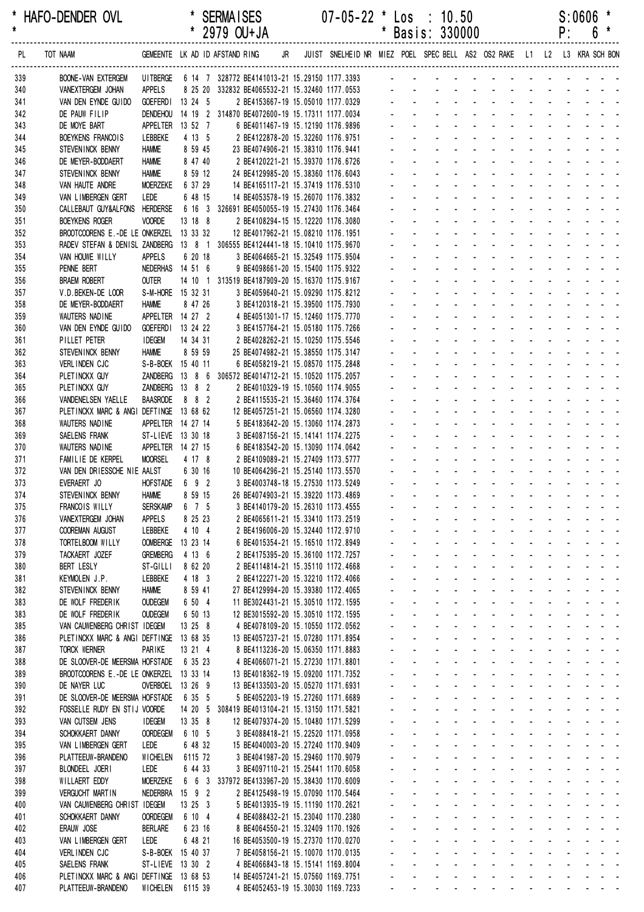* HAFO-DENDER OVL * SERMAISES 07-05-22 * Los : 10.50 S:0606 *
* * 2979 OU+JA * Basis: 330000 P: 6 *

| PL | TOT NAAM | GEMEENTE | LK | AD | ID | AFSTAND | RING | JR | JUIST | SNELHEID | NR | MIEZ | POEL | SPEC | BELL | AS2 | OS2 | RAKE | L1 | L2 | L3 | KRA | SCH | BON |
|---|---|---|---|---|---|---|---|---|---|---|---|---|---|---|---|---|---|---|---|---|---|---|---|---|
| 339 | BOONE-VAN EXTERGEM | UITBERGE | 6 | 14 | 7 | 328772 | BE4141013-21 | | 15.29150 | 1177.3393 | | - | - | - | - | - | - | - | - | - | - | - | - | - |
| 340 | VANEXTERGEM JOHAN | APPELS | 8 | 25 | 20 | 332832 | BE4065532-21 | | 15.32460 | 1177.0553 | | - | - | - | - | - | - | - | - | - | - | - | - | - |
| 341 | VAN DEN EYNDE GUIDO | GOEFERDI | 13 | 24 | 5 | | 2 BE4153667-19 | | 15.05010 | 1177.0329 | | - | - | - | - | - | - | - | - | - | - | - | - | - |
| 342 | DE PAUW FILIP | DENDEHOU | 14 | 19 | 2 | 314870 | BE4072600-19 | | 15.17311 | 1177.0034 | | - | - | - | - | - | - | - | - | - | - | - | - | - |
| 343 | DE MOYE BART | APPELTER | 13 | 52 | 7 | | 6 BE4011467-19 | | 15.12190 | 1176.9896 | | - | - | - | - | - | - | - | - | - | - | - | - | - |
| 344 | BOEYKENS FRANCOIS | LEBBEKE | 4 | 13 | 5 | | 2 BE4122878-20 | | 15.32260 | 1176.9751 | | - | - | - | - | - | - | - | - | - | - | - | - | - |
| 345 | STEVENINCK BENNY | HAMME | 8 | 59 | 45 | | 23 BE4074906-21 | | 15.38310 | 1176.9441 | | - | - | - | - | - | - | - | - | - | - | - | - | - |
| 346 | DE MEYER-BODDAERT | HAMME | 8 | 47 | 40 | | 2 BE4120221-21 | | 15.39370 | 1176.6726 | | - | - | - | - | - | - | - | - | - | - | - | - | - |
| 347 | STEVENINCK BENNY | HAMME | 8 | 59 | 12 | | 24 BE4129985-20 | | 15.38360 | 1176.6043 | | - | - | - | - | - | - | - | - | - | - | - | - | - |
| 348 | VAN HAUTE ANDRE | MOERZEKE | 6 | 37 | 29 | | 14 BE4165117-21 | | 15.37419 | 1176.5310 | | - | - | - | - | - | - | - | - | - | - | - | - | - |
| 349 | VAN LIMBERGEN GERT | LEDE | 6 | 48 | 15 | | 14 BE4053578-19 | | 15.26070 | 1176.3832 | | - | - | - | - | - | - | - | - | - | - | - | - | - |
| 350 | CALLEBAUT GUY&ALFONS | HERDERSE | 6 | 16 | 3 | 326691 | BE4050055-19 | | 15.27430 | 1176.3464 | | - | - | - | - | - | - | - | - | - | - | - | - | - |
| 351 | BOEYKENS ROGER | VOORDE | 13 | 18 | 8 | | 2 BE4108294-15 | | 15.12220 | 1176.3080 | | - | - | - | - | - | - | - | - | - | - | - | - | - |
| 352 | BROOTCOORENS E.-DE LE | ONKERZEL | 13 | 33 | 32 | | 12 BE4017962-21 | | 15.08210 | 1176.1951 | | - | - | - | - | - | - | - | - | - | - | - | - | - |
| 353 | RADEV STEFAN & DENISL | ZANDBERG | 13 | 8 | 1 | 306555 | BE4124441-18 | | 15.10410 | 1175.9670 | | - | - | - | - | - | - | - | - | - | - | - | - | - |
| 354 | VAN HOUWE WILLY | APPELS | 6 | 20 | 18 | | 3 BE4064665-21 | | 15.32549 | 1175.9504 | | - | - | - | - | - | - | - | - | - | - | - | - | - |
| 355 | PENNE BERT | NEDERHAS | 14 | 51 | 6 | | 9 BE4098661-20 | | 15.15400 | 1175.9322 | | - | - | - | - | - | - | - | - | - | - | - | - | - |
| 356 | BRAEM ROBERT | OUTER | 14 | 10 | 1 | 313519 | BE4187909-20 | | 15.16370 | 1175.9167 | | - | - | - | - | - | - | - | - | - | - | - | - | - |
| 357 | V.D.BEKEN-DE LOOR | S-M-HORE | 15 | 32 | 31 | | 3 BE4059640-21 | | 15.09290 | 1175.8212 | | - | - | - | - | - | - | - | - | - | - | - | - | - |
| 358 | DE MEYER-BODDAERT | HAMME | 8 | 47 | 26 | | 3 BE4120318-21 | | 15.39500 | 1175.7930 | | - | - | - | - | - | - | - | - | - | - | - | - | - |
| 359 | WAUTERS NADINE | APPELTER | 14 | 27 | 2 | | 4 BE4051301-17 | | 15.12460 | 1175.7770 | | - | - | - | - | - | - | - | - | - | - | - | - | - |
| 360 | VAN DEN EYNDE GUIDO | GOEFERDI | 13 | 24 | 22 | | 3 BE4157764-21 | | 15.05180 | 1175.7266 | | - | - | - | - | - | - | - | - | - | - | - | - | - |
| 361 | PILLET PETER | IDEGEM | 14 | 34 | 31 | | 2 BE4028262-21 | | 15.10250 | 1175.5546 | | - | - | - | - | - | - | - | - | - | - | - | - | - |
| 362 | STEVENINCK BENNY | HAMME | 8 | 59 | 59 | | 25 BE4074982-21 | | 15.38550 | 1175.3147 | | - | - | - | - | - | - | - | - | - | - | - | - | - |
| 363 | VERLINDEN CJC | S-B-BOEK | 15 | 40 | 11 | | 6 BE4058219-21 | | 15.08570 | 1175.2848 | | - | - | - | - | - | - | - | - | - | - | - | - | - |
| 364 | PLETINCKX GUY | ZANDBERG | 13 | 8 | 6 | 306572 | BE4014712-21 | | 15.10520 | 1175.2057 | | - | - | - | - | - | - | - | - | - | - | - | - | - |
| 365 | PLETINCKX GUY | ZANDBERG | 13 | 8 | 2 | | 2 BE4010329-19 | | 15.10560 | 1174.9055 | | - | - | - | - | - | - | - | - | - | - | - | - | - |
| 366 | VANDENELSEN YAELLE | BAASRODE | 8 | 8 | 2 | | 2 BE4115535-21 | | 15.36460 | 1174.3764 | | - | - | - | - | - | - | - | - | - | - | - | - | - |
| 367 | PLETINCKX MARC & ANGI | DEFTINGE | 13 | 68 | 62 | | 12 BE4057251-21 | | 15.06560 | 1174.3280 | | - | - | - | - | - | - | - | - | - | - | - | - | - |
| 368 | WAUTERS NADINE | APPELTER | 14 | 27 | 14 | | 5 BE4183642-20 | | 15.13060 | 1174.2873 | | - | - | - | - | - | - | - | - | - | - | - | - | - |
| 369 | SAELENS FRANK | ST-LIEVE | 13 | 30 | 18 | | 3 BE4087156-21 | | 15.14141 | 1174.2275 | | - | - | - | - | - | - | - | - | - | - | - | - | - |
| 370 | WAUTERS NADINE | APPELTER | 14 | 27 | 15 | | 6 BE4183542-20 | | 15.13090 | 1174.0642 | | - | - | - | - | - | - | - | - | - | - | - | - | - |
| 371 | FAMILIE DE KERPEL | MOORSEL | 4 | 17 | 8 | | 2 BE4109089-21 | | 15.27409 | 1173.5777 | | - | - | - | - | - | - | - | - | - | - | - | - | - |
| 372 | VAN DEN DRIESSCHE NIE | AALST | 6 | 30 | 16 | | 10 BE4064296-21 | | 15.25140 | 1173.5570 | | - | - | - | - | - | - | - | - | - | - | - | - | - |
| 373 | EVERAERT JO | HOFSTADE | 6 | 9 | 2 | | 3 BE4003748-18 | | 15.27530 | 1173.5249 | | - | - | - | - | - | - | - | - | - | - | - | - | - |
| 374 | STEVENINCK BENNY | HAMME | 8 | 59 | 15 | | 26 BE4074903-21 | | 15.39220 | 1173.4869 | | - | - | - | - | - | - | - | - | - | - | - | - | - |
| 375 | FRANCOIS WILLY | SERSKAMP | 6 | 7 | 5 | | 3 BE4140179-20 | | 15.26310 | 1173.4555 | | - | - | - | - | - | - | - | - | - | - | - | - | - |
| 376 | VANEXTERGEM JOHAN | APPELS | 8 | 25 | 23 | | 2 BE4065611-21 | | 15.33410 | 1173.2519 | | - | - | - | - | - | - | - | - | - | - | - | - | - |
| 377 | COOREMAN AUGUST | LEBBEKE | 4 | 10 | 4 | | 2 BE4196006-20 | | 15.32440 | 1172.9710 | | - | - | - | - | - | - | - | - | - | - | - | - | - |
| 378 | TORTELBOOM WILLY | OOMBERGE | 13 | 23 | 14 | | 6 BE4015354-21 | | 15.16510 | 1172.8949 | | - | - | - | - | - | - | - | - | - | - | - | - | - |
| 379 | TACKAERT JOZEF | GREMBERG | 4 | 13 | 6 | | 2 BE4175395-20 | | 15.36100 | 1172.7257 | | - | - | - | - | - | - | - | - | - | - | - | - | - |
| 380 | BERT LESLY | ST-GILLI | 8 | 62 | 20 | | 2 BE4114814-21 | | 15.35110 | 1172.4668 | | - | - | - | - | - | - | - | - | - | - | - | - | - |
| 381 | KEYMOLEN J.P. | LEBBEKE | 4 | 18 | 3 | | 2 BE4122271-20 | | 15.32210 | 1172.4066 | | - | - | - | - | - | - | - | - | - | - | - | - | - |
| 382 | STEVENINCK BENNY | HAMME | 8 | 59 | 41 | | 27 BE4129994-20 | | 15.39380 | 1172.4065 | | - | - | - | - | - | - | - | - | - | - | - | - | - |
| 383 | DE WOLF FREDERIK | OUDEGEM | 6 | 50 | 4 | | 11 BE3024431-21 | | 15.30510 | 1172.1595 | | - | - | - | - | - | - | - | - | - | - | - | - | - |
| 383 | DE WOLF FREDERIK | OUDEGEM | 6 | 50 | 13 | | 12 BE3015592-20 | | 15.30510 | 1172.1595 | | - | - | - | - | - | - | - | - | - | - | - | - | - |
| 385 | VAN CAUWENBERG CHRIST | IDEGEM | 13 | 25 | 8 | | 4 BE4078109-20 | | 15.10550 | 1172.0562 | | - | - | - | - | - | - | - | - | - | - | - | - | - |
| 386 | PLETINCKX MARC & ANGI | DEFTINGE | 13 | 68 | 35 | | 13 BE4057237-21 | | 15.07280 | 1171.8954 | | - | - | - | - | - | - | - | - | - | - | - | - | - |
| 387 | TORCK WERNER | PARIKE | 13 | 21 | 4 | | 8 BE4113236-20 | | 15.06350 | 1171.8883 | | - | - | - | - | - | - | - | - | - | - | - | - | - |
| 388 | DE SLOOVER-DE MEERSMA | HOFSTADE | 6 | 35 | 23 | | 4 BE4066071-21 | | 15.27230 | 1171.8801 | | - | - | - | - | - | - | - | - | - | - | - | - | - |
| 389 | BROOTCOORENS E.-DE LE | ONKERZEL | 13 | 33 | 14 | | 13 BE4018362-19 | | 15.09200 | 1171.7352 | | - | - | - | - | - | - | - | - | - | - | - | - | - |
| 390 | DE NAYER LUC | OVERBOEL | 13 | 26 | 9 | | 13 BE4133503-20 | | 15.05270 | 1171.6931 | | - | - | - | - | - | - | - | - | - | - | - | - | - |
| 391 | DE SLOOVER-DE MEERSMA | HOFSTADE | 6 | 35 | 5 | | 5 BE4052203-19 | | 15.27260 | 1171.6689 | | - | - | - | - | - | - | - | - | - | - | - | - | - |
| 392 | FOSSELLE RUDY EN STIJ | VOORDE | 14 | 20 | 5 | 308419 | BE4013104-21 | | 15.13150 | 1171.5821 | | - | - | - | - | - | - | - | - | - | - | - | - | - |
| 393 | VAN CUTSEM JENS | IDEGEM | 13 | 35 | 8 | | 12 BE4079374-20 | | 15.10480 | 1171.5299 | | - | - | - | - | - | - | - | - | - | - | - | - | - |
| 394 | SCHOKKAERT DANNY | OORDEGEM | 6 | 10 | 5 | | 3 BE4088418-21 | | 15.22520 | 1171.0958 | | - | - | - | - | - | - | - | - | - | - | - | - | - |
| 395 | VAN LIMBERGEN GERT | LEDE | 6 | 48 | 32 | | 15 BE4040003-20 | | 15.27240 | 1170.9409 | | - | - | - | - | - | - | - | - | - | - | - | - | - |
| 396 | PLATTEEUW-BRANDENO | WICHELEN | 6 | 115 | 72 | | 3 BE4041987-20 | | 15.29460 | 1170.9079 | | - | - | - | - | - | - | - | - | - | - | - | - | - |
| 397 | BLONDEEL JOERI | LEDE | 6 | 44 | 33 | | 3 BE4097110-21 | | 15.25441 | 1170.6058 | | - | - | - | - | - | - | - | - | - | - | - | - | - |
| 398 | WILLAERT EDDY | MOERZEKE | 6 | 6 | 3 | 337972 | BE4133967-20 | | 15.38430 | 1170.6009 | | - | - | - | - | - | - | - | - | - | - | - | - | - |
| 399 | VERGUCHT MARTIN | NEDERBRA | 15 | 9 | 2 | | 2 BE4125498-19 | | 15.07090 | 1170.5464 | | - | - | - | - | - | - | - | - | - | - | - | - | - |
| 400 | VAN CAUWENBERG CHRIST | IDEGEM | 13 | 25 | 3 | | 5 BE4013935-19 | | 15.11190 | 1170.2621 | | - | - | - | - | - | - | - | - | - | - | - | - | - |
| 401 | SCHOKKAERT DANNY | OORDEGEM | 6 | 10 | 4 | | 4 BE4088432-21 | | 15.23040 | 1170.2380 | | - | - | - | - | - | - | - | - | - | - | - | - | - |
| 402 | ERAUW JOSE | BERLARE | 6 | 23 | 16 | | 8 BE4064550-21 | | 15.32409 | 1170.1926 | | - | - | - | - | - | - | - | - | - | - | - | - | - |
| 403 | VAN LIMBERGEN GERT | LEDE | 6 | 48 | 21 | | 16 BE4053500-19 | | 15.27370 | 1170.0270 | | - | - | - | - | - | - | - | - | - | - | - | - | - |
| 404 | VERLINDEN CJC | S-B-BOEK | 15 | 40 | 37 | | 7 BE4058156-21 | | 15.10070 | 1170.0135 | | - | - | - | - | - | - | - | - | - | - | - | - | - |
| 405 | SAELENS FRANK | ST-LIEVE | 13 | 30 | 2 | | 4 BE4066843-18 | | 15.15141 | 1169.8004 | | - | - | - | - | - | - | - | - | - | - | - | - | - |
| 406 | PLETINCKX MARC & ANGI | DEFTINGE | 13 | 68 | 53 | | 14 BE4057241-21 | | 15.07560 | 1169.7751 | | - | - | - | - | - | - | - | - | - | - | - | - | - |
| 407 | PLATTEEUW-BRANDENO | WICHELEN | 6 | 115 | 39 | | 4 BE4052453-19 | | 15.30030 | 1169.7233 | | - | - | - | - | - | - | - | - | - | - | - | - | - |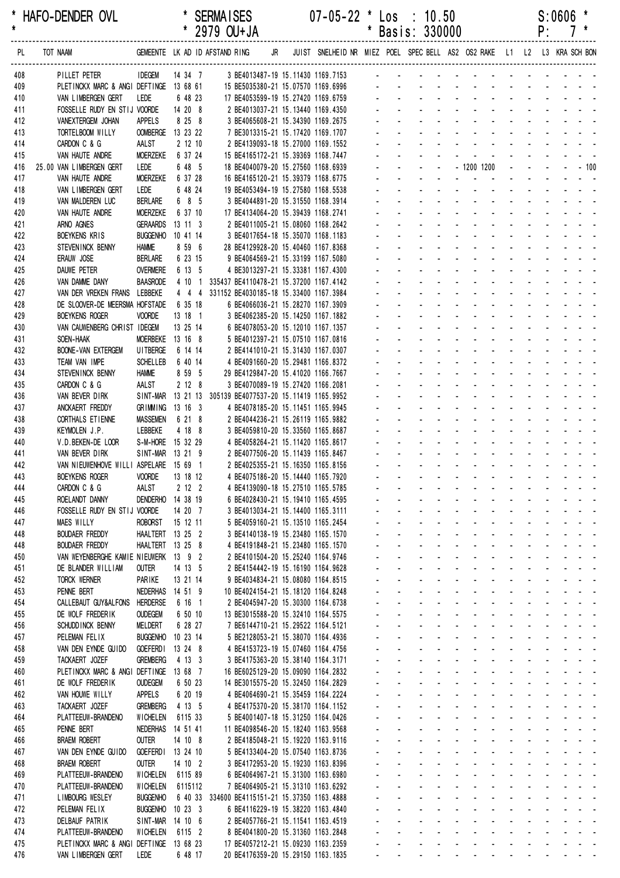HAFO-DENDER OVL * SERMAISES 07-05-22 * Los : 10.50 S:0606 *
* 2979 OU+JA * Basis: 330000 P: 7 *

| PL | TOT | NAAM | GEMEENTE | LK | AD | ID | AFSTAND | RING JR | JUIST | SNELHEID | NR | MIEZ | POEL | SPEC | BELL | AS2 | OS2 | RAKE | L1 | L2 | L3 | KRA | SCH | BON |
|---|---|---|---|---|---|---|---|---|---|---|---|---|---|---|---|---|---|---|---|---|---|---|---|---|
| 408 | | PILLET PETER | IDEGEM | 14 | 34 | 7 | | 3 BE4013487-19 | 15.11430 | 1169.7153 | | - | - | - | - | - | - | - | - | - | - | - | - | - |
| 409 | | PLETINCKX MARC & ANGI | DEFTINGE | 13 | 68 | 61 | | 15 BE5035380-21 | 15.07570 | 1169.6996 | | - | - | - | - | - | - | - | - | - | - | - | - | - |
| 410 | | VAN LIMBERGEN GERT | LEDE | 6 | 48 | 23 | | 17 BE4053599-19 | 15.27420 | 1169.6759 | | - | - | - | - | - | - | - | - | - | - | - | - | - |
| 411 | | FOSSELLE RUDY EN STIJ | VOORDE | 14 | 20 | 8 | | 2 BE4013037-21 | 15.13440 | 1169.4350 | | - | - | - | - | - | - | - | - | - | - | - | - | - |
| 412 | | VANEXTERGEM JOHAN | APPELS | 8 | 25 | 8 | | 3 BE4065608-21 | 15.34390 | 1169.2675 | | - | - | - | - | - | - | - | - | - | - | - | - | - |
| 413 | | TORTELBOOM WILLY | OOMBERGE | 13 | 23 | 22 | | 7 BE3013315-21 | 15.17420 | 1169.1707 | | - | - | - | - | - | - | - | - | - | - | - | - | - |
| 414 | | CARDON C & G | AALST | 2 | 12 | 10 | | 2 BE4139093-18 | 15.27000 | 1169.1552 | | - | - | - | - | - | - | - | - | - | - | - | - | - |
| 415 | | VAN HAUTE ANDRE | MOERZEKE | 6 | 37 | 24 | | 15 BE4165172-21 | 15.39369 | 1168.7447 | | - | - | - | - | - | - | - | - | - | - | - | - | - |
| 416 | 25.00 | VAN LIMBERGEN GERT | LEDE | 6 | 48 | 5 | | 18 BE4040079-20 | 15.27560 | 1168.6939 | | - | - | - | - | 1200 | 1200 | - | - | - | - | - | - | 100 |
| 417 | | VAN HAUTE ANDRE | MOERZEKE | 6 | 37 | 28 | | 16 BE4165120-21 | 15.39379 | 1168.6775 | | - | - | - | - | - | - | - | - | - | - | - | - | - |
| 418 | | VAN LIMBERGEN GERT | LEDE | 6 | 48 | 24 | | 19 BE4053494-19 | 15.27580 | 1168.5538 | | - | - | - | - | - | - | - | - | - | - | - | - | - |
| 419 | | VAN MALDEREN LUC | BERLARE | 6 | 8 | 5 | | 3 BE4044891-20 | 15.31550 | 1168.3914 | | - | - | - | - | - | - | - | - | - | - | - | - | - |
| 420 | | VAN HAUTE ANDRE | MOERZEKE | 6 | 37 | 10 | | 17 BE4134064-20 | 15.39439 | 1168.2741 | | - | - | - | - | - | - | - | - | - | - | - | - | - |
| 421 | | ARNO AGNES | GERAARDS | 13 | 11 | 3 | | 2 BE4011005-21 | 15.08060 | 1168.2642 | | - | - | - | - | - | - | - | - | - | - | - | - | - |
| 422 | | BOEYKENS KRIS | BUGGENHO | 10 | 41 | 14 | | 3 BE4017654-18 | 15.35070 | 1168.1183 | | - | - | - | - | - | - | - | - | - | - | - | - | - |
| 423 | | STEVENINCK BENNY | HAMME | 8 | 59 | 6 | | 28 BE4129928-20 | 15.40460 | 1167.8368 | | - | - | - | - | - | - | - | - | - | - | - | - | - |
| 424 | | ERAUW JOSE | BERLARE | 6 | 23 | 15 | | 9 BE4064569-21 | 15.33199 | 1167.5080 | | - | - | - | - | - | - | - | - | - | - | - | - | - |
| 425 | | DAUWE PETER | OVERMERE | 6 | 13 | 5 | | 4 BE3013297-21 | 15.33381 | 1167.4300 | | - | - | - | - | - | - | - | - | - | - | - | - | - |
| 426 | | VAN DAMME DANY | BAASRODE | 4 | 10 | 1 | 335437 | BE4110478-21 | 15.37200 | 1167.4142 | | - | - | - | - | - | - | - | - | - | - | - | - | - |
| 427 | | VAN DER VREKEN FRANS | LEBBEKE | 4 | 4 | 4 | 331152 | BE4030185-18 | 15.33400 | 1167.3984 | | - | - | - | - | - | - | - | - | - | - | - | - | - |
| 428 | | DE SLOOVER-DE MEERSMA | HOFSTADE | 6 | 35 | 18 | | 6 BE4066036-21 | 15.28270 | 1167.3909 | | - | - | - | - | - | - | - | - | - | - | - | - | - |
| 429 | | BOEYKENS ROGER | VOORDE | 13 | 18 | 1 | | 3 BE4062385-20 | 15.14250 | 1167.1882 | | - | - | - | - | - | - | - | - | - | - | - | - | - |
| 430 | | VAN CAUWENBERG CHRIST | IDEGEM | 13 | 25 | 14 | | 6 BE4078053-20 | 15.12010 | 1167.1357 | | - | - | - | - | - | - | - | - | - | - | - | - | - |
| 431 | | SOEN-HAAK | MOERBEKE | 13 | 16 | 8 | | 5 BE4012397-21 | 15.07510 | 1167.0816 | | - | - | - | - | - | - | - | - | - | - | - | - | - |
| 432 | | BOONE-VAN EXTERGEM | UITBERGE | 6 | 14 | 14 | | 2 BE4141010-21 | 15.31430 | 1167.0307 | | - | - | - | - | - | - | - | - | - | - | - | - | - |
| 433 | | TEAM VAN IMPE | SCHELLEB | 6 | 40 | 14 | | 4 BE4091660-20 | 15.29481 | 1166.8372 | | - | - | - | - | - | - | - | - | - | - | - | - | - |
| 434 | | STEVENINCK BENNY | HAMME | 8 | 59 | 5 | | 29 BE4129847-20 | 15.41020 | 1166.7667 | | - | - | - | - | - | - | - | - | - | - | - | - | - |
| 435 | | CARDON C & G | AALST | 2 | 12 | 8 | | 3 BE4070089-19 | 15.27420 | 1166.2081 | | - | - | - | - | - | - | - | - | - | - | - | - | - |
| 436 | | VAN BEVER DIRK | SINT-MAR | 13 | 21 | 13 | 305139 | BE4077537-20 | 15.11419 | 1165.9952 | | - | - | - | - | - | - | - | - | - | - | - | - | - |
| 437 | | ANCKAERT FREDDY | GRIMMING | 13 | 16 | 3 | | 4 BE4078185-20 | 15.11451 | 1165.9945 | | - | - | - | - | - | - | - | - | - | - | - | - | - |
| 438 | | CORTHALS ETIENNE | MASSEMEN | 6 | 21 | 8 | | 2 BE4044236-21 | 15.26119 | 1165.9882 | | - | - | - | - | - | - | - | - | - | - | - | - | - |
| 439 | | KEYMOLEN J.P. | LEBBEKE | 4 | 18 | 8 | | 3 BE4059810-20 | 15.33560 | 1165.8687 | | - | - | - | - | - | - | - | - | - | - | - | - | - |
| 440 | | V.D.BEKEN-DE LOOR | S-M-HORE | 15 | 32 | 29 | | 4 BE4058264-21 | 15.11420 | 1165.8617 | | - | - | - | - | - | - | - | - | - | - | - | - | - |
| 441 | | VAN BEVER DIRK | SINT-MAR | 13 | 21 | 9 | | 2 BE4077506-20 | 15.11439 | 1165.8467 | | - | - | - | - | - | - | - | - | - | - | - | - | - |
| 442 | | VAN NIEUWENHOVE WILLI | ASPELARE | 15 | 69 | 1 | | 2 BE4025355-21 | 15.16350 | 1165.8156 | | - | - | - | - | - | - | - | - | - | - | - | - | - |
| 443 | | BOEYKENS ROGER | VOORDE | 13 | 18 | 12 | | 4 BE4075186-20 | 15.14440 | 1165.7920 | | - | - | - | - | - | - | - | - | - | - | - | - | - |
| 444 | | CARDON C & G | AALST | 2 | 12 | 2 | | 4 BE4139090-18 | 15.27510 | 1165.5785 | | - | - | - | - | - | - | - | - | - | - | - | - | - |
| 445 | | ROELANDT DANNY | DENDERHO | 14 | 38 | 19 | | 6 BE4028430-21 | 15.19410 | 1165.4595 | | - | - | - | - | - | - | - | - | - | - | - | - | - |
| 446 | | FOSSELLE RUDY EN STIJ | VOORDE | 14 | 20 | 7 | | 3 BE4013034-21 | 15.14400 | 1165.3111 | | - | - | - | - | - | - | - | - | - | - | - | - | - |
| 447 | | MAES WILLY | ROBORST | 15 | 12 | 11 | | 5 BE4059160-21 | 15.13510 | 1165.2454 | | - | - | - | - | - | - | - | - | - | - | - | - | - |
| 448 | | BOUDAER FREDDY | HAALTERT | 13 | 25 | 2 | | 3 BE4140138-19 | 15.23480 | 1165.1570 | | - | - | - | - | - | - | - | - | - | - | - | - | - |
| 448 | | BOUDAER FREDDY | HAALTERT | 13 | 25 | 8 | | 4 BE4191848-21 | 15.23480 | 1165.1570 | | - | - | - | - | - | - | - | - | - | - | - | - | - |
| 450 | | VAN WEYENBERGHE KAMIE | NIEUWERK | 13 | 9 | 2 | | 2 BE4101504-20 | 15.25240 | 1164.9746 | | - | - | - | - | - | - | - | - | - | - | - | - | - |
| 451 | | DE BLANDER WILLIAM | OUTER | 14 | 13 | 5 | | 2 BE4154442-19 | 15.16190 | 1164.9628 | | - | - | - | - | - | - | - | - | - | - | - | - | - |
| 452 | | TORCK WERNER | PARIKE | 13 | 21 | 14 | | 9 BE4034834-21 | 15.08080 | 1164.8515 | | - | - | - | - | - | - | - | - | - | - | - | - | - |
| 453 | | PENNE BERT | NEDERHAS | 14 | 51 | 9 | | 10 BE4024154-21 | 15.18120 | 1164.8248 | | - | - | - | - | - | - | - | - | - | - | - | - | - |
| 454 | | CALLEBAUT GUY&ALFONS | HERDERSE | 6 | 16 | 1 | | 2 BE4045947-20 | 15.30300 | 1164.6738 | | - | - | - | - | - | - | - | - | - | - | - | - | - |
| 455 | | DE WOLF FREDERIK | OUDEGEM | 6 | 50 | 10 | | 13 BE3015588-20 | 15.32410 | 1164.5575 | | - | - | - | - | - | - | - | - | - | - | - | - | - |
| 456 | | SCHUDDINCK BENNY | MELDERT | 6 | 28 | 27 | | 7 BE6144710-21 | 15.29522 | 1164.5121 | | - | - | - | - | - | - | - | - | - | - | - | - | - |
| 457 | | PELEMAN FELIX | BUGGENHO | 10 | 23 | 14 | | 5 BE2128053-21 | 15.38070 | 1164.4936 | | - | - | - | - | - | - | - | - | - | - | - | - | - |
| 458 | | VAN DEN EYNDE GUIDO | GOEFERDI | 13 | 24 | 8 | | 4 BE4153723-19 | 15.07460 | 1164.4756 | | - | - | - | - | - | - | - | - | - | - | - | - | - |
| 459 | | TACKAERT JOZEF | GREMBERG | 4 | 13 | 3 | | 3 BE4175363-20 | 15.38140 | 1164.3171 | | - | - | - | - | - | - | - | - | - | - | - | - | - |
| 460 | | PLETINCKX MARC & ANGI | DEFTINGE | 13 | 68 | 7 | | 16 BE6025129-20 | 15.09090 | 1164.2832 | | - | - | - | - | - | - | - | - | - | - | - | - | - |
| 461 | | DE WOLF FREDERIK | OUDEGEM | 6 | 50 | 23 | | 14 BE3015575-20 | 15.32450 | 1164.2829 | | - | - | - | - | - | - | - | - | - | - | - | - | - |
| 462 | | VAN HOUWE WILLY | APPELS | 6 | 20 | 19 | | 4 BE4064690-21 | 15.35459 | 1164.2224 | | - | - | - | - | - | - | - | - | - | - | - | - | - |
| 463 | | TACKAERT JOZEF | GREMBERG | 4 | 13 | 5 | | 4 BE4175370-20 | 15.38170 | 1164.1152 | | - | - | - | - | - | - | - | - | - | - | - | - | - |
| 464 | | PLATTEEUW-BRANDENO | WICHELEN | 6 | 115 | 33 | | 5 BE4001407-18 | 15.31250 | 1164.0426 | | - | - | - | - | - | - | - | - | - | - | - | - | - |
| 465 | | PENNE BERT | NEDERHAS | 14 | 51 | 41 | | 11 BE4098546-20 | 15.18240 | 1163.9568 | | - | - | - | - | - | - | - | - | - | - | - | - | - |
| 466 | | BRAEM ROBERT | OUTER | 14 | 10 | 8 | | 2 BE4185048-21 | 15.19220 | 1163.9116 | | - | - | - | - | - | - | - | - | - | - | - | - | - |
| 467 | | VAN DEN EYNDE GUIDO | GOEFERDI | 13 | 24 | 10 | | 5 BE4133404-20 | 15.07540 | 1163.8736 | | - | - | - | - | - | - | - | - | - | - | - | - | - |
| 468 | | BRAEM ROBERT | OUTER | 14 | 10 | 2 | | 3 BE4172953-20 | 15.19230 | 1163.8396 | | - | - | - | - | - | - | - | - | - | - | - | - | - |
| 469 | | PLATTEEUW-BRANDENO | WICHELEN | 6 | 115 | 89 | | 6 BE4064967-21 | 15.31300 | 1163.6980 | | - | - | - | - | - | - | - | - | - | - | - | - | - |
| 470 | | PLATTEEUW-BRANDENO | WICHELEN | 6 | 115 | 112 | | 7 BE4064905-21 | 15.31310 | 1163.6292 | | - | - | - | - | - | - | - | - | - | - | - | - | - |
| 471 | | LIMBOURG WESLEY | BUGGENHO | 6 | 40 | 33 | 334600 | BE4115151-21 | 15.37350 | 1163.4888 | | - | - | - | - | - | - | - | - | - | - | - | - | - |
| 472 | | PELEMAN FELIX | BUGGENHO | 10 | 23 | 3 | | 6 BE4116229-19 | 15.38220 | 1163.4840 | | - | - | - | - | - | - | - | - | - | - | - | - | - |
| 473 | | DELBAUF PATRIK | SINT-MAR | 14 | 10 | 6 | | 2 BE4057766-21 | 15.11541 | 1163.4519 | | - | - | - | - | - | - | - | - | - | - | - | - | - |
| 474 | | PLATTEEUW-BRANDENO | WICHELEN | 6 | 115 | 2 | | 8 BE4041800-20 | 15.31360 | 1163.2848 | | - | - | - | - | - | - | - | - | - | - | - | - | - |
| 475 | | PLETINCKX MARC & ANGI | DEFTINGE | 13 | 68 | 23 | | 17 BE4057212-21 | 15.09230 | 1163.2359 | | - | - | - | - | - | - | - | - | - | - | - | - | - |
| 476 | | VAN LIMBERGEN GERT | LEDE | 6 | 48 | 17 | | 20 BE4176359-21 | 15.29150 | 1163.1835 | | - | - | - | - | - | - | - | - | - | - | - | - | - |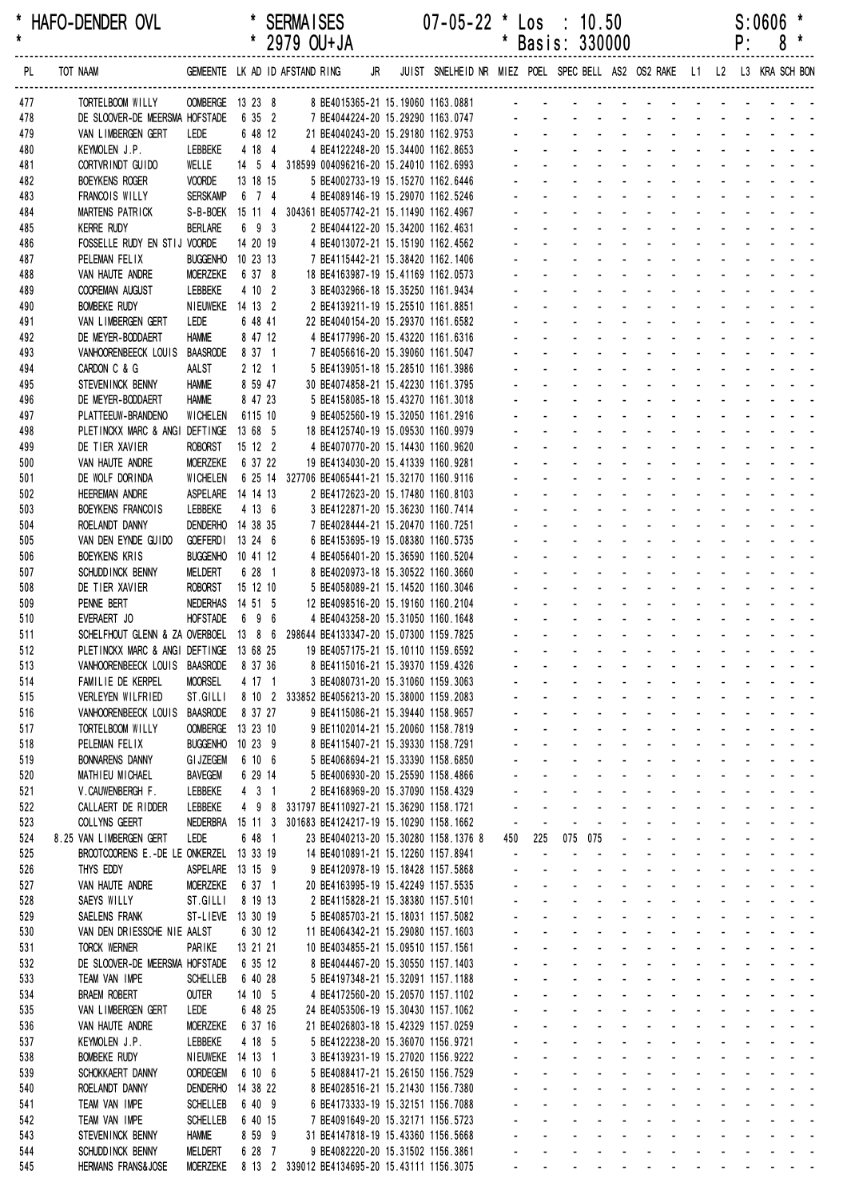\* HAFO-DENDER OVL \* SERMAISES 07-05-22 \* Los : 10.50 S:0606 \*
\* \* 2979 OU+JA \* Basis: 330000 P: 8 \*

| PL | TOT | NAAM | GEMEENTE | LK | AD | ID | AFSTAND | RING | JR | JUIST | SNELHEID | NR | MIEZ | POEL | SPEC | BELL | AS2 | OS2 | RAKE | L1 | L2 | L3 | KRA | SCH | BON |
|---|---|---|---|---|---|---|---|---|---|---|---|---|---|---|---|---|---|---|---|---|---|---|---|---|---|
| 477 | | TORTELBOOM WILLY | OOMBERGE | 13 | 23 | 8 | | 8 BE4015365-21 | | 15.19060 | 1163.0881 | | - | - | - | - | - | - | - | - | - | - | - | - | - |
| 478 | | DE SLOOVER-DE MEERSMA | HOFSTADE | 6 | 35 | 2 | | 7 BE4044224-20 | | 15.29290 | 1163.0747 | | - | - | - | - | - | - | - | - | - | - | - | - | - |
| 479 | | VAN LIMBERGEN GERT | LEDE | 6 | 48 | 12 | | 21 BE4040243-20 | | 15.29180 | 1162.9753 | | - | - | - | - | - | - | - | - | - | - | - | - | - |
| 480 | | KEYMOLEN J.P. | LEBBEKE | 4 | 18 | 4 | | 4 BE4122248-20 | | 15.34400 | 1162.8653 | | - | - | - | - | - | - | - | - | - | - | - | - | - |
| 481 | | CORTVRINDT GUIDO | WELLE | 14 | 5 | 4 | 318599 | 004096216-20 | | 15.24010 | 1162.6993 | | - | - | - | - | - | - | - | - | - | - | - | - | - |
| 482 | | BOEYKENS ROGER | VOORDE | 13 | 18 | 15 | | 5 BE4002733-19 | | 15.15270 | 1162.6446 | | - | - | - | - | - | - | - | - | - | - | - | - | - |
| 483 | | FRANCOIS WILLY | SERSKAMP | 6 | 7 | 4 | | 4 BE4089146-19 | | 15.29070 | 1162.5246 | | - | - | - | - | - | - | - | - | - | - | - | - | - |
| 484 | | MARTENS PATRICK | S-B-BOEK | 15 | 11 | 4 | 304361 | BE4057742-21 | | 15.11490 | 1162.4967 | | - | - | - | - | - | - | - | - | - | - | - | - | - |
| 485 | | KERRE RUDY | BERLARE | 6 | 9 | 3 | | 2 BE4044122-20 | | 15.34200 | 1162.4631 | | - | - | - | - | - | - | - | - | - | - | - | - | - |
| 486 | | FOSSELLE RUDY EN STIJ | VOORDE | 14 | 20 | 19 | | 4 BE4013072-21 | | 15.15190 | 1162.4562 | | - | - | - | - | - | - | - | - | - | - | - | - | - |
| 487 | | PELEMAN FELIX | BUGGENHO | 10 | 23 | 13 | | 7 BE4115442-21 | | 15.38420 | 1162.1406 | | - | - | - | - | - | - | - | - | - | - | - | - | - |
| 488 | | VAN HAUTE ANDRE | MOERZEKE | 6 | 37 | 8 | | 18 BE4163987-19 | | 15.41169 | 1162.0573 | | - | - | - | - | - | - | - | - | - | - | - | - | - |
| 489 | | COOREMAN AUGUST | LEBBEKE | 4 | 10 | 2 | | 3 BE4032966-18 | | 15.35250 | 1161.9434 | | - | - | - | - | - | - | - | - | - | - | - | - | - |
| 490 | | BOMBEKE RUDY | NIEUWEKE | 14 | 13 | 2 | | 2 BE4139211-19 | | 15.25510 | 1161.8851 | | - | - | - | - | - | - | - | - | - | - | - | - | - |
| 491 | | VAN LIMBERGEN GERT | LEDE | 6 | 48 | 41 | | 22 BE4040154-20 | | 15.29370 | 1161.6582 | | - | - | - | - | - | - | - | - | - | - | - | - | - |
| 492 | | DE MEYER-BODDAERT | HAMME | 8 | 47 | 12 | | 4 BE4177996-20 | | 15.43220 | 1161.6316 | | - | - | - | - | - | - | - | - | - | - | - | - | - |
| 493 | | VANHOORENBEECK LOUIS | BAASRODE | 8 | 37 | 1 | | 7 BE4056616-20 | | 15.39060 | 1161.5047 | | - | - | - | - | - | - | - | - | - | - | - | - | - |
| 494 | | CARDON C & G | AALST | 2 | 12 | 1 | | 5 BE4139051-18 | | 15.28510 | 1161.3986 | | - | - | - | - | - | - | - | - | - | - | - | - | - |
| 495 | | STEVENINCK BENNY | HAMME | 8 | 59 | 47 | | 30 BE4074858-21 | | 15.42230 | 1161.3795 | | - | - | - | - | - | - | - | - | - | - | - | - | - |
| 496 | | DE MEYER-BODDAERT | HAMME | 8 | 47 | 23 | | 5 BE4158085-18 | | 15.43270 | 1161.3018 | | - | - | - | - | - | - | - | - | - | - | - | - | - |
| 497 | | PLATTEEUW-BRANDENO | WICHELEN | 6115 | | 10 | | 9 BE4052560-19 | | 15.32050 | 1161.2916 | | - | - | - | - | - | - | - | - | - | - | - | - | - |
| 498 | | PLETINCKX MARC & ANGI | DEFTINGE | 13 | 68 | 5 | | 18 BE4125740-19 | | 15.09530 | 1160.9979 | | - | - | - | - | - | - | - | - | - | - | - | - | - |
| 499 | | DE TIER XAVIER | ROBORST | 15 | 12 | 2 | | 4 BE4070770-20 | | 15.14430 | 1160.9620 | | - | - | - | - | - | - | - | - | - | - | - | - | - |
| 500 | | VAN HAUTE ANDRE | MOERZEKE | 6 | 37 | 22 | | 19 BE4134030-20 | | 15.41339 | 1160.9281 | | - | - | - | - | - | - | - | - | - | - | - | - | - |
| 501 | | DE WOLF DORINDA | WICHELEN | 6 | 25 | 14 | 327706 | BE4065441-21 | | 15.32170 | 1160.9116 | | - | - | - | - | - | - | - | - | - | - | - | - | - |
| 502 | | HEEREMAN ANDRE | ASPELARE | 14 | 14 | 13 | | 2 BE4172623-20 | | 15.17480 | 1160.8103 | | - | - | - | - | - | - | - | - | - | - | - | - | - |
| 503 | | BOEYKENS FRANCOIS | LEBBEKE | 4 | 13 | 6 | | 3 BE4122871-20 | | 15.36230 | 1160.7414 | | - | - | - | - | - | - | - | - | - | - | - | - | - |
| 504 | | ROELANDT DANNY | DENDERHO | 14 | 38 | 35 | | 7 BE4028444-21 | | 15.20470 | 1160.7251 | | - | - | - | - | - | - | - | - | - | - | - | - | - |
| 505 | | VAN DEN EYNDE GUIDO | GOEFERDI | 13 | 24 | 6 | | 6 BE4153695-19 | | 15.08380 | 1160.5735 | | - | - | - | - | - | - | - | - | - | - | - | - | - |
| 506 | | BOEYKENS KRIS | BUGGENHO | 10 | 41 | 12 | | 4 BE4056401-20 | | 15.36590 | 1160.5204 | | - | - | - | - | - | - | - | - | - | - | - | - | - |
| 507 | | SCHUDDINCK BENNY | MELDERT | 6 | 28 | 1 | | 8 BE4020973-18 | | 15.30522 | 1160.3660 | | - | - | - | - | - | - | - | - | - | - | - | - | - |
| 508 | | DE TIER XAVIER | ROBORST | 15 | 12 | 10 | | 5 BE4058089-21 | | 15.14520 | 1160.3046 | | - | - | - | - | - | - | - | - | - | - | - | - | - |
| 509 | | PENNE BERT | NEDERHAS | 14 | 51 | 5 | | 12 BE4098516-20 | | 15.19160 | 1160.2104 | | - | - | - | - | - | - | - | - | - | - | - | - | - |
| 510 | | EVERAERT JO | HOFSTADE | 6 | 9 | 6 | | 4 BE4043258-20 | | 15.31050 | 1160.1648 | | - | - | - | - | - | - | - | - | - | - | - | - | - |
| 511 | | SCHELFHOUT GLENN & ZA | OVERBOEL | 13 | 8 | 6 | 298644 | BE4133347-20 | | 15.07300 | 1159.7825 | | - | - | - | - | - | - | - | - | - | - | - | - | - |
| 512 | | PLETINCKX MARC & ANGI | DEFTINGE | 13 | 68 | 25 | | 19 BE4057175-21 | | 15.10110 | 1159.6592 | | - | - | - | - | - | - | - | - | - | - | - | - | - |
| 513 | | VANHOORENBEECK LOUIS | BAASRODE | 8 | 37 | 36 | | 8 BE4115016-21 | | 15.39370 | 1159.4326 | | - | - | - | - | - | - | - | - | - | - | - | - | - |
| 514 | | FAMILIE DE KERPEL | MOORSEL | 4 | 17 | 1 | | 3 BE4080731-20 | | 15.31060 | 1159.3063 | | - | - | - | - | - | - | - | - | - | - | - | - | - |
| 515 | | VERLEYEN WILFRIED | ST.GILLI | 8 | 10 | 2 | 333852 | BE4056213-20 | | 15.38000 | 1159.2083 | | - | - | - | - | - | - | - | - | - | - | - | - | - |
| 516 | | VANHOORENBEECK LOUIS | BAASRODE | 8 | 37 | 27 | | 9 BE4115086-21 | | 15.39440 | 1158.9657 | | - | - | - | - | - | - | - | - | - | - | - | - | - |
| 517 | | TORTELBOOM WILLY | OOMBERGE | 13 | 23 | 10 | | 9 BE1102014-21 | | 15.20060 | 1158.7819 | | - | - | - | - | - | - | - | - | - | - | - | - | - |
| 518 | | PELEMAN FELIX | BUGGENHO | 10 | 23 | 9 | | 8 BE4115407-21 | | 15.39330 | 1158.7291 | | - | - | - | - | - | - | - | - | - | - | - | - | - |
| 519 | | BONNARENS DANNY | GIJZEGEM | 6 | 10 | 6 | | 5 BE4068694-21 | | 15.33390 | 1158.6850 | | - | - | - | - | - | - | - | - | - | - | - | - | - |
| 520 | | MATHIEU MICHAEL | BAVEGEM | 6 | 29 | 14 | | 5 BE4006930-20 | | 15.25590 | 1158.4866 | | - | - | - | - | - | - | - | - | - | - | - | - | - |
| 521 | | V.CAUWENBERGH F. | LEBBEKE | 4 | 3 | 1 | | 2 BE4168969-20 | | 15.37090 | 1158.4329 | | - | - | - | - | - | - | - | - | - | - | - | - | - |
| 522 | | CALLAERT DE RIDDER | LEBBEKE | 4 | 9 | 8 | 331797 | BE4110927-21 | | 15.36290 | 1158.1721 | | - | - | - | - | - | - | - | - | - | - | - | - | - |
| 523 | | COLLYNS GEERT | NEDERBRA | 15 | 11 | 3 | 301683 | BE4124217-19 | | 15.10290 | 1158.1662 | | - | - | - | - | - | - | - | - | - | - | - | - | - |
| 524 | 8.25 | VAN LIMBERGEN GERT | LEDE | 6 | 48 | 1 | | 23 BE4040213-20 | | 15.30280 | 1158.1376 | 8 | 450 | 225 | 075 | 075 | - | - | - | - | - | - | - | - | - |
| 525 | | BROOTCOORENS E.-DE LE | ONKERZEL | 13 | 33 | 19 | | 14 BE4010891-21 | | 15.12260 | 1157.8941 | | - | - | - | - | - | - | - | - | - | - | - | - | - |
| 526 | | THYS EDDY | ASPELARE | 13 | 15 | 9 | | 9 BE4120978-19 | | 15.18428 | 1157.5868 | | - | - | - | - | - | - | - | - | - | - | - | - | - |
| 527 | | VAN HAUTE ANDRE | MOERZEKE | 6 | 37 | 1 | | 20 BE4163995-19 | | 15.42249 | 1157.5535 | | - | - | - | - | - | - | - | - | - | - | - | - | - |
| 528 | | SAEYS WILLY | ST.GILLI | 8 | 19 | 13 | | 2 BE4115828-21 | | 15.38380 | 1157.5101 | | - | - | - | - | - | - | - | - | - | - | - | - | - |
| 529 | | SAELENS FRANK | ST-LIEVE | 13 | 30 | 19 | | 5 BE4085703-21 | | 15.18031 | 1157.5082 | | - | - | - | - | - | - | - | - | - | - | - | - | - |
| 530 | | VAN DEN DRIESSCHE NIE | AALST | 6 | 30 | 12 | | 11 BE4064342-21 | | 15.29080 | 1157.1603 | | - | - | - | - | - | - | - | - | - | - | - | - | - |
| 531 | | TORCK WERNER | PARIKE | 13 | 21 | 21 | | 10 BE4034855-21 | | 15.09510 | 1157.1561 | | - | - | - | - | - | - | - | - | - | - | - | - | - |
| 532 | | DE SLOOVER-DE MEERSMA | HOFSTADE | 6 | 35 | 12 | | 8 BE4044467-20 | | 15.30550 | 1157.1403 | | - | - | - | - | - | - | - | - | - | - | - | - | - |
| 533 | | TEAM VAN IMPE | SCHELLEB | 6 | 40 | 28 | | 5 BE4197348-21 | | 15.32091 | 1157.1188 | | - | - | - | - | - | - | - | - | - | - | - | - | - |
| 534 | | BRAEM ROBERT | OUTER | 14 | 10 | 5 | | 4 BE4172560-20 | | 15.20570 | 1157.1102 | | - | - | - | - | - | - | - | - | - | - | - | - | - |
| 535 | | VAN LIMBERGEN GERT | LEDE | 6 | 48 | 25 | | 24 BE4053506-19 | | 15.30430 | 1157.1062 | | - | - | - | - | - | - | - | - | - | - | - | - | - |
| 536 | | VAN HAUTE ANDRE | MOERZEKE | 6 | 37 | 16 | | 21 BE4026803-18 | | 15.42329 | 1157.0259 | | - | - | - | - | - | - | - | - | - | - | - | - | - |
| 537 | | KEYMOLEN J.P. | LEBBEKE | 4 | 18 | 5 | | 5 BE4122238-20 | | 15.36070 | 1156.9721 | | - | - | - | - | - | - | - | - | - | - | - | - | - |
| 538 | | BOMBEKE RUDY | NIEUWEKE | 14 | 13 | 1 | | 3 BE4139231-19 | | 15.27020 | 1156.9222 | | - | - | - | - | - | - | - | - | - | - | - | - | - |
| 539 | | SCHOKKAERT DANNY | OORDEGEM | 6 | 10 | 6 | | 5 BE4088417-21 | | 15.26150 | 1156.7529 | | - | - | - | - | - | - | - | - | - | - | - | - | - |
| 540 | | ROELANDT DANNY | DENDERHO | 14 | 38 | 22 | | 8 BE4028516-21 | | 15.21430 | 1156.7380 | | - | - | - | - | - | - | - | - | - | - | - | - | - |
| 541 | | TEAM VAN IMPE | SCHELLEB | 6 | 40 | 9 | | 6 BE4173333-19 | | 15.32151 | 1156.7088 | | - | - | - | - | - | - | - | - | - | - | - | - | - |
| 542 | | TEAM VAN IMPE | SCHELLEB | 6 | 40 | 15 | | 7 BE4091649-20 | | 15.32171 | 1156.5723 | | - | - | - | - | - | - | - | - | - | - | - | - | - |
| 543 | | STEVENINCK BENNY | HAMME | 8 | 59 | 9 | | 31 BE4147818-19 | | 15.43360 | 1156.5668 | | - | - | - | - | - | - | - | - | - | - | - | - | - |
| 544 | | SCHUDDINCK BENNY | MELDERT | 6 | 28 | 7 | | 9 BE4082220-20 | | 15.31502 | 1156.3861 | | - | - | - | - | - | - | - | - | - | - | - | - | - |
| 545 | | HERMANS FRANS&JOSE | MOERZEKE | 8 | 13 | 2 | 339012 | BE4134695-20 | | 15.43111 | 1156.3075 | | - | - | - | - | - | - | - | - | - | - | - | - | - |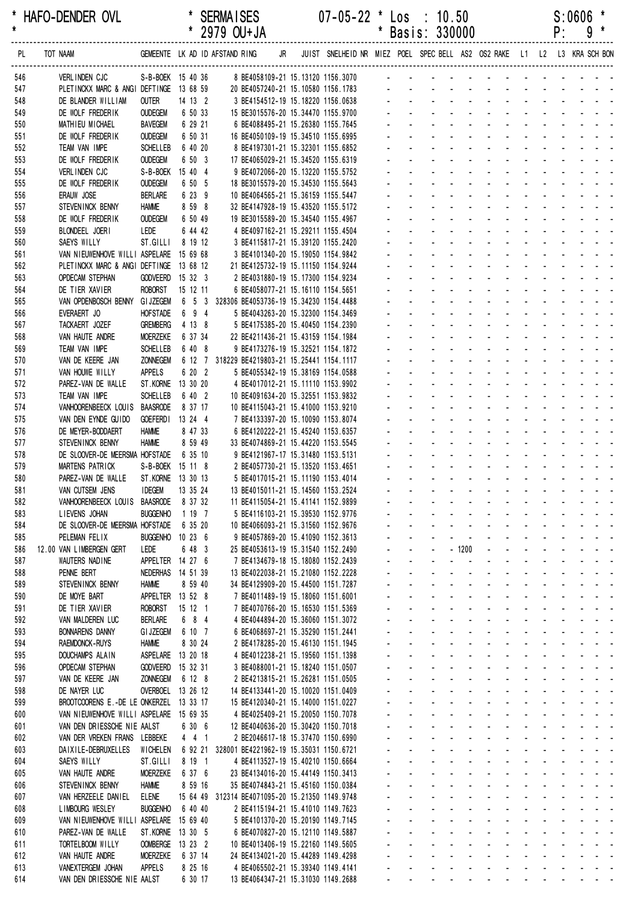| PL | TOT | NAAM | GEMEENTE | LK | AD | ID | AFSTAND | | RING | JR | JUIST | SNELHEID | MIEZ | POEL | SPEC | BELL | AS2 | OS2 | RAKE | L1 | L2 | L3 | KRA | SCH | BON |
|---|---|---|---|---|---|---|---|---|---|---|---|---|---|---|---|---|---|---|---|---|---|---|---|---|---|
| 546 | | VERLINDEN CJC | S-B-BOEK | 15 | 40 | 36 | | 8 | BE4058109-21 | | 15.13120 | 1156.3070 | - | - | - | - | - | - | - | - | - | - | - | - | - |
| 547 | | PLETINCKX MARC & ANGI | DEFTINGE | 13 | 68 | 59 | | 20 | BE4057240-21 | | 15.10580 | 1156.1783 | - | - | - | - | - | - | - | - | - | - | - | - | - |
| 548 | | DE BLANDER WILLIAM | OUTER | 14 | 13 | 2 | | 3 | BE4154512-19 | | 15.18220 | 1156.0638 | - | - | - | - | - | - | - | - | - | - | - | - | - |
| 549 | | DE WOLF FREDERIK | OUDEGEM | 6 | 50 | 33 | | 15 | BE3015576-20 | | 15.34470 | 1155.9700 | - | - | - | - | - | - | - | - | - | - | - | - | - |
| 550 | | MATHIEU MICHAEL | BAVEGEM | 6 | 29 | 21 | | 6 | BE4088495-21 | | 15.26380 | 1155.7645 | - | - | - | - | - | - | - | - | - | - | - | - | - |
| 551 | | DE WOLF FREDERIK | OUDEGEM | 6 | 50 | 31 | | 16 | BE4050109-19 | | 15.34510 | 1155.6995 | - | - | - | - | - | - | - | - | - | - | - | - | - |
| 552 | | TEAM VAN IMPE | SCHELLEB | 6 | 40 | 20 | | 8 | BE4197301-21 | | 15.32301 | 1155.6852 | - | - | - | - | - | - | - | - | - | - | - | - | - |
| 553 | | DE WOLF FREDERIK | OUDEGEM | 6 | 50 | 3 | | 17 | BE4065029-21 | | 15.34520 | 1155.6319 | - | - | - | - | - | - | - | - | - | - | - | - | - |
| 554 | | VERLINDEN CJC | S-B-BOEK | 15 | 40 | 4 | | 9 | BE4072066-20 | | 15.13220 | 1155.5752 | - | - | - | - | - | - | - | - | - | - | - | - | - |
| 555 | | DE WOLF FREDERIK | OUDEGEM | 6 | 50 | 5 | | 18 | BE3015579-20 | | 15.34530 | 1155.5643 | - | - | - | - | - | - | - | - | - | - | - | - | - |
| 556 | | ERAUW JOSE | BERLARE | 6 | 23 | 9 | | 10 | BE4064565-21 | | 15.36159 | 1155.5447 | - | - | - | - | - | - | - | - | - | - | - | - | - |
| 557 | | STEVENINCK BENNY | HAMME | 8 | 59 | 8 | | 32 | BE4147928-19 | | 15.43520 | 1155.5172 | - | - | - | - | - | - | - | - | - | - | - | - | - |
| 558 | | DE WOLF FREDERIK | OUDEGEM | 6 | 50 | 49 | | 19 | BE3015589-20 | | 15.34540 | 1155.4967 | - | - | - | - | - | - | - | - | - | - | - | - | - |
| 559 | | BLONDEEL JOERI | LEDE | 6 | 44 | 42 | | 4 | BE4097162-21 | | 15.29211 | 1155.4504 | - | - | - | - | - | - | - | - | - | - | - | - | - |
| 560 | | SAEYS WILLY | ST.GILLI | 8 | 19 | 12 | | 3 | BE4115817-21 | | 15.39120 | 1155.2420 | - | - | - | - | - | - | - | - | - | - | - | - | - |
| 561 | | VAN NIEUWENHOVE WILLI | ASPELARE | 15 | 69 | 68 | | 3 | BE4101340-20 | | 15.19050 | 1154.9842 | - | - | - | - | - | - | - | - | - | - | - | - | - |
| 562 | | PLETINCKX MARC & ANGI | DEFTINGE | 13 | 68 | 12 | | 21 | BE4125732-19 | | 15.11150 | 1154.9244 | - | - | - | - | - | - | - | - | - | - | - | - | - |
| 563 | | OPDECAM STEPHAN | GODVEERD | 15 | 32 | 3 | | 2 | BE4031880-19 | | 15.17300 | 1154.9234 | - | - | - | - | - | - | - | - | - | - | - | - | - |
| 564 | | DE TIER XAVIER | ROBORST | 15 | 12 | 11 | | 6 | BE4058077-21 | | 15.16110 | 1154.5651 | - | - | - | - | - | - | - | - | - | - | - | - | - |
| 565 | | VAN OPDENBOSCH BENNY | GIJZEGEM | 6 | 5 | 3 | 328306 | | BE4053736-19 | | 15.34230 | 1154.4488 | - | - | - | - | - | - | - | - | - | - | - | - | - |
| 566 | | EVERAERT JO | HOFSTADE | 6 | 9 | 4 | | 5 | BE4043263-20 | | 15.32300 | 1154.3469 | - | - | - | - | - | - | - | - | - | - | - | - | - |
| 567 | | TACKAERT JOZEF | GREMBERG | 4 | 13 | 8 | | 5 | BE4175385-20 | | 15.40450 | 1154.2390 | - | - | - | - | - | - | - | - | - | - | - | - | - |
| 568 | | VAN HAUTE ANDRE | MOERZEKE | 6 | 37 | 34 | | 22 | BE4211436-21 | | 15.43159 | 1154.1984 | - | - | - | - | - | - | - | - | - | - | - | - | - |
| 569 | | TEAM VAN IMPE | SCHELLEB | 6 | 40 | 8 | | 9 | BE4173276-19 | | 15.32521 | 1154.1872 | - | - | - | - | - | - | - | - | - | - | - | - | - |
| 570 | | VAN DE KEERE JAN | ZONNEGEM | 6 | 12 | 7 | 318229 | | BE4219803-21 | | 15.25441 | 1154.1117 | - | - | - | - | - | - | - | - | - | - | - | - | - |
| 571 | | VAN HOUWE WILLY | APPELS | 6 | 20 | 2 | | 5 | BE4055342-19 | | 15.38169 | 1154.0588 | - | - | - | - | - | - | - | - | - | - | - | - | - |
| 572 | | PAREZ-VAN DE WALLE | ST.KORNE | 13 | 30 | 20 | | 4 | BE4017012-21 | | 15.11110 | 1153.9902 | - | - | - | - | - | - | - | - | - | - | - | - | - |
| 573 | | TEAM VAN IMPE | SCHELLEB | 6 | 40 | 2 | | 10 | BE4091634-20 | | 15.32551 | 1153.9832 | - | - | - | - | - | - | - | - | - | - | - | - | - |
| 574 | | VANHOORENBEECK LOUIS | BAASRODE | 8 | 37 | 17 | | 10 | BE4115043-21 | | 15.41000 | 1153.9210 | - | - | - | - | - | - | - | - | - | - | - | - | - |
| 575 | | VAN DEN EYNDE GUIDO | GOEFERDI | 13 | 24 | 4 | | 7 | BE4133397-20 | | 15.10090 | 1153.8074 | - | - | - | - | - | - | - | - | - | - | - | - | - |
| 576 | | DE MEYER-BODDAERT | HAMME | 8 | 47 | 33 | | 6 | BE4120222-21 | | 15.45240 | 1153.6357 | - | - | - | - | - | - | - | - | - | - | - | - | - |
| 577 | | STEVENINCK BENNY | HAMME | 8 | 59 | 49 | | 33 | BE4074869-21 | | 15.44220 | 1153.5545 | - | - | - | - | - | - | - | - | - | - | - | - | - |
| 578 | | DE SLOOVER-DE MEERSMA | HOFSTADE | 6 | 35 | 10 | | 9 | BE4121967-17 | | 15.31480 | 1153.5131 | - | - | - | - | - | - | - | - | - | - | - | - | - |
| 579 | | MARTENS PATRICK | S-B-BOEK | 15 | 11 | 8 | | 2 | BE4057730-21 | | 15.13520 | 1153.4651 | - | - | - | - | - | - | - | - | - | - | - | - | - |
| 580 | | PAREZ-VAN DE WALLE | ST.KORNE | 13 | 30 | 13 | | 5 | BE4017015-21 | | 15.11190 | 1153.4014 | - | - | - | - | - | - | - | - | - | - | - | - | - |
| 581 | | VAN CUTSEM JENS | IDEGEM | 13 | 35 | 24 | | 13 | BE4015011-21 | | 15.14560 | 1153.2524 | - | - | - | - | - | - | - | - | - | - | - | - | - |
| 582 | | VANHOORENBEECK LOUIS | BAASRODE | 8 | 37 | 32 | | 11 | BE4115054-21 | | 15.41141 | 1152.9899 | - | - | - | - | - | - | - | - | - | - | - | - | - |
| 583 | | LIEVENS JOHAN | BUGGENHO | 1 | 19 | 7 | | 5 | BE4116103-21 | | 15.39530 | 1152.9776 | - | - | - | - | - | - | - | - | - | - | - | - | - |
| 584 | | DE SLOOVER-DE MEERSMA | HOFSTADE | 6 | 35 | 20 | | 10 | BE4066093-21 | | 15.31560 | 1152.9676 | - | - | - | - | - | - | - | - | - | - | - | - | - |
| 585 | | PELEMAN FELIX | BUGGENHO | 10 | 23 | 6 | | 9 | BE4057869-20 | | 15.41090 | 1152.3613 | - | - | - | - | - | - | - | - | - | - | - | - | - |
| 586 | 12.00 | VAN LIMBERGEN GERT | LEDE | 6 | 48 | 3 | | 25 | BE4053613-19 | | 15.31540 | 1152.2490 | - | - | - | - | 1200 | - | - | - | - | - | - | - | - |
| 587 | | WAUTERS NADINE | APPELTER | 14 | 27 | 6 | | 7 | BE4134679-18 | | 15.18080 | 1152.2439 | - | - | - | - | - | - | - | - | - | - | - | - | - |
| 588 | | PENNE BERT | NEDERHAS | 14 | 51 | 39 | | 13 | BE4022038-21 | | 15.21080 | 1152.2228 | - | - | - | - | - | - | - | - | - | - | - | - | - |
| 589 | | STEVENINCK BENNY | HAMME | 8 | 59 | 40 | | 34 | BE4129909-20 | | 15.44500 | 1151.7287 | - | - | - | - | - | - | - | - | - | - | - | - | - |
| 590 | | DE MOYE BART | APPELTER | 13 | 52 | 8 | | 7 | BE4011489-19 | | 15.18060 | 1151.6001 | - | - | - | - | - | - | - | - | - | - | - | - | - |
| 591 | | DE TIER XAVIER | ROBORST | 15 | 12 | 1 | | 7 | BE4070766-20 | | 15.16530 | 1151.5369 | - | - | - | - | - | - | - | - | - | - | - | - | - |
| 592 | | VAN MALDEREN LUC | BERLARE | 6 | 8 | 4 | | 4 | BE4044894-20 | | 15.36060 | 1151.3072 | - | - | - | - | - | - | - | - | - | - | - | - | - |
| 593 | | BONNARENS DANNY | GIJZEGEM | 6 | 10 | 7 | | 6 | BE4068697-21 | | 15.35290 | 1151.2441 | - | - | - | - | - | - | - | - | - | - | - | - | - |
| 594 | | RAEMDONCK-RUYS | HAMME | 8 | 30 | 24 | | 2 | BE4178285-20 | | 15.46130 | 1151.1945 | - | - | - | - | - | - | - | - | - | - | - | - | - |
| 595 | | DOUCHAMPS ALAIN | ASPELARE | 13 | 20 | 18 | | 4 | BE4012238-21 | | 15.19560 | 1151.1398 | - | - | - | - | - | - | - | - | - | - | - | - | - |
| 596 | | OPDECAM STEPHAN | GODVEERD | 15 | 32 | 31 | | 3 | BE4088001-21 | | 15.18240 | 1151.0507 | - | - | - | - | - | - | - | - | - | - | - | - | - |
| 597 | | VAN DE KEERE JAN | ZONNEGEM | 6 | 12 | 8 | | 2 | BE4213815-21 | | 15.26281 | 1151.0505 | - | - | - | - | - | - | - | - | - | - | - | - | - |
| 598 | | DE NAYER LUC | OVERBOEL | 13 | 26 | 12 | | 14 | BE4133441-20 | | 15.10020 | 1151.0409 | - | - | - | - | - | - | - | - | - | - | - | - | - |
| 599 | | BROOTCOORENS E.-DE LE | ONKERZEL | 13 | 33 | 17 | | 15 | BE4120340-21 | | 15.14000 | 1151.0227 | - | - | - | - | - | - | - | - | - | - | - | - | - |
| 600 | | VAN NIEUWENHOVE WILLI | ASPELARE | 15 | 69 | 35 | | 4 | BE4025409-21 | | 15.20050 | 1150.7078 | - | - | - | - | - | - | - | - | - | - | - | - | - |
| 601 | | VAN DEN DRIESSCHE NIE | AALST | 6 | 30 | 6 | | 12 | BE4040636-20 | | 15.30420 | 1150.7018 | - | - | - | - | - | - | - | - | - | - | - | - | - |
| 602 | | VAN DER VREKEN FRANS | LEBBEKE | 4 | 4 | 1 | | 2 | BE2046617-18 | | 15.37470 | 1150.6990 | - | - | - | - | - | - | - | - | - | - | - | - | - |
| 603 | | DAIXILE-DEBRUXELLES | WICHELEN | 6 | 92 | 21 | 328001 | | BE4221962-19 | | 15.35031 | 1150.6721 | - | - | - | - | - | - | - | - | - | - | - | - | - |
| 604 | | SAEYS WILLY | ST.GILLI | 8 | 19 | 1 | | 4 | BE4113527-19 | | 15.40210 | 1150.6664 | - | - | - | - | - | - | - | - | - | - | - | - | - |
| 605 | | VAN HAUTE ANDRE | MOERZEKE | 6 | 37 | 6 | | 23 | BE4134016-20 | | 15.44149 | 1150.3413 | - | - | - | - | - | - | - | - | - | - | - | - | - |
| 606 | | STEVENINCK BENNY | HAMME | 8 | 59 | 16 | | 35 | BE4074843-21 | | 15.45160 | 1150.0384 | - | - | - | - | - | - | - | - | - | - | - | - | - |
| 607 | | VAN HERZEELE DANIEL | ELENE | 15 | 64 | 49 | 312314 | | BE4071095-20 | | 15.21350 | 1149.9748 | - | - | - | - | - | - | - | - | - | - | - | - | - |
| 608 | | LIMBOURG WESLEY | BUGGENHO | 6 | 40 | 40 | | 2 | BE4115194-21 | | 15.41010 | 1149.7623 | - | - | - | - | - | - | - | - | - | - | - | - | - |
| 609 | | VAN NIEUWENHOVE WILLI | ASPELARE | 15 | 69 | 40 | | 5 | BE4101370-20 | | 15.20190 | 1149.7145 | - | - | - | - | - | - | - | - | - | - | - | - | - |
| 610 | | PAREZ-VAN DE WALLE | ST.KORNE | 13 | 30 | 5 | | 6 | BE4070827-20 | | 15.12110 | 1149.5887 | - | - | - | - | - | - | - | - | - | - | - | - | - |
| 611 | | TORTELBOOM WILLY | OOMBERGE | 13 | 23 | 2 | | 10 | BE4013406-19 | | 15.22160 | 1149.5605 | - | - | - | - | - | - | - | - | - | - | - | - | - |
| 612 | | VAN HAUTE ANDRE | MOERZEKE | 6 | 37 | 14 | | 24 | BE4134021-20 | | 15.44289 | 1149.4298 | - | - | - | - | - | - | - | - | - | - | - | - | - |
| 613 | | VANEXTERGEM JOHAN | APPELS | 8 | 25 | 16 | | 4 | BE4065502-21 | | 15.39340 | 1149.4141 | - | - | - | - | - | - | - | - | - | - | - | - | - |
| 614 | | VAN DEN DRIESSCHE NIE | AALST | 6 | 30 | 17 | | 13 | BE4064347-21 | | 15.31030 | 1149.2688 | - | - | - | - | - | - | - | - | - | - | - | - | - |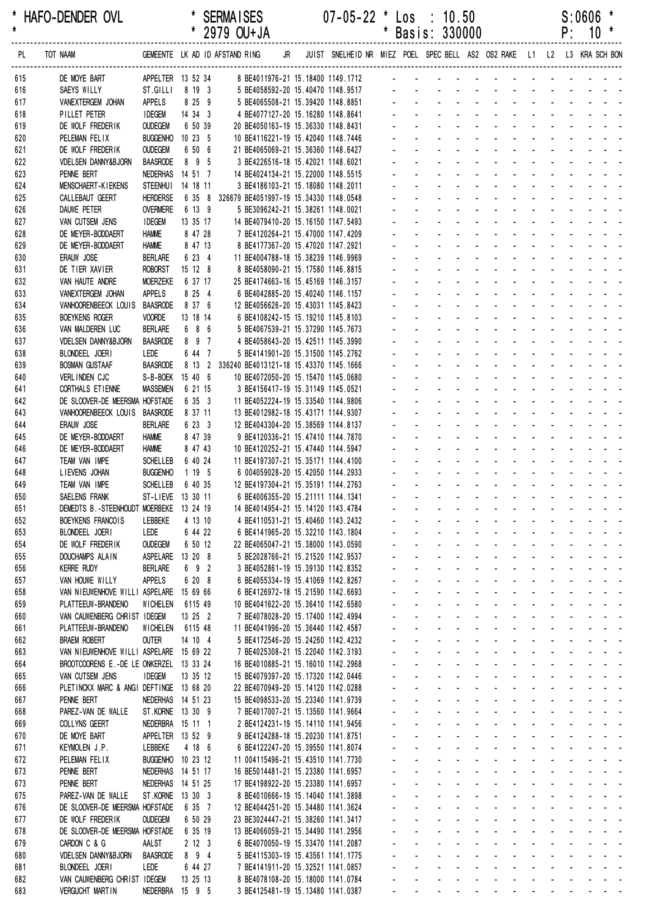\* HAFO-DENDER OVL \* SERMAISES 07-05-22 \* Los : 10.50 S:0606 \*
\* \* 2979 OU+JA \* Basis: 330000 P: 10 \*

| PL | TOT NAAM | GEMEENTE | LK | AD | ID | AFSTAND RING | JR | JUIST | SNELHEID | NR | MIEZ | POEL | SPEC | BELL | AS2 | OS2 | RAKE | L1 | L2 | L3 | KRA | SCH | BON |
|---|---|---|---|---|---|---|---|---|---|---|---|---|---|---|---|---|---|---|---|---|---|---|---|
| 615 | DE MOYE BART | APPELTER | 13 | 52 | 34 | 8 BE4011976-21 | | 15.18400 | 1149.1712 | | - | - | - | - | - | - | - | - | - | - | - | - | - |
| 616 | SAEYS WILLY | ST.GILLI | 8 | 19 | 3 | 5 BE4058592-20 | | 15.40470 | 1148.9517 | | - | - | - | - | - | - | - | - | - | - | - | - | - |
| 617 | VANEXTERGEM JOHAN | APPELS | 8 | 25 | 9 | 5 BE4065508-21 | | 15.39420 | 1148.8851 | | - | - | - | - | - | - | - | - | - | - | - | - | - |
| 618 | PILLET PETER | IDEGEM | 14 | 34 | 3 | 4 BE4077127-20 | | 15.16280 | 1148.8641 | | - | - | - | - | - | - | - | - | - | - | - | - | - |
| 619 | DE WOLF FREDERIK | OUDEGEM | 6 | 50 | 39 | 20 BE4050163-19 | | 15.36330 | 1148.8431 | | - | - | - | - | - | - | - | - | - | - | - | - | - |
| 620 | PELEMAN FELIX | BUGGENHO | 10 | 23 | 5 | 10 BE4116221-19 | | 15.42040 | 1148.7446 | | - | - | - | - | - | - | - | - | - | - | - | - | - |
| 621 | DE WOLF FREDERIK | OUDEGEM | 6 | 50 | 6 | 21 BE4065069-21 | | 15.36360 | 1148.6427 | | - | - | - | - | - | - | - | - | - | - | - | - | - |
| 622 | VDELSEN DANNY&BJORN | BAASRODE | 8 | 9 | 5 | 3 BE4226516-18 | | 15.42021 | 1148.6021 | | - | - | - | - | - | - | - | - | - | - | - | - | - |
| 623 | PENNE BERT | NEDERHAS | 14 | 51 | 7 | 14 BE4024134-21 | | 15.22000 | 1148.5515 | | - | - | - | - | - | - | - | - | - | - | - | - | - |
| 624 | MENSCHAERT-KIEKENS | STEENHUI | 14 | 18 | 11 | 3 BE4186103-21 | | 15.18080 | 1148.2011 | | - | - | - | - | - | - | - | - | - | - | - | - | - |
| 625 | CALLEBAUT GEERT | HERDERSE | 6 | 35 | 8 | 326679 BE4051997-19 | | 15.34330 | 1148.0548 | | - | - | - | - | - | - | - | - | - | - | - | - | - |
| 626 | DAUWE PETER | OVERMERE | 6 | 13 | 9 | 5 BE3096242-21 | | 15.38261 | 1148.0021 | | - | - | - | - | - | - | - | - | - | - | - | - | - |
| 627 | VAN CUTSEM JENS | IDEGEM | 13 | 35 | 17 | 14 BE4079410-20 | | 15.16150 | 1147.5493 | | - | - | - | - | - | - | - | - | - | - | - | - | - |
| 628 | DE MEYER-BODDAERT | HAMME | 8 | 47 | 28 | 7 BE4120264-21 | | 15.47000 | 1147.4209 | | - | - | - | - | - | - | - | - | - | - | - | - | - |
| 629 | DE MEYER-BODDAERT | HAMME | 8 | 47 | 13 | 8 BE4177367-20 | | 15.47020 | 1147.2921 | | - | - | - | - | - | - | - | - | - | - | - | - | - |
| 630 | ERAUW JOSE | BERLARE | 6 | 23 | 4 | 11 BE4004788-18 | | 15.38239 | 1146.9969 | | - | - | - | - | - | - | - | - | - | - | - | - | - |
| 631 | DE TIER XAVIER | ROBORST | 15 | 12 | 8 | 8 BE4058090-21 | | 15.17580 | 1146.8815 | | - | - | - | - | - | - | - | - | - | - | - | - | - |
| 632 | VAN HAUTE ANDRE | MOERZEKE | 6 | 37 | 17 | 25 BE4174663-16 | | 15.45169 | 1146.3157 | | - | - | - | - | - | - | - | - | - | - | - | - | - |
| 633 | VANEXTERGEM JOHAN | APPELS | 8 | 25 | 4 | 6 BE4042885-20 | | 15.40240 | 1146.1157 | | - | - | - | - | - | - | - | - | - | - | - | - | - |
| 634 | VANHOORENBEECK LOUIS | BAASRODE | 8 | 37 | 6 | 12 BE4056626-20 | | 15.43031 | 1145.8423 | | - | - | - | - | - | - | - | - | - | - | - | - | - |
| 635 | BOEYKENS ROGER | VOORDE | 13 | 18 | 14 | 6 BE4108242-15 | | 15.19210 | 1145.8103 | | - | - | - | - | - | - | - | - | - | - | - | - | - |
| 636 | VAN MALDEREN LUC | BERLARE | 6 | 8 | 6 | 5 BE4067539-21 | | 15.37290 | 1145.7673 | | - | - | - | - | - | - | - | - | - | - | - | - | - |
| 637 | VDELSEN DANNY&BJORN | BAASRODE | 8 | 9 | 7 | 4 BE4058643-20 | | 15.42511 | 1145.3990 | | - | - | - | - | - | - | - | - | - | - | - | - | - |
| 638 | BLONDEEL JOERI | LEDE | 6 | 44 | 7 | 5 BE4141901-20 | | 15.31500 | 1145.2762 | | - | - | - | - | - | - | - | - | - | - | - | - | - |
| 639 | BOSMAN GUSTAAF | BAASRODE | 8 | 13 | 2 | 336240 BE4013121-18 | | 15.43370 | 1145.1666 | | - | - | - | - | - | - | - | - | - | - | - | - | - |
| 640 | VERLINDEN CJC | S-B-BOEK | 15 | 40 | 6 | 10 BE4072050-21 | | 15.47070 | 1145.0680 | | - | - | - | - | - | - | - | - | - | - | - | - | - |
| 641 | CORTHALS ETIENNE | MASSEMEN | 6 | 21 | 15 | 3 BE4156417-19 | | 15.31149 | 1145.0521 | | - | - | - | - | - | - | - | - | - | - | - | - | - |
| 642 | DE SLOOVER-DE MEERSMA | HOFSTADE | 6 | 35 | 3 | 11 BE4052224-19 | | 15.33540 | 1144.9806 | | - | - | - | - | - | - | - | - | - | - | - | - | - |
| 643 | VANHOORENBEECK LOUIS | BAASRODE | 8 | 37 | 11 | 13 BE4012982-18 | | 15.43171 | 1144.9307 | | - | - | - | - | - | - | - | - | - | - | - | - | - |
| 644 | ERAUW JOSE | BERLARE | 6 | 23 | 3 | 12 BE4043304-20 | | 15.38569 | 1144.8137 | | - | - | - | - | - | - | - | - | - | - | - | - | - |
| 645 | DE MEYER-BODDAERT | HAMME | 8 | 47 | 39 | 9 BE4120336-21 | | 15.47410 | 1144.7870 | | - | - | - | - | - | - | - | - | - | - | - | - | - |
| 646 | DE MEYER-BODDAERT | HAMME | 8 | 47 | 43 | 10 BE4120252-21 | | 15.47440 | 1144.5947 | | - | - | - | - | - | - | - | - | - | - | - | - | - |
| 647 | TEAM VAN IMPE | SCHELLEB | 6 | 40 | 24 | 11 BE4197307-21 | | 15.35171 | 1144.4100 | | - | - | - | - | - | - | - | - | - | - | - | - | - |
| 648 | LIEVENS JOHAN | BUGGENHO | 1 | 19 | 5 | 6 004059028-20 | | 15.42050 | 1144.2933 | | - | - | - | - | - | - | - | - | - | - | - | - | - |
| 649 | TEAM VAN IMPE | SCHELLEB | 6 | 40 | 35 | 12 BE4197304-21 | | 15.35191 | 1144.2763 | | - | - | - | - | - | - | - | - | - | - | - | - | - |
| 650 | SAELENS FRANK | ST-LIEVE | 13 | 30 | 11 | 6 BE4006355-20 | | 15.21111 | 1144.1341 | | - | - | - | - | - | - | - | - | - | - | - | - | - |
| 651 | DEMEDTS B.-STEENHOUDT | MOERBEKE | 13 | 24 | 19 | 14 BE4014954-21 | | 15.14120 | 1143.4784 | | - | - | - | - | - | - | - | - | - | - | - | - | - |
| 652 | BOEYKENS FRANCOIS | LEBBEKE | 4 | 13 | 10 | 4 BE4110531-21 | | 15.40460 | 1143.2432 | | - | - | - | - | - | - | - | - | - | - | - | - | - |
| 653 | BLONDEEL JOERI | LEDE | 6 | 44 | 22 | 6 BE4141965-20 | | 15.32210 | 1143.1804 | | - | - | - | - | - | - | - | - | - | - | - | - | - |
| 654 | DE WOLF FREDERIK | OUDEGEM | 6 | 50 | 12 | 22 BE4065047-21 | | 15.38000 | 1143.0590 | | - | - | - | - | - | - | - | - | - | - | - | - | - |
| 655 | DOUCHAMPS ALAIN | ASPELARE | 13 | 20 | 8 | 5 BE2028766-21 | | 15.21520 | 1142.9537 | | - | - | - | - | - | - | - | - | - | - | - | - | - |
| 656 | KERRE RUDY | BERLARE | 6 | 9 | 2 | 3 BE4052861-19 | | 15.39130 | 1142.8352 | | - | - | - | - | - | - | - | - | - | - | - | - | - |
| 657 | VAN HOUWE WILLY | APPELS | 6 | 20 | 8 | 6 BE4055334-19 | | 15.41069 | 1142.8267 | | - | - | - | - | - | - | - | - | - | - | - | - | - |
| 658 | VAN NIEUWENHOVE WILLI | ASPELARE | 15 | 69 | 66 | 6 BE4126972-18 | | 15.21590 | 1142.6693 | | - | - | - | - | - | - | - | - | - | - | - | - | - |
| 659 | PLATTEEUW-BRANDENO | WICHELEN | 6115 | 49 | | 10 BE4041622-20 | | 15.36410 | 1142.6580 | | - | - | - | - | - | - | - | - | - | - | - | - | - |
| 660 | VAN CAUWENBERG CHRIST | IDEGEM | 13 | 25 | 2 | 7 BE4078028-20 | | 15.17400 | 1142.4994 | | - | - | - | - | - | - | - | - | - | - | - | - | - |
| 661 | PLATTEEUW-BRANDENO | WICHELEN | 6115 | 48 | | 11 BE4041996-20 | | 15.36440 | 1142.4587 | | - | - | - | - | - | - | - | - | - | - | - | - | - |
| 662 | BRAEM ROBERT | OUTER | 14 | 10 | 4 | 5 BE4172546-20 | | 15.24260 | 1142.4232 | | - | - | - | - | - | - | - | - | - | - | - | - | - |
| 663 | VAN NIEUWENHOVE WILLI | ASPELARE | 15 | 69 | 22 | 7 BE4025308-21 | | 15.22040 | 1142.3193 | | - | - | - | - | - | - | - | - | - | - | - | - | - |
| 664 | BROOTCOORENS E.-DE LE | ONKERZEL | 13 | 33 | 24 | 16 BE4010885-21 | | 15.16010 | 1142.2968 | | - | - | - | - | - | - | - | - | - | - | - | - | - |
| 665 | VAN CUTSEM JENS | IDEGEM | 13 | 35 | 12 | 15 BE4079397-20 | | 15.17320 | 1142.0446 | | - | - | - | - | - | - | - | - | - | - | - | - | - |
| 666 | PLETINCKX MARC & ANGI | DEFTINGE | 13 | 68 | 20 | 22 BE4070949-20 | | 15.14120 | 1142.0288 | | - | - | - | - | - | - | - | - | - | - | - | - | - |
| 667 | PENNE BERT | NEDERHAS | 14 | 51 | 23 | 15 BE4098533-20 | | 15.23340 | 1141.9739 | | - | - | - | - | - | - | - | - | - | - | - | - | - |
| 668 | PAREZ-VAN DE WALLE | ST.KORNE | 13 | 30 | 9 | 7 BE4017007-21 | | 15.13560 | 1141.9664 | | - | - | - | - | - | - | - | - | - | - | - | - | - |
| 669 | COLLYNS GEERT | NEDERBRA | 15 | 11 | 1 | 2 BE4124231-19 | | 15.14110 | 1141.9456 | | - | - | - | - | - | - | - | - | - | - | - | - | - |
| 670 | DE MOYE BART | APPELTER | 13 | 52 | 9 | 9 BE4124288-18 | | 15.20230 | 1141.8751 | | - | - | - | - | - | - | - | - | - | - | - | - | - |
| 671 | KEYMOLEN J.P. | LEBBEKE | 4 | 18 | 6 | 6 BE4122247-20 | | 15.39550 | 1141.8074 | | - | - | - | - | - | - | - | - | - | - | - | - | - |
| 672 | PELEMAN FELIX | BUGGENHO | 10 | 23 | 12 | 11 004115496-21 | | 15.43510 | 1141.7730 | | - | - | - | - | - | - | - | - | - | - | - | - | - |
| 673 | PENNE BERT | NEDERHAS | 14 | 51 | 17 | 16 BE5014481-21 | | 15.23380 | 1141.6957 | | - | - | - | - | - | - | - | - | - | - | - | - | - |
| 673 | PENNE BERT | NEDERHAS | 14 | 51 | 25 | 17 BE4198922-20 | | 15.23380 | 1141.6957 | | - | - | - | - | - | - | - | - | - | - | - | - | - |
| 675 | PAREZ-VAN DE WALLE | ST.KORNE | 13 | 30 | 3 | 8 BE4010666-19 | | 15.14040 | 1141.3898 | | - | - | - | - | - | - | - | - | - | - | - | - | - |
| 676 | DE SLOOVER-DE MEERSMA | HOFSTADE | 6 | 35 | 7 | 12 BE4044251-20 | | 15.34480 | 1141.3624 | | - | - | - | - | - | - | - | - | - | - | - | - | - |
| 677 | DE WOLF FREDERIK | OUDEGEM | 6 | 50 | 29 | 23 BE3024447-21 | | 15.38260 | 1141.3417 | | - | - | - | - | - | - | - | - | - | - | - | - | - |
| 678 | DE SLOOVER-DE MEERSMA | HOFSTADE | 6 | 35 | 19 | 13 BE4066059-21 | | 15.34490 | 1141.2956 | | - | - | - | - | - | - | - | - | - | - | - | - | - |
| 679 | CARDON C & G | AALST | 2 | 12 | 3 | 6 BE4070050-19 | | 15.33470 | 1141.2087 | | - | - | - | - | - | - | - | - | - | - | - | - | - |
| 680 | VDELSEN DANNY&BJORN | BAASRODE | 8 | 9 | 4 | 5 BE4115303-19 | | 15.43561 | 1141.1775 | | - | - | - | - | - | - | - | - | - | - | - | - | - |
| 681 | BLONDEEL JOERI | LEDE | 6 | 44 | 27 | 7 BE4141911-20 | | 15.32521 | 1141.0857 | | - | - | - | - | - | - | - | - | - | - | - | - | - |
| 682 | VAN CAUWENBERG CHRIST | IDEGEM | 13 | 25 | 13 | 8 BE4078108-20 | | 15.18000 | 1141.0784 | | - | - | - | - | - | - | - | - | - | - | - | - | - |
| 683 | VERGUCHT MARTIN | NEDERBRA | 15 | 9 | 5 | 3 BE4125481-19 | | 15.13480 | 1141.0387 | | - | - | - | - | - | - | - | - | - | - | - | - | - |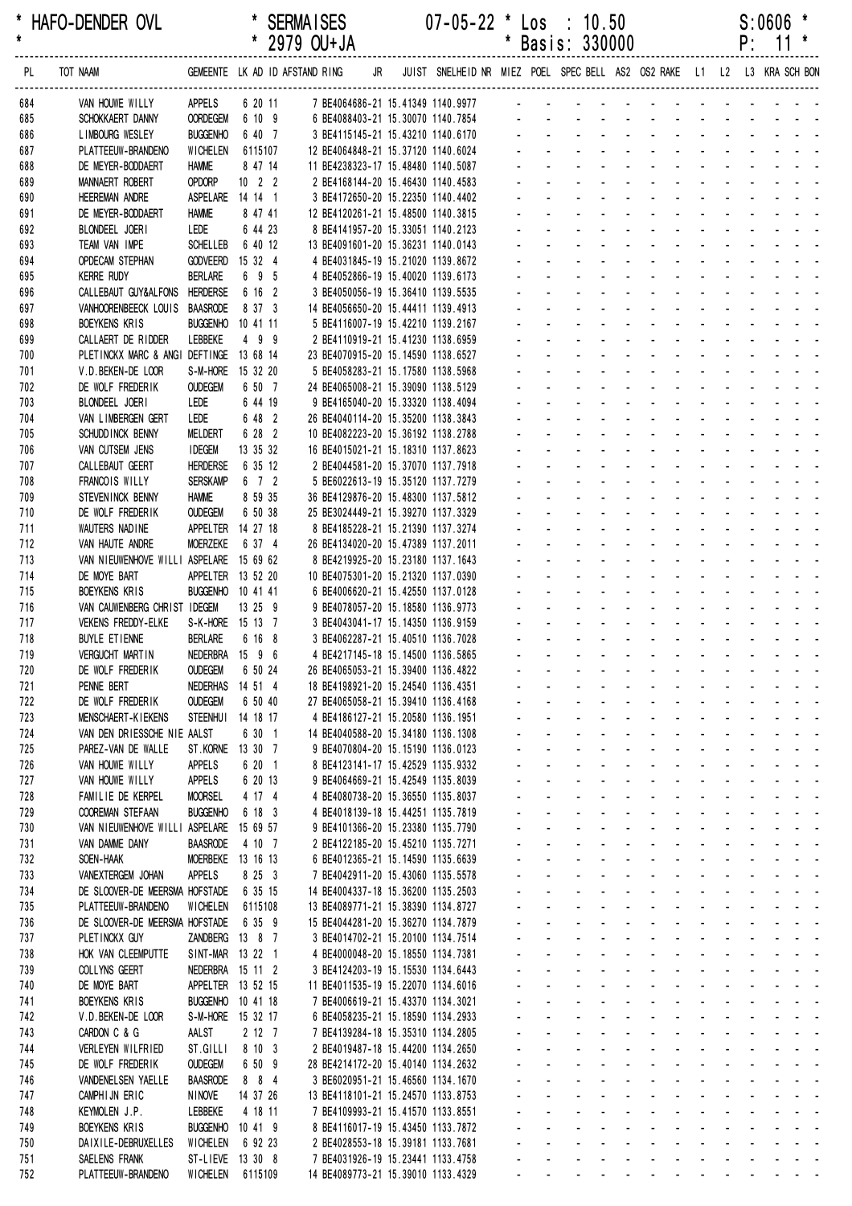| * HAFO-DENDER OVL | * SERMAISES * 2979 OU+JA | 07-05-22 * Los : 10.50 * Basis: 330000 | S:0606 * P: 11 * |
|---|---|---|---|

| PL | TOT NAAM | GEMEENTE | LK AD ID AFSTAND RING | JR | JUIST | SNELHEID NR | MIEZ | POEL | SPEC | BELL | AS2 | OS2 | RAKE | L1 | L2 | L3 | KRA | SCH | BON |
|---|---|---|---|---|---|---|---|---|---|---|---|---|---|---|---|---|---|---|---|
| 684 | VAN HOUWE WILLY | APPELS | 6 20 11 | 7 BE4064686-21 | 15.41349 | 1140.9977 | - | - | - | - | - | - | - | - | - | - | - | - | - |
| 685 | SCHOKKAERT DANNY | OORDEGEM | 6 10 9 | 6 BE4088403-21 | 15.30070 | 1140.7854 | - | - | - | - | - | - | - | - | - | - | - | - | - |
| 686 | LIMBOURG WESLEY | BUGGENHO | 6 40 7 | 3 BE4115145-21 | 15.43210 | 1140.6170 | - | - | - | - | - | - | - | - | - | - | - | - | - |
| 687 | PLATTEEUW-BRANDENO | WICHELEN | 6115107 | 12 BE4064848-21 | 15.37120 | 1140.6024 | - | - | - | - | - | - | - | - | - | - | - | - | - |
| 688 | DE MEYER-BODDAERT | HAMME | 8 47 14 | 11 BE4238323-17 | 15.48480 | 1140.5087 | - | - | - | - | - | - | - | - | - | - | - | - | - |
| 689 | MANNAERT ROBERT | OPDORP | 10 2 2 | 2 BE4168144-20 | 15.46430 | 1140.4583 | - | - | - | - | - | - | - | - | - | - | - | - | - |
| 690 | HEEREMAN ANDRE | ASPELARE | 14 14 1 | 3 BE4172650-20 | 15.22350 | 1140.4402 | - | - | - | - | - | - | - | - | - | - | - | - | - |
| 691 | DE MEYER-BODDAERT | HAMME | 8 47 41 | 12 BE4120261-21 | 15.48500 | 1140.3815 | - | - | - | - | - | - | - | - | - | - | - | - | - |
| 692 | BLONDEEL JOERI | LEDE | 6 44 23 | 8 BE4141957-20 | 15.33051 | 1140.2123 | - | - | - | - | - | - | - | - | - | - | - | - | - |
| 693 | TEAM VAN IMPE | SCHELLEB | 6 40 12 | 13 BE4091601-20 | 15.36231 | 1140.0143 | - | - | - | - | - | - | - | - | - | - | - | - | - |
| 694 | OPDECAM STEPHAN | GODVEERD | 15 32 4 | 4 BE4031845-19 | 15.21020 | 1139.8672 | - | - | - | - | - | - | - | - | - | - | - | - | - |
| 695 | KERRE RUDY | BERLARE | 6 9 5 | 4 BE4052866-19 | 15.40020 | 1139.6173 | - | - | - | - | - | - | - | - | - | - | - | - | - |
| 696 | CALLEBAUT GUY&ALFONS | HERDERSE | 6 16 2 | 3 BE4050056-19 | 15.36410 | 1139.5535 | - | - | - | - | - | - | - | - | - | - | - | - | - |
| 697 | VANHOORENBEECK LOUIS | BAASRODE | 8 37 3 | 14 BE4056650-20 | 15.44411 | 1139.4913 | - | - | - | - | - | - | - | - | - | - | - | - | - |
| 698 | BOEYKENS KRIS | BUGGENHO | 10 41 11 | 5 BE4116007-19 | 15.42210 | 1139.2167 | - | - | - | - | - | - | - | - | - | - | - | - | - |
| 699 | CALLAERT DE RIDDER | LEBBEKE | 4 9 9 | 2 BE4110919-21 | 15.41230 | 1138.6959 | - | - | - | - | - | - | - | - | - | - | - | - | - |
| 700 | PLETINCKX MARC & ANGI | DEFTINGE | 13 68 14 | 23 BE4070915-20 | 15.14590 | 1138.6527 | - | - | - | - | - | - | - | - | - | - | - | - | - |
| 701 | V.D.BEKEN-DE LOOR | S-M-HORE | 15 32 20 | 5 BE4058283-21 | 15.17580 | 1138.5968 | - | - | - | - | - | - | - | - | - | - | - | - | - |
| 702 | DE WOLF FREDERIK | OUDEGEM | 6 50 7 | 24 BE4065008-21 | 15.39090 | 1138.5129 | - | - | - | - | - | - | - | - | - | - | - | - | - |
| 703 | BLONDEEL JOERI | LEDE | 6 44 19 | 9 BE4165040-20 | 15.33320 | 1138.4094 | - | - | - | - | - | - | - | - | - | - | - | - | - |
| 704 | VAN LIMBERGEN GERT | LEDE | 6 48 2 | 26 BE4040114-20 | 15.35200 | 1138.3843 | - | - | - | - | - | - | - | - | - | - | - | - | - |
| 705 | SCHUDDINCK BENNY | MELDERT | 6 28 2 | 10 BE4082223-20 | 15.36192 | 1138.2788 | - | - | - | - | - | - | - | - | - | - | - | - | - |
| 706 | VAN CUTSEM JENS | IDEGEM | 13 35 32 | 16 BE4015021-21 | 15.18310 | 1137.8623 | - | - | - | - | - | - | - | - | - | - | - | - | - |
| 707 | CALLEBAUT GEERT | HERDERSE | 6 35 12 | 2 BE4044581-20 | 15.37070 | 1137.7918 | - | - | - | - | - | - | - | - | - | - | - | - | - |
| 708 | FRANCOIS WILLY | SERSKAMP | 6 7 2 | 5 BE6022613-19 | 15.35120 | 1137.7279 | - | - | - | - | - | - | - | - | - | - | - | - | - |
| 709 | STEVENINCK BENNY | HAMME | 8 59 35 | 36 BE4129876-20 | 15.48300 | 1137.5812 | - | - | - | - | - | - | - | - | - | - | - | - | - |
| 710 | DE WOLF FREDERIK | OUDEGEM | 6 50 38 | 25 BE3024449-21 | 15.39270 | 1137.3329 | - | - | - | - | - | - | - | - | - | - | - | - | - |
| 711 | WAUTERS NADINE | APPELTER | 14 27 18 | 8 BE4185228-21 | 15.21390 | 1137.3274 | - | - | - | - | - | - | - | - | - | - | - | - | - |
| 712 | VAN HAUTE ANDRE | MOERZEKE | 6 37 4 | 26 BE4134020-20 | 15.47389 | 1137.2011 | - | - | - | - | - | - | - | - | - | - | - | - | - |
| 713 | VAN NIEUWENHOVE WILLI | ASPELARE | 15 69 62 | 8 BE4219925-20 | 15.23180 | 1137.1643 | - | - | - | - | - | - | - | - | - | - | - | - | - |
| 714 | DE MOYE BART | APPELTER | 13 52 20 | 10 BE4075301-20 | 15.21320 | 1137.0390 | - | - | - | - | - | - | - | - | - | - | - | - | - |
| 715 | BOEYKENS KRIS | BUGGENHO | 10 41 41 | 6 BE4006620-21 | 15.42550 | 1137.0128 | - | - | - | - | - | - | - | - | - | - | - | - | - |
| 716 | VAN CAUWENBERG CHRIST | IDEGEM | 13 25 9 | 9 BE4078057-20 | 15.18580 | 1136.9773 | - | - | - | - | - | - | - | - | - | - | - | - | - |
| 717 | VEKENS FREDDY-ELKE | S-K-HORE | 15 13 7 | 3 BE4043041-17 | 15.14350 | 1136.9159 | - | - | - | - | - | - | - | - | - | - | - | - | - |
| 718 | BUYLE ETIENNE | BERLARE | 6 16 8 | 3 BE4062287-21 | 15.40510 | 1136.7028 | - | - | - | - | - | - | - | - | - | - | - | - | - |
| 719 | VERGUCHT MARTIN | NEDERBRA | 15 9 6 | 4 BE4217145-18 | 15.14500 | 1136.5865 | - | - | - | - | - | - | - | - | - | - | - | - | - |
| 720 | DE WOLF FREDERIK | OUDEGEM | 6 50 24 | 26 BE4065053-21 | 15.39400 | 1136.4822 | - | - | - | - | - | - | - | - | - | - | - | - | - |
| 721 | PENNE BERT | NEDERHAS | 14 51 4 | 18 BE4198921-20 | 15.24540 | 1136.4351 | - | - | - | - | - | - | - | - | - | - | - | - | - |
| 722 | DE WOLF FREDERIK | OUDEGEM | 6 50 40 | 27 BE4065058-21 | 15.39410 | 1136.4168 | - | - | - | - | - | - | - | - | - | - | - | - | - |
| 723 | MENSCHAERT-KIEKENS | STEENHUI | 14 18 17 | 4 BE4186127-21 | 15.20580 | 1136.1951 | - | - | - | - | - | - | - | - | - | - | - | - | - |
| 724 | VAN DEN DRIESSCHE NIE | AALST | 6 30 1 | 14 BE4040588-20 | 15.34180 | 1136.1308 | - | - | - | - | - | - | - | - | - | - | - | - | - |
| 725 | PAREZ-VAN DE WALLE | ST.KORNE | 13 30 7 | 9 BE4070804-20 | 15.15190 | 1136.0123 | - | - | - | - | - | - | - | - | - | - | - | - | - |
| 726 | VAN HOUWE WILLY | APPELS | 6 20 1 | 8 BE4123141-17 | 15.42529 | 1135.9332 | - | - | - | - | - | - | - | - | - | - | - | - | - |
| 727 | VAN HOUWE WILLY | APPELS | 6 20 13 | 9 BE4064669-21 | 15.42549 | 1135.8039 | - | - | - | - | - | - | - | - | - | - | - | - | - |
| 728 | FAMILIE DE KERPEL | MOORSEL | 4 17 4 | 4 BE4080738-20 | 15.36550 | 1135.8037 | - | - | - | - | - | - | - | - | - | - | - | - | - |
| 729 | COOREMAN STEFAAN | BUGGENHO | 6 18 3 | 4 BE4018139-18 | 15.44251 | 1135.7819 | - | - | - | - | - | - | - | - | - | - | - | - | - |
| 730 | VAN NIEUWENHOVE WILLI | ASPELARE | 15 69 57 | 9 BE4101366-20 | 15.23380 | 1135.7790 | - | - | - | - | - | - | - | - | - | - | - | - | - |
| 731 | VAN DAMME DANY | BAASRODE | 4 10 7 | 2 BE4122185-20 | 15.45210 | 1135.7271 | - | - | - | - | - | - | - | - | - | - | - | - | - |
| 732 | SOEN-HAAK | MOERBEKE | 13 16 13 | 6 BE4012365-21 | 15.14590 | 1135.6639 | - | - | - | - | - | - | - | - | - | - | - | - | - |
| 733 | VANEXTERGEM JOHAN | APPELS | 8 25 3 | 7 BE4042911-20 | 15.43060 | 1135.5578 | - | - | - | - | - | - | - | - | - | - | - | - | - |
| 734 | DE SLOOVER-DE MEERSMA | HOFSTADE | 6 35 15 | 14 BE4004337-18 | 15.36200 | 1135.2503 | - | - | - | - | - | - | - | - | - | - | - | - | - |
| 735 | PLATTEEUW-BRANDENO | WICHELEN | 6115108 | 13 BE4089771-21 | 15.38390 | 1134.8727 | - | - | - | - | - | - | - | - | - | - | - | - | - |
| 736 | DE SLOOVER-DE MEERSMA | HOFSTADE | 6 35 9 | 15 BE4044281-20 | 15.36270 | 1134.7879 | - | - | - | - | - | - | - | - | - | - | - | - | - |
| 737 | PLETINCKX GUY | ZANDBERG | 13 8 7 | 3 BE4014702-21 | 15.20100 | 1134.7514 | - | - | - | - | - | - | - | - | - | - | - | - | - |
| 738 | HOK VAN CLEEMPUTTE | SINT-MAR | 13 22 1 | 4 BE4000048-20 | 15.18550 | 1134.7381 | - | - | - | - | - | - | - | - | - | - | - | - | - |
| 739 | COLLYNS GEERT | NEDERBRA | 15 11 2 | 3 BE4124203-19 | 15.15530 | 1134.6443 | - | - | - | - | - | - | - | - | - | - | - | - | - |
| 740 | DE MOYE BART | APPELTER | 13 52 15 | 11 BE4011535-19 | 15.22070 | 1134.6016 | - | - | - | - | - | - | - | - | - | - | - | - | - |
| 741 | BOEYKENS KRIS | BUGGENHO | 10 41 18 | 7 BE4006619-21 | 15.43370 | 1134.3021 | - | - | - | - | - | - | - | - | - | - | - | - | - |
| 742 | V.D.BEKEN-DE LOOR | S-M-HORE | 15 32 17 | 6 BE4058235-21 | 15.18590 | 1134.2933 | - | - | - | - | - | - | - | - | - | - | - | - | - |
| 743 | CARDON C & G | AALST | 2 12 7 | 7 BE4139284-18 | 15.35310 | 1134.2805 | - | - | - | - | - | - | - | - | - | - | - | - | - |
| 744 | VERLEYEN WILFRIED | ST.GILLI | 8 10 3 | 2 BE4019487-18 | 15.44200 | 1134.2650 | - | - | - | - | - | - | - | - | - | - | - | - | - |
| 745 | DE WOLF FREDERIK | OUDEGEM | 6 50 9 | 28 BE4214172-20 | 15.40140 | 1134.2632 | - | - | - | - | - | - | - | - | - | - | - | - | - |
| 746 | VANDENELSEN YAELLE | BAASRODE | 8 8 4 | 3 BE6020951-21 | 15.46560 | 1134.1670 | - | - | - | - | - | - | - | - | - | - | - | - | - |
| 747 | CAMPHIJN ERIC | NINOVE | 14 37 26 | 13 BE4118101-21 | 15.24570 | 1133.8753 | - | - | - | - | - | - | - | - | - | - | - | - | - |
| 748 | KEYMOLEN J.P. | LEBBEKE | 4 18 11 | 7 BE4109993-21 | 15.41570 | 1133.8551 | - | - | - | - | - | - | - | - | - | - | - | - | - |
| 749 | BOEYKENS KRIS | BUGGENHO | 10 41 9 | 8 BE4116017-19 | 15.43450 | 1133.7872 | - | - | - | - | - | - | - | - | - | - | - | - | - |
| 750 | DAIXILE-DEBRUXELLES | WICHELEN | 6 92 23 | 2 BE4028553-18 | 15.39181 | 1133.7681 | - | - | - | - | - | - | - | - | - | - | - | - | - |
| 751 | SAELENS FRANK | ST-LIEVE | 13 30 8 | 7 BE4031926-19 | 15.23441 | 1133.4758 | - | - | - | - | - | - | - | - | - | - | - | - | - |
| 752 | PLATTEEUW-BRANDENO | WICHELEN | 6115109 | 14 BE4089773-21 | 15.39010 | 1133.4329 | - | - | - | - | - | - | - | - | - | - | - | - | - |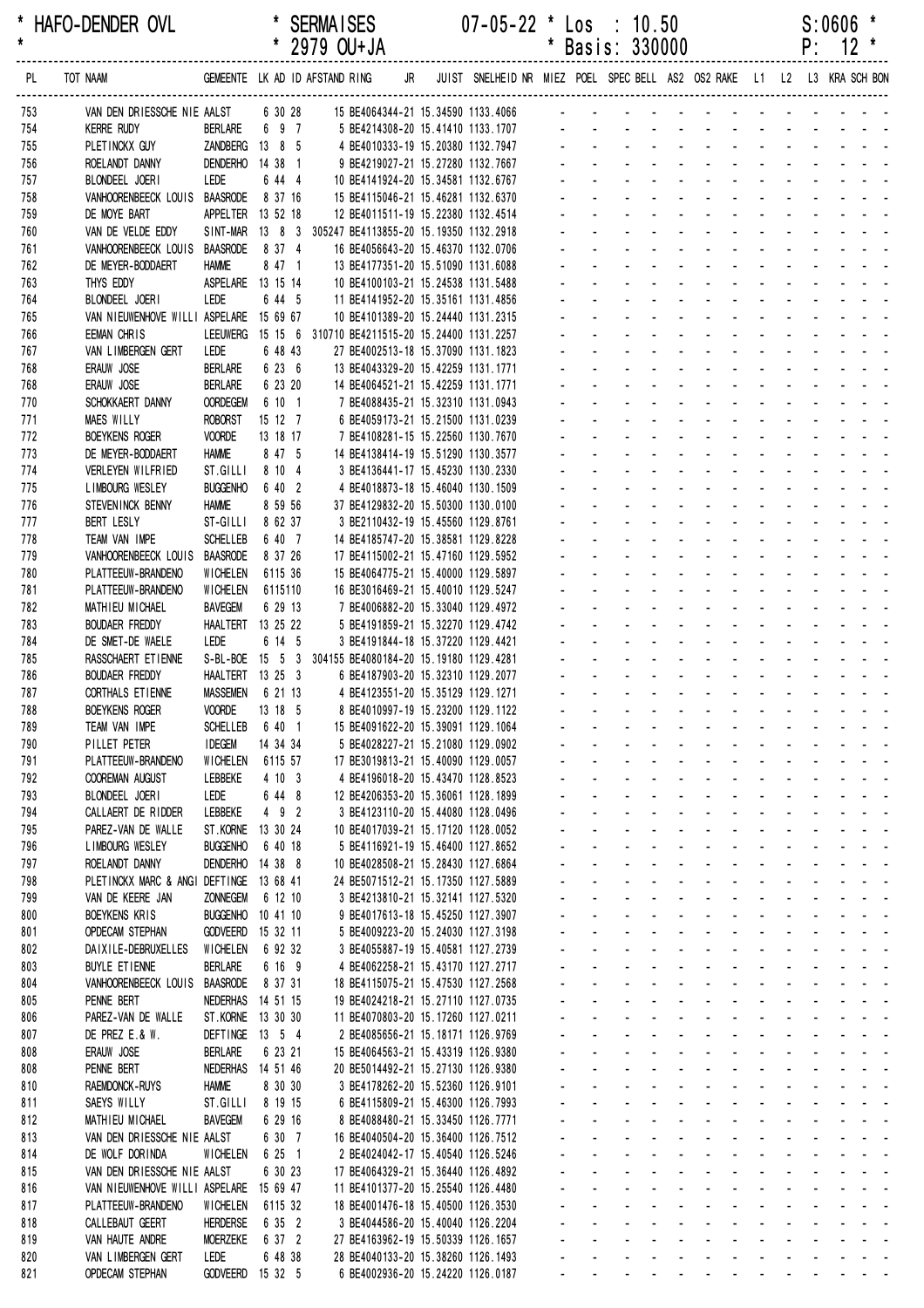\* HAFO-DENDER OVL \* SERMAISES 07-05-22 \* Los : 10.50 S:0606 \*
\* \* 2979 OU+JA \* Basis: 330000 P: 12 \*

| PL | TOT NAAM | GEMEENTE | LK | AD | ID | AFSTAND | RING | JR | JUIST | SNELHEID | NR | MIEZ | POEL | SPEC | BELL | AS2 | OS2 | RAKE | L1 | L2 | L3 | KRA | SCH | BON |
|---|---|---|---|---|---|---|---|---|---|---|---|---|---|---|---|---|---|---|---|---|---|---|---|---|
| 753 | VAN DEN DRIESSCHE NIE | AALST | 6 | 30 | 28 | | 15 BE4064344-21 | | 15.34590 | 1133.4066 | | - | - | - | - | - | - | - | - | - | - | - | - | - |
| 754 | KERRE RUDY | BERLARE | 6 | 9 | 7 | | 5 BE4214308-20 | | 15.41410 | 1133.1707 | | - | - | - | - | - | - | - | - | - | - | - | - | - |
| 755 | PLETINCKX GUY | ZANDBERG | 13 | 8 | 5 | | 4 BE4010333-19 | | 15.20380 | 1132.7947 | | - | - | - | - | - | - | - | - | - | - | - | - | - |
| 756 | ROELANDT DANNY | DENDERHO | 14 | 38 | 1 | | 9 BE4219027-21 | | 15.27280 | 1132.7667 | | - | - | - | - | - | - | - | - | - | - | - | - | - |
| 757 | BLONDEEL JOERI | LEDE | 6 | 44 | 4 | | 10 BE4141924-20 | | 15.34581 | 1132.6767 | | - | - | - | - | - | - | - | - | - | - | - | - | - |
| 758 | VANHOORENBEECK LOUIS | BAASRODE | 8 | 37 | 16 | | 15 BE4115046-21 | | 15.46281 | 1132.6370 | | - | - | - | - | - | - | - | - | - | - | - | - | - |
| 759 | DE MOYE BART | APPELTER | 13 | 52 | 18 | | 12 BE4011511-19 | | 15.22380 | 1132.4514 | | - | - | - | - | - | - | - | - | - | - | - | - | - |
| 760 | VAN DE VELDE EDDY | SINT-MAR | 13 | 8 | 3 | 305247 | BE4113855-20 | | 15.19350 | 1132.2918 | | - | - | - | - | - | - | - | - | - | - | - | - | - |
| 761 | VANHOORENBEECK LOUIS | BAASRODE | 8 | 37 | 4 | | 16 BE4056643-20 | | 15.46370 | 1132.0706 | | - | - | - | - | - | - | - | - | - | - | - | - | - |
| 762 | DE MEYER-BODDAERT | HAMME | 8 | 47 | 1 | | 13 BE4177351-20 | | 15.51090 | 1131.6088 | | - | - | - | - | - | - | - | - | - | - | - | - | - |
| 763 | THYS EDDY | ASPELARE | 13 | 15 | 14 | | 10 BE4100103-21 | | 15.24538 | 1131.5488 | | - | - | - | - | - | - | - | - | - | - | - | - | - |
| 764 | BLONDEEL JOERI | LEDE | 6 | 44 | 5 | | 11 BE4141952-20 | | 15.35161 | 1131.4856 | | - | - | - | - | - | - | - | - | - | - | - | - | - |
| 765 | VAN NIEUWENHOVE WILLI | ASPELARE | 15 | 69 | 67 | | 10 BE4101389-21 | | 15.24440 | 1131.2315 | | - | - | - | - | - | - | - | - | - | - | - | - | - |
| 766 | EEMAN CHRIS | LEEUWERG | 15 | 15 | 6 | 310710 | BE4211515-20 | | 15.24400 | 1131.2257 | | - | - | - | - | - | - | - | - | - | - | - | - | - |
| 767 | VAN LIMBERGEN GERT | LEDE | 6 | 48 | 43 | | 27 BE4002513-18 | | 15.37090 | 1131.1823 | | - | - | - | - | - | - | - | - | - | - | - | - | - |
| 768 | ERAUW JOSE | BERLARE | 6 | 23 | 6 | | 13 BE4043329-20 | | 15.42259 | 1131.1771 | | - | - | - | - | - | - | - | - | - | - | - | - | - |
| 768 | ERAUW JOSE | BERLARE | 6 | 23 | 20 | | 14 BE4064521-21 | | 15.42259 | 1131.1771 | | - | - | - | - | - | - | - | - | - | - | - | - | - |
| 770 | SCHOKKAERT DANNY | OORDEGEM | 6 | 10 | 1 | | 7 BE4088435-21 | | 15.32310 | 1131.0943 | | - | - | - | - | - | - | - | - | - | - | - | - | - |
| 771 | MAES WILLY | ROBORST | 15 | 12 | 7 | | 6 BE4059173-21 | | 15.21500 | 1131.0239 | | - | - | - | - | - | - | - | - | - | - | - | - | - |
| 772 | BOEYKENS ROGER | VOORDE | 13 | 18 | 17 | | 7 BE4108281-15 | | 15.22560 | 1130.7670 | | - | - | - | - | - | - | - | - | - | - | - | - | - |
| 773 | DE MEYER-BODDAERT | HAMME | 8 | 47 | 5 | | 14 BE4138414-19 | | 15.51290 | 1130.3577 | | - | - | - | - | - | - | - | - | - | - | - | - | - |
| 774 | VERLEYEN WILFRIED | ST.GILLI | 8 | 10 | 4 | | 3 BE4136441-17 | | 15.45230 | 1130.2330 | | - | - | - | - | - | - | - | - | - | - | - | - | - |
| 775 | LIMBOURG WESLEY | BUGGENHO | 6 | 40 | 2 | | 4 BE4018873-18 | | 15.46040 | 1130.1509 | | - | - | - | - | - | - | - | - | - | - | - | - | - |
| 776 | STEVENINCK BENNY | HAMME | 8 | 59 | 56 | | 37 BE4129832-20 | | 15.50300 | 1130.0100 | | - | - | - | - | - | - | - | - | - | - | - | - | - |
| 777 | BERT LESLY | ST-GILLI | 8 | 62 | 37 | | 3 BE2110432-19 | | 15.45560 | 1129.8761 | | - | - | - | - | - | - | - | - | - | - | - | - | - |
| 778 | TEAM VAN IMPE | SCHELLEB | 6 | 40 | 7 | | 14 BE4185747-20 | | 15.38581 | 1129.8228 | | - | - | - | - | - | - | - | - | - | - | - | - | - |
| 779 | VANHOORENBEECK LOUIS | BAASRODE | 8 | 37 | 26 | | 17 BE4115002-21 | | 15.47160 | 1129.5952 | | - | - | - | - | - | - | - | - | - | - | - | - | - |
| 780 | PLATTEEUW-BRANDENO | WICHELEN | 6 | 115 | 36 | | 15 BE4064775-21 | | 15.40000 | 1129.5897 | | - | - | - | - | - | - | - | - | - | - | - | - | - |
| 781 | PLATTEEUW-BRANDENO | WICHELEN | 6 | 115 | 110 | | 16 BE3016469-21 | | 15.40010 | 1129.5247 | | - | - | - | - | - | - | - | - | - | - | - | - | - |
| 782 | MATHIEU MICHAEL | BAVEGEM | 6 | 29 | 13 | | 7 BE4006882-20 | | 15.33040 | 1129.4972 | | - | - | - | - | - | - | - | - | - | - | - | - | - |
| 783 | BOUDAER FREDDY | HAALTERT | 13 | 25 | 22 | | 5 BE4191859-21 | | 15.32270 | 1129.4742 | | - | - | - | - | - | - | - | - | - | - | - | - | - |
| 784 | DE SMET-DE WAELE | LEDE | 6 | 14 | 5 | | 3 BE4191844-18 | | 15.37220 | 1129.4421 | | - | - | - | - | - | - | - | - | - | - | - | - | - |
| 785 | RASSCHAERT ETIENNE | S-BL-BOE | 15 | 5 | 3 | 304155 | BE4080184-20 | | 15.19180 | 1129.4281 | | - | - | - | - | - | - | - | - | - | - | - | - | - |
| 786 | BOUDAER FREDDY | HAALTERT | 13 | 25 | 3 | | 6 BE4187903-20 | | 15.32310 | 1129.2077 | | - | - | - | - | - | - | - | - | - | - | - | - | - |
| 787 | CORTHALS ETIENNE | MASSEMEN | 6 | 21 | 13 | | 4 BE4123551-20 | | 15.35129 | 1129.1271 | | - | - | - | - | - | - | - | - | - | - | - | - | - |
| 788 | BOEYKENS ROGER | VOORDE | 13 | 18 | 5 | | 8 BE4010997-19 | | 15.23200 | 1129.1122 | | - | - | - | - | - | - | - | - | - | - | - | - | - |
| 789 | TEAM VAN IMPE | SCHELLEB | 6 | 40 | 1 | | 15 BE4091622-20 | | 15.39091 | 1129.1064 | | - | - | - | - | - | - | - | - | - | - | - | - | - |
| 790 | PILLET PETER | IDEGEM | 14 | 34 | 34 | | 5 BE4028227-21 | | 15.21080 | 1129.0902 | | - | - | - | - | - | - | - | - | - | - | - | - | - |
| 791 | PLATTEEUW-BRANDENO | WICHELEN | 6 | 115 | 57 | | 17 BE3019813-21 | | 15.40090 | 1129.0057 | | - | - | - | - | - | - | - | - | - | - | - | - | - |
| 792 | COOREMAN AUGUST | LEBBEKE | 4 | 10 | 3 | | 4 BE4196018-20 | | 15.43470 | 1128.8523 | | - | - | - | - | - | - | - | - | - | - | - | - | - |
| 793 | BLONDEEL JOERI | LEDE | 6 | 44 | 8 | | 12 BE4206353-20 | | 15.36061 | 1128.1899 | | - | - | - | - | - | - | - | - | - | - | - | - | - |
| 794 | CALLAERT DE RIDDER | LEBBEKE | 4 | 9 | 2 | | 3 BE4123110-20 | | 15.44080 | 1128.0496 | | - | - | - | - | - | - | - | - | - | - | - | - | - |
| 795 | PAREZ-VAN DE WALLE | ST.KORNE | 13 | 30 | 24 | | 10 BE4017039-21 | | 15.17120 | 1128.0052 | | - | - | - | - | - | - | - | - | - | - | - | - | - |
| 796 | LIMBOURG WESLEY | BUGGENHO | 6 | 40 | 18 | | 5 BE4116921-19 | | 15.46400 | 1127.8652 | | - | - | - | - | - | - | - | - | - | - | - | - | - |
| 797 | ROELANDT DANNY | DENDERHO | 14 | 38 | 8 | | 10 BE4028508-21 | | 15.28430 | 1127.6864 | | - | - | - | - | - | - | - | - | - | - | - | - | - |
| 798 | PLETINCKX MARC & ANGI | DEFTINGE | 13 | 68 | 41 | | 24 BE5071512-21 | | 15.17350 | 1127.5889 | | - | - | - | - | - | - | - | - | - | - | - | - | - |
| 799 | VAN DE KEERE JAN | ZONNEGEM | 6 | 12 | 10 | | 3 BE4213810-21 | | 15.32141 | 1127.5320 | | - | - | - | - | - | - | - | - | - | - | - | - | - |
| 800 | BOEYKENS KRIS | BUGGENHO | 10 | 41 | 10 | | 9 BE4017613-18 | | 15.45250 | 1127.3907 | | - | - | - | - | - | - | - | - | - | - | - | - | - |
| 801 | OPDECAM STEPHAN | GODVEERD | 15 | 32 | 11 | | 5 BE4009223-20 | | 15.24030 | 1127.3198 | | - | - | - | - | - | - | - | - | - | - | - | - | - |
| 802 | DAIXILE-DEBRUXELLES | WICHELEN | 6 | 92 | 32 | | 3 BE4055887-19 | | 15.40581 | 1127.2739 | | - | - | - | - | - | - | - | - | - | - | - | - | - |
| 803 | BUYLE ETIENNE | BERLARE | 6 | 16 | 9 | | 4 BE4062258-21 | | 15.43170 | 1127.2717 | | - | - | - | - | - | - | - | - | - | - | - | - | - |
| 804 | VANHOORENBEECK LOUIS | BAASRODE | 8 | 37 | 31 | | 18 BE4115075-21 | | 15.47530 | 1127.2568 | | - | - | - | - | - | - | - | - | - | - | - | - | - |
| 805 | PENNE BERT | NEDERHAS | 14 | 51 | 15 | | 19 BE4024218-21 | | 15.27110 | 1127.0735 | | - | - | - | - | - | - | - | - | - | - | - | - | - |
| 806 | PAREZ-VAN DE WALLE | ST.KORNE | 13 | 30 | 30 | | 11 BE4070803-20 | | 15.17260 | 1127.0211 | | - | - | - | - | - | - | - | - | - | - | - | - | - |
| 807 | DE PREZ E.& W. | DEFTINGE | 13 | 5 | 4 | | 2 BE4085656-21 | | 15.18171 | 1126.9769 | | - | - | - | - | - | - | - | - | - | - | - | - | - |
| 808 | ERAUW JOSE | BERLARE | 6 | 23 | 21 | | 15 BE4064563-21 | | 15.43319 | 1126.9380 | | - | - | - | - | - | - | - | - | - | - | - | - | - |
| 808 | PENNE BERT | NEDERHAS | 14 | 51 | 46 | | 20 BE5014492-21 | | 15.27130 | 1126.9380 | | - | - | - | - | - | - | - | - | - | - | - | - | - |
| 810 | RAEMDONCK-RUYS | HAMME | 8 | 30 | 30 | | 3 BE4178262-20 | | 15.52360 | 1126.9101 | | - | - | - | - | - | - | - | - | - | - | - | - | - |
| 811 | SAEYS WILLY | ST.GILLI | 8 | 19 | 15 | | 6 BE4115809-21 | | 15.46300 | 1126.7993 | | - | - | - | - | - | - | - | - | - | - | - | - | - |
| 812 | MATHIEU MICHAEL | BAVEGEM | 6 | 29 | 16 | | 8 BE4088480-21 | | 15.33450 | 1126.7771 | | - | - | - | - | - | - | - | - | - | - | - | - | - |
| 813 | VAN DEN DRIESSCHE NIE | AALST | 6 | 30 | 7 | | 16 BE4040504-20 | | 15.36400 | 1126.7512 | | - | - | - | - | - | - | - | - | - | - | - | - | - |
| 814 | DE WOLF DORINDA | WICHELEN | 6 | 25 | 1 | | 2 BE4024042-17 | | 15.40540 | 1126.5246 | | - | - | - | - | - | - | - | - | - | - | - | - | - |
| 815 | VAN DEN DRIESSCHE NIE | AALST | 6 | 30 | 23 | | 17 BE4064329-21 | | 15.36440 | 1126.4892 | | - | - | - | - | - | - | - | - | - | - | - | - | - |
| 816 | VAN NIEUWENHOVE WILLI | ASPELARE | 15 | 69 | 47 | | 11 BE4101377-20 | | 15.25540 | 1126.4480 | | - | - | - | - | - | - | - | - | - | - | - | - | - |
| 817 | PLATTEEUW-BRANDENO | WICHELEN | 6 | 115 | 32 | | 18 BE4001476-18 | | 15.40500 | 1126.3530 | | - | - | - | - | - | - | - | - | - | - | - | - | - |
| 818 | CALLEBAUT GEERT | HERDERSE | 6 | 35 | 2 | | 3 BE4044586-20 | | 15.40040 | 1126.2204 | | - | - | - | - | - | - | - | - | - | - | - | - | - |
| 819 | VAN HAUTE ANDRE | MOERZEKE | 6 | 37 | 2 | | 27 BE4163962-19 | | 15.50339 | 1126.1657 | | - | - | - | - | - | - | - | - | - | - | - | - | - |
| 820 | VAN LIMBERGEN GERT | LEDE | 6 | 48 | 38 | | 28 BE4040133-20 | | 15.38260 | 1126.1493 | | - | - | - | - | - | - | - | - | - | - | - | - | - |
| 821 | OPDECAM STEPHAN | GODVEERD | 15 | 32 | 5 | | 6 BE4002936-20 | | 15.24220 | 1126.0187 | | - | - | - | - | - | - | - | - | - | - | - | - | - |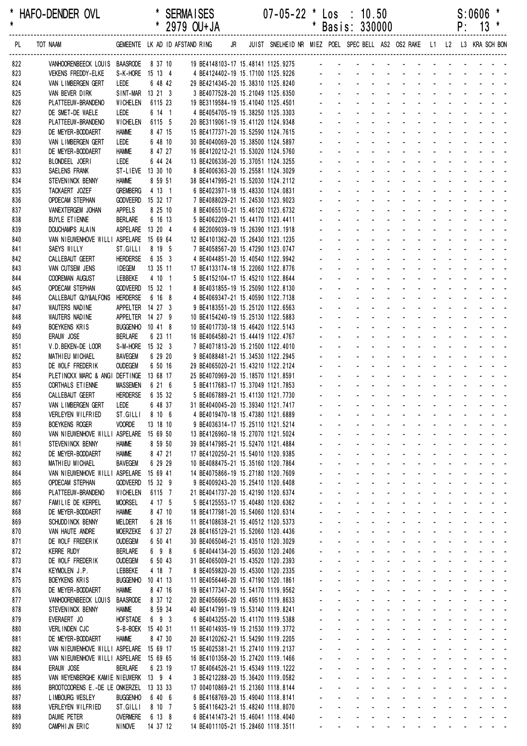HAFO-DENDER OVL * SERMAISES 07-05-22 * Los : 10.50 S:0606 *
* 2979 OU+JA * Basis: 330000 P: 13 *

| PL | TOT NAAM | GEMEENTE | LK AD ID AFSTAND RING | JR | JUIST SNELHEID NR | MIEZ | POEL | SPEC | BELL | AS2 | OS2 | RAKE | L1 | L2 | L3 | KRA | SCH | BON |
|---|---|---|---|---|---|---|---|---|---|---|---|---|---|---|---|---|---|---|
| 822 | VANHOORENBEECK LOUIS | BAASRODE | 8 37 10 | 19 BE4148103-17 | 15.48141 1125.9275 | - | - | - | - | - | - | - | - | - | - | - | - | - |
| 823 | VEKENS FREDDY-ELKE | S-K-HORE | 15 13 4 | 4 BE4124402-19 | 15.17100 1125.9226 | - | - | - | - | - | - | - | - | - | - | - | - | - |
| 824 | VAN LIMBERGEN GERT | LEDE | 6 48 42 | 29 BE4214345-20 | 15.38310 1125.8240 | - | - | - | - | - | - | - | - | - | - | - | - | - |
| 825 | VAN BEVER DIRK | SINT-MAR | 13 21 3 | 3 BE4077528-20 | 15.21049 1125.6350 | - | - | - | - | - | - | - | - | - | - | - | - | - |
| 826 | PLATTEEUW-BRANDENO | WICHELEN | 6115 23 | 19 BE3119584-19 | 15.41040 1125.4501 | - | - | - | - | - | - | - | - | - | - | - | - | - |
| 827 | DE SMET-DE WAELE | LEDE | 6 14 1 | 4 BE4054705-19 | 15.38250 1125.3303 | - | - | - | - | - | - | - | - | - | - | - | - | - |
| 828 | PLATTEEUW-BRANDENO | WICHELEN | 6115 5 | 20 BE3119061-19 | 15.41120 1124.9348 | - | - | - | - | - | - | - | - | - | - | - | - | - |
| 829 | DE MEYER-BODDAERT | HAMME | 8 47 15 | 15 BE4177371-20 | 15.52590 1124.7615 | - | - | - | - | - | - | - | - | - | - | - | - | - |
| 830 | VAN LIMBERGEN GERT | LEDE | 6 48 10 | 30 BE4040069-20 | 15.38500 1124.5897 | - | - | - | - | - | - | - | - | - | - | - | - | - |
| 831 | DE MEYER-BODDAERT | HAMME | 8 47 27 | 16 BE4120212-21 | 15.53020 1124.5760 | - | - | - | - | - | - | - | - | - | - | - | - | - |
| 832 | BLONDEEL JOERI | LEDE | 6 44 24 | 13 BE4206336-20 | 15.37051 1124.3255 | - | - | - | - | - | - | - | - | - | - | - | - | - |
| 833 | SAELENS FRANK | ST-LIEVE | 13 30 10 | 8 BE4006363-20 | 15.25581 1124.3029 | - | - | - | - | - | - | - | - | - | - | - | - | - |
| 834 | STEVENINCK BENNY | HAMME | 8 59 51 | 38 BE4147995-21 | 15.52030 1124.2112 | - | - | - | - | - | - | - | - | - | - | - | - | - |
| 835 | TACKAERT JOZEF | GREMBERG | 4 13 1 | 6 BE4023971-18 | 15.48330 1124.0831 | - | - | - | - | - | - | - | - | - | - | - | - | - |
| 836 | OPDECAM STEPHAN | GODVEERD | 15 32 17 | 7 BE4088029-21 | 15.24530 1123.9023 | - | - | - | - | - | - | - | - | - | - | - | - | - |
| 837 | VANEXTERGEM JOHAN | APPELS | 8 25 10 | 8 BE4065510-21 | 15.46120 1123.6732 | - | - | - | - | - | - | - | - | - | - | - | - | - |
| 838 | BUYLE ETIENNE | BERLARE | 6 16 13 | 5 BE4062209-21 | 15.44170 1123.4411 | - | - | - | - | - | - | - | - | - | - | - | - | - |
| 839 | DOUCHAMPS ALAIN | ASPELARE | 13 20 4 | 6 BE2009039-19 | 15.26390 1123.1918 | - | - | - | - | - | - | - | - | - | - | - | - | - |
| 840 | VAN NIEUWENHOVE WILLI | ASPELARE | 15 69 64 | 12 BE4101362-20 | 15.26430 1123.1235 | - | - | - | - | - | - | - | - | - | - | - | - | - |
| 841 | SAEYS WILLY | ST.GILLI | 8 19 5 | 7 BE4058567-20 | 15.47290 1123.0747 | - | - | - | - | - | - | - | - | - | - | - | - | - |
| 842 | CALLEBAUT GEERT | HERDERSE | 6 35 3 | 4 BE4044851-20 | 15.40540 1122.9942 | - | - | - | - | - | - | - | - | - | - | - | - | - |
| 843 | VAN CUTSEM JENS | IDEGEM | 13 35 11 | 17 BE4133174-18 | 15.22060 1122.8776 | - | - | - | - | - | - | - | - | - | - | - | - | - |
| 844 | COOREMAN AUGUST | LEBBEKE | 4 10 1 | 5 BE4152104-17 | 15.45210 1122.8644 | - | - | - | - | - | - | - | - | - | - | - | - | - |
| 845 | OPDECAM STEPHAN | GODVEERD | 15 32 1 | 8 BE4031855-19 | 15.25090 1122.8130 | - | - | - | - | - | - | - | - | - | - | - | - | - |
| 846 | CALLEBAUT GUY&ALFONS | HERDERSE | 6 16 8 | 4 BE4069347-21 | 15.40590 1122.7138 | - | - | - | - | - | - | - | - | - | - | - | - | - |
| 847 | WAUTERS NADINE | APPELTER | 14 27 3 | 9 BE4183551-20 | 15.25120 1122.6563 | - | - | - | - | - | - | - | - | - | - | - | - | - |
| 848 | WAUTERS NADINE | APPELTER | 14 27 9 | 10 BE4154240-19 | 15.25130 1122.5883 | - | - | - | - | - | - | - | - | - | - | - | - | - |
| 849 | BOEYKENS KRIS | BUGGENHO | 10 41 8 | 10 BE4017730-18 | 15.46420 1122.5143 | - | - | - | - | - | - | - | - | - | - | - | - | - |
| 850 | ERAUW JOSE | BERLARE | 6 23 11 | 16 BE4064580-21 | 15.44419 1122.4767 | - | - | - | - | - | - | - | - | - | - | - | - | - |
| 851 | V.D.BEKEN-DE LOOR | S-M-HORE | 15 32 3 | 7 BE4071813-20 | 15.21500 1122.4010 | - | - | - | - | - | - | - | - | - | - | - | - | - |
| 852 | MATHIEU MICHAEL | BAVEGEM | 6 29 20 | 9 BE4088481-21 | 15.34530 1122.2945 | - | - | - | - | - | - | - | - | - | - | - | - | - |
| 853 | DE WOLF FREDERIK | OUDEGEM | 6 50 16 | 29 BE4065020-21 | 15.43210 1122.2124 | - | - | - | - | - | - | - | - | - | - | - | - | - |
| 854 | PLETINCKX MARC & ANGI | DEFTINGE | 13 68 17 | 25 BE4070969-20 | 15.18570 1121.8591 | - | - | - | - | - | - | - | - | - | - | - | - | - |
| 855 | CORTHALS ETIENNE | MASSEMEN | 6 21 6 | 5 BE4117683-17 | 15.37049 1121.7853 | - | - | - | - | - | - | - | - | - | - | - | - | - |
| 856 | CALLEBAUT GEERT | HERDERSE | 6 35 32 | 5 BE4067889-21 | 15.41130 1121.7730 | - | - | - | - | - | - | - | - | - | - | - | - | - |
| 857 | VAN LIMBERGEN GERT | LEDE | 6 48 37 | 31 BE4040045-20 | 15.39340 1121.7417 | - | - | - | - | - | - | - | - | - | - | - | - | - |
| 858 | VERLEYEN WILFRIED | ST.GILLI | 8 10 6 | 4 BE4019470-18 | 15.47380 1121.6889 | - | - | - | - | - | - | - | - | - | - | - | - | - |
| 859 | BOEYKENS ROGER | VOORDE | 13 18 10 | 9 BE4036314-17 | 15.25110 1121.5214 | - | - | - | - | - | - | - | - | - | - | - | - | - |
| 860 | VAN NIEUWENHOVE WILLI | ASPELARE | 15 69 50 | 13 BE4126960-18 | 15.27070 1121.5024 | - | - | - | - | - | - | - | - | - | - | - | - | - |
| 861 | STEVENINCK BENNY | HAMME | 8 59 50 | 39 BE4147985-21 | 15.52470 1121.4884 | - | - | - | - | - | - | - | - | - | - | - | - | - |
| 862 | DE MEYER-BODDAERT | HAMME | 8 47 21 | 17 BE4120250-21 | 15.54010 1120.9385 | - | - | - | - | - | - | - | - | - | - | - | - | - |
| 863 | MATHIEU MICHAEL | BAVEGEM | 6 29 29 | 10 BE4088475-21 | 15.35160 1120.7864 | - | - | - | - | - | - | - | - | - | - | - | - | - |
| 864 | VAN NIEUWENHOVE WILLI | ASPELARE | 15 69 41 | 14 BE4075866-19 | 15.27180 1120.7609 | - | - | - | - | - | - | - | - | - | - | - | - | - |
| 865 | OPDECAM STEPHAN | GODVEERD | 15 32 9 | 9 BE4009243-20 | 15.25410 1120.6408 | - | - | - | - | - | - | - | - | - | - | - | - | - |
| 866 | PLATTEEUW-BRANDENO | WICHELEN | 6115 7 | 21 BE4041737-20 | 15.42190 1120.6374 | - | - | - | - | - | - | - | - | - | - | - | - | - |
| 867 | FAMILIE DE KERPEL | MOORSEL | 4 17 5 | 5 BE4125553-17 | 15.40480 1120.6362 | - | - | - | - | - | - | - | - | - | - | - | - | - |
| 868 | DE MEYER-BODDAERT | HAMME | 8 47 10 | 18 BE4177981-20 | 15.54060 1120.6314 | - | - | - | - | - | - | - | - | - | - | - | - | - |
| 869 | SCHUDDINCK BENNY | MELDERT | 6 28 16 | 11 BE4108638-21 | 15.40512 1120.5373 | - | - | - | - | - | - | - | - | - | - | - | - | - |
| 870 | VAN HAUTE ANDRE | MOERZEKE | 6 37 27 | 28 BE4165129-21 | 15.52060 1120.4436 | - | - | - | - | - | - | - | - | - | - | - | - | - |
| 871 | DE WOLF FREDERIK | OUDEGEM | 6 50 41 | 30 BE4065046-21 | 15.43510 1120.3029 | - | - | - | - | - | - | - | - | - | - | - | - | - |
| 872 | KERRE RUDY | BERLARE | 6 9 8 | 6 BE4044134-20 | 15.45030 1120.2406 | - | - | - | - | - | - | - | - | - | - | - | - | - |
| 873 | DE WOLF FREDERIK | OUDEGEM | 6 50 43 | 31 BE4065009-21 | 15.43520 1120.2393 | - | - | - | - | - | - | - | - | - | - | - | - | - |
| 874 | KEYMOLEN J.P. | LEBBEKE | 4 18 7 | 8 BE4059820-20 | 15.45300 1120.2335 | - | - | - | - | - | - | - | - | - | - | - | - | - |
| 875 | BOEYKENS KRIS | BUGGENHO | 10 41 13 | 11 BE4056446-20 | 15.47190 1120.1861 | - | - | - | - | - | - | - | - | - | - | - | - | - |
| 876 | DE MEYER-BODDAERT | HAMME | 8 47 16 | 19 BE4177347-20 | 15.54170 1119.9562 | - | - | - | - | - | - | - | - | - | - | - | - | - |
| 877 | VANHOORENBEECK LOUIS | BAASRODE | 8 37 12 | 20 BE4056666-20 | 15.49510 1119.8633 | - | - | - | - | - | - | - | - | - | - | - | - | - |
| 878 | STEVENINCK BENNY | HAMME | 8 59 34 | 40 BE4147991-21 | 15.53140 1119.8241 | - | - | - | - | - | - | - | - | - | - | - | - | - |
| 879 | EVERAERT JO | HOFSTADE | 6 9 3 | 6 BE4043255-20 | 15.41170 1119.5388 | - | - | - | - | - | - | - | - | - | - | - | - | - |
| 880 | VERLINDEN CJC | S-B-BOEK | 15 40 31 | 11 BE4014935-19 | 15.21530 1119.3772 | - | - | - | - | - | - | - | - | - | - | - | - | - |
| 881 | DE MEYER-BODDAERT | HAMME | 8 47 30 | 20 BE4120262-21 | 15.54290 1119.2205 | - | - | - | - | - | - | - | - | - | - | - | - | - |
| 882 | VAN NIEUWENHOVE WILLI | ASPELARE | 15 69 17 | 15 BE4025381-21 | 15.27410 1119.2137 | - | - | - | - | - | - | - | - | - | - | - | - | - |
| 883 | VAN NIEUWENHOVE WILLI | ASPELARE | 15 69 65 | 16 BE4101358-20 | 15.27420 1119.1466 | - | - | - | - | - | - | - | - | - | - | - | - | - |
| 884 | ERAUW JOSE | BERLARE | 6 23 19 | 17 BE4064526-21 | 15.45349 1119.1222 | - | - | - | - | - | - | - | - | - | - | - | - | - |
| 885 | VAN WEYENBERGHE KAMIE | NIEUWERK | 13 9 4 | 3 BE4212288-20 | 15.36420 1119.0582 | - | - | - | - | - | - | - | - | - | - | - | - | - |
| 886 | BROOTCOORENS E.-DE LE | ONKERZEL | 13 33 33 | 17 004010869-21 | 15.21360 1118.8144 | - | - | - | - | - | - | - | - | - | - | - | - | - |
| 887 | LIMBOURG WESLEY | BUGGENHO | 6 40 6 | 6 BE4168769-20 | 15.49040 1118.8141 | - | - | - | - | - | - | - | - | - | - | - | - | - |
| 888 | VERLEYEN WILFRIED | ST.GILLI | 8 10 7 | 5 BE4116423-21 | 15.48240 1118.8070 | - | - | - | - | - | - | - | - | - | - | - | - | - |
| 889 | DAUWE PETER | OVERMERE | 6 13 8 | 6 BE4141473-21 | 15.46041 1118.4040 | - | - | - | - | - | - | - | - | - | - | - | - | - |
| 890 | CAMPHIJN ERIC | NINOVE | 14 37 12 | 14 BE4011105-21 | 15.28460 1118.3511 | - | - | - | - | - | - | - | - | - | - | - | - | - |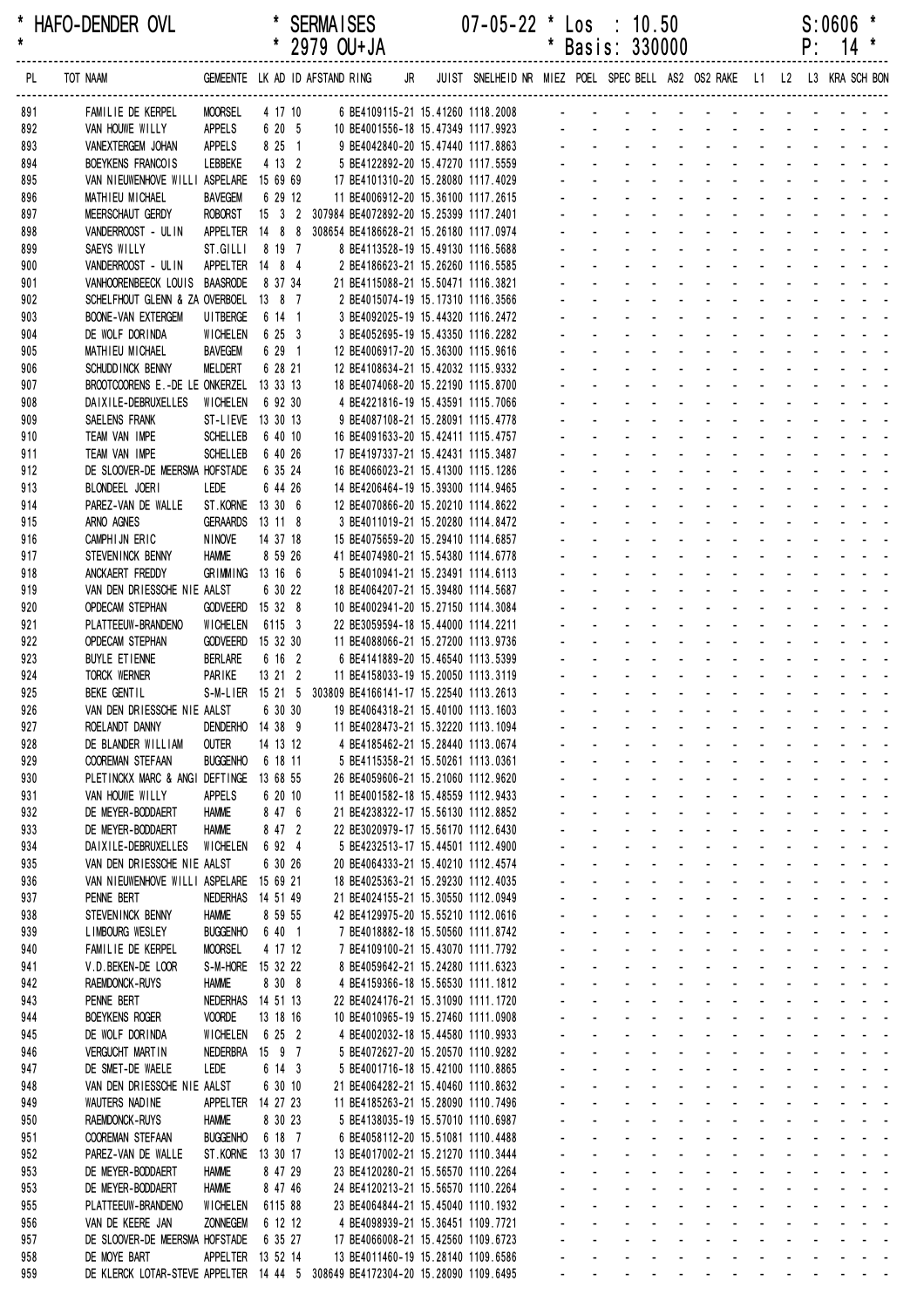* HAFO-DENDER OVL * SERMAISES 07-05-22 * Los : 10.50 S:0606 *
* * 2979 OU+JA * Basis: 330000 P: 14 *

| PL | TOT NAAM | GEMEENTE | LK | AD | ID | AFSTAND | RING | JR | JUIST | SNELHEID | NR | MIEZ | POEL | SPEC | BELL | AS2 | OS2 | RAKE | L1 | L2 | L3 | KRA | SCH | BON |
|---|---|---|---|---|---|---|---|---|---|---|---|---|---|---|---|---|---|---|---|---|---|---|---|---|
| 891 | FAMILIE DE KERPEL | MOORSEL | 4 | 17 | 10 | 6 | BE4109115-21 | | 15.41260 | 1118.2008 | | - | - | - | - | - | - | - | - | - | - | - | - | - |
| 892 | VAN HOUWE WILLY | APPELS | 6 | 20 | 5 | 10 | BE4001556-18 | | 15.47349 | 1117.9923 | | - | - | - | - | - | - | - | - | - | - | - | - | - |
| 893 | VANEXTERGEM JOHAN | APPELS | 8 | 25 | 1 | 9 | BE4042840-20 | | 15.47440 | 1117.8863 | | - | - | - | - | - | - | - | - | - | - | - | - | - |
| 894 | BOEYKENS FRANCOIS | LEBBEKE | 4 | 13 | 2 | 5 | BE4122892-20 | | 15.47270 | 1117.5559 | | - | - | - | - | - | - | - | - | - | - | - | - | - |
| 895 | VAN NIEUWENHOVE WILLI | ASPELARE | 15 | 69 | 69 | 17 | BE4101310-20 | | 15.28080 | 1117.4029 | | - | - | - | - | - | - | - | - | - | - | - | - | - |
| 896 | MATHIEU MICHAEL | BAVEGEM | 6 | 29 | 12 | 11 | BE4006912-20 | | 15.36100 | 1117.2615 | | - | - | - | - | - | - | - | - | - | - | - | - | - |
| 897 | MEERSCHAUT GERDY | ROBORST | 15 | 3 | 2 | 307984 | BE4072892-20 | | 15.25399 | 1117.2401 | | - | - | - | - | - | - | - | - | - | - | - | - | - |
| 898 | VANDERROOST - ULIN | APPELTER | 14 | 8 | 8 | 308654 | BE4186628-21 | | 15.26180 | 1117.0974 | | - | - | - | - | - | - | - | - | - | - | - | - | - |
| 899 | SAEYS WILLY | ST.GILLI | 8 | 19 | 7 | 8 | BE4113528-19 | | 15.49130 | 1116.5688 | | - | - | - | - | - | - | - | - | - | - | - | - | - |
| 900 | VANDERROOST - ULIN | APPELTER | 14 | 8 | 4 | 2 | BE4186623-21 | | 15.26260 | 1116.5585 | | - | - | - | - | - | - | - | - | - | - | - | - | - |
| 901 | VANHOORENBEECK LOUIS | BAASRODE | 8 | 37 | 34 | 21 | BE4115088-21 | | 15.50471 | 1116.3821 | | - | - | - | - | - | - | - | - | - | - | - | - | - |
| 902 | SCHELFHOUT GLENN & ZA | OVERBOEL | 13 | 8 | 7 | 2 | BE4015074-19 | | 15.17310 | 1116.3566 | | - | - | - | - | - | - | - | - | - | - | - | - | - |
| 903 | BOONE-VAN EXTERGEM | UITBERGE | 6 | 14 | 1 | 3 | BE4092025-19 | | 15.44320 | 1116.2472 | | - | - | - | - | - | - | - | - | - | - | - | - | - |
| 904 | DE WOLF DORINDA | WICHELEN | 6 | 25 | 3 | 3 | BE4052695-19 | | 15.43350 | 1116.2282 | | - | - | - | - | - | - | - | - | - | - | - | - | - |
| 905 | MATHIEU MICHAEL | BAVEGEM | 6 | 29 | 1 | 12 | BE4006917-20 | | 15.36300 | 1115.9616 | | - | - | - | - | - | - | - | - | - | - | - | - | - |
| 906 | SCHUDDINCK BENNY | MELDERT | 6 | 28 | 21 | 12 | BE4108634-21 | | 15.42032 | 1115.9332 | | - | - | - | - | - | - | - | - | - | - | - | - | - |
| 907 | BROOTCOORENS E.-DE LE | ONKERZEL | 13 | 33 | 13 | 18 | BE4074068-20 | | 15.22190 | 1115.8700 | | - | - | - | - | - | - | - | - | - | - | - | - | - |
| 908 | DAIXILE-DEBRUXELLES | WICHELEN | 6 | 92 | 30 | 4 | BE4221816-19 | | 15.43591 | 1115.7066 | | - | - | - | - | - | - | - | - | - | - | - | - | - |
| 909 | SAELENS FRANK | ST-LIEVE | 13 | 30 | 13 | 9 | BE4087108-21 | | 15.28091 | 1115.4778 | | - | - | - | - | - | - | - | - | - | - | - | - | - |
| 910 | TEAM VAN IMPE | SCHELLEB | 6 | 40 | 10 | 16 | BE4091633-20 | | 15.42411 | 1115.4757 | | - | - | - | - | - | - | - | - | - | - | - | - | - |
| 911 | TEAM VAN IMPE | SCHELLEB | 6 | 40 | 26 | 17 | BE4197337-21 | | 15.42431 | 1115.3487 | | - | - | - | - | - | - | - | - | - | - | - | - | - |
| 912 | DE SLOOVER-DE MEERSMA | HOFSTADE | 6 | 35 | 24 | 16 | BE4066023-21 | | 15.41300 | 1115.1286 | | - | - | - | - | - | - | - | - | - | - | - | - | - |
| 913 | BLONDEEL JOERI | LEDE | 6 | 44 | 26 | 14 | BE4206464-19 | | 15.39300 | 1114.9465 | | - | - | - | - | - | - | - | - | - | - | - | - | - |
| 914 | PAREZ-VAN DE WALLE | ST.KORNE | 13 | 30 | 6 | 12 | BE4070866-20 | | 15.20210 | 1114.8622 | | - | - | - | - | - | - | - | - | - | - | - | - | - |
| 915 | ARNO AGNES | GERAARDS | 13 | 11 | 8 | 3 | BE4011019-21 | | 15.20280 | 1114.8472 | | - | - | - | - | - | - | - | - | - | - | - | - | - |
| 916 | CAMPHIJN ERIC | NINOVE | 14 | 37 | 18 | 15 | BE4075659-20 | | 15.29410 | 1114.6857 | | - | - | - | - | - | - | - | - | - | - | - | - | - |
| 917 | STEVENINCK BENNY | HAMME | 8 | 59 | 26 | 41 | BE4074980-21 | | 15.54380 | 1114.6778 | | - | - | - | - | - | - | - | - | - | - | - | - | - |
| 918 | ANCKAERT FREDDY | GRIMMING | 13 | 16 | 6 | 5 | BE4010941-21 | | 15.23491 | 1114.6113 | | - | - | - | - | - | - | - | - | - | - | - | - | - |
| 919 | VAN DEN DRIESSCHE NIE | AALST | 6 | 30 | 22 | 18 | BE4064207-21 | | 15.39480 | 1114.5687 | | - | - | - | - | - | - | - | - | - | - | - | - | - |
| 920 | OPDECAM STEPHAN | GODVEERD | 15 | 32 | 8 | 10 | BE4002941-20 | | 15.27150 | 1114.3084 | | - | - | - | - | - | - | - | - | - | - | - | - | - |
| 921 | PLATTEEUW-BRANDENO | WICHELEN | 6 | 115 | 3 | 22 | BE3059594-18 | | 15.44000 | 1114.2211 | | - | - | - | - | - | - | - | - | - | - | - | - | - |
| 922 | OPDECAM STEPHAN | GODVEERD | 15 | 32 | 30 | 11 | BE4088066-21 | | 15.27200 | 1113.9736 | | - | - | - | - | - | - | - | - | - | - | - | - | - |
| 923 | BUYLE ETIENNE | BERLARE | 6 | 16 | 2 | 6 | BE4141889-20 | | 15.46540 | 1113.5399 | | - | - | - | - | - | - | - | - | - | - | - | - | - |
| 924 | TORCK WERNER | PARIKE | 13 | 21 | 2 | 11 | BE4158033-19 | | 15.20050 | 1113.3119 | | - | - | - | - | - | - | - | - | - | - | - | - | - |
| 925 | BEKE GENTIL | S-M-LIER | 15 | 21 | 5 | 303809 | BE4166141-17 | | 15.22540 | 1113.2613 | | - | - | - | - | - | - | - | - | - | - | - | - | - |
| 926 | VAN DEN DRIESSCHE NIE | AALST | 6 | 30 | 30 | 19 | BE4064318-21 | | 15.40100 | 1113.1603 | | - | - | - | - | - | - | - | - | - | - | - | - | - |
| 927 | ROELANDT DANNY | DENDERHO | 14 | 38 | 9 | 11 | BE4028473-21 | | 15.32220 | 1113.1094 | | - | - | - | - | - | - | - | - | - | - | - | - | - |
| 928 | DE BLANDER WILLIAM | OUTER | 14 | 13 | 12 | 4 | BE4185462-21 | | 15.28440 | 1113.0674 | | - | - | - | - | - | - | - | - | - | - | - | - | - |
| 929 | COOREMAN STEFAAN | BUGGENHO | 6 | 18 | 11 | 5 | BE4115358-21 | | 15.50261 | 1113.0361 | | - | - | - | - | - | - | - | - | - | - | - | - | - |
| 930 | PLETINCKX MARC & ANGI | DEFTINGE | 13 | 68 | 55 | 26 | BE4059606-21 | | 15.21060 | 1112.9620 | | - | - | - | - | - | - | - | - | - | - | - | - | - |
| 931 | VAN HOUWE WILLY | APPELS | 6 | 20 | 10 | 11 | BE4001582-18 | | 15.48559 | 1112.9433 | | - | - | - | - | - | - | - | - | - | - | - | - | - |
| 932 | DE MEYER-BODDAERT | HAMME | 8 | 47 | 6 | 21 | BE4238322-17 | | 15.56130 | 1112.8852 | | - | - | - | - | - | - | - | - | - | - | - | - | - |
| 933 | DE MEYER-BODDAERT | HAMME | 8 | 47 | 2 | 22 | BE3020979-17 | | 15.56170 | 1112.6430 | | - | - | - | - | - | - | - | - | - | - | - | - | - |
| 934 | DAIXILE-DEBRUXELLES | WICHELEN | 6 | 92 | 4 | 5 | BE4232513-17 | | 15.44501 | 1112.4900 | | - | - | - | - | - | - | - | - | - | - | - | - | - |
| 935 | VAN DEN DRIESSCHE NIE | AALST | 6 | 30 | 26 | 20 | BE4064333-21 | | 15.40210 | 1112.4574 | | - | - | - | - | - | - | - | - | - | - | - | - | - |
| 936 | VAN NIEUWENHOVE WILLI | ASPELARE | 15 | 69 | 21 | 18 | BE4025363-21 | | 15.29230 | 1112.4035 | | - | - | - | - | - | - | - | - | - | - | - | - | - |
| 937 | PENNE BERT | NEDERHAS | 14 | 51 | 49 | 21 | BE4024155-21 | | 15.30550 | 1112.0949 | | - | - | - | - | - | - | - | - | - | - | - | - | - |
| 938 | STEVENINCK BENNY | HAMME | 8 | 59 | 55 | 42 | BE4129975-20 | | 15.55210 | 1112.0616 | | - | - | - | - | - | - | - | - | - | - | - | - | - |
| 939 | LIMBOURG WESLEY | BUGGENHO | 6 | 40 | 1 | 7 | BE4018882-18 | | 15.50560 | 1111.8742 | | - | - | - | - | - | - | - | - | - | - | - | - | - |
| 940 | FAMILIE DE KERPEL | MOORSEL | 4 | 17 | 12 | 7 | BE4109100-21 | | 15.43070 | 1111.7792 | | - | - | - | - | - | - | - | - | - | - | - | - | - |
| 941 | V.D.BEKEN-DE LOOR | S-M-HORE | 15 | 32 | 22 | 8 | BE4059642-21 | | 15.24280 | 1111.6323 | | - | - | - | - | - | - | - | - | - | - | - | - | - |
| 942 | RAEMDONCK-RUYS | HAMME | 8 | 30 | 8 | 4 | BE4159366-18 | | 15.56530 | 1111.1812 | | - | - | - | - | - | - | - | - | - | - | - | - | - |
| 943 | PENNE BERT | NEDERHAS | 14 | 51 | 13 | 22 | BE4024176-21 | | 15.31090 | 1111.1720 | | - | - | - | - | - | - | - | - | - | - | - | - | - |
| 944 | BOEYKENS ROGER | VOORDE | 13 | 18 | 16 | 10 | BE4010965-19 | | 15.27460 | 1111.0908 | | - | - | - | - | - | - | - | - | - | - | - | - | - |
| 945 | DE WOLF DORINDA | WICHELEN | 6 | 25 | 2 | 4 | BE4002032-18 | | 15.44580 | 1110.9933 | | - | - | - | - | - | - | - | - | - | - | - | - | - |
| 946 | VERGUCHT MARTIN | NEDERBRA | 15 | 9 | 7 | 5 | BE4072627-20 | | 15.20570 | 1110.9282 | | - | - | - | - | - | - | - | - | - | - | - | - | - |
| 947 | DE SMET-DE WAELE | LEDE | 6 | 14 | 3 | 5 | BE4001716-18 | | 15.42100 | 1110.8865 | | - | - | - | - | - | - | - | - | - | - | - | - | - |
| 948 | VAN DEN DRIESSCHE NIE | AALST | 6 | 30 | 10 | 21 | BE4064282-21 | | 15.40460 | 1110.8632 | | - | - | - | - | - | - | - | - | - | - | - | - | - |
| 949 | WAUTERS NADINE | APPELTER | 14 | 27 | 23 | 11 | BE4185263-21 | | 15.28090 | 1110.7496 | | - | - | - | - | - | - | - | - | - | - | - | - | - |
| 950 | RAEMDONCK-RUYS | HAMME | 8 | 30 | 23 | 5 | BE4138035-19 | | 15.57010 | 1110.6987 | | - | - | - | - | - | - | - | - | - | - | - | - | - |
| 951 | COOREMAN STEFAAN | BUGGENHO | 6 | 18 | 7 | 6 | BE4058112-20 | | 15.51081 | 1110.4488 | | - | - | - | - | - | - | - | - | - | - | - | - | - |
| 952 | PAREZ-VAN DE WALLE | ST.KORNE | 13 | 30 | 17 | 13 | BE4017002-21 | | 15.21270 | 1110.3444 | | - | - | - | - | - | - | - | - | - | - | - | - | - |
| 953 | DE MEYER-BODDAERT | HAMME | 8 | 47 | 29 | 23 | BE4120280-21 | | 15.56570 | 1110.2264 | | - | - | - | - | - | - | - | - | - | - | - | - | - |
| 953 | DE MEYER-BODDAERT | HAMME | 8 | 47 | 46 | 24 | BE4120213-21 | | 15.56570 | 1110.2264 | | - | - | - | - | - | - | - | - | - | - | - | - | - |
| 955 | PLATTEEUW-BRANDENO | WICHELEN | 6 | 115 | 88 | 23 | BE4064844-21 | | 15.45040 | 1110.1932 | | - | - | - | - | - | - | - | - | - | - | - | - | - |
| 956 | VAN DE KEERE JAN | ZONNEGEM | 6 | 12 | 12 | 4 | BE4098939-21 | | 15.36451 | 1109.7721 | | - | - | - | - | - | - | - | - | - | - | - | - | - |
| 957 | DE SLOOVER-DE MEERSMA | HOFSTADE | 6 | 35 | 27 | 17 | BE4066008-21 | | 15.42560 | 1109.6723 | | - | - | - | - | - | - | - | - | - | - | - | - | - |
| 958 | DE MOYE BART | APPELTER | 13 | 52 | 14 | 13 | BE4011460-19 | | 15.28140 | 1109.6586 | | - | - | - | - | - | - | - | - | - | - | - | - | - |
| 959 | DE KLERCK LOTAR-STEVE | APPELTER | 14 | 44 | 5 | 308649 | BE4172304-20 | | 15.28090 | 1109.6495 | | - | - | - | - | - | - | - | - | - | - | - | - | - |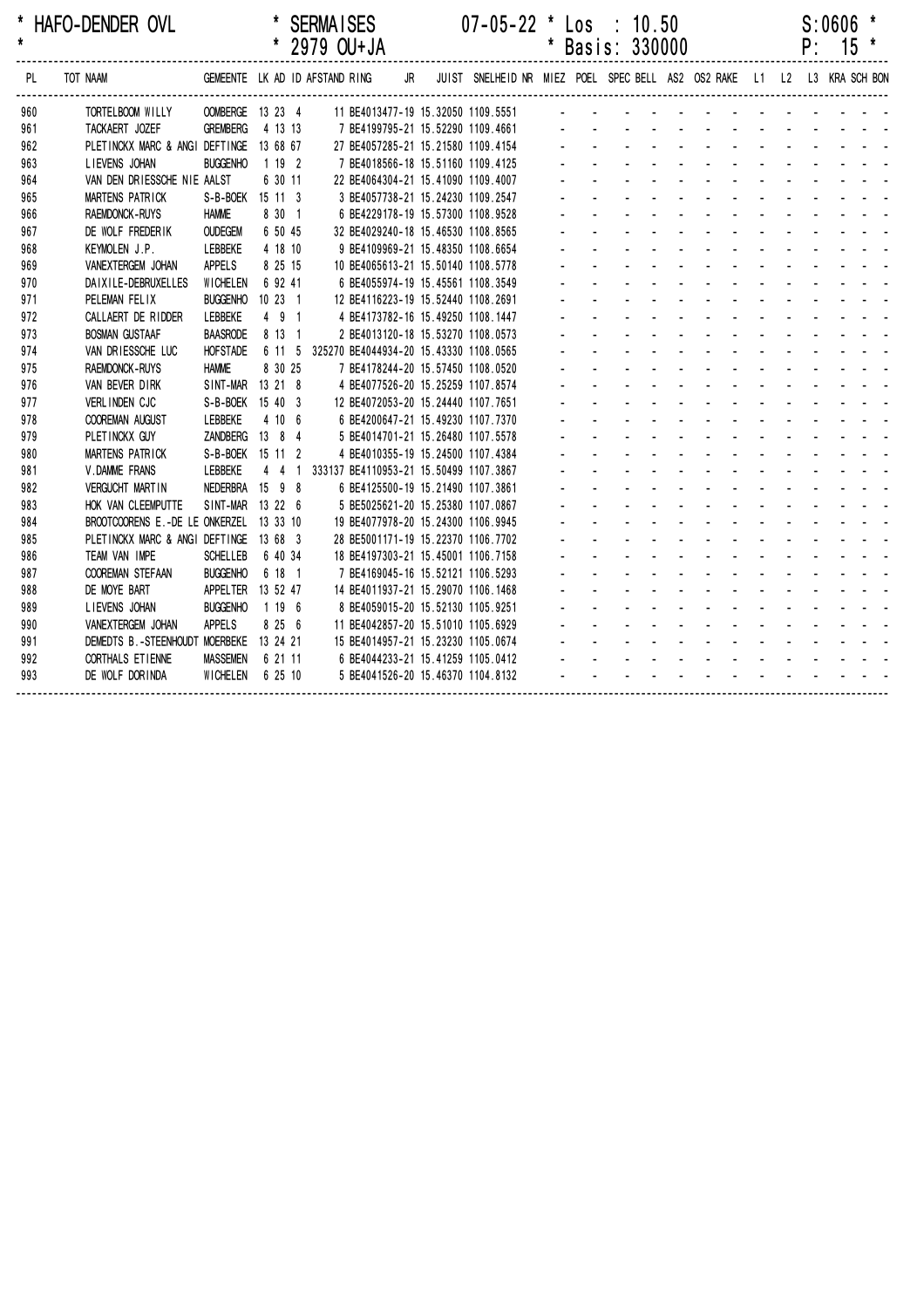\* HAFO-DENDER OVL \* SERMAISES 07-05-22 \* Los : 10.50 S:0606 \*
\* \* 2979 OU+JA \* Basis: 330000 P: 15 \*

| PL | TOT NAAM | GEMEENTE | LK | AD | ID | AFSTAND | RING | JR | JUIST | SNELHEID | NR | MIEZ | POEL | SPEC | BELL | AS2 | OS2 | RAKE | L1 | L2 | L3 | KRA | SCH | BON |
|---|---|---|---|---|---|---|---|---|---|---|---|---|---|---|---|---|---|---|---|---|---|---|---|---|
| 960 | TORTELBOOM WILLY | OOMBERGE | 13 | 23 | 4 | 11 | BE4013477-19 | | 15.32050 | 1109.5551 | | - | - | - | - | - | - | - | - | - | - | - | - | - |
| 961 | TACKAERT JOZEF | GREMBERG | 4 | 13 | 13 | 7 | BE4199795-21 | | 15.52290 | 1109.4661 | | - | - | - | - | - | - | - | - | - | - | - | - | - |
| 962 | PLETINCKX MARC & ANGI | DEFTINGE | 13 | 68 | 67 | 27 | BE4057285-21 | | 15.21580 | 1109.4154 | | - | - | - | - | - | - | - | - | - | - | - | - | - |
| 963 | LIEVENS JOHAN | BUGGENHO | 1 | 19 | 2 | 7 | BE4018566-18 | | 15.51160 | 1109.4125 | | - | - | - | - | - | - | - | - | - | - | - | - | - |
| 964 | VAN DEN DRIESSCHE NIE | AALST | 6 | 30 | 11 | 22 | BE4064304-21 | | 15.41090 | 1109.4007 | | - | - | - | - | - | - | - | - | - | - | - | - | - |
| 965 | MARTENS PATRICK | S-B-BOEK | 15 | 11 | 3 | 3 | BE4057738-21 | | 15.24230 | 1109.2547 | | - | - | - | - | - | - | - | - | - | - | - | - | - |
| 966 | RAEMDONCK-RUYS | HAMME | 8 | 30 | 1 | 6 | BE4229178-19 | | 15.57300 | 1108.9528 | | - | - | - | - | - | - | - | - | - | - | - | - | - |
| 967 | DE WOLF FREDERIK | OUDEGEM | 6 | 50 | 45 | 32 | BE4029240-18 | | 15.46530 | 1108.8565 | | - | - | - | - | - | - | - | - | - | - | - | - | - |
| 968 | KEYMOLEN J.P. | LEBBEKE | 4 | 18 | 10 | 9 | BE4109969-21 | | 15.48350 | 1108.6654 | | - | - | - | - | - | - | - | - | - | - | - | - | - |
| 969 | VANEXTERGEM JOHAN | APPELS | 8 | 25 | 15 | 10 | BE4065613-21 | | 15.50140 | 1108.5778 | | - | - | - | - | - | - | - | - | - | - | - | - | - |
| 970 | DAIXILE-DEBRUXELLES | WICHELEN | 6 | 92 | 41 | 6 | BE4055974-19 | | 15.45561 | 1108.3549 | | - | - | - | - | - | - | - | - | - | - | - | - | - |
| 971 | PELEMAN FELIX | BUGGENHO | 10 | 23 | 1 | 12 | BE4116223-19 | | 15.52440 | 1108.2691 | | - | - | - | - | - | - | - | - | - | - | - | - | - |
| 972 | CALLAERT DE RIDDER | LEBBEKE | 4 | 9 | 1 | 4 | BE4173782-16 | | 15.49250 | 1108.1447 | | - | - | - | - | - | - | - | - | - | - | - | - | - |
| 973 | BOSMAN GUSTAAF | BAASRODE | 8 | 13 | 1 | 2 | BE4013120-18 | | 15.53270 | 1108.0573 | | - | - | - | - | - | - | - | - | - | - | - | - | - |
| 974 | VAN DRIESSCHE LUC | HOFSTADE | 6 | 11 | 5 | 325270 | BE4044934-20 | | 15.43330 | 1108.0565 | | - | - | - | - | - | - | - | - | - | - | - | - | - |
| 975 | RAEMDONCK-RUYS | HAMME | 8 | 30 | 25 | 7 | BE4178244-20 | | 15.57450 | 1108.0520 | | - | - | - | - | - | - | - | - | - | - | - | - | - |
| 976 | VAN BEVER DIRK | SINT-MAR | 13 | 21 | 8 | 4 | BE4077526-20 | | 15.25259 | 1107.8574 | | - | - | - | - | - | - | - | - | - | - | - | - | - |
| 977 | VERLINDEN CJC | S-B-BOEK | 15 | 40 | 3 | 12 | BE4072053-20 | | 15.24440 | 1107.7651 | | - | - | - | - | - | - | - | - | - | - | - | - | - |
| 978 | COOREMAN AUGUST | LEBBEKE | 4 | 10 | 6 | 6 | BE4200647-21 | | 15.49230 | 1107.7370 | | - | - | - | - | - | - | - | - | - | - | - | - | - |
| 979 | PLETINCKX GUY | ZANDBERG | 13 | 8 | 4 | 5 | BE4014701-21 | | 15.26480 | 1107.5578 | | - | - | - | - | - | - | - | - | - | - | - | - | - |
| 980 | MARTENS PATRICK | S-B-BOEK | 15 | 11 | 2 | 4 | BE4010355-19 | | 15.24500 | 1107.4384 | | - | - | - | - | - | - | - | - | - | - | - | - | - |
| 981 | V.DAMME FRANS | LEBBEKE | 4 | 4 | 1 | 333137 | BE4110953-21 | | 15.50499 | 1107.3867 | | - | - | - | - | - | - | - | - | - | - | - | - | - |
| 982 | VERGUCHT MARTIN | NEDERBRA | 15 | 9 | 8 | 6 | BE4125500-19 | | 15.21490 | 1107.3861 | | - | - | - | - | - | - | - | - | - | - | - | - | - |
| 983 | HOK VAN CLEEMPUTTE | SINT-MAR | 13 | 22 | 6 | 5 | BE5025621-20 | | 15.25380 | 1107.0867 | | - | - | - | - | - | - | - | - | - | - | - | - | - |
| 984 | BROOTCOORENS E.-DE LE | ONKERZEL | 13 | 33 | 10 | 19 | BE4077978-20 | | 15.24300 | 1106.9945 | | - | - | - | - | - | - | - | - | - | - | - | - | - |
| 985 | PLETINCKX MARC & ANGI | DEFTINGE | 13 | 68 | 3 | 28 | BE5001171-19 | | 15.22370 | 1106.7702 | | - | - | - | - | - | - | - | - | - | - | - | - | - |
| 986 | TEAM VAN IMPE | SCHELLEB | 6 | 40 | 34 | 18 | BE4197303-21 | | 15.45001 | 1106.7158 | | - | - | - | - | - | - | - | - | - | - | - | - | - |
| 987 | COOREMAN STEFAAN | BUGGENHO | 6 | 18 | 1 | 7 | BE4169045-16 | | 15.52121 | 1106.5293 | | - | - | - | - | - | - | - | - | - | - | - | - | - |
| 988 | DE MOYE BART | APPELTER | 13 | 52 | 47 | 14 | BE4011937-21 | | 15.29070 | 1106.1468 | | - | - | - | - | - | - | - | - | - | - | - | - | - |
| 989 | LIEVENS JOHAN | BUGGENHO | 1 | 19 | 6 | 8 | BE4059015-20 | | 15.52130 | 1105.9251 | | - | - | - | - | - | - | - | - | - | - | - | - | - |
| 990 | VANEXTERGEM JOHAN | APPELS | 8 | 25 | 6 | 11 | BE4042857-20 | | 15.51010 | 1105.6929 | | - | - | - | - | - | - | - | - | - | - | - | - | - |
| 991 | DEMEDTS B.-STEENHOUDT | MOERBEKE | 13 | 24 | 21 | 15 | BE4014957-21 | | 15.23230 | 1105.0674 | | - | - | - | - | - | - | - | - | - | - | - | - | - |
| 992 | CORTHALS ETIENNE | MASSEMEN | 6 | 21 | 11 | 6 | BE4044233-21 | | 15.41259 | 1105.0412 | | - | - | - | - | - | - | - | - | - | - | - | - | - |
| 993 | DE WOLF DORINDA | WICHELEN | 6 | 25 | 10 | 5 | BE4041526-20 | | 15.46370 | 1104.8132 | | - | - | - | - | - | - | - | - | - | - | - | - | - |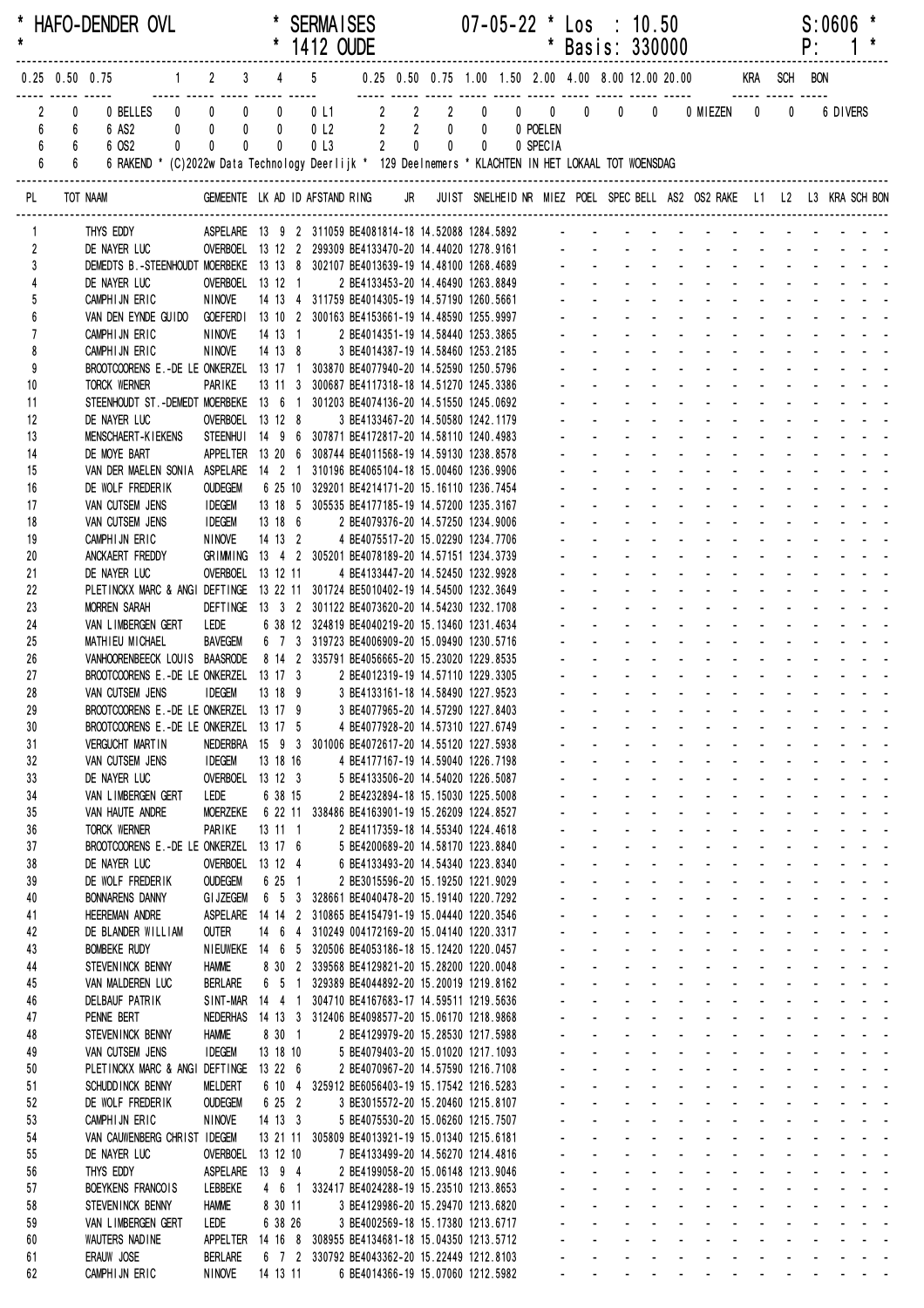HAFO-DENDER OVL * SERMAISES 07-05-22 * Los : 10.50 S:0606 *
* 1412 OUDE * Basis: 330000 P: 1 *

| 0.25 | 0.50 | 0.75 | | 1 | 2 | 3 | 4 | 5 | | 0.25 | 0.50 | 0.75 | 1.00 | 1.50 | 2.00 | 4.00 | 8.00 | 12.00 | 20.00 | | KRA | SCH | BON |
|---|---|---|---|---|---|---|---|---|---|---|---|---|---|---|---|---|---|---|---|---|---|---|---|
| 2 | 0 | 0 | BELLES | 0 | 0 | 0 | 0 | 0 | L1 | 2 | 2 | 2 | 0 | 0 | 0 | 0 | 0 | 0 | 0 | MIEZEN | 0 | 0 | 6 DIVERS |
| 6 | 6 | 6 | AS2 | 0 | 0 | 0 | 0 | 0 | L2 | 2 | 2 | 0 | 0 | 0 | POELEN | | | | | | | | |
| 6 | 6 | 6 | OS2 | 0 | 0 | 0 | 0 | 0 | L3 | 2 | 0 | 0 | 0 | 0 | SPECIA | | | | | | | | |
| 6 | 6 | 6 | RAKEND | | | | | | | | | | | | | | | | | | | | |

* (C)2022w Data Technology Deerlijk * 129 Deelnemers * KLACHTEN IN HET LOKAAL TOT WOENSDAG

| PL | TOT NAAM | GEMEENTE | LK | AD | ID | AFSTAND | RING | JR | JUIST | SNELHEID | NR | MIEZ | POEL | SPEC | BELL | AS2 | OS2 | RAKE | L1 | L2 | L3 | KRA | SCH | BON |
|---|---|---|---|---|---|---|---|---|---|---|---|---|---|---|---|---|---|---|---|---|---|---|---|---|
| 1 | THYS EDDY | ASPELARE | 13 | 9 | 2 | 311059 | BE4081814 | -18 | 14.52088 | 1284.5892 | | - | - | - | - | - | - | - | - | - | - | - | - | - |
| 2 | DE NAYER LUC | OVERBOEL | 13 | 12 | 2 | 299309 | BE4133470 | -20 | 14.44020 | 1278.9161 | | - | - | - | - | - | - | - | - | - | - | - | - | - |
| 3 | DEMEDTS B.-STEENHOUDT | MOERBEKE | 13 | 13 | 8 | 302107 | BE4013639 | -19 | 14.48100 | 1268.4689 | | - | - | - | - | - | - | - | - | - | - | - | - | - |
| 4 | DE NAYER LUC | OVERBOEL | 13 | 12 | 1 | 2 | BE4133453 | -20 | 14.46490 | 1263.8849 | | - | - | - | - | - | - | - | - | - | - | - | - | - |
| 5 | CAMPHIJN ERIC | NINOVE | 14 | 13 | 4 | 311759 | BE4014305 | -19 | 14.57190 | 1260.5661 | | - | - | - | - | - | - | - | - | - | - | - | - | - |
| 6 | VAN DEN EYNDE GUIDO | GOEFERDI | 13 | 10 | 2 | 300163 | BE4153661 | -19 | 14.48590 | 1255.9997 | | - | - | - | - | - | - | - | - | - | - | - | - | - |
| 7 | CAMPHIJN ERIC | NINOVE | 14 | 13 | 1 | 2 | BE4014351 | -19 | 14.58440 | 1253.3865 | | - | - | - | - | - | - | - | - | - | - | - | - | - |
| 8 | CAMPHIJN ERIC | NINOVE | 14 | 13 | 8 | 3 | BE4014387 | -19 | 14.58460 | 1253.2185 | | - | - | - | - | - | - | - | - | - | - | - | - | - |
| 9 | BROOTCOORENS E.-DE LE | ONKERZEL | 13 | 17 | 1 | 303870 | BE4077940 | -20 | 14.52590 | 1250.5796 | | - | - | - | - | - | - | - | - | - | - | - | - | - |
| 10 | TORCK WERNER | PARIKE | 13 | 11 | 3 | 300687 | BE4117318 | -18 | 14.51270 | 1245.3386 | | - | - | - | - | - | - | - | - | - | - | - | - | - |
| 11 | STEENHOUDT ST.-DEMEDT | MOERBEKE | 13 | 6 | 1 | 301203 | BE4074136 | -20 | 14.51550 | 1245.0692 | | - | - | - | - | - | - | - | - | - | - | - | - | - |
| 12 | DE NAYER LUC | OVERBOEL | 13 | 12 | 8 | 3 | BE4133467 | -20 | 14.50580 | 1242.1179 | | - | - | - | - | - | - | - | - | - | - | - | - | - |
| 13 | MENSCHAERT-KIEKENS | STEENHUI | 14 | 9 | 6 | 307871 | BE4172817 | -20 | 14.58110 | 1240.4983 | | - | - | - | - | - | - | - | - | - | - | - | - | - |
| 14 | DE MOYE BART | APPELTER | 13 | 20 | 6 | 308744 | BE4011568 | -19 | 14.59130 | 1238.8578 | | - | - | - | - | - | - | - | - | - | - | - | - | - |
| 15 | VAN DER MAELEN SONIA | ASPELARE | 14 | 2 | 1 | 310196 | BE4065104 | -18 | 15.00460 | 1236.9906 | | - | - | - | - | - | - | - | - | - | - | - | - | - |
| 16 | DE WOLF FREDERIK | OUDEGEM | 6 | 25 | 10 | 329201 | BE4214171 | -20 | 15.16110 | 1236.7454 | | - | - | - | - | - | - | - | - | - | - | - | - | - |
| 17 | VAN CUTSEM JENS | IDEGEM | 13 | 18 | 5 | 305535 | BE4177185 | -19 | 14.57200 | 1235.3167 | | - | - | - | - | - | - | - | - | - | - | - | - | - |
| 18 | VAN CUTSEM JENS | IDEGEM | 13 | 18 | 6 | 2 | BE4079376 | -20 | 14.57250 | 1234.9006 | | - | - | - | - | - | - | - | - | - | - | - | - | - |
| 19 | CAMPHIJN ERIC | NINOVE | 14 | 13 | 2 | 4 | BE4075517 | -20 | 15.02290 | 1234.7706 | | - | - | - | - | - | - | - | - | - | - | - | - | - |
| 20 | ANCKAERT FREDDY | GRIMMING | 13 | 4 | 2 | 305201 | BE4078189 | -20 | 14.57151 | 1234.3739 | | - | - | - | - | - | - | - | - | - | - | - | - | - |
| 21 | DE NAYER LUC | OVERBOEL | 13 | 12 | 11 | 4 | BE4133447 | -20 | 14.52450 | 1232.9928 | | - | - | - | - | - | - | - | - | - | - | - | - | - |
| 22 | PLETINCKX MARC & ANGI | DEFTINGE | 13 | 22 | 11 | 301724 | BE5010402 | -19 | 14.54500 | 1232.3649 | | - | - | - | - | - | - | - | - | - | - | - | - | - |
| 23 | MORREN SARAH | DEFTINGE | 13 | 3 | 2 | 301122 | BE4073620 | -20 | 14.54230 | 1232.1708 | | - | - | - | - | - | - | - | - | - | - | - | - | - |
| 24 | VAN LIMBERGEN GERT | LEDE | 6 | 38 | 12 | 324819 | BE4040219 | -20 | 15.13460 | 1231.4634 | | - | - | - | - | - | - | - | - | - | - | - | - | - |
| 25 | MATHIEU MICHAEL | BAVEGEM | 6 | 7 | 3 | 319723 | BE4006909 | -20 | 15.09490 | 1230.5716 | | - | - | - | - | - | - | - | - | - | - | - | - | - |
| 26 | VANHOORENBEECK LOUIS | BAASRODE | 8 | 14 | 2 | 335791 | BE4056665 | -20 | 15.23020 | 1229.8535 | | - | - | - | - | - | - | - | - | - | - | - | - | - |
| 27 | BROOTCOORENS E.-DE LE | ONKERZEL | 13 | 17 | 3 | 2 | BE4012319 | -19 | 14.57110 | 1229.3305 | | - | - | - | - | - | - | - | - | - | - | - | - | - |
| 28 | VAN CUTSEM JENS | IDEGEM | 13 | 18 | 9 | 3 | BE4133161 | -18 | 14.58490 | 1227.9523 | | - | - | - | - | - | - | - | - | - | - | - | - | - |
| 29 | BROOTCOORENS E.-DE LE | ONKERZEL | 13 | 17 | 9 | 3 | BE4077965 | -20 | 14.57290 | 1227.8403 | | - | - | - | - | - | - | - | - | - | - | - | - | - |
| 30 | BROOTCOORENS E.-DE LE | ONKERZEL | 13 | 17 | 5 | 4 | BE4077928 | -20 | 14.57310 | 1227.6749 | | - | - | - | - | - | - | - | - | - | - | - | - | - |
| 31 | VERGUCHT MARTIN | NEDERBRA | 15 | 9 | 3 | 301006 | BE4072617 | -20 | 14.55120 | 1227.5938 | | - | - | - | - | - | - | - | - | - | - | - | - | - |
| 32 | VAN CUTSEM JENS | IDEGEM | 13 | 18 | 16 | 4 | BE4177167 | -19 | 14.59040 | 1226.7198 | | - | - | - | - | - | - | - | - | - | - | - | - | - |
| 33 | DE NAYER LUC | OVERBOEL | 13 | 12 | 3 | 5 | BE4133506 | -20 | 14.54020 | 1226.5087 | | - | - | - | - | - | - | - | - | - | - | - | - | - |
| 34 | VAN LIMBERGEN GERT | LEDE | 6 | 38 | 15 | 2 | BE4232894 | -18 | 15.15030 | 1225.5008 | | - | - | - | - | - | - | - | - | - | - | - | - | - |
| 35 | VAN HAUTE ANDRE | MOERZEKE | 6 | 22 | 11 | 338486 | BE4163901 | -19 | 15.26209 | 1224.8527 | | - | - | - | - | - | - | - | - | - | - | - | - | - |
| 36 | TORCK WERNER | PARIKE | 13 | 11 | 1 | 2 | BE4117359 | -18 | 14.55330 | 1224.4618 | | - | - | - | - | - | - | - | - | - | - | - | - | - |
| 37 | BROOTCOORENS E.-DE LE | ONKERZEL | 13 | 17 | 6 | 5 | BE4200689 | -20 | 14.58170 | 1223.8840 | | - | - | - | - | - | - | - | - | - | - | - | - | - |
| 38 | DE NAYER LUC | OVERBOEL | 13 | 12 | 4 | 6 | BE4133493 | -20 | 14.54340 | 1223.8340 | | - | - | - | - | - | - | - | - | - | - | - | - | - |
| 39 | DE WOLF FREDERIK | OUDEGEM | 6 | 25 | 1 | 2 | BE3015596 | -20 | 15.19250 | 1221.9029 | | - | - | - | - | - | - | - | - | - | - | - | - | - |
| 40 | BONNARENS DANNY | GIJZEGEM | 6 | 5 | 3 | 328661 | BE4040478 | -20 | 15.19140 | 1220.7292 | | - | - | - | - | - | - | - | - | - | - | - | - | - |
| 41 | HEEREMAN ANDRE | ASPELARE | 14 | 14 | 2 | 310865 | BE4154791 | -19 | 15.04440 | 1220.3546 | | - | - | - | - | - | - | - | - | - | - | - | - | - |
| 42 | DE BLANDER WILLIAM | OUTER | 14 | 6 | 4 | 310249 | 004172169 | -20 | 15.04140 | 1220.3317 | | - | - | - | - | - | - | - | - | - | - | - | - | - |
| 43 | BOMBEKE RUDY | NIEUWEKE | 14 | 6 | 5 | 320506 | BE4053186 | -18 | 15.12420 | 1220.0457 | | - | - | - | - | - | - | - | - | - | - | - | - | - |
| 44 | STEVENINCK BENNY | HAMME | 8 | 30 | 2 | 339568 | BE4129821 | -20 | 15.28200 | 1220.0048 | | - | - | - | - | - | - | - | - | - | - | - | - | - |
| 45 | VAN MALDEREN LUC | BERLARE | 6 | 5 | 1 | 329389 | BE4044892 | -20 | 15.20019 | 1219.8162 | | - | - | - | - | - | - | - | - | - | - | - | - | - |
| 46 | DELBAUF PATRIK | SINT-MAR | 14 | 4 | 1 | 304710 | BE4167683 | -17 | 14.59511 | 1219.5636 | | - | - | - | - | - | - | - | - | - | - | - | - | - |
| 47 | PENNE BERT | NEDERHAS | 14 | 13 | 3 | 312406 | BE4098577 | -20 | 15.06170 | 1218.9868 | | - | - | - | - | - | - | - | - | - | - | - | - | - |
| 48 | STEVENINCK BENNY | HAMME | 8 | 30 | 1 | 2 | BE4129979 | -20 | 15.28530 | 1217.5988 | | - | - | - | - | - | - | - | - | - | - | - | - | - |
| 49 | VAN CUTSEM JENS | IDEGEM | 13 | 18 | 10 | 5 | BE4079403 | -20 | 15.01020 | 1217.1093 | | - | - | - | - | - | - | - | - | - | - | - | - | - |
| 50 | PLETINCKX MARC & ANGI | DEFTINGE | 13 | 22 | 6 | 2 | BE4070967 | -20 | 14.57590 | 1216.7108 | | - | - | - | - | - | - | - | - | - | - | - | - | - |
| 51 | SCHUDDINCK BENNY | MELDERT | 6 | 10 | 4 | 325912 | BE6056403 | -19 | 15.17542 | 1216.5283 | | - | - | - | - | - | - | - | - | - | - | - | - | - |
| 52 | DE WOLF FREDERIK | OUDEGEM | 6 | 25 | 2 | 3 | BE3015572 | -20 | 15.20460 | 1215.8107 | | - | - | - | - | - | - | - | - | - | - | - | - | - |
| 53 | CAMPHIJN ERIC | NINOVE | 14 | 13 | 3 | 5 | BE4075530 | -20 | 15.06260 | 1215.7507 | | - | - | - | - | - | - | - | - | - | - | - | - | - |
| 54 | VAN CAUWENBERG CHRIST | IDEGEM | 13 | 21 | 11 | 305809 | BE4013921 | -19 | 15.01340 | 1215.6181 | | - | - | - | - | - | - | - | - | - | - | - | - | - |
| 55 | DE NAYER LUC | OVERBOEL | 13 | 12 | 10 | 7 | BE4133499 | -20 | 14.56270 | 1214.4816 | | - | - | - | - | - | - | - | - | - | - | - | - | - |
| 56 | THYS EDDY | ASPELARE | 13 | 9 | 4 | 2 | BE4199058 | -20 | 15.06148 | 1213.9046 | | - | - | - | - | - | - | - | - | - | - | - | - | - |
| 57 | BOEYKENS FRANCOIS | LEBBEKE | 4 | 6 | 1 | 332417 | BE4024288 | -19 | 15.23510 | 1213.8653 | | - | - | - | - | - | - | - | - | - | - | - | - | - |
| 58 | STEVENINCK BENNY | HAMME | 8 | 30 | 11 | 3 | BE4129986 | -20 | 15.29470 | 1213.6820 | | - | - | - | - | - | - | - | - | - | - | - | - | - |
| 59 | VAN LIMBERGEN GERT | LEDE | 6 | 38 | 26 | 3 | BE4002569 | -18 | 15.17380 | 1213.6717 | | - | - | - | - | - | - | - | - | - | - | - | - | - |
| 60 | WAUTERS NADINE | APPELTER | 14 | 16 | 8 | 308955 | BE4134681 | -18 | 15.04350 | 1213.5712 | | - | - | - | - | - | - | - | - | - | - | - | - | - |
| 61 | ERAUW JOSE | BERLARE | 6 | 7 | 2 | 330792 | BE4043362 | -20 | 15.22449 | 1212.8103 | | - | - | - | - | - | - | - | - | - | - | - | - | - |
| 62 | CAMPHIJN ERIC | NINOVE | 14 | 13 | 11 | 6 | BE4014366 | -19 | 15.07060 | 1212.5982 | | - | - | - | - | - | - | - | - | - | - | - | - | - |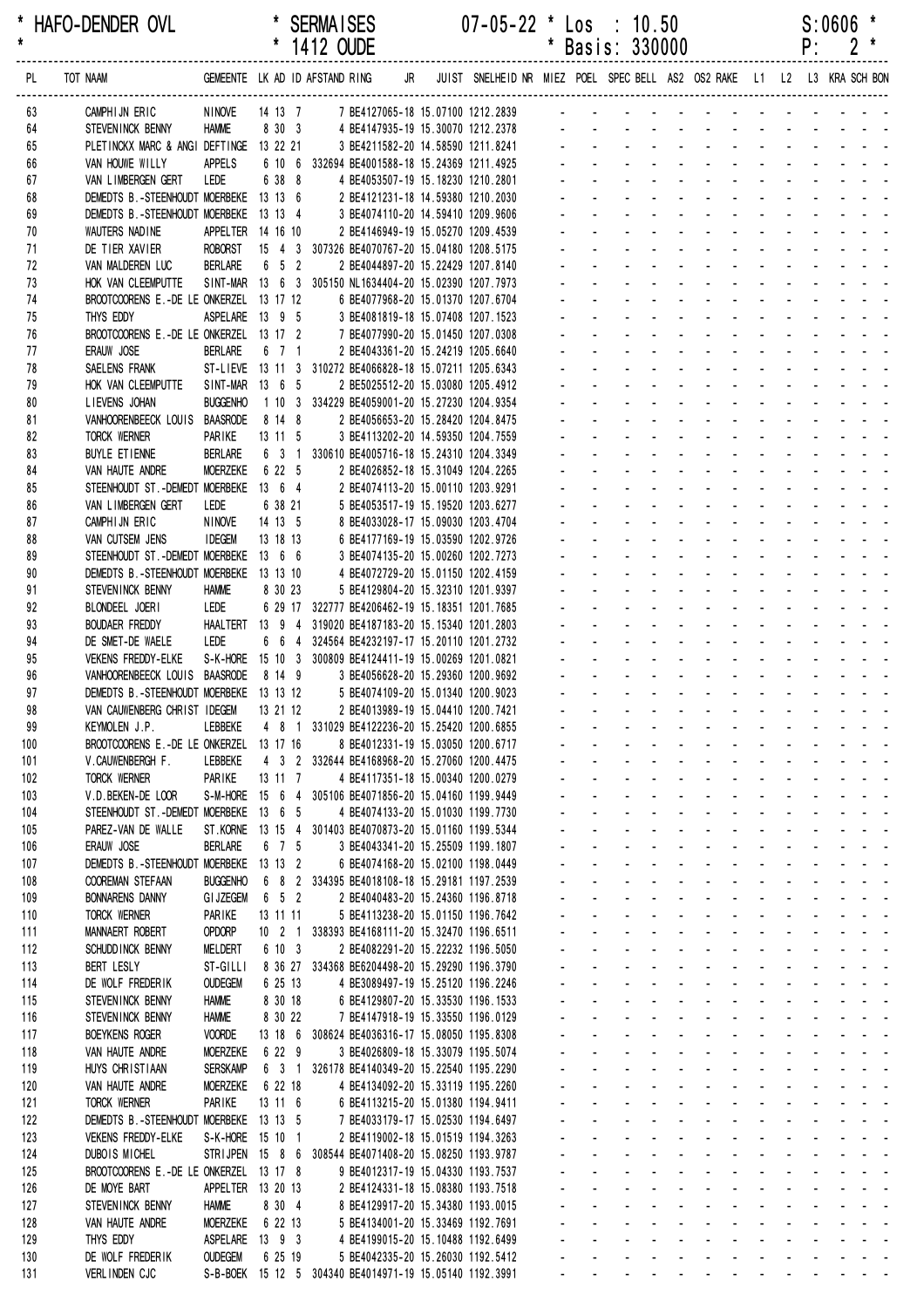| * HAFO-DENDER OVL | * SERMAISES * 1412 OUDE | 07-05-22 * Los : 10.50 * Basis: 330000 | S:0606 * P: 2 * |
|---|---|---|---|

| PL | TOT NAAM | GEMEENTE | LK | AD | ID | AFSTAND | RING | JR | JUIST | SNELHEID | NR | MIEZ | POEL | SPEC | BELL | AS2 | OS2 | RAKE | L1 | L2 | L3 | KRA | SCH | BON |
|---|---|---|---|---|---|---|---|---|---|---|---|---|---|---|---|---|---|---|---|---|---|---|---|---|
| 63 | CAMPHIJN ERIC | NINOVE | 14 | 13 | 7 | | 7 BE4127065-18 | | 15.07100 | 1212.2839 | | - | - | - | - | - | - | - | - | - | - | - | - | - |
| 64 | STEVENINCK BENNY | HAMME | 8 | 30 | 3 | | 4 BE4147935-19 | | 15.30070 | 1212.2378 | | - | - | - | - | - | - | - | - | - | - | - | - | - |
| 65 | PLETINCKX MARC & ANGI | DEFTINGE | 13 | 22 | 21 | | 3 BE4211582-20 | | 14.58590 | 1211.8241 | | - | - | - | - | - | - | - | - | - | - | - | - | - |
| 66 | VAN HOUWE WILLY | APPELS | 6 | 10 | 6 | 332694 | BE4001588-18 | | 15.24369 | 1211.4925 | | - | - | - | - | - | - | - | - | - | - | - | - | - |
| 67 | VAN LIMBERGEN GERT | LEDE | 6 | 38 | 8 | | 4 BE4053507-19 | | 15.18230 | 1210.2801 | | - | - | - | - | - | - | - | - | - | - | - | - | - |
| 68 | DEMEDTS B.-STEENHOUDT | MOERBEKE | 13 | 13 | 6 | | 2 BE4121231-18 | | 14.59380 | 1210.2030 | | - | - | - | - | - | - | - | - | - | - | - | - | - |
| 69 | DEMEDTS B.-STEENHOUDT | MOERBEKE | 13 | 13 | 4 | | 3 BE4074110-20 | | 14.59410 | 1209.9606 | | - | - | - | - | - | - | - | - | - | - | - | - | - |
| 70 | WAUTERS NADINE | APPELTER | 14 | 16 | 10 | | 2 BE4146949-19 | | 15.05270 | 1209.4539 | | - | - | - | - | - | - | - | - | - | - | - | - | - |
| 71 | DE TIER XAVIER | ROBORST | 15 | 4 | 3 | 307326 | BE4070767-20 | | 15.04180 | 1208.5175 | | - | - | - | - | - | - | - | - | - | - | - | - | - |
| 72 | VAN MALDEREN LUC | BERLARE | 6 | 5 | 2 | | 2 BE4044897-20 | | 15.22429 | 1207.8140 | | - | - | - | - | - | - | - | - | - | - | - | - | - |
| 73 | HOK VAN CLEEMPUTTE | SINT-MAR | 13 | 6 | 3 | 305150 | NL1634404-20 | | 15.02390 | 1207.7973 | | - | - | - | - | - | - | - | - | - | - | - | - | - |
| 74 | BROOTCOORENS E.-DE LE | ONKERZEL | 13 | 17 | 12 | | 6 BE4077968-20 | | 15.01370 | 1207.6704 | | - | - | - | - | - | - | - | - | - | - | - | - | - |
| 75 | THYS EDDY | ASPELARE | 13 | 9 | 5 | | 3 BE4081819-18 | | 15.07408 | 1207.1523 | | - | - | - | - | - | - | - | - | - | - | - | - | - |
| 76 | BROOTCOORENS E.-DE LE | ONKERZEL | 13 | 17 | 2 | | 7 BE4077990-20 | | 15.01450 | 1207.0308 | | - | - | - | - | - | - | - | - | - | - | - | - | - |
| 77 | ERAUW JOSE | BERLARE | 6 | 7 | 1 | | 2 BE4043361-20 | | 15.24219 | 1205.6640 | | - | - | - | - | - | - | - | - | - | - | - | - | - |
| 78 | SAELENS FRANK | ST-LIEVE | 13 | 11 | 3 | 310272 | BE4066828-18 | | 15.07211 | 1205.6343 | | - | - | - | - | - | - | - | - | - | - | - | - | - |
| 79 | HOK VAN CLEEMPUTTE | SINT-MAR | 13 | 6 | 5 | | 2 BE5025512-20 | | 15.03080 | 1205.4912 | | - | - | - | - | - | - | - | - | - | - | - | - | - |
| 80 | LIEVENS JOHAN | BUGGENHO | 1 | 10 | 3 | 334229 | BE4059001-18 | | 15.27230 | 1204.9354 | | - | - | - | - | - | - | - | - | - | - | - | - | - |
| 81 | VANHOORENBEECK LOUIS | BAASRODE | 8 | 14 | 8 | | 2 BE4056653-20 | | 15.28420 | 1204.8475 | | - | - | - | - | - | - | - | - | - | - | - | - | - |
| 82 | TORCK WERNER | PARIKE | 13 | 11 | 5 | | 3 BE4113202-20 | | 14.59350 | 1204.7559 | | - | - | - | - | - | - | - | - | - | - | - | - | - |
| 83 | BUYLE ETIENNE | BERLARE | 6 | 3 | 1 | 330610 | BE4005716-18 | | 15.24310 | 1204.3349 | | - | - | - | - | - | - | - | - | - | - | - | - | - |
| 84 | VAN HAUTE ANDRE | MOERZEKE | 6 | 22 | 5 | | 2 BE4026852-18 | | 15.31049 | 1204.2265 | | - | - | - | - | - | - | - | - | - | - | - | - | - |
| 85 | STEENHOUDT ST.-DEMEDT | MOERBEKE | 13 | 6 | 4 | | 2 BE4074113-20 | | 15.00110 | 1203.9291 | | - | - | - | - | - | - | - | - | - | - | - | - | - |
| 86 | VAN LIMBERGEN GERT | LEDE | 6 | 38 | 21 | | 5 BE4053517-19 | | 15.19520 | 1203.6277 | | - | - | - | - | - | - | - | - | - | - | - | - | - |
| 87 | CAMPHIJN ERIC | NINOVE | 14 | 13 | 5 | | 8 BE4033028-17 | | 15.09030 | 1203.4704 | | - | - | - | - | - | - | - | - | - | - | - | - | - |
| 88 | VAN CUTSEM JENS | IDEGEM | 13 | 18 | 13 | | 6 BE4177169-19 | | 15.03590 | 1202.9726 | | - | - | - | - | - | - | - | - | - | - | - | - | - |
| 89 | STEENHOUDT ST.-DEMEDT | MOERBEKE | 13 | 6 | 6 | | 3 BE4074135-20 | | 15.00260 | 1202.7273 | | - | - | - | - | - | - | - | - | - | - | - | - | - |
| 90 | DEMEDTS B.-STEENHOUDT | MOERBEKE | 13 | 13 | 10 | | 4 BE4072729-20 | | 15.01150 | 1202.4159 | | - | - | - | - | - | - | - | - | - | - | - | - | - |
| 91 | STEVENINCK BENNY | HAMME | 8 | 30 | 23 | | 5 BE4129804-20 | | 15.32310 | 1201.9397 | | - | - | - | - | - | - | - | - | - | - | - | - | - |
| 92 | BLONDEEL JOERI | LEDE | 6 | 29 | 17 | 322777 | BE4206462-19 | | 15.18351 | 1201.7685 | | - | - | - | - | - | - | - | - | - | - | - | - | - |
| 93 | BOUDAER FREDDY | HAALTERT | 13 | 9 | 4 | 319020 | BE4187183-20 | | 15.15340 | 1201.2803 | | - | - | - | - | - | - | - | - | - | - | - | - | - |
| 94 | DE SMET-DE WAELE | LEDE | 6 | 6 | 4 | 324564 | BE4232197-17 | | 15.20110 | 1201.2732 | | - | - | - | - | - | - | - | - | - | - | - | - | - |
| 95 | VEKENS FREDDY-ELKE | S-K-HORE | 15 | 10 | 3 | 300809 | BE4124411-19 | | 15.00269 | 1201.0821 | | - | - | - | - | - | - | - | - | - | - | - | - | - |
| 96 | VANHOORENBEECK LOUIS | BAASRODE | 8 | 14 | 9 | | 3 BE4056628-20 | | 15.29360 | 1200.9692 | | - | - | - | - | - | - | - | - | - | - | - | - | - |
| 97 | DEMEDTS B.-STEENHOUDT | MOERBEKE | 13 | 13 | 12 | | 5 BE4074109-20 | | 15.01340 | 1200.9023 | | - | - | - | - | - | - | - | - | - | - | - | - | - |
| 98 | VAN CAUWENBERG CHRIST | IDEGEM | 13 | 21 | 12 | | 2 BE4013989-19 | | 15.04410 | 1200.7421 | | - | - | - | - | - | - | - | - | - | - | - | - | - |
| 99 | KEYMOLEN J.P. | LEBBEKE | 4 | 8 | 1 | 331029 | BE4122236-20 | | 15.25420 | 1200.6855 | | - | - | - | - | - | - | - | - | - | - | - | - | - |
| 100 | BROOTCOORENS E.-DE LE | ONKERZEL | 13 | 17 | 16 | | 8 BE4012331-19 | | 15.03050 | 1200.6717 | | - | - | - | - | - | - | - | - | - | - | - | - | - |
| 101 | V.CAUWENBERGH F. | LEBBEKE | 4 | 3 | 2 | 332644 | BE4168968-20 | | 15.27060 | 1200.4475 | | - | - | - | - | - | - | - | - | - | - | - | - | - |
| 102 | TORCK WERNER | PARIKE | 13 | 11 | 7 | | 4 BE4117351-18 | | 15.00340 | 1200.0279 | | - | - | - | - | - | - | - | - | - | - | - | - | - |
| 103 | V.D.BEKEN-DE LOOR | S-M-HORE | 15 | 6 | 4 | 305106 | BE4071856-20 | | 15.04160 | 1199.9449 | | - | - | - | - | - | - | - | - | - | - | - | - | - |
| 104 | STEENHOUDT ST.-DEMEDT | MOERBEKE | 13 | 6 | 5 | | 4 BE4074133-20 | | 15.01030 | 1199.7730 | | - | - | - | - | - | - | - | - | - | - | - | - | - |
| 105 | PAREZ-VAN DE WALLE | ST.KORNE | 13 | 15 | 4 | 301403 | BE4070873-20 | | 15.01160 | 1199.5344 | | - | - | - | - | - | - | - | - | - | - | - | - | - |
| 106 | ERAUW JOSE | BERLARE | 6 | 7 | 5 | | 3 BE4043341-20 | | 15.25509 | 1199.1807 | | - | - | - | - | - | - | - | - | - | - | - | - | - |
| 107 | DEMEDTS B.-STEENHOUDT | MOERBEKE | 13 | 13 | 2 | | 6 BE4074168-20 | | 15.02100 | 1198.0449 | | - | - | - | - | - | - | - | - | - | - | - | - | - |
| 108 | COOREMAN STEFAAN | BUGGENHO | 6 | 8 | 2 | 334395 | BE4018108-18 | | 15.29181 | 1197.2539 | | - | - | - | - | - | - | - | - | - | - | - | - | - |
| 109 | BONNARENS DANNY | GIJZEGEM | 6 | 5 | 2 | | 2 BE4040483-20 | | 15.24360 | 1196.8718 | | - | - | - | - | - | - | - | - | - | - | - | - | - |
| 110 | TORCK WERNER | PARIKE | 13 | 11 | 11 | | 5 BE4113238-20 | | 15.01150 | 1196.7642 | | - | - | - | - | - | - | - | - | - | - | - | - | - |
| 111 | MANNAERT ROBERT | OPDORP | 10 | 2 | 1 | 338393 | BE4168111-20 | | 15.32470 | 1196.6511 | | - | - | - | - | - | - | - | - | - | - | - | - | - |
| 112 | SCHUDDINCK BENNY | MELDERT | 6 | 10 | 3 | | 2 BE4082291-20 | | 15.22232 | 1196.5050 | | - | - | - | - | - | - | - | - | - | - | - | - | - |
| 113 | BERT LESLY | ST-GILLI | 8 | 36 | 27 | 334368 | BE6204498-20 | | 15.29290 | 1196.3790 | | - | - | - | - | - | - | - | - | - | - | - | - | - |
| 114 | DE WOLF FREDERIK | OUDEGEM | 6 | 25 | 13 | | 4 BE3089497-19 | | 15.25120 | 1196.2246 | | - | - | - | - | - | - | - | - | - | - | - | - | - |
| 115 | STEVENINCK BENNY | HAMME | 8 | 30 | 18 | | 6 BE4129807-20 | | 15.33530 | 1196.1533 | | - | - | - | - | - | - | - | - | - | - | - | - | - |
| 116 | STEVENINCK BENNY | HAMME | 8 | 30 | 22 | | 7 BE4147918-19 | | 15.33550 | 1196.0129 | | - | - | - | - | - | - | - | - | - | - | - | - | - |
| 117 | BOEYKENS ROGER | VOORDE | 13 | 18 | 6 | 308624 | BE4036316-17 | | 15.08050 | 1195.8308 | | - | - | - | - | - | - | - | - | - | - | - | - | - |
| 118 | VAN HAUTE ANDRE | MOERZEKE | 6 | 22 | 9 | | 3 BE4026809-18 | | 15.33079 | 1195.5074 | | - | - | - | - | - | - | - | - | - | - | - | - | - |
| 119 | HUYS CHRISTIAAN | SERSKAMP | 6 | 3 | 1 | 326178 | BE4140349-20 | | 15.22540 | 1195.2290 | | - | - | - | - | - | - | - | - | - | - | - | - | - |
| 120 | VAN HAUTE ANDRE | MOERZEKE | 6 | 22 | 18 | | 4 BE4134092-20 | | 15.33119 | 1195.2260 | | - | - | - | - | - | - | - | - | - | - | - | - | - |
| 121 | TORCK WERNER | PARIKE | 13 | 11 | 6 | | 6 BE4113215-20 | | 15.01380 | 1194.9411 | | - | - | - | - | - | - | - | - | - | - | - | - | - |
| 122 | DEMEDTS B.-STEENHOUDT | MOERBEKE | 13 | 13 | 5 | | 7 BE4033179-17 | | 15.02530 | 1194.6497 | | - | - | - | - | - | - | - | - | - | - | - | - | - |
| 123 | VEKENS FREDDY-ELKE | S-K-HORE | 15 | 10 | 1 | | 2 BE4119002-18 | | 15.01519 | 1194.3263 | | - | - | - | - | - | - | - | - | - | - | - | - | - |
| 124 | DUBOIS MICHEL | STRIJPEN | 15 | 8 | 6 | 308544 | BE4071408-20 | | 15.08250 | 1193.9787 | | - | - | - | - | - | - | - | - | - | - | - | - | - |
| 125 | BROOTCOORENS E.-DE LE | ONKERZEL | 13 | 17 | 8 | | 9 BE4012317-19 | | 15.04330 | 1193.7537 | | - | - | - | - | - | - | - | - | - | - | - | - | - |
| 126 | DE MOYE BART | APPELTER | 13 | 20 | 13 | | 2 BE4124331-18 | | 15.08380 | 1193.7518 | | - | - | - | - | - | - | - | - | - | - | - | - | - |
| 127 | STEVENINCK BENNY | HAMME | 8 | 30 | 4 | | 8 BE4129917-20 | | 15.34380 | 1193.0015 | | - | - | - | - | - | - | - | - | - | - | - | - | - |
| 128 | VAN HAUTE ANDRE | MOERZEKE | 6 | 22 | 13 | | 5 BE4134001-20 | | 15.33469 | 1192.7691 | | - | - | - | - | - | - | - | - | - | - | - | - | - |
| 129 | THYS EDDY | ASPELARE | 13 | 9 | 3 | | 4 BE4199015-20 | | 15.10488 | 1192.6499 | | - | - | - | - | - | - | - | - | - | - | - | - | - |
| 130 | DE WOLF FREDERIK | OUDEGEM | 6 | 25 | 19 | | 5 BE4042335-20 | | 15.26030 | 1192.5412 | | - | - | - | - | - | - | - | - | - | - | - | - | - |
| 131 | VERLINDEN CJC | S-B-BOEK | 15 | 12 | 5 | 304340 | BE4014971-19 | | 15.05140 | 1192.3991 | | - | - | - | - | - | - | - | - | - | - | - | - | - |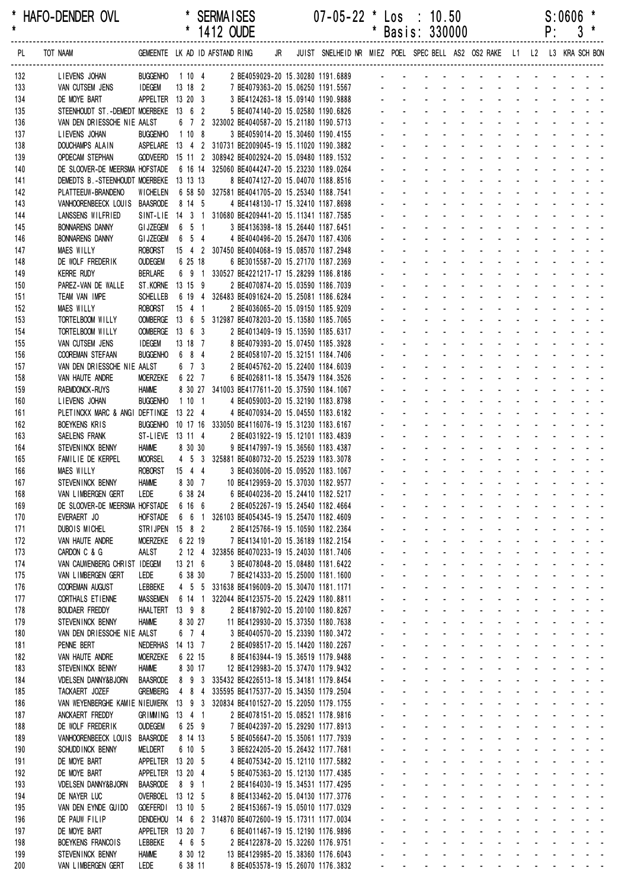\* HAFO-DENDER OVL \* SERMAISES 07-05-22 \* Los : 10.50 S:0606 \*
\* \* 1412 OUDE \* Basis: 330000 P: 3 \*

| PL | TOT NAAM | GEMEENTE | LK | AD | ID | AFSTAND | RING | JR | JUIST | SNELHEID | NR | MIEZ | POEL | SPEC | BELL | AS2 | OS2 | RAKE | L1 | L2 | L3 | KRA | SCH | BON |
|---|---|---|---|---|---|---|---|---|---|---|---|---|---|---|---|---|---|---|---|---|---|---|---|---|
| 132 | LIEVENS JOHAN | BUGGENHO | 1 | 10 | 4 | 2 | BE4059029-20 | | 15.30280 | 1191.6889 | | - | - | - | - | - | - | - | - | - | - | - | - | - |
| 133 | VAN CUTSEM JENS | IDEGEM | 13 | 18 | 2 | 7 | BE4079363-20 | | 15.06250 | 1191.5567 | | - | - | - | - | - | - | - | - | - | - | - | - | - |
| 134 | DE MOYE BART | APPELTER | 13 | 20 | 3 | 3 | BE4124263-18 | | 15.09140 | 1190.9888 | | - | - | - | - | - | - | - | - | - | - | - | - | - |
| 135 | STEENHOUDT ST.-DEMEDT | MOERBEKE | 13 | 6 | 2 | 5 | BE4074140-20 | | 15.02580 | 1190.6826 | | - | - | - | - | - | - | - | - | - | - | - | - | - |
| 136 | VAN DEN DRIESSCHE NIE | AALST | 6 | 7 | 2 | 323002 | BE4040587-20 | | 15.21180 | 1190.5713 | | - | - | - | - | - | - | - | - | - | - | - | - | - |
| 137 | LIEVENS JOHAN | BUGGENHO | 1 | 10 | 8 | 3 | BE4059014-20 | | 15.30460 | 1190.4155 | | - | - | - | - | - | - | - | - | - | - | - | - | - |
| 138 | DOUCHAMPS ALAIN | ASPELARE | 13 | 4 | 2 | 310731 | BE2009045-19 | | 15.11020 | 1190.3882 | | - | - | - | - | - | - | - | - | - | - | - | - | - |
| 139 | OPDECAM STEPHAN | GODVEERD | 15 | 11 | 2 | 308942 | BE4002924-20 | | 15.09480 | 1189.1532 | | - | - | - | - | - | - | - | - | - | - | - | - | - |
| 140 | DE SLOOVER-DE MEERSMA | HOFSTADE | 6 | 16 | 14 | 325060 | BE4044247-20 | | 15.23230 | 1189.0264 | | - | - | - | - | - | - | - | - | - | - | - | - | - |
| 141 | DEMEDTS B.-STEENHOUDT | MOERBEKE | 13 | 13 | 13 | 8 | BE4074127-20 | | 15.04070 | 1188.8516 | | - | - | - | - | - | - | - | - | - | - | - | - | - |
| 142 | PLATTEEUW-BRANDENO | WICHELEN | 6 | 58 | 50 | 327581 | BE4041705-20 | | 15.25340 | 1188.7541 | | - | - | - | - | - | - | - | - | - | - | - | - | - |
| 143 | VANHOORENBEECK LOUIS | BAASRODE | 8 | 14 | 5 | 4 | BE4148130-17 | | 15.32410 | 1187.8698 | | - | - | - | - | - | - | - | - | - | - | - | - | - |
| 144 | LANSSENS WILFRIED | SINT-LIE | 14 | 3 | 1 | 310680 | BE4209441-20 | | 15.11341 | 1187.7585 | | - | - | - | - | - | - | - | - | - | - | - | - | - |
| 145 | BONNARENS DANNY | GIJZEGEM | 6 | 5 | 1 | 3 | BE4136398-18 | | 15.26440 | 1187.6451 | | - | - | - | - | - | - | - | - | - | - | - | - | - |
| 146 | BONNARENS DANNY | GIJZEGEM | 6 | 5 | 4 | 4 | BE4040496-20 | | 15.26470 | 1187.4306 | | - | - | - | - | - | - | - | - | - | - | - | - | - |
| 147 | MAES WILLY | ROBORST | 15 | 4 | 2 | 307450 | BE4004068-19 | | 15.08570 | 1187.2948 | | - | - | - | - | - | - | - | - | - | - | - | - | - |
| 148 | DE WOLF FREDERIK | OUDEGEM | 6 | 25 | 18 | 6 | BE3015587-20 | | 15.27170 | 1187.2369 | | - | - | - | - | - | - | - | - | - | - | - | - | - |
| 149 | KERRE RUDY | BERLARE | 6 | 9 | 1 | 330527 | BE4221217-17 | | 15.28299 | 1186.8186 | | - | - | - | - | - | - | - | - | - | - | - | - | - |
| 150 | PAREZ-VAN DE WALLE | ST.KORNE | 13 | 15 | 9 | 2 | BE4070874-20 | | 15.03590 | 1186.7039 | | - | - | - | - | - | - | - | - | - | - | - | - | - |
| 151 | TEAM VAN IMPE | SCHELLEB | 6 | 19 | 4 | 326483 | BE4091624-20 | | 15.25081 | 1186.6284 | | - | - | - | - | - | - | - | - | - | - | - | - | - |
| 152 | MAES WILLY | ROBORST | 15 | 4 | 1 | 2 | BE4036065-20 | | 15.09150 | 1185.9209 | | - | - | - | - | - | - | - | - | - | - | - | - | - |
| 153 | TORTELBOOM WILLY | OOMBERGE | 13 | 6 | 5 | 312987 | BE4078203-20 | | 15.13580 | 1185.7065 | | - | - | - | - | - | - | - | - | - | - | - | - | - |
| 154 | TORTELBOOM WILLY | OOMBERGE | 13 | 6 | 3 | 2 | BE4013409-19 | | 15.13590 | 1185.6317 | | - | - | - | - | - | - | - | - | - | - | - | - | - |
| 155 | VAN CUTSEM JENS | IDEGEM | 13 | 18 | 7 | 8 | BE4079393-20 | | 15.07450 | 1185.3928 | | - | - | - | - | - | - | - | - | - | - | - | - | - |
| 156 | COOREMAN STEFAAN | BUGGENHO | 6 | 8 | 4 | 2 | BE4058107-20 | | 15.32151 | 1184.7406 | | - | - | - | - | - | - | - | - | - | - | - | - | - |
| 157 | VAN DEN DRIESSCHE NIE | AALST | 6 | 7 | 3 | 2 | BE4045762-20 | | 15.22400 | 1184.6039 | | - | - | - | - | - | - | - | - | - | - | - | - | - |
| 158 | VAN HAUTE ANDRE | MOERZEKE | 6 | 22 | 7 | 6 | BE4026811-18 | | 15.35479 | 1184.3526 | | - | - | - | - | - | - | - | - | - | - | - | - | - |
| 159 | RAEMDONCK-RUYS | HAMME | 8 | 30 | 27 | 341003 | BE4177611-20 | | 15.37590 | 1184.1067 | | - | - | - | - | - | - | - | - | - | - | - | - | - |
| 160 | LIEVENS JOHAN | BUGGENHO | 1 | 10 | 1 | 4 | BE4059003-20 | | 15.32190 | 1183.8798 | | - | - | - | - | - | - | - | - | - | - | - | - | - |
| 161 | PLETINCKX MARC & ANGI | DEFTINGE | 13 | 22 | 4 | 4 | BE4070934-20 | | 15.04550 | 1183.6182 | | - | - | - | - | - | - | - | - | - | - | - | - | - |
| 162 | BOEYKENS KRIS | BUGGENHO | 10 | 17 | 16 | 333050 | BE4116076-19 | | 15.31230 | 1183.6167 | | - | - | - | - | - | - | - | - | - | - | - | - | - |
| 163 | SAELENS FRANK | ST-LIEVE | 13 | 11 | 4 | 2 | BE4031922-19 | | 15.12101 | 1183.4839 | | - | - | - | - | - | - | - | - | - | - | - | - | - |
| 164 | STEVENINCK BENNY | HAMME | 8 | 30 | 30 | 9 | BE4147997-19 | | 15.36560 | 1183.4387 | | - | - | - | - | - | - | - | - | - | - | - | - | - |
| 165 | FAMILIE DE KERPEL | MOORSEL | 4 | 5 | 3 | 325881 | BE4080732-20 | | 15.25239 | 1183.3078 | | - | - | - | - | - | - | - | - | - | - | - | - | - |
| 166 | MAES WILLY | ROBORST | 15 | 4 | 4 | 3 | BE4036006-20 | | 15.09520 | 1183.1067 | | - | - | - | - | - | - | - | - | - | - | - | - | - |
| 167 | STEVENINCK BENNY | HAMME | 8 | 30 | 7 | 10 | BE4129959-20 | | 15.37030 | 1182.9577 | | - | - | - | - | - | - | - | - | - | - | - | - | - |
| 168 | VAN LIMBERGEN GERT | LEDE | 6 | 38 | 24 | 6 | BE4040236-20 | | 15.24410 | 1182.5217 | | - | - | - | - | - | - | - | - | - | - | - | - | - |
| 169 | DE SLOOVER-DE MEERSMA | HOFSTADE | 6 | 16 | 6 | 2 | BE4052267-19 | | 15.24540 | 1182.4664 | | - | - | - | - | - | - | - | - | - | - | - | - | - |
| 170 | EVERAERT JO | HOFSTADE | 6 | 6 | 1 | 326103 | BE4054345-19 | | 15.25470 | 1182.4609 | | - | - | - | - | - | - | - | - | - | - | - | - | - |
| 171 | DUBOIS MICHEL | STRIJPEN | 15 | 8 | 2 | 2 | BE4125766-19 | | 15.10590 | 1182.2364 | | - | - | - | - | - | - | - | - | - | - | - | - | - |
| 172 | VAN HAUTE ANDRE | MOERZEKE | 6 | 22 | 19 | 7 | BE4134101-20 | | 15.36189 | 1182.2154 | | - | - | - | - | - | - | - | - | - | - | - | - | - |
| 173 | CARDON C & G | AALST | 2 | 12 | 4 | 323856 | BE4070233-19 | | 15.24030 | 1181.7406 | | - | - | - | - | - | - | - | - | - | - | - | - | - |
| 174 | VAN CAUWENBERG CHRIST | IDEGEM | 13 | 21 | 6 | 3 | BE4078048-20 | | 15.08480 | 1181.6422 | | - | - | - | - | - | - | - | - | - | - | - | - | - |
| 175 | VAN LIMBERGEN GERT | LEDE | 6 | 38 | 30 | 7 | BE4214333-20 | | 15.25000 | 1181.1600 | | - | - | - | - | - | - | - | - | - | - | - | - | - |
| 176 | COOREMAN AUGUST | LEBBEKE | 4 | 5 | 5 | 331638 | BE4196009-20 | | 15.30470 | 1181.1171 | | - | - | - | - | - | - | - | - | - | - | - | - | - |
| 177 | CORTHALS ETIENNE | MASSEMEN | 6 | 14 | 1 | 322044 | BE4123575-20 | | 15.22429 | 1180.8811 | | - | - | - | - | - | - | - | - | - | - | - | - | - |
| 178 | BOUDAER FREDDY | HAALTERT | 13 | 9 | 8 | 2 | BE4187902-20 | | 15.20100 | 1180.8267 | | - | - | - | - | - | - | - | - | - | - | - | - | - |
| 179 | STEVENINCK BENNY | HAMME | 8 | 30 | 27 | 11 | BE4129930-20 | | 15.37350 | 1180.7638 | | - | - | - | - | - | - | - | - | - | - | - | - | - |
| 180 | VAN DEN DRIESSCHE NIE | AALST | 6 | 7 | 4 | 3 | BE4040570-20 | | 15.23390 | 1180.3472 | | - | - | - | - | - | - | - | - | - | - | - | - | - |
| 181 | PENNE BERT | NEDERHAS | 14 | 13 | 7 | 2 | BE4098517-20 | | 15.14420 | 1180.2267 | | - | - | - | - | - | - | - | - | - | - | - | - | - |
| 182 | VAN HAUTE ANDRE | MOERZEKE | 6 | 22 | 15 | 8 | BE4163944-19 | | 15.36519 | 1179.9488 | | - | - | - | - | - | - | - | - | - | - | - | - | - |
| 183 | STEVENINCK BENNY | HAMME | 8 | 30 | 17 | 12 | BE4129983-20 | | 15.37470 | 1179.9432 | | - | - | - | - | - | - | - | - | - | - | - | - | - |
| 184 | VDELSEN DANNY&BJORN | BAASRODE | 8 | 9 | 3 | 335432 | BE4226513-18 | | 15.34181 | 1179.8454 | | - | - | - | - | - | - | - | - | - | - | - | - | - |
| 185 | TACKAERT JOZEF | GREMBERG | 4 | 8 | 4 | 335595 | BE4175377-20 | | 15.34350 | 1179.2504 | | - | - | - | - | - | - | - | - | - | - | - | - | - |
| 186 | VAN WEYENBERGHE KAMIE | NIEUWERK | 13 | 9 | 3 | 320834 | BE4101527-20 | | 15.22050 | 1179.1755 | | - | - | - | - | - | - | - | - | - | - | - | - | - |
| 187 | ANCKAERT FREDDY | GRIMMING | 13 | 4 | 1 | 2 | BE4078151-20 | | 15.08521 | 1178.9816 | | - | - | - | - | - | - | - | - | - | - | - | - | - |
| 188 | DE WOLF FREDERIK | OUDEGEM | 6 | 25 | 9 | 7 | BE4042397-20 | | 15.29290 | 1177.8913 | | - | - | - | - | - | - | - | - | - | - | - | - | - |
| 189 | VANHOORENBEECK LOUIS | BAASRODE | 8 | 14 | 13 | 5 | BE4056647-20 | | 15.35061 | 1177.7939 | | - | - | - | - | - | - | - | - | - | - | - | - | - |
| 190 | SCHUDDINCK BENNY | MELDERT | 6 | 10 | 5 | 3 | BE6224205-20 | | 15.26432 | 1177.7681 | | - | - | - | - | - | - | - | - | - | - | - | - | - |
| 191 | DE MOYE BART | APPELTER | 13 | 20 | 5 | 4 | BE4075342-20 | | 15.12110 | 1177.5882 | | - | - | - | - | - | - | - | - | - | - | - | - | - |
| 192 | DE MOYE BART | APPELTER | 13 | 20 | 4 | 5 | BE4075363-20 | | 15.12130 | 1177.4385 | | - | - | - | - | - | - | - | - | - | - | - | - | - |
| 193 | VDELSEN DANNY&BJORN | BAASRODE | 8 | 9 | 1 | 2 | BE4164030-19 | | 15.34531 | 1177.4295 | | - | - | - | - | - | - | - | - | - | - | - | - | - |
| 194 | DE NAYER LUC | OVERBOEL | 13 | 12 | 5 | 8 | BE4133462-20 | | 15.04130 | 1177.3776 | | - | - | - | - | - | - | - | - | - | - | - | - | - |
| 195 | VAN DEN EYNDE GUIDO | GOEFERDI | 13 | 10 | 5 | 2 | BE4153667-19 | | 15.05010 | 1177.0329 | | - | - | - | - | - | - | - | - | - | - | - | - | - |
| 196 | DE PAUW FILIP | DENDEHOU | 14 | 6 | 2 | 314870 | BE4072600-19 | | 15.17311 | 1177.0034 | | - | - | - | - | - | - | - | - | - | - | - | - | - |
| 197 | DE MOYE BART | APPELTER | 13 | 20 | 7 | 6 | BE4011467-19 | | 15.12190 | 1176.9896 | | - | - | - | - | - | - | - | - | - | - | - | - | - |
| 198 | BOEYKENS FRANCOIS | LEBBEKE | 4 | 6 | 5 | 2 | BE4122878-20 | | 15.32260 | 1176.9751 | | - | - | - | - | - | - | - | - | - | - | - | - | - |
| 199 | STEVENINCK BENNY | HAMME | 8 | 30 | 12 | 13 | BE4129985-20 | | 15.38360 | 1176.6043 | | - | - | - | - | - | - | - | - | - | - | - | - | - |
| 200 | VAN LIMBERGEN GERT | LEDE | 6 | 38 | 11 | 8 | BE4053578-19 | | 15.26070 | 1176.3832 | | - | - | - | - | - | - | - | - | - | - | - | - | - |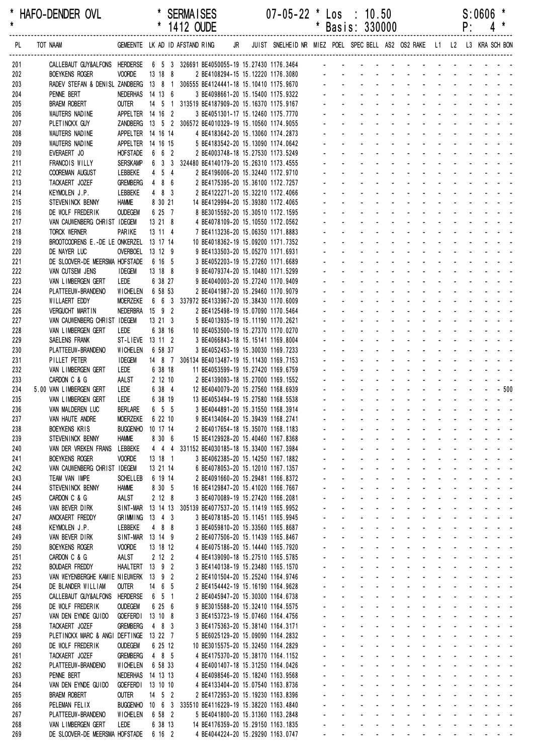HAFO-DENDER OVL * SERMAISES 07-05-22 * Los : 10.50 S:0606 *
* 1412 OUDE * Basis: 330000 P: 4 *

| PL | TOT | NAAM | GEMEENTE | LK | AD | ID | AFSTAND | RING | JR | JUIST | SNELHEID | NR | MIEZ | POEL | SPEC | BELL | AS2 | OS2 | RAKE | L1 | L2 | L3 | KRA | SCH | BON |
|---|---|---|---|---|---|---|---|---|---|---|---|---|---|---|---|---|---|---|---|---|---|---|---|---|---|
| 201 | | CALLEBAUT GUY&ALFONS | HERDERSE | 6 | 5 | 3 | 326691 | BE4050055 | 19 | 15.27430 | 1176.3464 | | - | - | - | - | - | - | - | - | - | - | - | - | - |
| 202 | | BOEYKENS ROGER | VOORDE | 13 | 18 | 8 | | 2 BE4108294 | 15 | 15.12220 | 1176.3080 | | - | - | - | - | - | - | - | - | - | - | - | - | - |
| 203 | | RADEV STEFAN & DENISL | ZANDBERG | 13 | 8 | 1 | 306555 | BE4124441 | 18 | 15.10410 | 1175.9670 | | - | - | - | - | - | - | - | - | - | - | - | - | - |
| 204 | | PENNE BERT | NEDERHAS | 14 | 13 | 6 | | 3 BE4098661 | 20 | 15.15400 | 1175.9322 | | - | - | - | - | - | - | - | - | - | - | - | - | - |
| 205 | | BRAEM ROBERT | OUTER | 14 | 5 | 1 | 313519 | BE4187909 | 20 | 15.16370 | 1175.9167 | | - | - | - | - | - | - | - | - | - | - | - | - | - |
| 206 | | WAUTERS NADINE | APPELTER | 14 | 16 | 2 | | 3 BE4051301 | 17 | 15.12460 | 1175.7770 | | - | - | - | - | - | - | - | - | - | - | - | - | - |
| 207 | | PLETINCKX GUY | ZANDBERG | 13 | 5 | 2 | 306572 | BE4010329 | 19 | 15.10560 | 1174.9055 | | - | - | - | - | - | - | - | - | - | - | - | - | - |
| 208 | | WAUTERS NADINE | APPELTER | 14 | 16 | 14 | | 4 BE4183642 | 20 | 15.13060 | 1174.2873 | | - | - | - | - | - | - | - | - | - | - | - | - | - |
| 209 | | WAUTERS NADINE | APPELTER | 14 | 16 | 15 | | 5 BE4183542 | 20 | 15.13090 | 1174.0642 | | - | - | - | - | - | - | - | - | - | - | - | - | - |
| 210 | | EVERAERT JO | HOFSTADE | 6 | 6 | 2 | | 2 BE4003748 | 18 | 15.27530 | 1173.5249 | | - | - | - | - | - | - | - | - | - | - | - | - | - |
| 211 | | FRANCOIS WILLY | SERSKAMP | 6 | 3 | 3 | 324480 | BE4140179 | 20 | 15.26310 | 1173.4555 | | - | - | - | - | - | - | - | - | - | - | - | - | - |
| 212 | | COOREMAN AUGUST | LEBBEKE | 4 | 5 | 4 | | 2 BE4196006 | 20 | 15.32440 | 1172.9710 | | - | - | - | - | - | - | - | - | - | - | - | - | - |
| 213 | | TACKAERT JOZEF | GREMBERG | 4 | 8 | 6 | | 2 BE4175395 | 20 | 15.36100 | 1172.7257 | | - | - | - | - | - | - | - | - | - | - | - | - | - |
| 214 | | KEYMOLEN J.P. | LEBBEKE | 4 | 8 | 3 | | 2 BE4122271 | 20 | 15.32210 | 1172.4066 | | - | - | - | - | - | - | - | - | - | - | - | - | - |
| 215 | | STEVENINCK BENNY | HAMME | 8 | 30 | 21 | | 14 BE4129994 | 20 | 15.39380 | 1172.4065 | | - | - | - | - | - | - | - | - | - | - | - | - | - |
| 216 | | DE WOLF FREDERIK | OUDEGEM | 6 | 25 | 7 | | 8 BE3015592 | 20 | 15.30510 | 1172.1595 | | - | - | - | - | - | - | - | - | - | - | - | - | - |
| 217 | | VAN CAUWENBERG CHRIST | IDEGEM | 13 | 21 | 8 | | 4 BE4078109 | 20 | 15.10550 | 1172.0562 | | - | - | - | - | - | - | - | - | - | - | - | - | - |
| 218 | | TORCK WERNER | PARIKE | 13 | 11 | 4 | | 7 BE4113236 | 20 | 15.06350 | 1171.8883 | | - | - | - | - | - | - | - | - | - | - | - | - | - |
| 219 | | BROOTCOORENS E.-DE LE | ONKERZEL | 13 | 17 | 14 | | 10 BE4018362 | 19 | 15.09200 | 1171.7352 | | - | - | - | - | - | - | - | - | - | - | - | - | - |
| 220 | | DE NAYER LUC | OVERBOEL | 13 | 12 | 9 | | 9 BE4133503 | 20 | 15.05270 | 1171.6931 | | - | - | - | - | - | - | - | - | - | - | - | - | - |
| 221 | | DE SLOOVER-DE MEERSMA | HOFSTADE | 6 | 16 | 5 | | 3 BE4052203 | 19 | 15.27260 | 1171.6689 | | - | - | - | - | - | - | - | - | - | - | - | - | - |
| 222 | | VAN CUTSEM JENS | IDEGEM | 13 | 18 | 8 | | 9 BE4079374 | 20 | 15.10480 | 1171.5299 | | - | - | - | - | - | - | - | - | - | - | - | - | - |
| 223 | | VAN LIMBERGEN GERT | LEDE | 6 | 38 | 27 | | 9 BE4040003 | 20 | 15.27240 | 1170.9409 | | - | - | - | - | - | - | - | - | - | - | - | - | - |
| 224 | | PLATTEEUW-BRANDENO | WICHELEN | 6 | 58 | 53 | | 2 BE4041987 | 20 | 15.29460 | 1170.9079 | | - | - | - | - | - | - | - | - | - | - | - | - | - |
| 225 | | WILLAERT EDDY | MOERZEKE | 6 | 6 | 3 | 337972 | BE4133967 | 20 | 15.38430 | 1170.6009 | | - | - | - | - | - | - | - | - | - | - | - | - | - |
| 226 | | VERGUCHT MARTIN | NEDERBRA | 15 | 9 | 2 | | 2 BE4125498 | 19 | 15.07090 | 1170.5464 | | - | - | - | - | - | - | - | - | - | - | - | - | - |
| 227 | | VAN CAUWENBERG CHRIST | IDEGEM | 13 | 21 | 3 | | 5 BE4013935 | 19 | 15.11190 | 1170.2621 | | - | - | - | - | - | - | - | - | - | - | - | - | - |
| 228 | | VAN LIMBERGEN GERT | LEDE | 6 | 38 | 16 | | 10 BE4053500 | 19 | 15.27370 | 1170.0270 | | - | - | - | - | - | - | - | - | - | - | - | - | - |
| 229 | | SAELENS FRANK | ST-LIEVE | 13 | 11 | 2 | | 3 BE4066843 | 18 | 15.15141 | 1169.8004 | | - | - | - | - | - | - | - | - | - | - | - | - | - |
| 230 | | PLATTEEUW-BRANDENO | WICHELEN | 6 | 58 | 37 | | 3 BE4052453 | 19 | 15.30030 | 1169.7233 | | - | - | - | - | - | - | - | - | - | - | - | - | - |
| 231 | | PILLET PETER | IDEGEM | 14 | 8 | 7 | 306134 | BE4013487 | 19 | 15.11430 | 1169.7153 | | - | - | - | - | - | - | - | - | - | - | - | - | - |
| 232 | | VAN LIMBERGEN GERT | LEDE | 6 | 38 | 18 | | 11 BE4053599 | 19 | 15.27420 | 1169.6759 | | - | - | - | - | - | - | - | - | - | - | - | - | - |
| 233 | | CARDON C & G | AALST | 2 | 12 | 10 | | 2 BE4139093 | 18 | 15.27000 | 1169.1552 | | - | - | - | - | - | - | - | - | - | - | - | - | - |
| 234 | 5.00 | VAN LIMBERGEN GERT | LEDE | 6 | 38 | 4 | | 12 BE4040079 | 20 | 15.27560 | 1168.6939 | | - | - | - | - | - | - | - | - | - | - | - | - | 500 |
| 235 | | VAN LIMBERGEN GERT | LEDE | 6 | 38 | 19 | | 13 BE4053494 | 19 | 15.27580 | 1168.5538 | | - | - | - | - | - | - | - | - | - | - | - | - | - |
| 236 | | VAN MALDEREN LUC | BERLARE | 6 | 5 | 5 | | 3 BE4044891 | 20 | 15.31550 | 1168.3914 | | - | - | - | - | - | - | - | - | - | - | - | - | - |
| 237 | | VAN HAUTE ANDRE | MOERZEKE | 6 | 22 | 10 | | 9 BE4134064 | 20 | 15.39439 | 1168.2741 | | - | - | - | - | - | - | - | - | - | - | - | - | - |
| 238 | | BOEYKENS KRIS | BUGGENHO | 10 | 17 | 14 | | 2 BE4017654 | 18 | 15.35070 | 1168.1183 | | - | - | - | - | - | - | - | - | - | - | - | - | - |
| 239 | | STEVENINCK BENNY | HAMME | 8 | 30 | 6 | | 15 BE4129928 | 20 | 15.40460 | 1167.8368 | | - | - | - | - | - | - | - | - | - | - | - | - | - |
| 240 | | VAN DER VREKEN FRANS | LEBBEKE | 4 | 4 | 4 | 331152 | BE4030185 | 18 | 15.33400 | 1167.3984 | | - | - | - | - | - | - | - | - | - | - | - | - | - |
| 241 | | BOEYKENS ROGER | VOORDE | 13 | 18 | 1 | | 3 BE4062385 | 20 | 15.14250 | 1167.1882 | | - | - | - | - | - | - | - | - | - | - | - | - | - |
| 242 | | VAN CAUWENBERG CHRIST | IDEGEM | 13 | 21 | 14 | | 6 BE4078053 | 20 | 15.12010 | 1167.1357 | | - | - | - | - | - | - | - | - | - | - | - | - | - |
| 243 | | TEAM VAN IMPE | SCHELLEB | 6 | 19 | 14 | | 2 BE4091660 | 20 | 15.29481 | 1166.8372 | | - | - | - | - | - | - | - | - | - | - | - | - | - |
| 244 | | STEVENINCK BENNY | HAMME | 8 | 30 | 5 | | 16 BE4129847 | 20 | 15.41020 | 1166.7667 | | - | - | - | - | - | - | - | - | - | - | - | - | - |
| 245 | | CARDON C & G | AALST | 2 | 12 | 8 | | 3 BE4070089 | 19 | 15.27420 | 1166.2081 | | - | - | - | - | - | - | - | - | - | - | - | - | - |
| 246 | | VAN BEVER DIRK | SINT-MAR | 13 | 14 | 13 | 305139 | BE4077537 | 20 | 15.11419 | 1165.9952 | | - | - | - | - | - | - | - | - | - | - | - | - | - |
| 247 | | ANCKAERT FREDDY | GRIMMING | 13 | 4 | 3 | | 3 BE4078185 | 20 | 15.11451 | 1165.9945 | | - | - | - | - | - | - | - | - | - | - | - | - | - |
| 248 | | KEYMOLEN J.P. | LEBBEKE | 4 | 8 | 8 | | 3 BE4059810 | 20 | 15.33560 | 1165.8687 | | - | - | - | - | - | - | - | - | - | - | - | - | - |
| 249 | | VAN BEVER DIRK | SINT-MAR | 13 | 14 | 9 | | 2 BE4077506 | 20 | 15.11439 | 1165.8467 | | - | - | - | - | - | - | - | - | - | - | - | - | - |
| 250 | | BOEYKENS ROGER | VOORDE | 13 | 18 | 12 | | 4 BE4075186 | 20 | 15.14440 | 1165.7920 | | - | - | - | - | - | - | - | - | - | - | - | - | - |
| 251 | | CARDON C & G | AALST | 2 | 12 | 2 | | 4 BE4139090 | 18 | 15.27510 | 1165.5785 | | - | - | - | - | - | - | - | - | - | - | - | - | - |
| 252 | | BOUDAER FREDDY | HAALTERT | 13 | 9 | 2 | | 3 BE4140138 | 19 | 15.23480 | 1165.1570 | | - | - | - | - | - | - | - | - | - | - | - | - | - |
| 253 | | VAN WEYENBERGHE KAMIE | NIEUWERK | 13 | 9 | 2 | | 2 BE4101504 | 20 | 15.25240 | 1164.9746 | | - | - | - | - | - | - | - | - | - | - | - | - | - |
| 254 | | DE BLANDER WILLIAM | OUTER | 14 | 6 | 5 | | 2 BE4154442 | 19 | 15.16190 | 1164.9628 | | - | - | - | - | - | - | - | - | - | - | - | - | - |
| 255 | | CALLEBAUT GUY&ALFONS | HERDERSE | 6 | 5 | 1 | | 2 BE4045947 | 20 | 15.30300 | 1164.6738 | | - | - | - | - | - | - | - | - | - | - | - | - | - |
| 256 | | DE WOLF FREDERIK | OUDEGEM | 6 | 25 | 6 | | 9 BE3015588 | 20 | 15.32410 | 1164.5575 | | - | - | - | - | - | - | - | - | - | - | - | - | - |
| 257 | | VAN DEN EYNDE GUIDO | GOEFERDI | 13 | 10 | 8 | | 3 BE4153723 | 19 | 15.07460 | 1164.4756 | | - | - | - | - | - | - | - | - | - | - | - | - | - |
| 258 | | TACKAERT JOZEF | GREMBERG | 4 | 8 | 3 | | 3 BE4175363 | 20 | 15.38140 | 1164.3171 | | - | - | - | - | - | - | - | - | - | - | - | - | - |
| 259 | | PLETINCKX MARC & ANGI | DEFTINGE | 13 | 22 | 7 | | 5 BE6025129 | 20 | 15.09090 | 1164.2832 | | - | - | - | - | - | - | - | - | - | - | - | - | - |
| 260 | | DE WOLF FREDERIK | OUDEGEM | 6 | 25 | 12 | | 10 BE3015575 | 20 | 15.32450 | 1164.2829 | | - | - | - | - | - | - | - | - | - | - | - | - | - |
| 261 | | TACKAERT JOZEF | GREMBERG | 4 | 8 | 5 | | 4 BE4175370 | 20 | 15.38170 | 1164.1152 | | - | - | - | - | - | - | - | - | - | - | - | - | - |
| 262 | | PLATTEEUW-BRANDENO | WICHELEN | 6 | 58 | 33 | | 4 BE4001407 | 18 | 15.31250 | 1164.0426 | | - | - | - | - | - | - | - | - | - | - | - | - | - |
| 263 | | PENNE BERT | NEDERHAS | 14 | 13 | 13 | | 4 BE4098546 | 20 | 15.18240 | 1163.9568 | | - | - | - | - | - | - | - | - | - | - | - | - | - |
| 264 | | VAN DEN EYNDE GUIDO | GOEFERDI | 13 | 10 | 10 | | 4 BE4133404 | 20 | 15.07540 | 1163.8736 | | - | - | - | - | - | - | - | - | - | - | - | - | - |
| 265 | | BRAEM ROBERT | OUTER | 14 | 5 | 2 | | 2 BE4172953 | 20 | 15.19230 | 1163.8396 | | - | - | - | - | - | - | - | - | - | - | - | - | - |
| 266 | | PELEMAN FELIX | BUGGENHO | 10 | 6 | 3 | 335510 | BE4116229 | 19 | 15.38220 | 1163.4840 | | - | - | - | - | - | - | - | - | - | - | - | - | - |
| 267 | | PLATTEEUW-BRANDENO | WICHELEN | 6 | 58 | 2 | | 5 BE4041800 | 20 | 15.31360 | 1163.2848 | | - | - | - | - | - | - | - | - | - | - | - | - | - |
| 268 | | VAN LIMBERGEN GERT | LEDE | 6 | 38 | 13 | | 14 BE4176359 | 20 | 15.29150 | 1163.1835 | | - | - | - | - | - | - | - | - | - | - | - | - | - |
| 269 | | DE SLOOVER-DE MEERSMA | HOFSTADE | 6 | 16 | 2 | | 4 BE4044224 | 20 | 15.29290 | 1163.0747 | | - | - | - | - | - | - | - | - | - | - | - | - | - |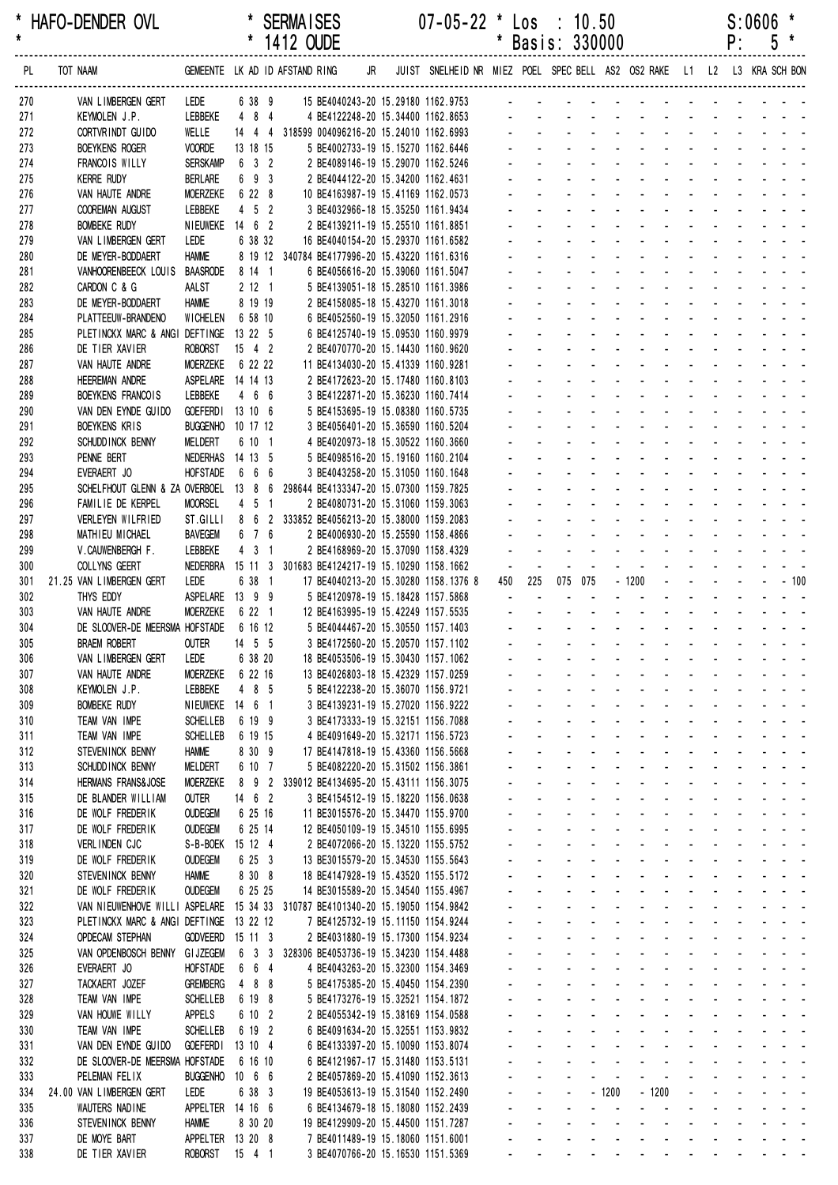* HAFO-DENDER OVL * SERMAISES 07-05-22 * Los : 10.50 S:0606 *
* 1412 OUDE * Basis: 330000

| PL | TOT | NAAM | GEMEENTE | LK | AD | ID | AFSTAND | RING JR | JUIST | SNELHEID | NR | MIEZ | POEL | SPEC | BELL | AS2 | OS2 | RAKE | L1 | L2 | L3 | KRA | SCH | BON |
|---|---|---|---|---|---|---|---|---|---|---|---|---|---|---|---|---|---|---|---|---|---|---|---|---|
| 270 | | VAN LIMBERGEN GERT | LEDE | 6 | 38 | 9 | 15 | BE4040243-20 | 15.29180 | 1162.9753 | | - | - | - | - | - | - | - | - | - | - | - | - | - |
| 271 | | KEYMOLEN J.P. | LEBBEKE | 4 | 8 | 4 | 4 | BE4122248-20 | 15.34400 | 1162.8653 | | - | - | - | - | - | - | - | - | - | - | - | - | - |
| 272 | | CORTVRINDT GUIDO | WELLE | 14 | 4 | 4 | 318599 | 004096216-20 | 15.24010 | 1162.6993 | | - | - | - | - | - | - | - | - | - | - | - | - | - |
| 273 | | BOEYKENS ROGER | VOORDE | 13 | 18 | 15 | 5 | BE4002733-19 | 15.15270 | 1162.6446 | | - | - | - | - | - | - | - | - | - | - | - | - | - |
| 274 | | FRANCOIS WILLY | SERSKAMP | 6 | 3 | 2 | 2 | BE4089146-19 | 15.29070 | 1162.5246 | | - | - | - | - | - | - | - | - | - | - | - | - | - |
| 275 | | KERRE RUDY | BERLARE | 6 | 9 | 3 | 2 | BE4044122-20 | 15.34200 | 1162.4631 | | - | - | - | - | - | - | - | - | - | - | - | - | - |
| 276 | | VAN HAUTE ANDRE | MOERZEKE | 6 | 22 | 8 | 10 | BE4163987-19 | 15.41169 | 1162.0573 | | - | - | - | - | - | - | - | - | - | - | - | - | - |
| 277 | | COOREMAN AUGUST | LEBBEKE | 4 | 5 | 2 | 3 | BE4032966-18 | 15.35250 | 1161.9434 | | - | - | - | - | - | - | - | - | - | - | - | - | - |
| 278 | | BOMBEKE RUDY | NIEUWEKE | 14 | 6 | 2 | 2 | BE4139211-19 | 15.25510 | 1161.8851 | | - | - | - | - | - | - | - | - | - | - | - | - | - |
| 279 | | VAN LIMBERGEN GERT | LEDE | 6 | 38 | 32 | 16 | BE4040154-20 | 15.29370 | 1161.6582 | | - | - | - | - | - | - | - | - | - | - | - | - | - |
| 280 | | DE MEYER-BODDAERT | HAMME | 8 | 19 | 12 | 340784 | BE4177996-20 | 15.43220 | 1161.6316 | | - | - | - | - | - | - | - | - | - | - | - | - | - |
| 281 | | VANHOORENBEECK LOUIS | BAASRODE | 8 | 14 | 1 | 6 | BE4056616-20 | 15.39060 | 1161.5047 | | - | - | - | - | - | - | - | - | - | - | - | - | - |
| 282 | | CARDON C & G | AALST | 2 | 12 | 1 | 5 | BE4139051-18 | 15.28510 | 1161.3986 | | - | - | - | - | - | - | - | - | - | - | - | - | - |
| 283 | | DE MEYER-BODDAERT | HAMME | 8 | 19 | 19 | 2 | BE4158085-18 | 15.43270 | 1161.3018 | | - | - | - | - | - | - | - | - | - | - | - | - | - |
| 284 | | PLATTEEUW-BRANDENO | WICHELEN | 6 | 58 | 10 | 6 | BE4052560-19 | 15.32050 | 1161.2916 | | - | - | - | - | - | - | - | - | - | - | - | - | - |
| 285 | | PLETINCKX MARC & ANGI | DEFTINGE | 13 | 22 | 5 | 6 | BE4125740-19 | 15.09530 | 1160.9979 | | - | - | - | - | - | - | - | - | - | - | - | - | - |
| 286 | | DE TIER XAVIER | ROBORST | 15 | 4 | 2 | 2 | BE4070770-20 | 15.14430 | 1160.9620 | | - | - | - | - | - | - | - | - | - | - | - | - | - |
| 287 | | VAN HAUTE ANDRE | MOERZEKE | 6 | 22 | 22 | 11 | BE4134030-20 | 15.41339 | 1160.9281 | | - | - | - | - | - | - | - | - | - | - | - | - | - |
| 288 | | HEEREMAN ANDRE | ASPELARE | 14 | 14 | 13 | 2 | BE4172623-20 | 15.17480 | 1160.8103 | | - | - | - | - | - | - | - | - | - | - | - | - | - |
| 289 | | BOEYKENS FRANCOIS | LEBBEKE | 4 | 6 | 6 | 3 | BE4122871-20 | 15.36230 | 1160.7414 | | - | - | - | - | - | - | - | - | - | - | - | - | - |
| 290 | | VAN DEN EYNDE GUIDO | GOEFERDI | 13 | 10 | 6 | 5 | BE4153695-19 | 15.08380 | 1160.5735 | | - | - | - | - | - | - | - | - | - | - | - | - | - |
| 291 | | BOEYKENS KRIS | BUGGENHO | 10 | 17 | 12 | 3 | BE4056401-20 | 15.36590 | 1160.5204 | | - | - | - | - | - | - | - | - | - | - | - | - | - |
| 292 | | SCHUDDINCK BENNY | MELDERT | 6 | 10 | 1 | 4 | BE4020973-18 | 15.30522 | 1160.3660 | | - | - | - | - | - | - | - | - | - | - | - | - | - |
| 293 | | PENNE BERT | NEDERHAS | 14 | 13 | 5 | 5 | BE4098516-20 | 15.19160 | 1160.2104 | | - | - | - | - | - | - | - | - | - | - | - | - | - |
| 294 | | EVERAERT JO | HOFSTADE | 6 | 6 | 6 | 3 | BE4043258-20 | 15.31050 | 1160.1648 | | - | - | - | - | - | - | - | - | - | - | - | - | - |
| 295 | | SCHELFHOUT GLENN & ZA | OVERBOEL | 13 | 8 | 6 | 298644 | BE4133347-20 | 15.07300 | 1159.7825 | | - | - | - | - | - | - | - | - | - | - | - | - | - |
| 296 | | FAMILIE DE KERPEL | MOORSEL | 4 | 5 | 1 | 2 | BE4080731-20 | 15.31060 | 1159.3063 | | - | - | - | - | - | - | - | - | - | - | - | - | - |
| 297 | | VERLEYEN WILFRIED | ST.GILLI | 8 | 6 | 2 | 333852 | BE4056213-20 | 15.38000 | 1159.2083 | | - | - | - | - | - | - | - | - | - | - | - | - | - |
| 298 | | MATHIEU MICHAEL | BAVEGEM | 6 | 7 | 6 | 2 | BE4006930-20 | 15.25590 | 1158.4866 | | - | - | - | - | - | - | - | - | - | - | - | - | - |
| 299 | | V.CAUWENBERGH F. | LEBBEKE | 4 | 3 | 1 | 2 | BE4168969-20 | 15.37090 | 1158.4329 | | - | - | - | - | - | - | - | - | - | - | - | - | - |
| 300 | | COLLYNS GEERT | NEDERBRA | 15 | 11 | 3 | 301683 | BE4124217-19 | 15.10290 | 1158.1662 | | - | - | - | - | - | - | - | - | - | - | - | - | - |
| 301 | 21.25 | VAN LIMBERGEN GERT | LEDE | 6 | 38 | 1 | 17 | BE4040213-20 | 15.30280 | 1158.1376 | 8 | 450 | 225 | 075 | 075 | 1200 | - | - | - | - | - | - | - | 100 |
| 302 | | THYS EDDY | ASPELARE | 13 | 9 | 9 | 5 | BE4120978-19 | 15.18428 | 1157.5868 | | - | - | - | - | - | - | - | - | - | - | - | - | - |
| 303 | | VAN HAUTE ANDRE | MOERZEKE | 6 | 22 | 1 | 12 | BE4163995-19 | 15.42249 | 1157.5535 | | - | - | - | - | - | - | - | - | - | - | - | - | - |
| 304 | | DE SLOOVER-DE MEERSMA | HOFSTADE | 6 | 16 | 12 | 5 | BE4044467-20 | 15.30550 | 1157.1403 | | - | - | - | - | - | - | - | - | - | - | - | - | - |
| 305 | | BRAEM ROBERT | OUTER | 14 | 5 | 5 | 3 | BE4172560-20 | 15.20570 | 1157.1102 | | - | - | - | - | - | - | - | - | - | - | - | - | - |
| 306 | | VAN LIMBERGEN GERT | LEDE | 6 | 38 | 20 | 18 | BE4053506-19 | 15.30430 | 1157.1062 | | - | - | - | - | - | - | - | - | - | - | - | - | - |
| 307 | | VAN HAUTE ANDRE | MOERZEKE | 6 | 22 | 16 | 13 | BE4026803-18 | 15.42329 | 1157.0259 | | - | - | - | - | - | - | - | - | - | - | - | - | - |
| 308 | | KEYMOLEN J.P. | LEBBEKE | 4 | 8 | 5 | 5 | BE4122238-20 | 15.36070 | 1156.9721 | | - | - | - | - | - | - | - | - | - | - | - | - | - |
| 309 | | BOMBEKE RUDY | NIEUWEKE | 14 | 6 | 1 | 3 | BE4139231-19 | 15.27020 | 1156.9222 | | - | - | - | - | - | - | - | - | - | - | - | - | - |
| 310 | | TEAM VAN IMPE | SCHELLEB | 6 | 19 | 9 | 3 | BE4173333-19 | 15.32151 | 1156.7088 | | - | - | - | - | - | - | - | - | - | - | - | - | - |
| 311 | | TEAM VAN IMPE | SCHELLEB | 6 | 19 | 15 | 4 | BE4091649-20 | 15.32171 | 1156.5723 | | - | - | - | - | - | - | - | - | - | - | - | - | - |
| 312 | | STEVENINCK BENNY | HAMME | 8 | 30 | 9 | 17 | BE4147818-19 | 15.43360 | 1156.5668 | | - | - | - | - | - | - | - | - | - | - | - | - | - |
| 313 | | SCHUDDINCK BENNY | MELDERT | 6 | 10 | 7 | 5 | BE4082220-20 | 15.31502 | 1156.3861 | | - | - | - | - | - | - | - | - | - | - | - | - | - |
| 314 | | HERMANS FRANS&JOSE | MOERZEKE | 8 | 9 | 2 | 339012 | BE4134695-20 | 15.43111 | 1156.3075 | | - | - | - | - | - | - | - | - | - | - | - | - | - |
| 315 | | DE BLANDER WILLIAM | OUTER | 14 | 6 | 2 | 3 | BE4154512-19 | 15.18220 | 1156.0638 | | - | - | - | - | - | - | - | - | - | - | - | - | - |
| 316 | | DE WOLF FREDERIK | OUDEGEM | 6 | 25 | 16 | 11 | BE3015576-20 | 15.34470 | 1155.9700 | | - | - | - | - | - | - | - | - | - | - | - | - | - |
| 317 | | DE WOLF FREDERIK | OUDEGEM | 6 | 25 | 14 | 12 | BE4050109-19 | 15.34510 | 1155.6995 | | - | - | - | - | - | - | - | - | - | - | - | - | - |
| 318 | | VERLINDEN CJC | S-B-BOEK | 15 | 12 | 4 | 2 | BE4072066-20 | 15.13220 | 1155.5752 | | - | - | - | - | - | - | - | - | - | - | - | - | - |
| 319 | | DE WOLF FREDERIK | OUDEGEM | 6 | 25 | 3 | 13 | BE3015579-20 | 15.34530 | 1155.5643 | | - | - | - | - | - | - | - | - | - | - | - | - | - |
| 320 | | STEVENINCK BENNY | HAMME | 8 | 30 | 8 | 18 | BE4147928-19 | 15.43520 | 1155.5172 | | - | - | - | - | - | - | - | - | - | - | - | - | - |
| 321 | | DE WOLF FREDERIK | OUDEGEM | 6 | 25 | 25 | 14 | BE3015589-20 | 15.34540 | 1155.4967 | | - | - | - | - | - | - | - | - | - | - | - | - | - |
| 322 | | VAN NIEUWENHOVE WILLI | ASPELARE | 15 | 34 | 33 | 310787 | BE4101340-20 | 15.19050 | 1154.9842 | | - | - | - | - | - | - | - | - | - | - | - | - | - |
| 323 | | PLETINCKX MARC & ANGI | DEFTINGE | 13 | 22 | 12 | 7 | BE4125732-19 | 15.11150 | 1154.9244 | | - | - | - | - | - | - | - | - | - | - | - | - | - |
| 324 | | OPDECAM STEPHAN | GODVEERD | 15 | 11 | 3 | 2 | BE4031880-19 | 15.17300 | 1154.9234 | | - | - | - | - | - | - | - | - | - | - | - | - | - |
| 325 | | VAN OPDENBOSCH BENNY | GIJZEGEM | 6 | 3 | 3 | 328306 | BE4053736-19 | 15.34230 | 1154.4488 | | - | - | - | - | - | - | - | - | - | - | - | - | - |
| 326 | | EVERAERT JO | HOFSTADE | 6 | 6 | 4 | 4 | BE4043263-20 | 15.32300 | 1154.3469 | | - | - | - | - | - | - | - | - | - | - | - | - | - |
| 327 | | TACKAERT JOZEF | GREMBERG | 4 | 8 | 8 | 5 | BE4175385-20 | 15.40450 | 1154.2390 | | - | - | - | - | - | - | - | - | - | - | - | - | - |
| 328 | | TEAM VAN IMPE | SCHELLEB | 6 | 19 | 8 | 5 | BE4173276-19 | 15.32521 | 1154.1872 | | - | - | - | - | - | - | - | - | - | - | - | - | - |
| 329 | | VAN HOUWE WILLY | APPELS | 6 | 10 | 2 | 2 | BE4055342-19 | 15.38169 | 1154.0588 | | - | - | - | - | - | - | - | - | - | - | - | - | - |
| 330 | | TEAM VAN IMPE | SCHELLEB | 6 | 19 | 2 | 6 | BE4091634-20 | 15.32551 | 1153.9832 | | - | - | - | - | - | - | - | - | - | - | - | - | - |
| 331 | | VAN DEN EYNDE GUIDO | GOEFERDI | 13 | 10 | 4 | 6 | BE4133397-20 | 15.10090 | 1153.8074 | | - | - | - | - | - | - | - | - | - | - | - | - | - |
| 332 | | DE SLOOVER-DE MEERSMA | HOFSTADE | 6 | 16 | 10 | 6 | BE4121967-17 | 15.31480 | 1153.5131 | | - | - | - | - | - | - | - | - | - | - | - | - | - |
| 333 | | PELEMAN FELIX | BUGGENHO | 10 | 6 | 6 | 2 | BE4057869-20 | 15.41090 | 1152.3613 | | - | - | - | - | - | - | - | - | - | - | - | - | - |
| 334 | 24.00 | VAN LIMBERGEN GERT | LEDE | 6 | 38 | 3 | 19 | BE4053603-19 | 15.31540 | 1152.2490 | | - | - | - | - | 1200 | - | 1200 | - | - | - | - | - | - |
| 335 | | WAUTERS NADINE | APPELTER | 14 | 16 | 6 | 6 | BE4134679-18 | 15.18080 | 1152.2439 | | - | - | - | - | - | - | - | - | - | - | - | - | - |
| 336 | | STEVENINCK BENNY | HAMME | 8 | 30 | 20 | 19 | BE4129909-20 | 15.44500 | 1151.7287 | | - | - | - | - | - | - | - | - | - | - | - | - | - |
| 337 | | DE MOYE BART | APPELTER | 13 | 20 | 8 | 7 | BE4011489-19 | 15.18060 | 1151.6001 | | - | - | - | - | - | - | - | - | - | - | - | - | - |
| 338 | | DE TIER XAVIER | ROBORST | 15 | 4 | 1 | 3 | BE4070766-20 | 15.16530 | 1151.5369 | | - | - | - | - | - | - | - | - | - | - | - | - | - |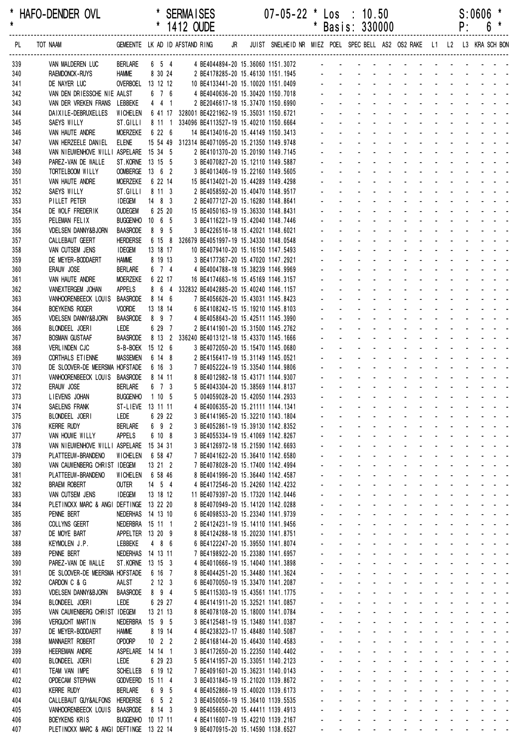\* HAFO-DENDER OVL \* SERMAISES 07-05-22 \* Los : 10.50 S:0606 \*
\* \* 1412 OUDE \* Basis: 330000 P: 6 \*

| PL | TOT NAAM | GEMEENTE | LK | AD | ID | AFSTAND RING | JR | JUIST | SNELHEID | NR | MIEZ | POEL | SPEC | BELL | AS2 | OS2 | RAKE | L1 | L2 | L3 | KRA | SCH | BON |
|---|---|---|---|---|---|---|---|---|---|---|---|---|---|---|---|---|---|---|---|---|---|---|---|
| 339 | VAN MALDEREN LUC | BERLARE | 6 | 5 | 4 | 4 BE4044894-20 | | 15.36060 | 1151.3072 | | - | - | - | - | - | - | - | - | - | - | - | - | - |
| 340 | RAEMDONCK-RUYS | HAMME | 8 | 30 | 24 | 2 BE4178285-20 | | 15.46130 | 1151.1945 | | - | - | - | - | - | - | - | - | - | - | - | - | - |
| 341 | DE NAYER LUC | OVERBOEL | 13 | 12 | 12 | 10 BE4133441-20 | | 15.10020 | 1151.0409 | | - | - | - | - | - | - | - | - | - | - | - | - | - |
| 342 | VAN DEN DRIESSCHE NIE | AALST | 6 | 7 | 6 | 4 BE4040636-20 | | 15.30420 | 1150.7018 | | - | - | - | - | - | - | - | - | - | - | - | - | - |
| 343 | VAN DER VREKEN FRANS | LEBBEKE | 4 | 4 | 1 | 2 BE2046617-18 | | 15.37470 | 1150.6990 | | - | - | - | - | - | - | - | - | - | - | - | - | - |
| 344 | DAIXILE-DEBRUXELLES | WICHELEN | 6 | 41 | 17 | 328001 BE4221962-19 | | 15.35031 | 1150.6721 | | - | - | - | - | - | - | - | - | - | - | - | - | - |
| 345 | SAEYS WILLY | ST.GILLI | 8 | 11 | 1 | 334096 BE4113527-19 | | 15.40210 | 1150.6664 | | - | - | - | - | - | - | - | - | - | - | - | - | - |
| 346 | VAN HAUTE ANDRE | MOERZEKE | 6 | 22 | 6 | 14 BE4134016-20 | | 15.44149 | 1150.3413 | | - | - | - | - | - | - | - | - | - | - | - | - | - |
| 347 | VAN HERZEELE DANIEL | ELENE | 15 | 54 | 49 | 312314 BE4071095-20 | | 15.21350 | 1149.9748 | | - | - | - | - | - | - | - | - | - | - | - | - | - |
| 348 | VAN NIEUWENHOVE WILLI | ASPELARE | 15 | 34 | 5 | 2 BE4101370-20 | | 15.20190 | 1149.7145 | | - | - | - | - | - | - | - | - | - | - | - | - | - |
| 349 | PAREZ-VAN DE WALLE | ST.KORNE | 13 | 15 | 5 | 3 BE4070827-20 | | 15.12110 | 1149.5887 | | - | - | - | - | - | - | - | - | - | - | - | - | - |
| 350 | TORTELBOOM WILLY | OOMBERGE | 13 | 6 | 2 | 3 BE4013406-19 | | 15.22160 | 1149.5605 | | - | - | - | - | - | - | - | - | - | - | - | - | - |
| 351 | VAN HAUTE ANDRE | MOERZEKE | 6 | 22 | 14 | 15 BE4134021-20 | | 15.44289 | 1149.4298 | | - | - | - | - | - | - | - | - | - | - | - | - | - |
| 352 | SAEYS WILLY | ST.GILLI | 8 | 11 | 3 | 2 BE4058592-20 | | 15.40470 | 1148.9517 | | - | - | - | - | - | - | - | - | - | - | - | - | - |
| 353 | PILLET PETER | IDEGEM | 14 | 8 | 3 | 2 BE4077127-20 | | 15.16280 | 1148.8641 | | - | - | - | - | - | - | - | - | - | - | - | - | - |
| 354 | DE WOLF FREDERIK | OUDEGEM | 6 | 25 | 20 | 15 BE4050163-19 | | 15.36330 | 1148.8431 | | - | - | - | - | - | - | - | - | - | - | - | - | - |
| 355 | PELEMAN FELIX | BUGGENHO | 10 | 6 | 5 | 3 BE4116221-19 | | 15.42040 | 1148.7446 | | - | - | - | - | - | - | - | - | - | - | - | - | - |
| 356 | VDELSEN DANNY&BJORN | BAASRODE | 8 | 9 | 5 | 3 BE4226516-18 | | 15.42021 | 1148.6021 | | - | - | - | - | - | - | - | - | - | - | - | - | - |
| 357 | CALLEBAUT GEERT | HERDERSE | 6 | 15 | 8 | 326679 BE4051997-19 | | 15.34330 | 1148.0548 | | - | - | - | - | - | - | - | - | - | - | - | - | - |
| 358 | VAN CUTSEM JENS | IDEGEM | 13 | 18 | 17 | 10 BE4079410-20 | | 15.16150 | 1147.5493 | | - | - | - | - | - | - | - | - | - | - | - | - | - |
| 359 | DE MEYER-BODDAERT | HAMME | 8 | 19 | 13 | 3 BE4177367-20 | | 15.47020 | 1147.2921 | | - | - | - | - | - | - | - | - | - | - | - | - | - |
| 360 | ERAUW JOSE | BERLARE | 6 | 7 | 4 | 4 BE4004788-18 | | 15.38239 | 1146.9969 | | - | - | - | - | - | - | - | - | - | - | - | - | - |
| 361 | VAN HAUTE ANDRE | MOERZEKE | 6 | 22 | 17 | 16 BE4174663-16 | | 15.45169 | 1146.3157 | | - | - | - | - | - | - | - | - | - | - | - | - | - |
| 362 | VANEXTERGEM JOHAN | APPELS | 8 | 6 | 4 | 332832 BE4042885-20 | | 15.40240 | 1146.1157 | | - | - | - | - | - | - | - | - | - | - | - | - | - |
| 363 | VANHOORENBEECK LOUIS | BAASRODE | 8 | 14 | 6 | 7 BE4056626-20 | | 15.43031 | 1145.8423 | | - | - | - | - | - | - | - | - | - | - | - | - | - |
| 364 | BOEYKENS ROGER | VOORDE | 13 | 18 | 14 | 6 BE4108242-15 | | 15.19210 | 1145.8103 | | - | - | - | - | - | - | - | - | - | - | - | - | - |
| 365 | VDELSEN DANNY&BJORN | BAASRODE | 8 | 9 | 7 | 4 BE4058643-20 | | 15.42511 | 1145.3990 | | - | - | - | - | - | - | - | - | - | - | - | - | - |
| 366 | BLONDEEL JOERI | LEDE | 6 | 29 | 7 | 2 BE4141901-20 | | 15.31500 | 1145.2762 | | - | - | - | - | - | - | - | - | - | - | - | - | - |
| 367 | BOSMAN GUSTAAF | BAASRODE | 8 | 13 | 2 | 336240 BE4013121-18 | | 15.43370 | 1145.1666 | | - | - | - | - | - | - | - | - | - | - | - | - | - |
| 368 | VERLINDEN CJC | S-B-BOEK | 15 | 12 | 6 | 3 BE4072050-20 | | 15.15470 | 1145.0680 | | - | - | - | - | - | - | - | - | - | - | - | - | - |
| 369 | CORTHALS ETIENNE | MASSEMEN | 6 | 14 | 8 | 2 BE4156417-19 | | 15.31149 | 1145.0521 | | - | - | - | - | - | - | - | - | - | - | - | - | - |
| 370 | DE SLOOVER-DE MEERSMA | HOFSTADE | 6 | 16 | 3 | 7 BE4052224-19 | | 15.33540 | 1144.9806 | | - | - | - | - | - | - | - | - | - | - | - | - | - |
| 371 | VANHOORENBEECK LOUIS | BAASRODE | 8 | 14 | 11 | 8 BE4012982-18 | | 15.43171 | 1144.9307 | | - | - | - | - | - | - | - | - | - | - | - | - | - |
| 372 | ERAUW JOSE | BERLARE | 6 | 7 | 3 | 5 BE4043304-20 | | 15.38569 | 1144.8137 | | - | - | - | - | - | - | - | - | - | - | - | - | - |
| 373 | LIEVENS JOHAN | BUGGENHO | 1 | 10 | 5 | 5 004059028-20 | | 15.42050 | 1144.2933 | | - | - | - | - | - | - | - | - | - | - | - | - | - |
| 374 | SAELENS FRANK | ST-LIEVE | 13 | 11 | 11 | 4 BE4006355-20 | | 15.21111 | 1144.1341 | | - | - | - | - | - | - | - | - | - | - | - | - | - |
| 375 | BLONDEEL JOERI | LEDE | 6 | 29 | 22 | 3 BE4141965-20 | | 15.32210 | 1143.1804 | | - | - | - | - | - | - | - | - | - | - | - | - | - |
| 376 | KERRE RUDY | BERLARE | 6 | 9 | 2 | 3 BE4052861-19 | | 15.39130 | 1142.8352 | | - | - | - | - | - | - | - | - | - | - | - | - | - |
| 377 | VAN HOUWE WILLY | APPELS | 6 | 10 | 8 | 3 BE4055334-19 | | 15.41069 | 1142.8267 | | - | - | - | - | - | - | - | - | - | - | - | - | - |
| 378 | VAN NIEUWENHOVE WILLI | ASPELARE | 15 | 34 | 31 | 3 BE4126972-18 | | 15.21590 | 1142.6693 | | - | - | - | - | - | - | - | - | - | - | - | - | - |
| 379 | PLATTEEUW-BRANDENO | WICHELEN | 6 | 58 | 47 | 7 BE4041622-20 | | 15.36410 | 1142.6580 | | - | - | - | - | - | - | - | - | - | - | - | - | - |
| 380 | VAN CAUWENBERG CHRIST | IDEGEM | 13 | 21 | 2 | 7 BE4078028-20 | | 15.17400 | 1142.4994 | | - | - | - | - | - | - | - | - | - | - | - | - | - |
| 381 | PLATTEEUW-BRANDENO | WICHELEN | 6 | 58 | 46 | 8 BE4041996-20 | | 15.36440 | 1142.4587 | | - | - | - | - | - | - | - | - | - | - | - | - | - |
| 382 | BRAEM ROBERT | OUTER | 14 | 5 | 4 | 4 BE4172546-20 | | 15.24260 | 1142.4232 | | - | - | - | - | - | - | - | - | - | - | - | - | - |
| 383 | VAN CUTSEM JENS | IDEGEM | 13 | 18 | 12 | 11 BE4079397-20 | | 15.17320 | 1142.0446 | | - | - | - | - | - | - | - | - | - | - | - | - | - |
| 384 | PLETINCKX MARC & ANGI | DEFTINGE | 13 | 22 | 20 | 8 BE4070949-20 | | 15.14120 | 1142.0288 | | - | - | - | - | - | - | - | - | - | - | - | - | - |
| 385 | PENNE BERT | NEDERHAS | 14 | 13 | 10 | 6 BE4098533-20 | | 15.23340 | 1141.9739 | | - | - | - | - | - | - | - | - | - | - | - | - | - |
| 386 | COLLYNS GEERT | NEDERBRA | 15 | 11 | 1 | 2 BE4124231-19 | | 15.14110 | 1141.9456 | | - | - | - | - | - | - | - | - | - | - | - | - | - |
| 387 | DE MOYE BART | APPELTER | 13 | 20 | 9 | 8 BE4124288-18 | | 15.20230 | 1141.8751 | | - | - | - | - | - | - | - | - | - | - | - | - | - |
| 388 | KEYMOLEN J.P. | LEBBEKE | 4 | 8 | 6 | 6 BE4122247-20 | | 15.39550 | 1141.8074 | | - | - | - | - | - | - | - | - | - | - | - | - | - |
| 389 | PENNE BERT | NEDERHAS | 14 | 13 | 11 | 7 BE4198922-20 | | 15.23380 | 1141.6957 | | - | - | - | - | - | - | - | - | - | - | - | - | - |
| 390 | PAREZ-VAN DE WALLE | ST.KORNE | 13 | 15 | 3 | 4 BE4010666-19 | | 15.14040 | 1141.3898 | | - | - | - | - | - | - | - | - | - | - | - | - | - |
| 391 | DE SLOOVER-DE MEERSMA | HOFSTADE | 6 | 16 | 7 | 8 BE4044251-20 | | 15.34480 | 1141.3624 | | - | - | - | - | - | - | - | - | - | - | - | - | - |
| 392 | CARDON C & G | AALST | 2 | 12 | 3 | 6 BE4070050-19 | | 15.33470 | 1141.2087 | | - | - | - | - | - | - | - | - | - | - | - | - | - |
| 393 | VDELSEN DANNY&BJORN | BAASRODE | 8 | 9 | 4 | 5 BE4115303-19 | | 15.43561 | 1141.1775 | | - | - | - | - | - | - | - | - | - | - | - | - | - |
| 394 | BLONDEEL JOERI | LEDE | 6 | 29 | 27 | 4 BE4141911-20 | | 15.32521 | 1141.0857 | | - | - | - | - | - | - | - | - | - | - | - | - | - |
| 395 | VAN CAUWENBERG CHRIST | IDEGEM | 13 | 21 | 13 | 8 BE4078108-20 | | 15.18000 | 1141.0784 | | - | - | - | - | - | - | - | - | - | - | - | - | - |
| 396 | VERGUCHT MARTIN | NEDERBRA | 15 | 9 | 5 | 3 BE4125481-19 | | 15.13480 | 1141.0387 | | - | - | - | - | - | - | - | - | - | - | - | - | - |
| 397 | DE MEYER-BODDAERT | HAMME | 8 | 19 | 14 | 4 BE4238323-17 | | 15.48480 | 1140.5087 | | - | - | - | - | - | - | - | - | - | - | - | - | - |
| 398 | MANNAERT ROBERT | OPDORP | 10 | 2 | 2 | 2 BE4168144-20 | | 15.46430 | 1140.4583 | | - | - | - | - | - | - | - | - | - | - | - | - | - |
| 399 | HEEREMAN ANDRE | ASPELARE | 14 | 14 | 1 | 3 BE4172650-20 | | 15.22350 | 1140.4402 | | - | - | - | - | - | - | - | - | - | - | - | - | - |
| 400 | BLONDEEL JOERI | LEDE | 6 | 29 | 23 | 5 BE4141957-20 | | 15.33051 | 1140.2123 | | - | - | - | - | - | - | - | - | - | - | - | - | - |
| 401 | TEAM VAN IMPE | SCHELLEB | 6 | 19 | 12 | 7 BE4091601-20 | | 15.36231 | 1140.0143 | | - | - | - | - | - | - | - | - | - | - | - | - | - |
| 402 | OPDECAM STEPHAN | GODVEERD | 15 | 11 | 4 | 3 BE4031845-19 | | 15.21020 | 1139.8672 | | - | - | - | - | - | - | - | - | - | - | - | - | - |
| 403 | KERRE RUDY | BERLARE | 6 | 9 | 5 | 4 BE4052866-19 | | 15.40020 | 1139.6173 | | - | - | - | - | - | - | - | - | - | - | - | - | - |
| 404 | CALLEBAUT GUY&ALFONS | HERDERSE | 6 | 5 | 2 | 3 BE4050056-19 | | 15.36410 | 1139.5535 | | - | - | - | - | - | - | - | - | - | - | - | - | - |
| 405 | VANHOORENBEECK LOUIS | BAASRODE | 8 | 14 | 3 | 9 BE4056650-20 | | 15.44411 | 1139.4913 | | - | - | - | - | - | - | - | - | - | - | - | - | - |
| 406 | BOEYKENS KRIS | BUGGENHO | 10 | 17 | 11 | 4 BE4116007-19 | | 15.42210 | 1139.2167 | | - | - | - | - | - | - | - | - | - | - | - | - | - |
| 407 | PLETINCKX MARC & ANGI | DEFTINGE | 13 | 22 | 14 | 9 BE4070915-20 | | 15.14590 | 1138.6527 | | - | - | - | - | - | - | - | - | - | - | - | - | - |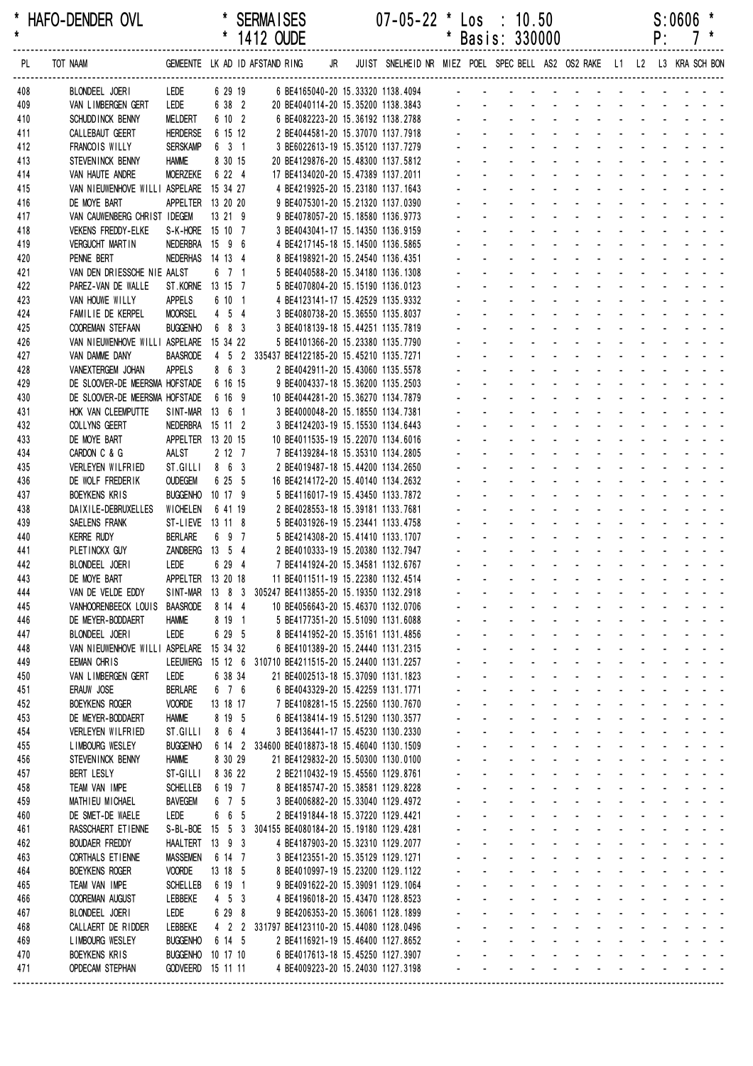\* HAFO-DENDER OVL \* SERMAISES 07-05-22 \* Los : 10.50 S:0606 \*
\* \* 1412 OUDE \* Basis: 330000 P: 7 \*

| PL | TOT NAAM | GEMEENTE | LK | AD | ID | AFSTAND | RING | JR | JUIST | SNELHEID | NR | MIEZ | POEL | SPEC | BELL | AS2 | OS2 | RAKE | L1 | L2 | L3 | KRA | SCH | BON |
|---|---|---|---|---|---|---|---|---|---|---|---|---|---|---|---|---|---|---|---|---|---|---|---|---|
| 408 | BLONDEEL JOERI | LEDE | 6 | 29 | 19 | | 6 BE4165040-20 | | 15.33320 | 1138.4094 | | - | - | - | - | - | - | - | - | - | - | - | - | - |
| 409 | VAN LIMBERGEN GERT | LEDE | 6 | 38 | 2 | | 20 BE4040114-20 | | 15.35200 | 1138.3843 | | - | - | - | - | - | - | - | - | - | - | - | - | - |
| 410 | SCHUDDINCK BENNY | MELDERT | 6 | 10 | 2 | | 6 BE4082223-20 | | 15.36192 | 1138.2788 | | - | - | - | - | - | - | - | - | - | - | - | - | - |
| 411 | CALLEBAUT GEERT | HERDERSE | 6 | 15 | 12 | | 2 BE4044581-20 | | 15.37070 | 1137.7918 | | - | - | - | - | - | - | - | - | - | - | - | - | - |
| 412 | FRANCOIS WILLY | SERSKAMP | 6 | 3 | 1 | | 3 BE6022613-19 | | 15.35120 | 1137.7279 | | - | - | - | - | - | - | - | - | - | - | - | - | - |
| 413 | STEVENINCK BENNY | HAMME | 8 | 30 | 15 | | 20 BE4129876-20 | | 15.48300 | 1137.5812 | | - | - | - | - | - | - | - | - | - | - | - | - | - |
| 414 | VAN HAUTE ANDRE | MOERZEKE | 6 | 22 | 4 | | 17 BE4134020-20 | | 15.47389 | 1137.2011 | | - | - | - | - | - | - | - | - | - | - | - | - | - |
| 415 | VAN NIEUWENHOVE WILLI | ASPELARE | 15 | 34 | 27 | | 4 BE4219925-20 | | 15.23180 | 1137.1643 | | - | - | - | - | - | - | - | - | - | - | - | - | - |
| 416 | DE MOYE BART | APPELTER | 13 | 20 | 20 | | 9 BE4075301-20 | | 15.21320 | 1137.0390 | | - | - | - | - | - | - | - | - | - | - | - | - | - |
| 417 | VAN CAUWENBERG CHRIST | IDEGEM | 13 | 21 | 9 | | 9 BE4078057-20 | | 15.18580 | 1136.9773 | | - | - | - | - | - | - | - | - | - | - | - | - | - |
| 418 | VEKENS FREDDY-ELKE | S-K-HORE | 15 | 10 | 7 | | 3 BE4043041-17 | | 15.14350 | 1136.9159 | | - | - | - | - | - | - | - | - | - | - | - | - | - |
| 419 | VERGUCHT MARTIN | NEDERBRA | 15 | 9 | 6 | | 4 BE4217145-18 | | 15.14500 | 1136.5865 | | - | - | - | - | - | - | - | - | - | - | - | - | - |
| 420 | PENNE BERT | NEDERHAS | 14 | 13 | 4 | | 8 BE4198921-20 | | 15.24540 | 1136.4351 | | - | - | - | - | - | - | - | - | - | - | - | - | - |
| 421 | VAN DEN DRIESSCHE NIE | AALST | 6 | 7 | 1 | | 5 BE4040588-20 | | 15.34180 | 1136.1308 | | - | - | - | - | - | - | - | - | - | - | - | - | - |
| 422 | PAREZ-VAN DE WALLE | ST.KORNE | 13 | 15 | 7 | | 5 BE4070804-20 | | 15.15190 | 1136.0123 | | - | - | - | - | - | - | - | - | - | - | - | - | - |
| 423 | VAN HOUWE WILLY | APPELS | 6 | 10 | 1 | | 4 BE4123141-17 | | 15.42529 | 1135.9332 | | - | - | - | - | - | - | - | - | - | - | - | - | - |
| 424 | FAMILIE DE KERPEL | MOORSEL | 4 | 5 | 4 | | 3 BE4080738-20 | | 15.36550 | 1135.8037 | | - | - | - | - | - | - | - | - | - | - | - | - | - |
| 425 | COOREMAN STEFAAN | BUGGENHO | 6 | 8 | 3 | | 3 BE4018139-18 | | 15.44251 | 1135.7819 | | - | - | - | - | - | - | - | - | - | - | - | - | - |
| 426 | VAN NIEUWENHOVE WILLI | ASPELARE | 15 | 34 | 22 | | 5 BE4101366-20 | | 15.23380 | 1135.7790 | | - | - | - | - | - | - | - | - | - | - | - | - | - |
| 427 | VAN DAMME DANY | BAASRODE | 4 | 5 | 2 | 335437 | BE4122185-20 | | 15.45210 | 1135.7271 | | - | - | - | - | - | - | - | - | - | - | - | - | - |
| 428 | VANEXTERGEM JOHAN | APPELS | 8 | 6 | 3 | | 2 BE4042911-20 | | 15.43060 | 1135.5578 | | - | - | - | - | - | - | - | - | - | - | - | - | - |
| 429 | DE SLOOVER-DE MEERSMA | HOFSTADE | 6 | 16 | 15 | | 9 BE4004337-18 | | 15.36200 | 1135.2503 | | - | - | - | - | - | - | - | - | - | - | - | - | - |
| 430 | DE SLOOVER-DE MEERSMA | HOFSTADE | 6 | 16 | 9 | | 10 BE4044281-20 | | 15.36270 | 1134.7879 | | - | - | - | - | - | - | - | - | - | - | - | - | - |
| 431 | HOK VAN CLEEMPUTTE | SINT-MAR | 13 | 6 | 1 | | 3 BE4000048-20 | | 15.18550 | 1134.7381 | | - | - | - | - | - | - | - | - | - | - | - | - | - |
| 432 | COLLYNS GEERT | NEDERBRA | 15 | 11 | 2 | | 3 BE4124203-19 | | 15.15530 | 1134.6443 | | - | - | - | - | - | - | - | - | - | - | - | - | - |
| 433 | DE MOYE BART | APPELTER | 13 | 20 | 15 | | 10 BE4011535-19 | | 15.22070 | 1134.6016 | | - | - | - | - | - | - | - | - | - | - | - | - | - |
| 434 | CARDON C & G | AALST | 2 | 12 | 7 | | 7 BE4139284-18 | | 15.35310 | 1134.2805 | | - | - | - | - | - | - | - | - | - | - | - | - | - |
| 435 | VERLEYEN WILFRIED | ST.GILLI | 8 | 6 | 3 | | 2 BE4019487-18 | | 15.44200 | 1134.2650 | | - | - | - | - | - | - | - | - | - | - | - | - | - |
| 436 | DE WOLF FREDERIK | OUDEGEM | 6 | 25 | 5 | | 16 BE4214172-20 | | 15.40140 | 1134.2632 | | - | - | - | - | - | - | - | - | - | - | - | - | - |
| 437 | BOEYKENS KRIS | BUGGENHO | 10 | 17 | 9 | | 5 BE4116017-19 | | 15.43450 | 1133.7872 | | - | - | - | - | - | - | - | - | - | - | - | - | - |
| 438 | DAIXILE-DEBRUXELLES | WICHELEN | 6 | 41 | 19 | | 2 BE4028553-18 | | 15.39181 | 1133.7681 | | - | - | - | - | - | - | - | - | - | - | - | - | - |
| 439 | SAELENS FRANK | ST-LIEVE | 13 | 11 | 8 | | 5 BE4031926-19 | | 15.23441 | 1133.4758 | | - | - | - | - | - | - | - | - | - | - | - | - | - |
| 440 | KERRE RUDY | BERLARE | 6 | 9 | 7 | | 5 BE4214308-20 | | 15.41410 | 1133.1707 | | - | - | - | - | - | - | - | - | - | - | - | - | - |
| 441 | PLETINCKX GUY | ZANDBERG | 13 | 5 | 4 | | 2 BE4010333-19 | | 15.20380 | 1132.7947 | | - | - | - | - | - | - | - | - | - | - | - | - | - |
| 442 | BLONDEEL JOERI | LEDE | 6 | 29 | 4 | | 7 BE4141924-20 | | 15.34581 | 1132.6767 | | - | - | - | - | - | - | - | - | - | - | - | - | - |
| 443 | DE MOYE BART | APPELTER | 13 | 20 | 18 | | 11 BE4011511-19 | | 15.22380 | 1132.4514 | | - | - | - | - | - | - | - | - | - | - | - | - | - |
| 444 | VAN DE VELDE EDDY | SINT-MAR | 13 | 8 | 3 | 305247 | BE4113855-20 | | 15.19350 | 1132.2918 | | - | - | - | - | - | - | - | - | - | - | - | - | - |
| 445 | VANHOORENBEECK LOUIS | BAASRODE | 8 | 14 | 4 | | 10 BE4056643-20 | | 15.46370 | 1132.0706 | | - | - | - | - | - | - | - | - | - | - | - | - | - |
| 446 | DE MEYER-BODDAERT | HAMME | 8 | 19 | 1 | | 5 BE4177351-20 | | 15.51090 | 1131.6088 | | - | - | - | - | - | - | - | - | - | - | - | - | - |
| 447 | BLONDEEL JOERI | LEDE | 6 | 29 | 5 | | 8 BE4141952-20 | | 15.35161 | 1131.4856 | | - | - | - | - | - | - | - | - | - | - | - | - | - |
| 448 | VAN NIEUWENHOVE WILLI | ASPELARE | 15 | 34 | 32 | | 6 BE4101389-20 | | 15.24440 | 1131.2315 | | - | - | - | - | - | - | - | - | - | - | - | - | - |
| 449 | EEMAN CHRIS | LEEUWERG | 15 | 12 | 6 | 310710 | BE4211515-20 | | 15.24400 | 1131.2257 | | - | - | - | - | - | - | - | - | - | - | - | - | - |
| 450 | VAN LIMBERGEN GERT | LEDE | 6 | 38 | 34 | | 21 BE4002513-18 | | 15.37090 | 1131.1823 | | - | - | - | - | - | - | - | - | - | - | - | - | - |
| 451 | ERAUW JOSE | BERLARE | 6 | 7 | 6 | | 6 BE4043329-20 | | 15.42259 | 1131.1771 | | - | - | - | - | - | - | - | - | - | - | - | - | - |
| 452 | BOEYKENS ROGER | VOORDE | 13 | 18 | 17 | | 7 BE4108281-15 | | 15.22560 | 1130.7670 | | - | - | - | - | - | - | - | - | - | - | - | - | - |
| 453 | DE MEYER-BODDAERT | HAMME | 8 | 19 | 5 | | 6 BE4138414-19 | | 15.51290 | 1130.3577 | | - | - | - | - | - | - | - | - | - | - | - | - | - |
| 454 | VERLEYEN WILFRIED | ST.GILLI | 8 | 6 | 4 | | 3 BE4136441-17 | | 15.45230 | 1130.2330 | | - | - | - | - | - | - | - | - | - | - | - | - | - |
| 455 | LIMBOURG WESLEY | BUGGENHO | 6 | 14 | 2 | 334600 | BE4018873-18 | | 15.46040 | 1130.1509 | | - | - | - | - | - | - | - | - | - | - | - | - | - |
| 456 | STEVENINCK BENNY | HAMME | 8 | 30 | 29 | | 21 BE4129832-20 | | 15.50300 | 1130.0100 | | - | - | - | - | - | - | - | - | - | - | - | - | - |
| 457 | BERT LESLY | ST-GILLI | 8 | 36 | 22 | | 2 BE2110432-19 | | 15.45560 | 1129.8761 | | - | - | - | - | - | - | - | - | - | - | - | - | - |
| 458 | TEAM VAN IMPE | SCHELLEB | 6 | 19 | 7 | | 8 BE4185747-20 | | 15.38581 | 1129.8228 | | - | - | - | - | - | - | - | - | - | - | - | - | - |
| 459 | MATHIEU MICHAEL | BAVEGEM | 6 | 7 | 5 | | 3 BE4006882-20 | | 15.33040 | 1129.4972 | | - | - | - | - | - | - | - | - | - | - | - | - | - |
| 460 | DE SMET-DE WAELE | LEDE | 6 | 6 | 5 | | 2 BE4191844-18 | | 15.37220 | 1129.4421 | | - | - | - | - | - | - | - | - | - | - | - | - | - |
| 461 | RASSCHAERT ETIENNE | S-BL-BOE | 15 | 5 | 3 | 304155 | BE4080184-20 | | 15.19180 | 1129.4281 | | - | - | - | - | - | - | - | - | - | - | - | - | - |
| 462 | BOUDAER FREDDY | HAALTERT | 13 | 9 | 3 | | 4 BE4187903-20 | | 15.32310 | 1129.2077 | | - | - | - | - | - | - | - | - | - | - | - | - | - |
| 463 | CORTHALS ETIENNE | MASSEMEN | 6 | 14 | 7 | | 3 BE4123551-20 | | 15.35129 | 1129.1271 | | - | - | - | - | - | - | - | - | - | - | - | - | - |
| 464 | BOEYKENS ROGER | VOORDE | 13 | 18 | 5 | | 8 BE4010997-19 | | 15.23200 | 1129.1122 | | - | - | - | - | - | - | - | - | - | - | - | - | - |
| 465 | TEAM VAN IMPE | SCHELLEB | 6 | 19 | 1 | | 9 BE4091622-20 | | 15.39091 | 1129.1064 | | - | - | - | - | - | - | - | - | - | - | - | - | - |
| 466 | COOREMAN AUGUST | LEBBEKE | 4 | 5 | 3 | | 4 BE4196018-20 | | 15.43470 | 1128.8523 | | - | - | - | - | - | - | - | - | - | - | - | - | - |
| 467 | BLONDEEL JOERI | LEDE | 6 | 29 | 8 | | 9 BE4206353-20 | | 15.36061 | 1128.1899 | | - | - | - | - | - | - | - | - | - | - | - | - | - |
| 468 | CALLAERT DE RIDDER | LEBBEKE | 4 | 2 | 2 | 331797 | BE4123110-20 | | 15.44080 | 1128.0496 | | - | - | - | - | - | - | - | - | - | - | - | - | - |
| 469 | LIMBOURG WESLEY | BUGGENHO | 6 | 14 | 5 | | 2 BE4116921-19 | | 15.46400 | 1127.8652 | | - | - | - | - | - | - | - | - | - | - | - | - | - |
| 470 | BOEYKENS KRIS | BUGGENHO | 10 | 17 | 10 | | 6 BE4017613-18 | | 15.45250 | 1127.3907 | | - | - | - | - | - | - | - | - | - | - | - | - | - |
| 471 | OPDECAM STEPHAN | GODVEERD | 15 | 11 | 11 | | 4 BE4009223-20 | | 15.24030 | 1127.3198 | | - | - | - | - | - | - | - | - | - | - | - | - | - |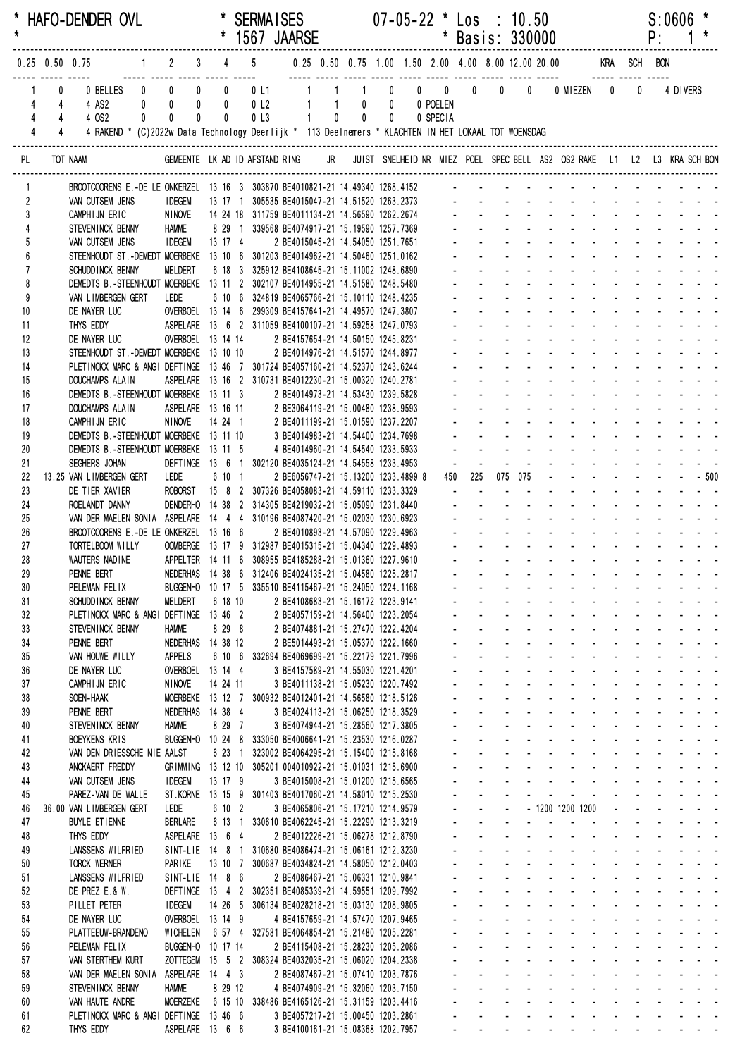\* HAFO-DENDER OVL \* SERMAISES 07-05-22 \* Los : 10.50 S:0606 \*
\* \* 1567 JAARSE \* Basis: 330000 P: 1 \*

| 0.25 | 0.50 | 0.75 | | 1 | 2 | 3 | 4 | 5 | | 0.25 | 0.50 | 0.75 | 1.00 | 1.50 | 2.00 | 4.00 | 8.00 | 12.00 | 20.00 | | KRA | SCH | BON |
|---|---|---|---|---|---|---|---|---|---|---|---|---|---|---|---|---|---|---|---|---|---|---|---|
| 1 | 0 | 0 | BELLES | 0 | 0 | 0 | 0 | 0 | L1 | 1 | 1 | 1 | 0 | 0 | 0 | 0 | 0 | 0 | 0 | MIEZEN | 0 | 0 | 4 DIVERS |
| 4 | 4 | 4 | AS2 | 0 | 0 | 0 | 0 | 0 | L2 | 1 | 1 | 0 | 0 | 0 | POELEN | | | | | | | | |
| 4 | 4 | 4 | OS2 | 0 | 0 | 0 | 0 | 0 | L3 | 1 | 0 | 0 | 0 | 0 | SPECIA | | | | | | | | |
| 4 | 4 | 4 | RAKEND | | | | | | | | | | | | | | | | | | | | |

\* (C)2022w Data Technology Deerlijk \* 113 Deelnemers \* KLACHTEN IN HET LOKAAL TOT WOENSDAG

| PL | TOT | NAAM | GEMEENTE | LK | AD | ID | AFSTAND | RING | JR | JUIST | SNELHEID | NR | MIEZ | POEL | SPEC | BELL | AS2 | OS2 | RAKE | L1 | L2 | L3 | KRA | SCH | BON |
|---|---|---|---|---|---|---|---|---|---|---|---|---|---|---|---|---|---|---|---|---|---|---|---|---|---|
| 1 | | BROOTCOORENS E.-DE LE | ONKERZEL | 13 | 16 | 3 | 303870 | BE4010821 | 21 | 14.49340 | 1268.4152 | | - | - | - | - | - | - | - | - | - | - | - | - | - |
| 2 | | VAN CUTSEM JENS | IDEGEM | 13 | 17 | 1 | 305535 | BE4015047 | 21 | 14.51520 | 1263.2373 | | - | - | - | - | - | - | - | - | - | - | - | - | - |
| 3 | | CAMPHIJN ERIC | NINOVE | 14 | 24 | 18 | 311759 | BE4011134 | 21 | 14.56590 | 1262.2674 | | - | - | - | - | - | - | - | - | - | - | - | - | - |
| 4 | | STEVENINCK BENNY | HAMME | 8 | 29 | 1 | 339568 | BE4074917 | 21 | 15.19590 | 1257.7369 | | - | - | - | - | - | - | - | - | - | - | - | - | - |
| 5 | | VAN CUTSEM JENS | IDEGEM | 13 | 17 | 4 | | 2 BE4015045 | 21 | 14.54050 | 1251.7651 | | - | - | - | - | - | - | - | - | - | - | - | - | - |
| 6 | | STEENHOUDT ST.-DEMEDT | MOERBEKE | 13 | 10 | 6 | 301203 | BE4014962 | 21 | 14.50460 | 1251.0162 | | - | - | - | - | - | - | - | - | - | - | - | - | - |
| 7 | | SCHUDDINCK BENNY | MELDERT | 6 | 18 | 3 | 325912 | BE4108645 | 21 | 15.11002 | 1248.6890 | | - | - | - | - | - | - | - | - | - | - | - | - | - |
| 8 | | DEMEDTS B.-STEENHOUDT | MOERBEKE | 13 | 11 | 2 | 302107 | BE4014955 | 21 | 14.51580 | 1248.5480 | | - | - | - | - | - | - | - | - | - | - | - | - | - |
| 9 | | VAN LIMBERGEN GERT | LEDE | 6 | 10 | 6 | 324819 | BE4065766 | 21 | 15.10110 | 1248.4235 | | - | - | - | - | - | - | - | - | - | - | - | - | - |
| 10 | | DE NAYER LUC | OVERBOEL | 13 | 14 | 6 | 299309 | BE4157641 | 21 | 14.49570 | 1247.3807 | | - | - | - | - | - | - | - | - | - | - | - | - | - |
| 11 | | THYS EDDY | ASPELARE | 13 | 6 | 2 | 311059 | BE4100107 | 21 | 14.59258 | 1247.0793 | | - | - | - | - | - | - | - | - | - | - | - | - | - |
| 12 | | DE NAYER LUC | OVERBOEL | 13 | 14 | 14 | | 2 BE4157654 | 21 | 14.50150 | 1245.8231 | | - | - | - | - | - | - | - | - | - | - | - | - | - |
| 13 | | STEENHOUDT ST.-DEMEDT | MOERBEKE | 13 | 10 | 10 | | 2 BE4014976 | 21 | 14.51570 | 1244.8977 | | - | - | - | - | - | - | - | - | - | - | - | - | - |
| 14 | | PLETINCKX MARC & ANGI | DEFTINGE | 13 | 46 | 7 | 301724 | BE4057160 | 21 | 14.52370 | 1243.6244 | | - | - | - | - | - | - | - | - | - | - | - | - | - |
| 15 | | DOUCHAMPS ALAIN | ASPELARE | 13 | 16 | 2 | 310731 | BE4012230 | 21 | 15.00320 | 1240.2781 | | - | - | - | - | - | - | - | - | - | - | - | - | - |
| 16 | | DEMEDTS B.-STEENHOUDT | MOERBEKE | 13 | 11 | 3 | | 2 BE4014973 | 21 | 14.53430 | 1239.5828 | | - | - | - | - | - | - | - | - | - | - | - | - | - |
| 17 | | DOUCHAMPS ALAIN | ASPELARE | 13 | 16 | 11 | | 2 BE3064119 | 21 | 15.00480 | 1238.9593 | | - | - | - | - | - | - | - | - | - | - | - | - | - |
| 18 | | CAMPHIJN ERIC | NINOVE | 14 | 24 | 1 | | 2 BE4011199 | 21 | 15.01590 | 1237.2207 | | - | - | - | - | - | - | - | - | - | - | - | - | - |
| 19 | | DEMEDTS B.-STEENHOUDT | MOERBEKE | 13 | 11 | 10 | | 3 BE4014983 | 21 | 14.54400 | 1234.7698 | | - | - | - | - | - | - | - | - | - | - | - | - | - |
| 20 | | DEMEDTS B.-STEENHOUDT | MOERBEKE | 13 | 11 | 5 | | 4 BE4014960 | 21 | 14.54540 | 1233.5933 | | - | - | - | - | - | - | - | - | - | - | - | - | - |
| 21 | | SEGHERS JOHAN | DEFTINGE | 13 | 6 | 1 | 302120 | BE4035124 | 21 | 14.54558 | 1233.4953 | | - | - | - | - | - | - | - | - | - | - | - | - | - |
| 22 | 13.25 | VAN LIMBERGEN GERT | LEDE | 6 | 10 | 1 | | 2 BE6056747 | 21 | 15.13200 | 1233.4899 | 8 | 450 | 225 | 075 | 075 | - | - | - | - | - | - | - | - | 500 |
| 23 | | DE TIER XAVIER | ROBORST | 15 | 8 | 2 | 307326 | BE4058083 | 21 | 14.59110 | 1233.3329 | | - | - | - | - | - | - | - | - | - | - | - | - | - |
| 24 | | ROELANDT DANNY | DENDERHO | 14 | 38 | 2 | 314305 | BE4219032 | 21 | 15.05090 | 1231.8440 | | - | - | - | - | - | - | - | - | - | - | - | - | - |
| 25 | | VAN DER MAELEN SONIA | ASPELARE | 14 | 4 | 4 | 310196 | BE4087420 | 21 | 15.02030 | 1230.6923 | | - | - | - | - | - | - | - | - | - | - | - | - | - |
| 26 | | BROOTCOORENS E.-DE LE | ONKERZEL | 13 | 16 | 6 | | 2 BE4010893 | 21 | 14.57090 | 1229.4963 | | - | - | - | - | - | - | - | - | - | - | - | - | - |
| 27 | | TORTELBOOM WILLY | OOMBERGE | 13 | 17 | 9 | 312987 | BE4015315 | 21 | 15.04340 | 1229.4893 | | - | - | - | - | - | - | - | - | - | - | - | - | - |
| 28 | | WAUTERS NADINE | APPELTER | 14 | 11 | 6 | 308955 | BE4185288 | 21 | 15.01360 | 1227.9610 | | - | - | - | - | - | - | - | - | - | - | - | - | - |
| 29 | | PENNE BERT | NEDERHAS | 14 | 38 | 6 | 312406 | BE4024135 | 21 | 15.04580 | 1225.2817 | | - | - | - | - | - | - | - | - | - | - | - | - | - |
| 30 | | PELEMAN FELIX | BUGGENHO | 10 | 17 | 5 | 335510 | BE4115467 | 21 | 15.24050 | 1224.1168 | | - | - | - | - | - | - | - | - | - | - | - | - | - |
| 31 | | SCHUDDINCK BENNY | MELDERT | 6 | 18 | 10 | | 2 BE4108683 | 21 | 15.16172 | 1223.9141 | | - | - | - | - | - | - | - | - | - | - | - | - | - |
| 32 | | PLETINCKX MARC & ANGI | DEFTINGE | 13 | 46 | 2 | | 2 BE4057159 | 21 | 14.56400 | 1223.2054 | | - | - | - | - | - | - | - | - | - | - | - | - | - |
| 33 | | STEVENINCK BENNY | HAMME | 8 | 29 | 8 | | 2 BE4074881 | 21 | 15.27470 | 1222.4204 | | - | - | - | - | - | - | - | - | - | - | - | - | - |
| 34 | | PENNE BERT | NEDERHAS | 14 | 38 | 12 | | 2 BE5014493 | 21 | 15.05370 | 1222.1660 | | - | - | - | - | - | - | - | - | - | - | - | - | - |
| 35 | | VAN HOUWE WILLY | APPELS | 6 | 10 | 6 | 332694 | BE4069699 | 21 | 15.22179 | 1221.7996 | | - | - | - | - | - | - | - | - | - | - | - | - | - |
| 36 | | DE NAYER LUC | OVERBOEL | 13 | 14 | 4 | | 3 BE4157589 | 21 | 14.55030 | 1221.4201 | | - | - | - | - | - | - | - | - | - | - | - | - | - |
| 37 | | CAMPHIJN ERIC | NINOVE | 14 | 24 | 11 | | 3 BE4011138 | 21 | 15.05230 | 1220.7492 | | - | - | - | - | - | - | - | - | - | - | - | - | - |
| 38 | | SOEN-HAAK | MOERBEKE | 13 | 12 | 7 | 300932 | BE4012401 | 21 | 14.56580 | 1218.5126 | | - | - | - | - | - | - | - | - | - | - | - | - | - |
| 39 | | PENNE BERT | NEDERHAS | 14 | 38 | 4 | | 3 BE4024113 | 21 | 15.06250 | 1218.3529 | | - | - | - | - | - | - | - | - | - | - | - | - | - |
| 40 | | STEVENINCK BENNY | HAMME | 8 | 29 | 7 | | 3 BE4074944 | 21 | 15.28560 | 1217.3805 | | - | - | - | - | - | - | - | - | - | - | - | - | - |
| 41 | | BOEYKENS KRIS | BUGGENHO | 10 | 24 | 8 | 333050 | BE4006641 | 21 | 15.23530 | 1216.0287 | | - | - | - | - | - | - | - | - | - | - | - | - | - |
| 42 | | VAN DEN DRIESSCHE NIE | AALST | 6 | 23 | 1 | 323002 | BE4064295 | 21 | 15.15400 | 1215.8168 | | - | - | - | - | - | - | - | - | - | - | - | - | - |
| 43 | | ANCKAERT FREDDY | GRIMMING | 13 | 12 | 10 | 305201 | 004010922 | 21 | 15.01031 | 1215.6900 | | - | - | - | - | - | - | - | - | - | - | - | - | - |
| 44 | | VAN CUTSEM JENS | IDEGEM | 13 | 17 | 9 | | 3 BE4015008 | 21 | 15.01200 | 1215.6565 | | - | - | - | - | - | - | - | - | - | - | - | - | - |
| 45 | | PAREZ-VAN DE WALLE | ST.KORNE | 13 | 15 | 9 | 301403 | BE4017060 | 21 | 14.58010 | 1215.2530 | | - | - | - | - | - | - | - | - | - | - | - | - | - |
| 46 | 36.00 | VAN LIMBERGEN GERT | LEDE | 6 | 10 | 2 | | 3 BE4065806 | 21 | 15.17210 | 1214.9579 | | - | - | - | - | 1200 | 1200 | 1200 | - | - | - | - | - | - |
| 47 | | BUYLE ETIENNE | BERLARE | 6 | 13 | 1 | 330610 | BE4062245 | 21 | 15.22290 | 1213.3219 | | - | - | - | - | - | - | - | - | - | - | - | - | - |
| 48 | | THYS EDDY | ASPELARE | 13 | 6 | 4 | | 2 BE4012226 | 21 | 15.06278 | 1212.8790 | | - | - | - | - | - | - | - | - | - | - | - | - | - |
| 49 | | LANSSENS WILFRIED | SINT-LIE | 14 | 8 | 1 | 310680 | BE4086474 | 21 | 15.06161 | 1212.3230 | | - | - | - | - | - | - | - | - | - | - | - | - | - |
| 50 | | TORCK WERNER | PARIKE | 13 | 10 | 7 | 300687 | BE4034824 | 21 | 14.58050 | 1212.0403 | | - | - | - | - | - | - | - | - | - | - | - | - | - |
| 51 | | LANSSENS WILFRIED | SINT-LIE | 14 | 8 | 6 | | 2 BE4086467 | 21 | 15.06331 | 1210.9841 | | - | - | - | - | - | - | - | - | - | - | - | - | - |
| 52 | | DE PREZ E.& W. | DEFTINGE | 13 | 4 | 2 | 302351 | BE4085339 | 21 | 14.59551 | 1209.7992 | | - | - | - | - | - | - | - | - | - | - | - | - | - |
| 53 | | PILLET PETER | IDEGEM | 14 | 26 | 5 | 306134 | BE4028218 | 21 | 15.03130 | 1208.9805 | | - | - | - | - | - | - | - | - | - | - | - | - | - |
| 54 | | DE NAYER LUC | OVERBOEL | 13 | 14 | 9 | | 4 BE4157659 | 21 | 14.57470 | 1207.9465 | | - | - | - | - | - | - | - | - | - | - | - | - | - |
| 55 | | PLATTEEUW-BRANDENO | WICHELEN | 6 | 57 | 4 | 327581 | BE4064854 | 21 | 15.21480 | 1205.2281 | | - | - | - | - | - | - | - | - | - | - | - | - | - |
| 56 | | PELEMAN FELIX | BUGGENHO | 10 | 17 | 14 | | 2 BE4115408 | 21 | 15.28230 | 1205.2086 | | - | - | - | - | - | - | - | - | - | - | - | - | - |
| 57 | | VAN STERTHEM KURT | ZOTTEGEM | 15 | 5 | 2 | 308324 | BE4032035 | 21 | 15.06020 | 1204.2338 | | - | - | - | - | - | - | - | - | - | - | - | - | - |
| 58 | | VAN DER MAELEN SONIA | ASPELARE | 14 | 4 | 3 | | 2 BE4087467 | 21 | 15.07410 | 1203.7876 | | - | - | - | - | - | - | - | - | - | - | - | - | - |
| 59 | | STEVENINCK BENNY | HAMME | 8 | 29 | 12 | | 4 BE4074909 | 21 | 15.32060 | 1203.7150 | | - | - | - | - | - | - | - | - | - | - | - | - | - |
| 60 | | VAN HAUTE ANDRE | MOERZEKE | 6 | 15 | 10 | 338486 | BE4165126 | 21 | 15.31159 | 1203.4416 | | - | - | - | - | - | - | - | - | - | - | - | - | - |
| 61 | | PLETINCKX MARC & ANGI | DEFTINGE | 13 | 46 | 6 | | 3 BE4057217 | 21 | 15.00450 | 1203.2861 | | - | - | - | - | - | - | - | - | - | - | - | - | - |
| 62 | | THYS EDDY | ASPELARE | 13 | 6 | 6 | | 3 BE4100161 | 21 | 15.08368 | 1202.7957 | | - | - | - | - | - | - | - | - | - | - | - | - | - |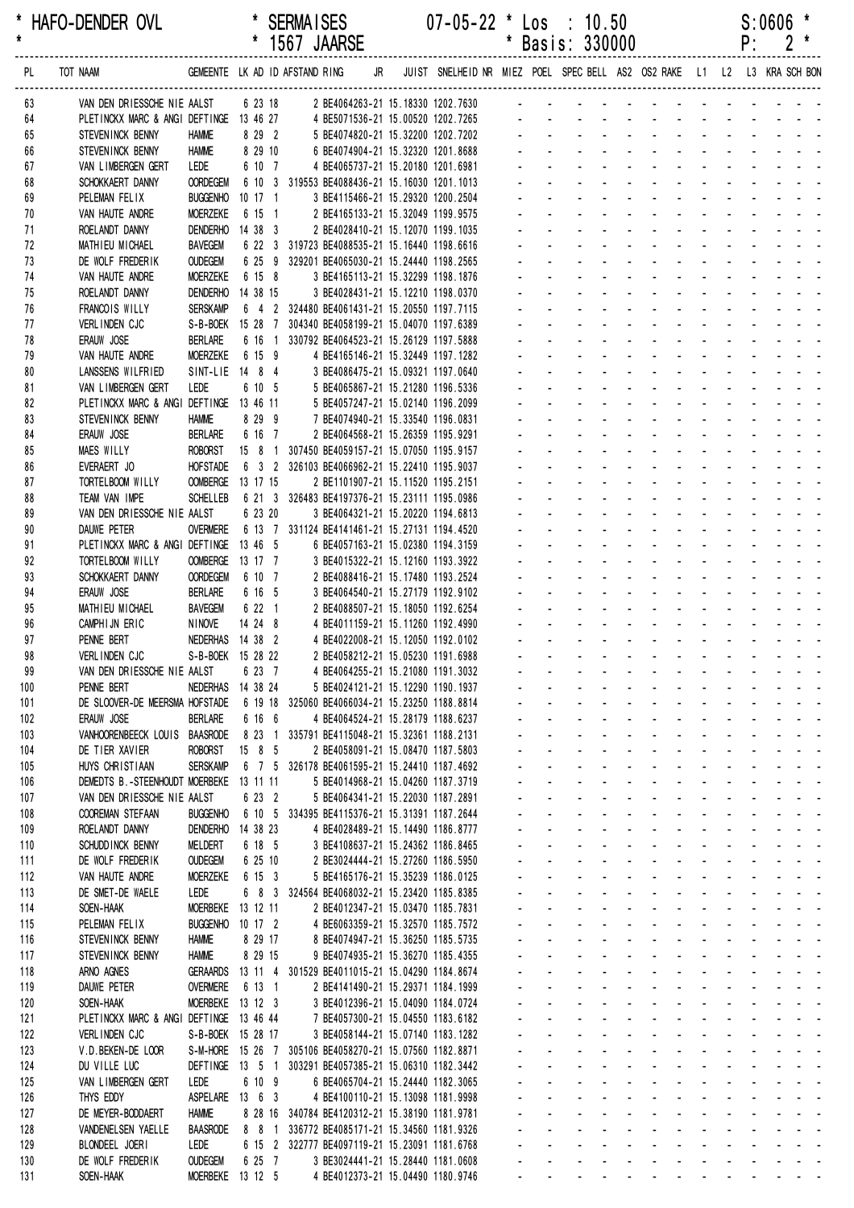\* HAFO-DENDER OVL \* SERMAISES 07-05-22 \* Los : 10.50 S:0606 \*
\* \* 1567 JAARSE \* Basis: 330000 P: 2 \*

| PL | TOT NAAM | GEMEENTE | LK | AD | ID | AFSTAND | RING | JR | JUIST | SNELHEID | NR | MIEZ | POEL | SPEC | BELL | AS2 | OS2 | RAKE | L1 | L2 | L3 | KRA | SCH | BON |
|---|---|---|---|---|---|---|---|---|---|---|---|---|---|---|---|---|---|---|---|---|---|---|---|---|
| 63 | VAN DEN DRIESSCHE NIE | AALST | 6 | 23 | 18 | | 2 BE4064263-21 | | 15.18330 | 1202.7630 | | - | - | - | - | - | - | - | - | - | - | - | - | - |
| 64 | PLETINCKX MARC & ANGI | DEFTINGE | 13 | 46 | 27 | | 4 BE5071536-21 | | 15.00520 | 1202.7265 | | - | - | - | - | - | - | - | - | - | - | - | - | - |
| 65 | STEVENINCK BENNY | HAMME | 8 | 29 | 2 | | 5 BE4074820-21 | | 15.32200 | 1202.7202 | | - | - | - | - | - | - | - | - | - | - | - | - | - |
| 66 | STEVENINCK BENNY | HAMME | 8 | 29 | 10 | | 6 BE4074904-21 | | 15.32320 | 1201.8688 | | - | - | - | - | - | - | - | - | - | - | - | - | - |
| 67 | VAN LIMBERGEN GERT | LEDE | 6 | 10 | 7 | | 4 BE4065737-21 | | 15.20180 | 1201.6981 | | - | - | - | - | - | - | - | - | - | - | - | - | - |
| 68 | SCHOKKAERT DANNY | OORDEGEM | 6 | 10 | 3 | 319553 | BE4088436-21 | | 15.16030 | 1201.1013 | | - | - | - | - | - | - | - | - | - | - | - | - | - |
| 69 | PELEMAN FELIX | BUGGENHO | 10 | 17 | 1 | | 3 BE4115466-21 | | 15.29320 | 1200.2504 | | - | - | - | - | - | - | - | - | - | - | - | - | - |
| 70 | VAN HAUTE ANDRE | MOERZEKE | 6 | 15 | 1 | | 2 BE4165133-21 | | 15.32049 | 1199.9575 | | - | - | - | - | - | - | - | - | - | - | - | - | - |
| 71 | ROELANDT DANNY | DENDERHO | 14 | 38 | 3 | | 2 BE4028410-21 | | 15.12070 | 1199.1035 | | - | - | - | - | - | - | - | - | - | - | - | - | - |
| 72 | MATHIEU MICHAEL | BAVEGEM | 6 | 22 | 3 | 319723 | BE4088535-21 | | 15.16440 | 1198.6616 | | - | - | - | - | - | - | - | - | - | - | - | - | - |
| 73 | DE WOLF FREDERIK | OUDEGEM | 6 | 25 | 9 | 329201 | BE4065030-21 | | 15.24440 | 1198.2565 | | - | - | - | - | - | - | - | - | - | - | - | - | - |
| 74 | VAN HAUTE ANDRE | MOERZEKE | 6 | 15 | 8 | | 3 BE4165113-21 | | 15.32299 | 1198.1876 | | - | - | - | - | - | - | - | - | - | - | - | - | - |
| 75 | ROELANDT DANNY | DENDERHO | 14 | 38 | 15 | | 3 BE4028431-21 | | 15.12210 | 1198.0370 | | - | - | - | - | - | - | - | - | - | - | - | - | - |
| 76 | FRANCOIS WILLY | SERSKAMP | 6 | 4 | 2 | 324480 | BE4061431-21 | | 15.20550 | 1197.7115 | | - | - | - | - | - | - | - | - | - | - | - | - | - |
| 77 | VERLINDEN CJC | S-B-BOEK | 15 | 28 | 7 | 304340 | BE4058199-21 | | 15.04070 | 1197.6389 | | - | - | - | - | - | - | - | - | - | - | - | - | - |
| 78 | ERAUW JOSE | BERLARE | 6 | 16 | 1 | 330792 | BE4064523-21 | | 15.26129 | 1197.5888 | | - | - | - | - | - | - | - | - | - | - | - | - | - |
| 79 | VAN HAUTE ANDRE | MOERZEKE | 6 | 15 | 9 | | 4 BE4165146-21 | | 15.32449 | 1197.1282 | | - | - | - | - | - | - | - | - | - | - | - | - | - |
| 80 | LANSSENS WILFRIED | SINT-LIE | 14 | 8 | 4 | | 3 BE4086475-21 | | 15.09321 | 1197.0640 | | - | - | - | - | - | - | - | - | - | - | - | - | - |
| 81 | VAN LIMBERGEN GERT | LEDE | 6 | 10 | 5 | | 5 BE4065867-21 | | 15.21280 | 1196.5336 | | - | - | - | - | - | - | - | - | - | - | - | - | - |
| 82 | PLETINCKX MARC & ANGI | DEFTINGE | 13 | 46 | 11 | | 5 BE4057247-21 | | 15.02140 | 1196.2099 | | - | - | - | - | - | - | - | - | - | - | - | - | - |
| 83 | STEVENINCK BENNY | HAMME | 8 | 29 | 9 | | 7 BE4074940-21 | | 15.33540 | 1196.0831 | | - | - | - | - | - | - | - | - | - | - | - | - | - |
| 84 | ERAUW JOSE | BERLARE | 6 | 16 | 7 | | 2 BE4064568-21 | | 15.26359 | 1195.9291 | | - | - | - | - | - | - | - | - | - | - | - | - | - |
| 85 | MAES WILLY | ROBORST | 15 | 8 | 1 | 307450 | BE4059157-21 | | 15.07050 | 1195.9157 | | - | - | - | - | - | - | - | - | - | - | - | - | - |
| 86 | EVERAERT JO | HOFSTADE | 6 | 3 | 2 | 326103 | BE4066962-21 | | 15.22410 | 1195.9037 | | - | - | - | - | - | - | - | - | - | - | - | - | - |
| 87 | TORTELBOOM WILLY | OOMBERGE | 13 | 17 | 15 | | 2 BE1101907-21 | | 15.11520 | 1195.2151 | | - | - | - | - | - | - | - | - | - | - | - | - | - |
| 88 | TEAM VAN IMPE | SCHELLEB | 6 | 21 | 3 | 326483 | BE4197376-21 | | 15.23111 | 1195.0986 | | - | - | - | - | - | - | - | - | - | - | - | - | - |
| 89 | VAN DEN DRIESSCHE NIE | AALST | 6 | 23 | 20 | | 3 BE4064321-21 | | 15.20220 | 1194.6813 | | - | - | - | - | - | - | - | - | - | - | - | - | - |
| 90 | DAUWE PETER | OVERMERE | 6 | 13 | 7 | 331124 | BE4141461-21 | | 15.27131 | 1194.4520 | | - | - | - | - | - | - | - | - | - | - | - | - | - |
| 91 | PLETINCKX MARC & ANGI | DEFTINGE | 13 | 46 | 5 | | 6 BE4057163-21 | | 15.02380 | 1194.3159 | | - | - | - | - | - | - | - | - | - | - | - | - | - |
| 92 | TORTELBOOM WILLY | OOMBERGE | 13 | 17 | 7 | | 3 BE4015322-21 | | 15.12160 | 1193.3922 | | - | - | - | - | - | - | - | - | - | - | - | - | - |
| 93 | SCHOKKAERT DANNY | OORDEGEM | 6 | 10 | 7 | | 2 BE4088416-21 | | 15.17480 | 1193.2524 | | - | - | - | - | - | - | - | - | - | - | - | - | - |
| 94 | ERAUW JOSE | BERLARE | 6 | 16 | 5 | | 3 BE4064540-21 | | 15.27179 | 1192.9102 | | - | - | - | - | - | - | - | - | - | - | - | - | - |
| 95 | MATHIEU MICHAEL | BAVEGEM | 6 | 22 | 1 | | 2 BE4088507-21 | | 15.18050 | 1192.6254 | | - | - | - | - | - | - | - | - | - | - | - | - | - |
| 96 | CAMPHIJN ERIC | NINOVE | 14 | 24 | 8 | | 4 BE4011159-21 | | 15.11260 | 1192.4990 | | - | - | - | - | - | - | - | - | - | - | - | - | - |
| 97 | PENNE BERT | NEDERHAS | 14 | 38 | 2 | | 4 BE4022008-21 | | 15.12050 | 1192.0102 | | - | - | - | - | - | - | - | - | - | - | - | - | - |
| 98 | VERLINDEN CJC | S-B-BOEK | 15 | 28 | 22 | | 2 BE4058212-21 | | 15.05230 | 1191.6988 | | - | - | - | - | - | - | - | - | - | - | - | - | - |
| 99 | VAN DEN DRIESSCHE NIE | AALST | 6 | 23 | 7 | | 4 BE4064255-21 | | 15.21080 | 1191.3032 | | - | - | - | - | - | - | - | - | - | - | - | - | - |
| 100 | PENNE BERT | NEDERHAS | 14 | 38 | 24 | | 5 BE4024121-21 | | 15.12290 | 1190.1937 | | - | - | - | - | - | - | - | - | - | - | - | - | - |
| 101 | DE SLOOVER-DE MEERSMA | HOFSTADE | 6 | 19 | 18 | 325060 | BE4066034-21 | | 15.23250 | 1188.8814 | | - | - | - | - | - | - | - | - | - | - | - | - | - |
| 102 | ERAUW JOSE | BERLARE | 6 | 16 | 6 | | 4 BE4064524-21 | | 15.28179 | 1188.6237 | | - | - | - | - | - | - | - | - | - | - | - | - | - |
| 103 | VANHOORENBEECK LOUIS | BAASRODE | 8 | 23 | 1 | 335791 | BE4115048-21 | | 15.32361 | 1188.2131 | | - | - | - | - | - | - | - | - | - | - | - | - | - |
| 104 | DE TIER XAVIER | ROBORST | 15 | 8 | 5 | | 2 BE4058091-21 | | 15.08470 | 1187.5803 | | - | - | - | - | - | - | - | - | - | - | - | - | - |
| 105 | HUYS CHRISTIAAN | SERSKAMP | 6 | 7 | 5 | 326178 | BE4061595-21 | | 15.24410 | 1187.4692 | | - | - | - | - | - | - | - | - | - | - | - | - | - |
| 106 | DEMEDTS B.-STEENHOUDT | MOERBEKE | 13 | 11 | 11 | | 5 BE4014968-21 | | 15.04260 | 1187.3719 | | - | - | - | - | - | - | - | - | - | - | - | - | - |
| 107 | VAN DEN DRIESSCHE NIE | AALST | 6 | 23 | 2 | | 5 BE4064341-21 | | 15.22030 | 1187.2891 | | - | - | - | - | - | - | - | - | - | - | - | - | - |
| 108 | COOREMAN STEFAAN | BUGGENHO | 6 | 10 | 5 | 334395 | BE4115376-21 | | 15.31391 | 1187.2644 | | - | - | - | - | - | - | - | - | - | - | - | - | - |
| 109 | ROELANDT DANNY | DENDERHO | 14 | 38 | 23 | | 4 BE4028489-21 | | 15.14490 | 1186.8777 | | - | - | - | - | - | - | - | - | - | - | - | - | - |
| 110 | SCHUDDINCK BENNY | MELDERT | 6 | 18 | 5 | | 3 BE4108637-21 | | 15.24362 | 1186.8465 | | - | - | - | - | - | - | - | - | - | - | - | - | - |
| 111 | DE WOLF FREDERIK | OUDEGEM | 6 | 25 | 10 | | 2 BE3024444-21 | | 15.27260 | 1186.5950 | | - | - | - | - | - | - | - | - | - | - | - | - | - |
| 112 | VAN HAUTE ANDRE | MOERZEKE | 6 | 15 | 3 | | 5 BE4165176-21 | | 15.35239 | 1186.0125 | | - | - | - | - | - | - | - | - | - | - | - | - | - |
| 113 | DE SMET-DE WAELE | LEDE | 6 | 8 | 3 | 324564 | BE4068032-21 | | 15.23420 | 1185.8385 | | - | - | - | - | - | - | - | - | - | - | - | - | - |
| 114 | SOEN-HAAK | MOERBEKE | 13 | 12 | 11 | | 2 BE4012347-21 | | 15.03470 | 1185.7831 | | - | - | - | - | - | - | - | - | - | - | - | - | - |
| 115 | PELEMAN FELIX | BUGGENHO | 10 | 17 | 2 | | 4 BE6063359-21 | | 15.32570 | 1185.7572 | | - | - | - | - | - | - | - | - | - | - | - | - | - |
| 116 | STEVENINCK BENNY | HAMME | 8 | 29 | 17 | | 8 BE4074947-21 | | 15.36250 | 1185.5735 | | - | - | - | - | - | - | - | - | - | - | - | - | - |
| 117 | STEVENINCK BENNY | HAMME | 8 | 29 | 15 | | 9 BE4074935-21 | | 15.36270 | 1185.4355 | | - | - | - | - | - | - | - | - | - | - | - | - | - |
| 118 | ARNO AGNES | GERAARDS | 13 | 11 | 4 | 301529 | BE4011015-21 | | 15.04290 | 1184.8674 | | - | - | - | - | - | - | - | - | - | - | - | - | - |
| 119 | DAUWE PETER | OVERMERE | 6 | 13 | 1 | | 2 BE4141490-21 | | 15.29371 | 1184.1999 | | - | - | - | - | - | - | - | - | - | - | - | - | - |
| 120 | SOEN-HAAK | MOERBEKE | 13 | 12 | 3 | | 3 BE4012396-21 | | 15.04090 | 1184.0724 | | - | - | - | - | - | - | - | - | - | - | - | - | - |
| 121 | PLETINCKX MARC & ANGI | DEFTINGE | 13 | 46 | 44 | | 7 BE4057300-21 | | 15.04550 | 1183.6182 | | - | - | - | - | - | - | - | - | - | - | - | - | - |
| 122 | VERLINDEN CJC | S-B-BOEK | 15 | 28 | 17 | | 3 BE4058144-21 | | 15.07140 | 1183.1282 | | - | - | - | - | - | - | - | - | - | - | - | - | - |
| 123 | V.D.BEKEN-DE LOOR | S-M-HORE | 15 | 26 | 7 | 305106 | BE4058270-21 | | 15.07560 | 1182.8871 | | - | - | - | - | - | - | - | - | - | - | - | - | - |
| 124 | DU VILLE LUC | DEFTINGE | 13 | 5 | 1 | 303291 | BE4057385-21 | | 15.06310 | 1182.3442 | | - | - | - | - | - | - | - | - | - | - | - | - | - |
| 125 | VAN LIMBERGEN GERT | LEDE | 6 | 10 | 9 | | 6 BE4065704-21 | | 15.24440 | 1182.3065 | | - | - | - | - | - | - | - | - | - | - | - | - | - |
| 126 | THYS EDDY | ASPELARE | 13 | 6 | 3 | | 4 BE4100110-21 | | 15.13098 | 1181.9998 | | - | - | - | - | - | - | - | - | - | - | - | - | - |
| 127 | DE MEYER-BODDAERT | HAMME | 8 | 28 | 16 | 340784 | BE4120312-21 | | 15.38190 | 1181.9781 | | - | - | - | - | - | - | - | - | - | - | - | - | - |
| 128 | VANDENELSEN YAELLE | BAASRODE | 8 | 8 | 1 | 336772 | BE4085171-21 | | 15.34560 | 1181.9326 | | - | - | - | - | - | - | - | - | - | - | - | - | - |
| 129 | BLONDEEL JOERI | LEDE | 6 | 15 | 2 | 322777 | BE4097119-21 | | 15.23091 | 1181.6768 | | - | - | - | - | - | - | - | - | - | - | - | - | - |
| 130 | DE WOLF FREDERIK | OUDEGEM | 6 | 25 | 7 | | 3 BE3024441-21 | | 15.28440 | 1181.0608 | | - | - | - | - | - | - | - | - | - | - | - | - | - |
| 131 | SOEN-HAAK | MOERBEKE | 13 | 12 | 5 | | 4 BE4012373-21 | | 15.04490 | 1180.9746 | | - | - | - | - | - | - | - | - | - | - | - | - | - |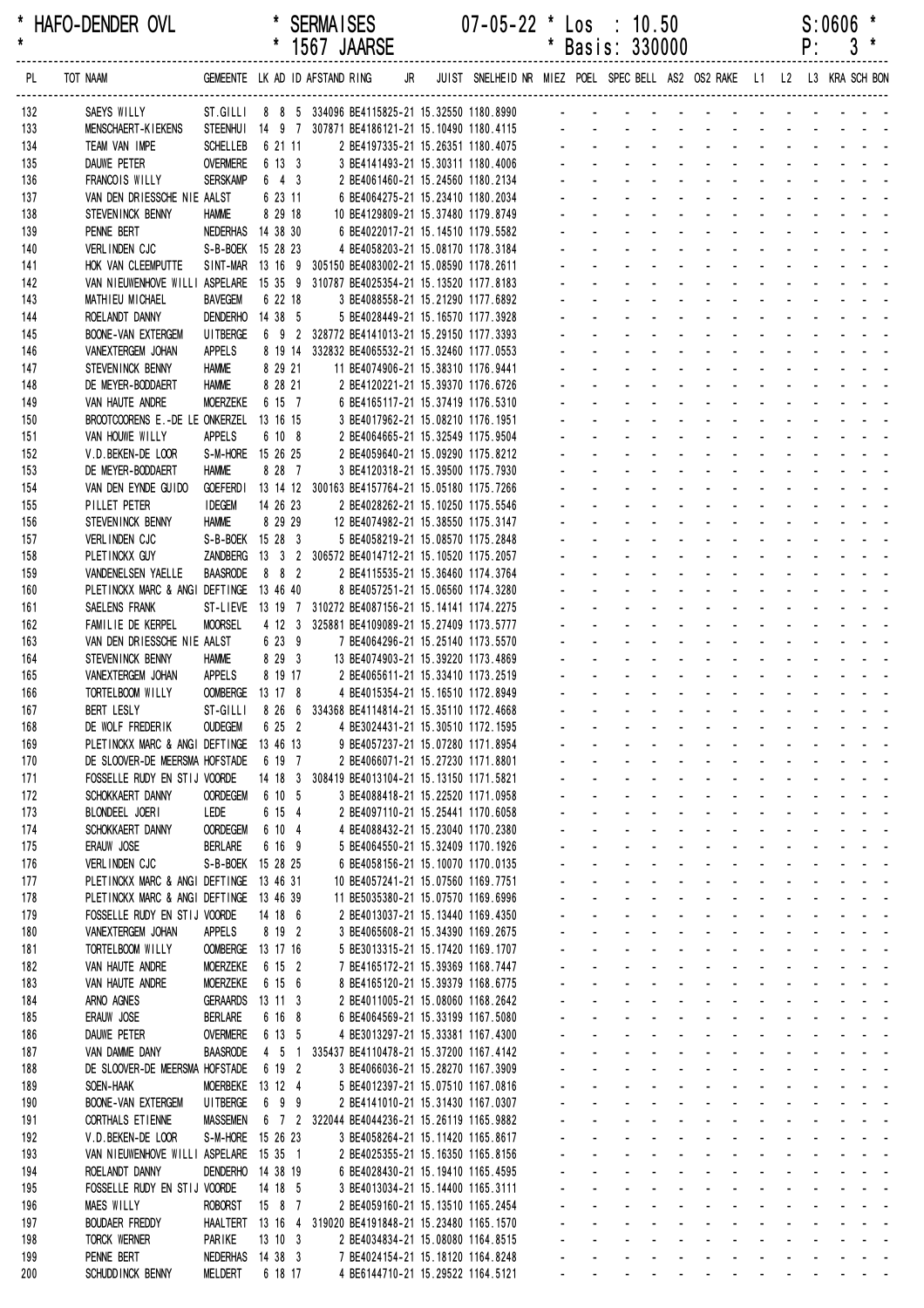\* HAFO-DENDER OVL \* SERMAISES 07-05-22 \* Los : 10.50 S:0606 \*
\* \* 1567 JAARSE \* Basis: 330000 P: 3 \*

| PL | TOT NAAM | GEMEENTE | LK | AD | ID | AFSTAND | RING | JR | JUIST | SNELHEID | NR | MIEZ | POEL | SPEC | BELL | AS2 | OS2 | RAKE | L1 | L2 | L3 | KRA | SCH | BON |
|---|---|---|---|---|---|---|---|---|---|---|---|---|---|---|---|---|---|---|---|---|---|---|---|---|
| 132 | SAEYS WILLY | ST.GILLI | 8 | 8 | 5 | 334096 | BE4115825-21 | | 15.32550 | 1180.8990 | | - | - | - | - | - | - | - | - | - | - | - | - | - |
| 133 | MENSCHAERT-KIEKENS | STEENHUI | 14 | 9 | 7 | 307871 | BE4186121-21 | | 15.10490 | 1180.4115 | | - | - | - | - | - | - | - | - | - | - | - | - | - |
| 134 | TEAM VAN IMPE | SCHELLEB | 6 | 21 | 11 | | 2 BE4197335-21 | | 15.26351 | 1180.4075 | | - | - | - | - | - | - | - | - | - | - | - | - | - |
| 135 | DAUWE PETER | OVERMERE | 6 | 13 | 3 | | 3 BE4141493-21 | | 15.30311 | 1180.4006 | | - | - | - | - | - | - | - | - | - | - | - | - | - |
| 136 | FRANCOIS WILLY | SERSKAMP | 6 | 4 | 3 | | 2 BE4061460-21 | | 15.24560 | 1180.2134 | | - | - | - | - | - | - | - | - | - | - | - | - | - |
| 137 | VAN DEN DRIESSCHE NIE | AALST | 6 | 23 | 11 | | 6 BE4064275-21 | | 15.23410 | 1180.2034 | | - | - | - | - | - | - | - | - | - | - | - | - | - |
| 138 | STEVENINCK BENNY | HAMME | 8 | 29 | 18 | | 10 BE4129809-21 | | 15.37480 | 1179.8749 | | - | - | - | - | - | - | - | - | - | - | - | - | - |
| 139 | PENNE BERT | NEDERHAS | 14 | 38 | 30 | | 6 BE4022017-21 | | 15.14510 | 1179.5582 | | - | - | - | - | - | - | - | - | - | - | - | - | - |
| 140 | VERLINDEN CJC | S-B-BOEK | 15 | 28 | 23 | | 4 BE4058203-21 | | 15.08170 | 1178.3184 | | - | - | - | - | - | - | - | - | - | - | - | - | - |
| 141 | HOK VAN CLEEMPUTTE | SINT-MAR | 13 | 16 | 9 | 305150 | BE4083002-21 | | 15.08590 | 1178.2611 | | - | - | - | - | - | - | - | - | - | - | - | - | - |
| 142 | VAN NIEUWENHOVE WILLI | ASPELARE | 15 | 35 | 9 | 310787 | BE4025354-21 | | 15.13520 | 1177.8183 | | - | - | - | - | - | - | - | - | - | - | - | - | - |
| 143 | MATHIEU MICHAEL | BAVEGEM | 6 | 22 | 18 | | 3 BE4088558-21 | | 15.21290 | 1177.6892 | | - | - | - | - | - | - | - | - | - | - | - | - | - |
| 144 | ROELANDT DANNY | DENDERHO | 14 | 38 | 5 | | 5 BE4028449-21 | | 15.16570 | 1177.3928 | | - | - | - | - | - | - | - | - | - | - | - | - | - |
| 145 | BOONE-VAN EXTERGEM | UITBERGE | 6 | 9 | 2 | 328772 | BE4141013-21 | | 15.29150 | 1177.3393 | | - | - | - | - | - | - | - | - | - | - | - | - | - |
| 146 | VANEXTERGEM JOHAN | APPELS | 8 | 19 | 14 | 332832 | BE4065532-21 | | 15.32460 | 1177.0553 | | - | - | - | - | - | - | - | - | - | - | - | - | - |
| 147 | STEVENINCK BENNY | HAMME | 8 | 29 | 21 | | 11 BE4074906-21 | | 15.38310 | 1176.9441 | | - | - | - | - | - | - | - | - | - | - | - | - | - |
| 148 | DE MEYER-BODDAERT | HAMME | 8 | 28 | 21 | | 2 BE4120221-21 | | 15.39370 | 1176.6726 | | - | - | - | - | - | - | - | - | - | - | - | - | - |
| 149 | VAN HAUTE ANDRE | MOERZEKE | 6 | 15 | 7 | | 6 BE4165117-21 | | 15.37419 | 1176.5310 | | - | - | - | - | - | - | - | - | - | - | - | - | - |
| 150 | BROOTCOORENS E.-DE LE | ONKERZEL | 13 | 16 | 15 | | 3 BE4017962-21 | | 15.08210 | 1176.1951 | | - | - | - | - | - | - | - | - | - | - | - | - | - |
| 151 | VAN HOUWE WILLY | APPELS | 6 | 10 | 8 | | 2 BE4064665-21 | | 15.32549 | 1175.9504 | | - | - | - | - | - | - | - | - | - | - | - | - | - |
| 152 | V.D.BEKEN-DE LOOR | S-M-HORE | 15 | 26 | 25 | | 2 BE4059640-21 | | 15.09290 | 1175.8212 | | - | - | - | - | - | - | - | - | - | - | - | - | - |
| 153 | DE MEYER-BODDAERT | HAMME | 8 | 28 | 7 | | 3 BE4120318-21 | | 15.39500 | 1175.7930 | | - | - | - | - | - | - | - | - | - | - | - | - | - |
| 154 | VAN DEN EYNDE GUIDO | GOEFERDI | 13 | 14 | 12 | 300163 | BE4157764-21 | | 15.05180 | 1175.7266 | | - | - | - | - | - | - | - | - | - | - | - | - | - |
| 155 | PILLET PETER | IDEGEM | 14 | 26 | 23 | | 2 BE4028262-21 | | 15.10250 | 1175.5546 | | - | - | - | - | - | - | - | - | - | - | - | - | - |
| 156 | STEVENINCK BENNY | HAMME | 8 | 29 | 29 | | 12 BE4074982-21 | | 15.38550 | 1175.3147 | | - | - | - | - | - | - | - | - | - | - | - | - | - |
| 157 | VERLINDEN CJC | S-B-BOEK | 15 | 28 | 3 | | 5 BE4058219-21 | | 15.08570 | 1175.2848 | | - | - | - | - | - | - | - | - | - | - | - | - | - |
| 158 | PLETINCKX GUY | ZANDBERG | 13 | 3 | 2 | 306572 | BE4014712-21 | | 15.10520 | 1175.2057 | | - | - | - | - | - | - | - | - | - | - | - | - | - |
| 159 | VANDENELSEN YAELLE | BAASRODE | 8 | 8 | 2 | | 2 BE4115535-21 | | 15.36460 | 1174.3764 | | - | - | - | - | - | - | - | - | - | - | - | - | - |
| 160 | PLETINCKX MARC & ANGI | DEFTINGE | 13 | 46 | 40 | | 8 BE4057251-21 | | 15.06560 | 1174.3280 | | - | - | - | - | - | - | - | - | - | - | - | - | - |
| 161 | SAELENS FRANK | ST-LIEVE | 13 | 19 | 7 | 310272 | BE4087156-21 | | 15.14141 | 1174.2275 | | - | - | - | - | - | - | - | - | - | - | - | - | - |
| 162 | FAMILIE DE KERPEL | MOORSEL | 4 | 12 | 3 | 325881 | BE4109089-21 | | 15.27409 | 1173.5777 | | - | - | - | - | - | - | - | - | - | - | - | - | - |
| 163 | VAN DEN DRIESSCHE NIE | AALST | 6 | 23 | 9 | | 7 BE4064296-21 | | 15.25140 | 1173.5570 | | - | - | - | - | - | - | - | - | - | - | - | - | - |
| 164 | STEVENINCK BENNY | HAMME | 8 | 29 | 3 | | 13 BE4074903-21 | | 15.39220 | 1173.4869 | | - | - | - | - | - | - | - | - | - | - | - | - | - |
| 165 | VANEXTERGEM JOHAN | APPELS | 8 | 19 | 17 | | 2 BE4065611-21 | | 15.33410 | 1173.2519 | | - | - | - | - | - | - | - | - | - | - | - | - | - |
| 166 | TORTELBOOM WILLY | OOMBERGE | 13 | 17 | 8 | | 4 BE4015354-21 | | 15.16510 | 1172.8949 | | - | - | - | - | - | - | - | - | - | - | - | - | - |
| 167 | BERT LESLY | ST-GILLI | 8 | 26 | 6 | 334368 | BE4114814-21 | | 15.35110 | 1172.4668 | | - | - | - | - | - | - | - | - | - | - | - | - | - |
| 168 | DE WOLF FREDERIK | OUDEGEM | 6 | 25 | 2 | | 4 BE3024431-21 | | 15.30510 | 1172.1595 | | - | - | - | - | - | - | - | - | - | - | - | - | - |
| 169 | PLETINCKX MARC & ANGI | DEFTINGE | 13 | 46 | 13 | | 9 BE4057237-21 | | 15.07280 | 1171.8954 | | - | - | - | - | - | - | - | - | - | - | - | - | - |
| 170 | DE SLOOVER-DE MEERSMA | HOFSTADE | 6 | 19 | 7 | | 2 BE4066071-21 | | 15.27230 | 1171.8801 | | - | - | - | - | - | - | - | - | - | - | - | - | - |
| 171 | FOSSELLE RUDY EN STIJ | VOORDE | 14 | 18 | 3 | 308419 | BE4013104-21 | | 15.13150 | 1171.5821 | | - | - | - | - | - | - | - | - | - | - | - | - | - |
| 172 | SCHOKKAERT DANNY | OORDEGEM | 6 | 10 | 5 | | 3 BE4088418-21 | | 15.22520 | 1171.0958 | | - | - | - | - | - | - | - | - | - | - | - | - | - |
| 173 | BLONDEEL JOERI | LEDE | 6 | 15 | 4 | | 2 BE4097110-21 | | 15.25441 | 1170.6058 | | - | - | - | - | - | - | - | - | - | - | - | - | - |
| 174 | SCHOKKAERT DANNY | OORDEGEM | 6 | 10 | 4 | | 4 BE4088432-21 | | 15.23040 | 1170.2380 | | - | - | - | - | - | - | - | - | - | - | - | - | - |
| 175 | ERAUW JOSE | BERLARE | 6 | 16 | 9 | | 5 BE4064550-21 | | 15.32409 | 1170.1926 | | - | - | - | - | - | - | - | - | - | - | - | - | - |
| 176 | VERLINDEN CJC | S-B-BOEK | 15 | 28 | 25 | | 6 BE4058156-21 | | 15.10070 | 1170.0135 | | - | - | - | - | - | - | - | - | - | - | - | - | - |
| 177 | PLETINCKX MARC & ANGI | DEFTINGE | 13 | 46 | 31 | | 10 BE4057241-21 | | 15.07560 | 1169.7751 | | - | - | - | - | - | - | - | - | - | - | - | - | - |
| 178 | PLETINCKX MARC & ANGI | DEFTINGE | 13 | 46 | 39 | | 11 BE5035380-21 | | 15.07570 | 1169.6996 | | - | - | - | - | - | - | - | - | - | - | - | - | - |
| 179 | FOSSELLE RUDY EN STIJ | VOORDE | 14 | 18 | 6 | | 2 BE4013037-21 | | 15.13440 | 1169.4350 | | - | - | - | - | - | - | - | - | - | - | - | - | - |
| 180 | VANEXTERGEM JOHAN | APPELS | 8 | 19 | 2 | | 3 BE4065608-21 | | 15.34390 | 1169.2675 | | - | - | - | - | - | - | - | - | - | - | - | - | - |
| 181 | TORTELBOOM WILLY | OOMBERGE | 13 | 17 | 16 | | 5 BE3013315-21 | | 15.17420 | 1169.1707 | | - | - | - | - | - | - | - | - | - | - | - | - | - |
| 182 | VAN HAUTE ANDRE | MOERZEKE | 6 | 15 | 2 | | 7 BE4165172-21 | | 15.39369 | 1168.7447 | | - | - | - | - | - | - | - | - | - | - | - | - | - |
| 183 | VAN HAUTE ANDRE | MOERZEKE | 6 | 15 | 6 | | 8 BE4165120-21 | | 15.39379 | 1168.6775 | | - | - | - | - | - | - | - | - | - | - | - | - | - |
| 184 | ARNO AGNES | GERAARDS | 13 | 11 | 3 | | 2 BE4011005-21 | | 15.08060 | 1168.2642 | | - | - | - | - | - | - | - | - | - | - | - | - | - |
| 185 | ERAUW JOSE | BERLARE | 6 | 16 | 8 | | 6 BE4064569-21 | | 15.33199 | 1167.5080 | | - | - | - | - | - | - | - | - | - | - | - | - | - |
| 186 | DAUWE PETER | OVERMERE | 6 | 13 | 5 | | 4 BE3013297-21 | | 15.33381 | 1167.4300 | | - | - | - | - | - | - | - | - | - | - | - | - | - |
| 187 | VAN DAMME DANY | BAASRODE | 4 | 5 | 1 | 335437 | BE4110478-21 | | 15.37200 | 1167.4142 | | - | - | - | - | - | - | - | - | - | - | - | - | - |
| 188 | DE SLOOVER-DE MEERSMA | HOFSTADE | 6 | 19 | 2 | | 3 BE4066036-21 | | 15.28270 | 1167.3909 | | - | - | - | - | - | - | - | - | - | - | - | - | - |
| 189 | SOEN-HAAK | MOERBEKE | 13 | 12 | 4 | | 5 BE4012397-21 | | 15.07510 | 1167.0816 | | - | - | - | - | - | - | - | - | - | - | - | - | - |
| 190 | BOONE-VAN EXTERGEM | UITBERGE | 6 | 9 | 9 | | 2 BE4141010-21 | | 15.31430 | 1167.0307 | | - | - | - | - | - | - | - | - | - | - | - | - | - |
| 191 | CORTHALS ETIENNE | MASSEMEN | 6 | 7 | 2 | 322044 | BE4044236-21 | | 15.26119 | 1165.9882 | | - | - | - | - | - | - | - | - | - | - | - | - | - |
| 192 | V.D.BEKEN-DE LOOR | S-M-HORE | 15 | 26 | 23 | | 3 BE4058264-21 | | 15.11420 | 1165.8617 | | - | - | - | - | - | - | - | - | - | - | - | - | - |
| 193 | VAN NIEUWENHOVE WILLI | ASPELARE | 15 | 35 | 1 | | 2 BE4025355-21 | | 15.16350 | 1165.8156 | | - | - | - | - | - | - | - | - | - | - | - | - | - |
| 194 | ROELANDT DANNY | DENDERHO | 14 | 38 | 19 | | 6 BE4028430-21 | | 15.19410 | 1165.4595 | | - | - | - | - | - | - | - | - | - | - | - | - | - |
| 195 | FOSSELLE RUDY EN STIJ | VOORDE | 14 | 18 | 5 | | 3 BE4013034-21 | | 15.14400 | 1165.3111 | | - | - | - | - | - | - | - | - | - | - | - | - | - |
| 196 | MAES WILLY | ROBORST | 15 | 8 | 7 | | 2 BE4059160-21 | | 15.13510 | 1165.2454 | | - | - | - | - | - | - | - | - | - | - | - | - | - |
| 197 | BOUDAER FREDDY | HAALTERT | 13 | 16 | 4 | 319020 | BE4191848-21 | | 15.23480 | 1165.1570 | | - | - | - | - | - | - | - | - | - | - | - | - | - |
| 198 | TORCK WERNER | PARIKE | 13 | 10 | 3 | | 2 BE4034834-21 | | 15.08080 | 1164.8515 | | - | - | - | - | - | - | - | - | - | - | - | - | - |
| 199 | PENNE BERT | NEDERHAS | 14 | 38 | 3 | | 7 BE4024154-21 | | 15.18120 | 1164.8248 | | - | - | - | - | - | - | - | - | - | - | - | - | - |
| 200 | SCHUDDINCK BENNY | MELDERT | 6 | 18 | 17 | | 4 BE6144710-21 | | 15.29522 | 1164.5121 | | - | - | - | - | - | - | - | - | - | - | - | - | - |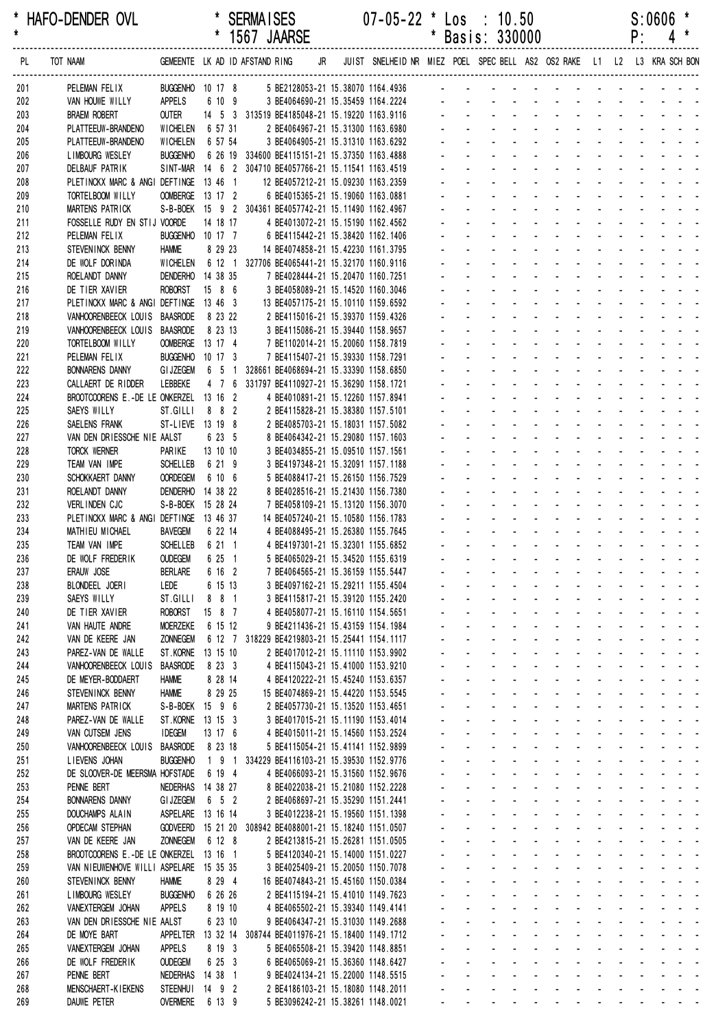\* HAFO-DENDER OVL \* SERMAISES 07-05-22 \* Los : 10.50 S:0606 \*
\* \* 1567 JAARSE \* Basis: 330000 P: 4 \*

| PL | TOT NAAM | GEMEENTE | LK | AD | ID | AFSTAND | RING | JR | JUIST | SNELHEID | NR | MIEZ | POEL | SPEC | BELL | AS2 | OS2 | RAKE | L1 | L2 | L3 | KRA | SCH | BON |
|---|---|---|---|---|---|---|---|---|---|---|---|---|---|---|---|---|---|---|---|---|---|---|---|---|
| 201 | PELEMAN FELIX | BUGGENHO | 10 | 17 | 8 | | 5 BE2128053-21 | | 15.38070 | 1164.4936 | | - | - | - | - | - | - | - | - | - | - | - | - | - |
| 202 | VAN HOUWE WILLY | APPELS | 6 | 10 | 9 | | 3 BE4064690-21 | | 15.35459 | 1164.2224 | | - | - | - | - | - | - | - | - | - | - | - | - | - |
| 203 | BRAEM ROBERT | OUTER | 14 | 5 | 3 | 313519 | BE4185048-21 | | 15.19220 | 1163.9116 | | - | - | - | - | - | - | - | - | - | - | - | - | - |
| 204 | PLATTEEUW-BRANDENO | WICHELEN | 6 | 57 | 31 | | 2 BE4064967-21 | | 15.31300 | 1163.6980 | | - | - | - | - | - | - | - | - | - | - | - | - | - |
| 205 | PLATTEEUW-BRANDENO | WICHELEN | 6 | 57 | 54 | | 3 BE4064905-21 | | 15.31310 | 1163.6292 | | - | - | - | - | - | - | - | - | - | - | - | - | - |
| 206 | LIMBOURG WESLEY | BUGGENHO | 6 | 26 | 19 | 334600 | BE4115151-21 | | 15.37350 | 1163.4888 | | - | - | - | - | - | - | - | - | - | - | - | - | - |
| 207 | DELBAUF PATRIK | SINT-MAR | 14 | 6 | 2 | 304710 | BE4057766-21 | | 15.11541 | 1163.4519 | | - | - | - | - | - | - | - | - | - | - | - | - | - |
| 208 | PLETINCKX MARC & ANGI | DEFTINGE | 13 | 46 | 1 | | 12 BE4057212-21 | | 15.09230 | 1163.2359 | | - | - | - | - | - | - | - | - | - | - | - | - | - |
| 209 | TORTELBOOM WILLY | OOMBERGE | 13 | 17 | 2 | | 6 BE4015365-21 | | 15.19060 | 1163.0881 | | - | - | - | - | - | - | - | - | - | - | - | - | - |
| 210 | MARTENS PATRICK | S-B-BOEK | 15 | 9 | 2 | 304361 | BE4057742-21 | | 15.11490 | 1162.4967 | | - | - | - | - | - | - | - | - | - | - | - | - | - |
| 211 | FOSSELLE RUDY EN STIJ | VOORDE | 14 | 18 | 17 | | 4 BE4013072-21 | | 15.15190 | 1162.4562 | | - | - | - | - | - | - | - | - | - | - | - | - | - |
| 212 | PELEMAN FELIX | BUGGENHO | 10 | 17 | 7 | | 6 BE4115442-21 | | 15.38420 | 1162.1406 | | - | - | - | - | - | - | - | - | - | - | - | - | - |
| 213 | STEVENINCK BENNY | HAMME | 8 | 29 | 23 | | 14 BE4074858-21 | | 15.42230 | 1161.3795 | | - | - | - | - | - | - | - | - | - | - | - | - | - |
| 214 | DE WOLF DORINDA | WICHELEN | 6 | 12 | 1 | 327706 | BE4065441-21 | | 15.32170 | 1160.9116 | | - | - | - | - | - | - | - | - | - | - | - | - | - |
| 215 | ROELANDT DANNY | DENDERHO | 14 | 38 | 35 | | 7 BE4028444-21 | | 15.20470 | 1160.7251 | | - | - | - | - | - | - | - | - | - | - | - | - | - |
| 216 | DE TIER XAVIER | ROBORST | 15 | 8 | 6 | | 3 BE4058089-21 | | 15.14520 | 1160.3046 | | - | - | - | - | - | - | - | - | - | - | - | - | - |
| 217 | PLETINCKX MARC & ANGI | DEFTINGE | 13 | 46 | 3 | | 13 BE4057175-21 | | 15.10110 | 1159.6592 | | - | - | - | - | - | - | - | - | - | - | - | - | - |
| 218 | VANHOORENBEECK LOUIS | BAASRODE | 8 | 23 | 22 | | 2 BE4115016-21 | | 15.39370 | 1159.4326 | | - | - | - | - | - | - | - | - | - | - | - | - | - |
| 219 | VANHOORENBEECK LOUIS | BAASRODE | 8 | 23 | 13 | | 3 BE4115086-21 | | 15.39440 | 1158.9657 | | - | - | - | - | - | - | - | - | - | - | - | - | - |
| 220 | TORTELBOOM WILLY | OOMBERGE | 13 | 17 | 4 | | 7 BE1102014-21 | | 15.20060 | 1158.7819 | | - | - | - | - | - | - | - | - | - | - | - | - | - |
| 221 | PELEMAN FELIX | BUGGENHO | 10 | 17 | 3 | | 7 BE4115407-21 | | 15.39330 | 1158.7291 | | - | - | - | - | - | - | - | - | - | - | - | - | - |
| 222 | BONNARENS DANNY | GIJZEGEM | 6 | 5 | 1 | 328661 | BE4068694-21 | | 15.33390 | 1158.6850 | | - | - | - | - | - | - | - | - | - | - | - | - | - |
| 223 | CALLAERT DE RIDDER | LEBBEKE | 4 | 7 | 6 | 331797 | BE4110927-21 | | 15.36290 | 1158.1721 | | - | - | - | - | - | - | - | - | - | - | - | - | - |
| 224 | BROOTCOORENS E.-DE LE | ONKERZEL | 13 | 16 | 2 | | 4 BE4010891-21 | | 15.12260 | 1157.8941 | | - | - | - | - | - | - | - | - | - | - | - | - | - |
| 225 | SAEYS WILLY | ST.GILLI | 8 | 8 | 2 | | 2 BE4115828-21 | | 15.38380 | 1157.5101 | | - | - | - | - | - | - | - | - | - | - | - | - | - |
| 226 | SAELENS FRANK | ST-LIEVE | 13 | 19 | 8 | | 2 BE4085703-21 | | 15.18031 | 1157.5082 | | - | - | - | - | - | - | - | - | - | - | - | - | - |
| 227 | VAN DEN DRIESSCHE NIE | AALST | 6 | 23 | 5 | | 8 BE4064342-21 | | 15.29080 | 1157.1603 | | - | - | - | - | - | - | - | - | - | - | - | - | - |
| 228 | TORCK WERNER | PARIKE | 13 | 10 | 10 | | 3 BE4034855-21 | | 15.09510 | 1157.1561 | | - | - | - | - | - | - | - | - | - | - | - | - | - |
| 229 | TEAM VAN IMPE | SCHELLEB | 6 | 21 | 9 | | 3 BE4197348-21 | | 15.32091 | 1157.1188 | | - | - | - | - | - | - | - | - | - | - | - | - | - |
| 230 | SCHOKKAERT DANNY | OORDEGEM | 6 | 10 | 6 | | 5 BE4088417-21 | | 15.26150 | 1156.7529 | | - | - | - | - | - | - | - | - | - | - | - | - | - |
| 231 | ROELANDT DANNY | DENDERHO | 14 | 38 | 22 | | 8 BE4028516-21 | | 15.21430 | 1156.7380 | | - | - | - | - | - | - | - | - | - | - | - | - | - |
| 232 | VERLINDEN CJC | S-B-BOEK | 15 | 28 | 24 | | 7 BE4058109-21 | | 15.13120 | 1156.3070 | | - | - | - | - | - | - | - | - | - | - | - | - | - |
| 233 | PLETINCKX MARC & ANGI | DEFTINGE | 13 | 46 | 37 | | 14 BE4057240-21 | | 15.10580 | 1156.1783 | | - | - | - | - | - | - | - | - | - | - | - | - | - |
| 234 | MATHIEU MICHAEL | BAVEGEM | 6 | 22 | 14 | | 4 BE4088495-21 | | 15.26380 | 1155.7645 | | - | - | - | - | - | - | - | - | - | - | - | - | - |
| 235 | TEAM VAN IMPE | SCHELLEB | 6 | 21 | 1 | | 4 BE4197301-21 | | 15.32301 | 1155.6852 | | - | - | - | - | - | - | - | - | - | - | - | - | - |
| 236 | DE WOLF FREDERIK | OUDEGEM | 6 | 25 | 1 | | 5 BE4065029-21 | | 15.34520 | 1155.6319 | | - | - | - | - | - | - | - | - | - | - | - | - | - |
| 237 | ERAUW JOSE | BERLARE | 6 | 16 | 2 | | 7 BE4064565-21 | | 15.36159 | 1155.5447 | | - | - | - | - | - | - | - | - | - | - | - | - | - |
| 238 | BLONDEEL JOERI | LEDE | 6 | 15 | 13 | | 3 BE4097162-21 | | 15.29211 | 1155.4504 | | - | - | - | - | - | - | - | - | - | - | - | - | - |
| 239 | SAEYS WILLY | ST.GILLI | 8 | 8 | 1 | | 3 BE4115817-21 | | 15.39120 | 1155.2420 | | - | - | - | - | - | - | - | - | - | - | - | - | - |
| 240 | DE TIER XAVIER | ROBORST | 15 | 8 | 7 | | 4 BE4058077-21 | | 15.16110 | 1154.5651 | | - | - | - | - | - | - | - | - | - | - | - | - | - |
| 241 | VAN HAUTE ANDRE | MOERZEKE | 6 | 15 | 12 | | 9 BE4211436-21 | | 15.43159 | 1154.1984 | | - | - | - | - | - | - | - | - | - | - | - | - | - |
| 242 | VAN DE KEERE JAN | ZONNEGEM | 6 | 12 | 7 | 318229 | BE4219803-21 | | 15.25441 | 1154.1117 | | - | - | - | - | - | - | - | - | - | - | - | - | - |
| 243 | PAREZ-VAN DE WALLE | ST.KORNE | 13 | 15 | 10 | | 2 BE4017012-21 | | 15.11110 | 1153.9902 | | - | - | - | - | - | - | - | - | - | - | - | - | - |
| 244 | VANHOORENBEECK LOUIS | BAASRODE | 8 | 23 | 3 | | 4 BE4115043-21 | | 15.41000 | 1153.9210 | | - | - | - | - | - | - | - | - | - | - | - | - | - |
| 245 | DE MEYER-BODDAERT | HAMME | 8 | 28 | 14 | | 4 BE4120222-21 | | 15.45240 | 1153.6357 | | - | - | - | - | - | - | - | - | - | - | - | - | - |
| 246 | STEVENINCK BENNY | HAMME | 8 | 29 | 25 | | 15 BE4074869-21 | | 15.44220 | 1153.5545 | | - | - | - | - | - | - | - | - | - | - | - | - | - |
| 247 | MARTENS PATRICK | S-B-BOEK | 15 | 9 | 6 | | 2 BE4057730-21 | | 15.13520 | 1153.4651 | | - | - | - | - | - | - | - | - | - | - | - | - | - |
| 248 | PAREZ-VAN DE WALLE | ST.KORNE | 13 | 15 | 3 | | 3 BE4017015-21 | | 15.11190 | 1153.4014 | | - | - | - | - | - | - | - | - | - | - | - | - | - |
| 249 | VAN CUTSEM JENS | IDEGEM | 13 | 17 | 6 | | 4 BE4015011-21 | | 15.14560 | 1153.2524 | | - | - | - | - | - | - | - | - | - | - | - | - | - |
| 250 | VANHOORENBEECK LOUIS | BAASRODE | 8 | 23 | 18 | | 5 BE4115054-21 | | 15.41141 | 1152.9899 | | - | - | - | - | - | - | - | - | - | - | - | - | - |
| 251 | LIEVENS JOHAN | BUGGENHO | 1 | 9 | 1 | 334229 | BE4116103-21 | | 15.39530 | 1152.9776 | | - | - | - | - | - | - | - | - | - | - | - | - | - |
| 252 | DE SLOOVER-DE MEERSMA | HOFSTADE | 6 | 19 | 4 | | 4 BE4066093-21 | | 15.31560 | 1152.9676 | | - | - | - | - | - | - | - | - | - | - | - | - | - |
| 253 | PENNE BERT | NEDERHAS | 14 | 38 | 27 | | 8 BE4022038-21 | | 15.21080 | 1152.2228 | | - | - | - | - | - | - | - | - | - | - | - | - | - |
| 254 | BONNARENS DANNY | GIJZEGEM | 6 | 5 | 2 | | 2 BE4068697-21 | | 15.35290 | 1151.2441 | | - | - | - | - | - | - | - | - | - | - | - | - | - |
| 255 | DOUCHAMPS ALAIN | ASPELARE | 13 | 16 | 14 | | 3 BE4012238-21 | | 15.19560 | 1151.1398 | | - | - | - | - | - | - | - | - | - | - | - | - | - |
| 256 | OPDECAM STEPHAN | GODVEERD | 15 | 21 | 20 | 308942 | BE4088001-21 | | 15.18240 | 1151.0507 | | - | - | - | - | - | - | - | - | - | - | - | - | - |
| 257 | VAN DE KEERE JAN | ZONNEGEM | 6 | 12 | 8 | | 2 BE4213815-21 | | 15.26281 | 1151.0505 | | - | - | - | - | - | - | - | - | - | - | - | - | - |
| 258 | BROOTCOORENS E.-DE LE | ONKERZEL | 13 | 16 | 1 | | 5 BE4120340-21 | | 15.14000 | 1151.0227 | | - | - | - | - | - | - | - | - | - | - | - | - | - |
| 259 | VAN NIEUWENHOVE WILLI | ASPELARE | 15 | 35 | 35 | | 3 BE4025409-21 | | 15.20050 | 1150.7078 | | - | - | - | - | - | - | - | - | - | - | - | - | - |
| 260 | STEVENINCK BENNY | HAMME | 8 | 29 | 4 | | 16 BE4074843-21 | | 15.45160 | 1150.0384 | | - | - | - | - | - | - | - | - | - | - | - | - | - |
| 261 | LIMBOURG WESLEY | BUGGENHO | 6 | 26 | 26 | | 2 BE4115194-21 | | 15.41010 | 1149.7623 | | - | - | - | - | - | - | - | - | - | - | - | - | - |
| 262 | VANEXTERGEM JOHAN | APPELS | 8 | 19 | 10 | | 4 BE4065502-21 | | 15.39340 | 1149.4141 | | - | - | - | - | - | - | - | - | - | - | - | - | - |
| 263 | VAN DEN DRIESSCHE NIE | AALST | 6 | 23 | 10 | | 9 BE4064347-21 | | 15.31030 | 1149.2688 | | - | - | - | - | - | - | - | - | - | - | - | - | - |
| 264 | DE MOYE BART | APPELTER | 13 | 32 | 14 | 308744 | BE4011976-21 | | 15.18400 | 1149.1712 | | - | - | - | - | - | - | - | - | - | - | - | - | - |
| 265 | VANEXTERGEM JOHAN | APPELS | 8 | 19 | 3 | | 5 BE4065508-21 | | 15.39420 | 1148.8851 | | - | - | - | - | - | - | - | - | - | - | - | - | - |
| 266 | DE WOLF FREDERIK | OUDEGEM | 6 | 25 | 3 | | 6 BE4065069-21 | | 15.36360 | 1148.6427 | | - | - | - | - | - | - | - | - | - | - | - | - | - |
| 267 | PENNE BERT | NEDERHAS | 14 | 38 | 1 | | 9 BE4024134-21 | | 15.22000 | 1148.5515 | | - | - | - | - | - | - | - | - | - | - | - | - | - |
| 268 | MENSCHAERT-KIEKENS | STEENHUI | 14 | 9 | 2 | | 2 BE4186103-21 | | 15.18080 | 1148.2011 | | - | - | - | - | - | - | - | - | - | - | - | - | - |
| 269 | DAUWE PETER | OVERMERE | 6 | 13 | 9 | | 5 BE3096242-21 | | 15.38261 | 1148.0021 | | - | - | - | - | - | - | - | - | - | - | - | - | - |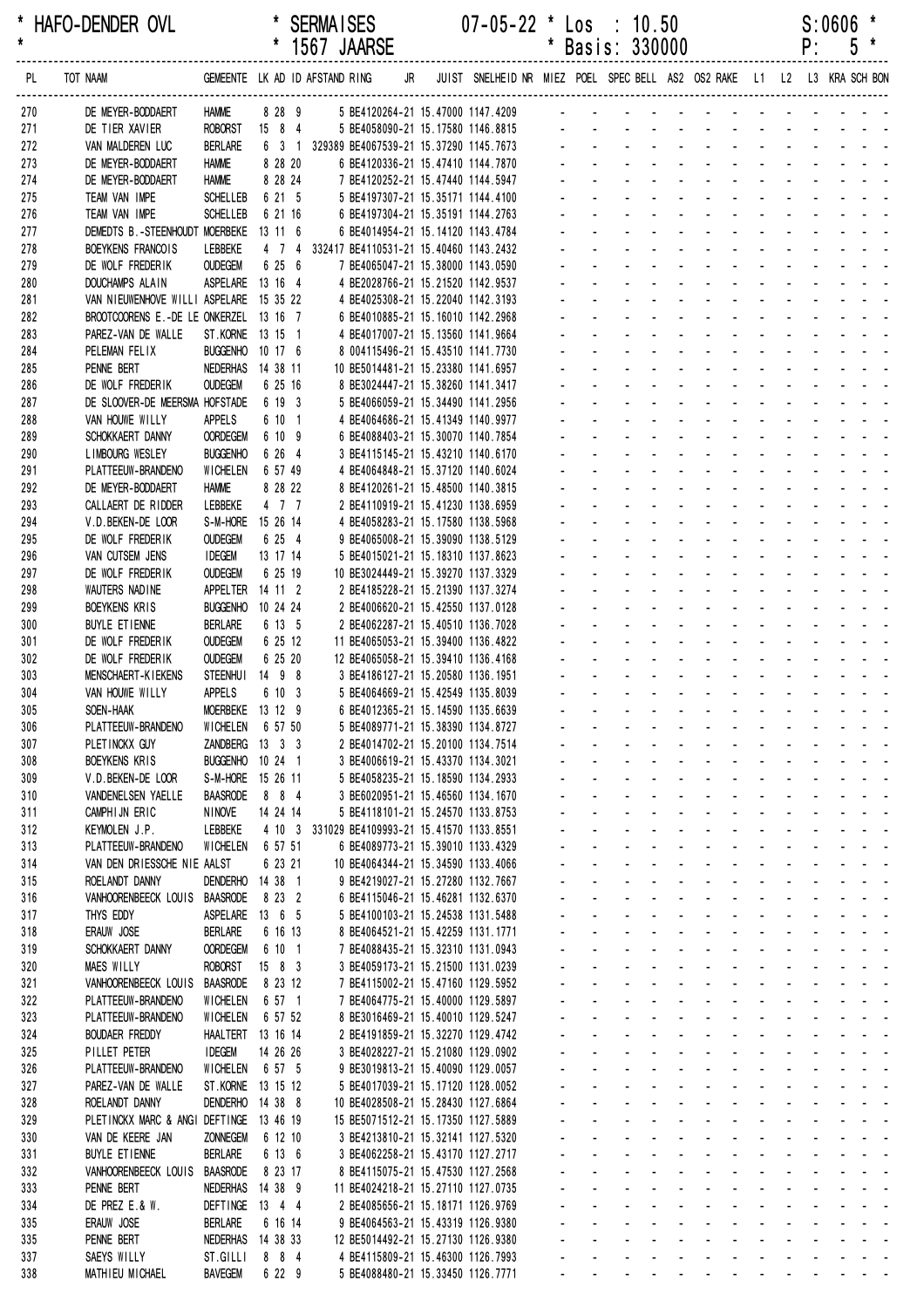# HAFO-DENDER OVL * SERMAISES 07-05-22 * Los : 10.50 S:0606 *

## * 1567 JAARSE * Basis: 330000 P: 5 *

| PL | TOT NAAM | GEMEENTE | LK | AD | ID | AFSTAND | RING | JR | JUIST | SNELHEID | NR | MIEZ | POEL | SPEC | BELL | AS2 | OS2 | RAKE | L1 | L2 | L3 | KRA | SCH | BON |
|---|---|---|---|---|---|---|---|---|---|---|---|---|---|---|---|---|---|---|---|---|---|---|---|---|
| 270 | DE MEYER-BODDAERT | HAMME | 8 | 28 | 9 | | 5 BE4120264-21 | | 15.47000 | 1147.4209 | | - | - | - | - | - | - | - | - | - | - | - | - | - |
| 271 | DE TIER XAVIER | ROBORST | 15 | 8 | 4 | | 5 BE4058090-21 | | 15.17580 | 1146.8815 | | - | - | - | - | - | - | - | - | - | - | - | - | - |
| 272 | VAN MALDEREN LUC | BERLARE | 6 | 3 | 1 | 329389 | BE4067539-21 | | 15.37290 | 1145.7673 | | - | - | - | - | - | - | - | - | - | - | - | - | - |
| 273 | DE MEYER-BODDAERT | HAMME | 8 | 28 | 20 | | 6 BE4120336-21 | | 15.47410 | 1144.7870 | | - | - | - | - | - | - | - | - | - | - | - | - | - |
| 274 | DE MEYER-BODDAERT | HAMME | 8 | 28 | 24 | | 7 BE4120252-21 | | 15.47440 | 1144.5947 | | - | - | - | - | - | - | - | - | - | - | - | - | - |
| 275 | TEAM VAN IMPE | SCHELLEB | 6 | 21 | 5 | | 5 BE4197307-21 | | 15.35171 | 1144.4100 | | - | - | - | - | - | - | - | - | - | - | - | - | - |
| 276 | TEAM VAN IMPE | SCHELLEB | 6 | 21 | 16 | | 6 BE4197304-21 | | 15.35191 | 1144.2763 | | - | - | - | - | - | - | - | - | - | - | - | - | - |
| 277 | DEMEDTS B.-STEENHOUDT | MOERBEKE | 13 | 11 | 6 | | 6 BE4014954-21 | | 15.14120 | 1143.4784 | | - | - | - | - | - | - | - | - | - | - | - | - | - |
| 278 | BOEYKENS FRANCOIS | LEBBEKE | 4 | 7 | 4 | 332417 | BE4110531-21 | | 15.40460 | 1143.2432 | | - | - | - | - | - | - | - | - | - | - | - | - | - |
| 279 | DE WOLF FREDERIK | OUDEGEM | 6 | 25 | 6 | | 7 BE4065047-21 | | 15.38000 | 1143.0590 | | - | - | - | - | - | - | - | - | - | - | - | - | - |
| 280 | DOUCHAMPS ALAIN | ASPELARE | 13 | 16 | 4 | | 4 BE2028766-21 | | 15.21520 | 1142.9537 | | - | - | - | - | - | - | - | - | - | - | - | - | - |
| 281 | VAN NIEUWENHOVE WILLI | ASPELARE | 15 | 35 | 22 | | 4 BE4025308-21 | | 15.22040 | 1142.3193 | | - | - | - | - | - | - | - | - | - | - | - | - | - |
| 282 | BROOTCOORENS E.-DE LE | ONKERZEL | 13 | 16 | 7 | | 6 BE4010885-21 | | 15.16010 | 1142.2968 | | - | - | - | - | - | - | - | - | - | - | - | - | - |
| 283 | PAREZ-VAN DE WALLE | ST.KORNE | 13 | 15 | 1 | | 4 BE4017007-21 | | 15.13560 | 1141.9664 | | - | - | - | - | - | - | - | - | - | - | - | - | - |
| 284 | PELEMAN FELIX | BUGGENHO | 10 | 17 | 6 | | 8 004115496-21 | | 15.43510 | 1141.7730 | | - | - | - | - | - | - | - | - | - | - | - | - | - |
| 285 | PENNE BERT | NEDERHAS | 14 | 38 | 11 | | 10 BE5014481-21 | | 15.23380 | 1141.6957 | | - | - | - | - | - | - | - | - | - | - | - | - | - |
| 286 | DE WOLF FREDERIK | OUDEGEM | 6 | 25 | 16 | | 8 BE3024447-21 | | 15.38260 | 1141.3417 | | - | - | - | - | - | - | - | - | - | - | - | - | - |
| 287 | DE SLOOVER-DE MEERSMA | HOFSTADE | 6 | 19 | 3 | | 5 BE4066059-21 | | 15.34490 | 1141.2956 | | - | - | - | - | - | - | - | - | - | - | - | - | - |
| 288 | VAN HOUWE WILLY | APPELS | 6 | 10 | 1 | | 4 BE4064686-21 | | 15.41349 | 1140.9977 | | - | - | - | - | - | - | - | - | - | - | - | - | - |
| 289 | SCHOKKAERT DANNY | OORDEGEM | 6 | 10 | 9 | | 6 BE4088403-21 | | 15.30070 | 1140.7854 | | - | - | - | - | - | - | - | - | - | - | - | - | - |
| 290 | LIMBOURG WESLEY | BUGGENHO | 6 | 26 | 4 | | 3 BE4115145-21 | | 15.43210 | 1140.6170 | | - | - | - | - | - | - | - | - | - | - | - | - | - |
| 291 | PLATTEEUW-BRANDENO | WICHELEN | 6 | 57 | 49 | | 4 BE4064848-21 | | 15.37120 | 1140.6024 | | - | - | - | - | - | - | - | - | - | - | - | - | - |
| 292 | DE MEYER-BODDAERT | HAMME | 8 | 28 | 22 | | 8 BE4120261-21 | | 15.48500 | 1140.3815 | | - | - | - | - | - | - | - | - | - | - | - | - | - |
| 293 | CALLAERT DE RIDDER | LEBBEKE | 4 | 7 | 7 | | 2 BE4110919-21 | | 15.41230 | 1138.6959 | | - | - | - | - | - | - | - | - | - | - | - | - | - |
| 294 | V.D.BEKEN-DE LOOR | S-M-HORE | 15 | 26 | 14 | | 4 BE4058283-21 | | 15.17580 | 1138.5968 | | - | - | - | - | - | - | - | - | - | - | - | - | - |
| 295 | DE WOLF FREDERIK | OUDEGEM | 6 | 25 | 4 | | 9 BE4065008-21 | | 15.39090 | 1138.5129 | | - | - | - | - | - | - | - | - | - | - | - | - | - |
| 296 | VAN CUTSEM JENS | IDEGEM | 13 | 17 | 14 | | 5 BE4015021-21 | | 15.18310 | 1137.8623 | | - | - | - | - | - | - | - | - | - | - | - | - | - |
| 297 | DE WOLF FREDERIK | OUDEGEM | 6 | 25 | 19 | | 10 BE3024449-21 | | 15.39270 | 1137.3329 | | - | - | - | - | - | - | - | - | - | - | - | - | - |
| 298 | WAUTERS NADINE | APPELTER | 14 | 11 | 2 | | 2 BE4185228-21 | | 15.21390 | 1137.3274 | | - | - | - | - | - | - | - | - | - | - | - | - | - |
| 299 | BOEYKENS KRIS | BUGGENHO | 10 | 24 | 24 | | 2 BE4006620-21 | | 15.42550 | 1137.0128 | | - | - | - | - | - | - | - | - | - | - | - | - | - |
| 300 | BUYLE ETIENNE | BERLARE | 6 | 13 | 5 | | 2 BE4062287-21 | | 15.40510 | 1136.7028 | | - | - | - | - | - | - | - | - | - | - | - | - | - |
| 301 | DE WOLF FREDERIK | OUDEGEM | 6 | 25 | 12 | | 11 BE4065053-21 | | 15.39400 | 1136.4822 | | - | - | - | - | - | - | - | - | - | - | - | - | - |
| 302 | DE WOLF FREDERIK | OUDEGEM | 6 | 25 | 20 | | 12 BE4065058-21 | | 15.39410 | 1136.4168 | | - | - | - | - | - | - | - | - | - | - | - | - | - |
| 303 | MENSCHAERT-KIEKENS | STEENHUI | 14 | 9 | 8 | | 3 BE4186127-21 | | 15.20580 | 1136.1951 | | - | - | - | - | - | - | - | - | - | - | - | - | - |
| 304 | VAN HOUWE WILLY | APPELS | 6 | 10 | 3 | | 5 BE4064669-21 | | 15.42549 | 1135.8039 | | - | - | - | - | - | - | - | - | - | - | - | - | - |
| 305 | SOEN-HAAK | MOERBEKE | 13 | 12 | 9 | | 6 BE4012365-21 | | 15.14590 | 1135.6639 | | - | - | - | - | - | - | - | - | - | - | - | - | - |
| 306 | PLATTEEUW-BRANDENO | WICHELEN | 6 | 57 | 50 | | 5 BE4089771-21 | | 15.38390 | 1134.8727 | | - | - | - | - | - | - | - | - | - | - | - | - | - |
| 307 | PLETINCKX GUY | ZANDBERG | 13 | 3 | 3 | | 2 BE4014702-21 | | 15.20100 | 1134.7514 | | - | - | - | - | - | - | - | - | - | - | - | - | - |
| 308 | BOEYKENS KRIS | BUGGENHO | 10 | 24 | 1 | | 3 BE4006619-21 | | 15.43370 | 1134.3021 | | - | - | - | - | - | - | - | - | - | - | - | - | - |
| 309 | V.D.BEKEN-DE LOOR | S-M-HORE | 15 | 26 | 11 | | 5 BE4058235-21 | | 15.18590 | 1134.2933 | | - | - | - | - | - | - | - | - | - | - | - | - | - |
| 310 | VANDENELSEN YAELLE | BAASRODE | 8 | 8 | 4 | | 3 BE6020951-21 | | 15.46560 | 1134.1670 | | - | - | - | - | - | - | - | - | - | - | - | - | - |
| 311 | CAMPHIJN ERIC | NINOVE | 14 | 24 | 14 | | 5 BE4118101-21 | | 15.24570 | 1133.8753 | | - | - | - | - | - | - | - | - | - | - | - | - | - |
| 312 | KEYMOLEN J.P. | LEBBEKE | 4 | 10 | 3 | 331029 | BE4109993-21 | | 15.41570 | 1133.8551 | | - | - | - | - | - | - | - | - | - | - | - | - | - |
| 313 | PLATTEEUW-BRANDENO | WICHELEN | 6 | 57 | 51 | | 6 BE4089773-21 | | 15.39010 | 1133.4329 | | - | - | - | - | - | - | - | - | - | - | - | - | - |
| 314 | VAN DEN DRIESSCHE NIE | AALST | 6 | 23 | 21 | | 10 BE4064344-21 | | 15.34590 | 1133.4066 | | - | - | - | - | - | - | - | - | - | - | - | - | - |
| 315 | ROELANDT DANNY | DENDERHO | 14 | 38 | 1 | | 9 BE4219027-21 | | 15.27280 | 1132.7667 | | - | - | - | - | - | - | - | - | - | - | - | - | - |
| 316 | VANHOORENBEECK LOUIS | BAASRODE | 8 | 23 | 2 | | 6 BE4115046-21 | | 15.46281 | 1132.6370 | | - | - | - | - | - | - | - | - | - | - | - | - | - |
| 317 | THYS EDDY | ASPELARE | 13 | 6 | 5 | | 5 BE4100103-21 | | 15.24538 | 1131.5488 | | - | - | - | - | - | - | - | - | - | - | - | - | - |
| 318 | ERAUW JOSE | BERLARE | 6 | 16 | 13 | | 8 BE4064521-21 | | 15.42259 | 1131.1771 | | - | - | - | - | - | - | - | - | - | - | - | - | - |
| 319 | SCHOKKAERT DANNY | OORDEGEM | 6 | 10 | 1 | | 7 BE4088435-21 | | 15.32310 | 1131.0943 | | - | - | - | - | - | - | - | - | - | - | - | - | - |
| 320 | MAES WILLY | ROBORST | 15 | 8 | 3 | | 3 BE4059173-21 | | 15.21500 | 1131.0239 | | - | - | - | - | - | - | - | - | - | - | - | - | - |
| 321 | VANHOORENBEECK LOUIS | BAASRODE | 8 | 23 | 12 | | 7 BE4115002-21 | | 15.47160 | 1129.5952 | | - | - | - | - | - | - | - | - | - | - | - | - | - |
| 322 | PLATTEEUW-BRANDENO | WICHELEN | 6 | 57 | 1 | | 7 BE4064775-21 | | 15.40000 | 1129.5897 | | - | - | - | - | - | - | - | - | - | - | - | - | - |
| 323 | PLATTEEUW-BRANDENO | WICHELEN | 6 | 57 | 52 | | 8 BE3016469-21 | | 15.40010 | 1129.5247 | | - | - | - | - | - | - | - | - | - | - | - | - | - |
| 324 | BOUDAER FREDDY | HAALTERT | 13 | 16 | 14 | | 2 BE4191859-21 | | 15.32270 | 1129.4742 | | - | - | - | - | - | - | - | - | - | - | - | - | - |
| 325 | PILLET PETER | IDEGEM | 14 | 26 | 26 | | 3 BE4028227-21 | | 15.21080 | 1129.0902 | | - | - | - | - | - | - | - | - | - | - | - | - | - |
| 326 | PLATTEEUW-BRANDENO | WICHELEN | 6 | 57 | 5 | | 9 BE3019813-21 | | 15.40090 | 1129.0057 | | - | - | - | - | - | - | - | - | - | - | - | - | - |
| 327 | PAREZ-VAN DE WALLE | ST.KORNE | 13 | 15 | 12 | | 5 BE4017039-21 | | 15.17120 | 1128.0052 | | - | - | - | - | - | - | - | - | - | - | - | - | - |
| 328 | ROELANDT DANNY | DENDERHO | 14 | 38 | 8 | | 10 BE4028508-21 | | 15.28430 | 1127.6864 | | - | - | - | - | - | - | - | - | - | - | - | - | - |
| 329 | PLETINCKX MARC & ANGI | DEFTINGE | 13 | 46 | 19 | | 15 BE5071512-21 | | 15.17350 | 1127.5889 | | - | - | - | - | - | - | - | - | - | - | - | - | - |
| 330 | VAN DE KEERE JAN | ZONNEGEM | 6 | 12 | 10 | | 3 BE4213810-21 | | 15.32141 | 1127.5320 | | - | - | - | - | - | - | - | - | - | - | - | - | - |
| 331 | BUYLE ETIENNE | BERLARE | 6 | 13 | 6 | | 3 BE4062258-21 | | 15.43170 | 1127.2717 | | - | - | - | - | - | - | - | - | - | - | - | - | - |
| 332 | VANHOORENBEECK LOUIS | BAASRODE | 8 | 23 | 17 | | 8 BE4115075-21 | | 15.47530 | 1127.2568 | | - | - | - | - | - | - | - | - | - | - | - | - | - |
| 333 | PENNE BERT | NEDERHAS | 14 | 38 | 9 | | 11 BE4024218-21 | | 15.27110 | 1127.0735 | | - | - | - | - | - | - | - | - | - | - | - | - | - |
| 334 | DE PREZ E.& W. | DEFTINGE | 13 | 4 | 4 | | 2 BE4085656-21 | | 15.18171 | 1126.9769 | | - | - | - | - | - | - | - | - | - | - | - | - | - |
| 335 | ERAUW JOSE | BERLARE | 6 | 16 | 14 | | 9 BE4064563-21 | | 15.43319 | 1126.9380 | | - | - | - | - | - | - | - | - | - | - | - | - | - |
| 335 | PENNE BERT | NEDERHAS | 14 | 38 | 33 | | 12 BE5014492-21 | | 15.27130 | 1126.9380 | | - | - | - | - | - | - | - | - | - | - | - | - | - |
| 337 | SAEYS WILLY | ST.GILLI | 8 | 8 | 4 | | 4 BE4115809-21 | | 15.46300 | 1126.7993 | | - | - | - | - | - | - | - | - | - | - | - | - | - |
| 338 | MATHIEU MICHAEL | BAVEGEM | 6 | 22 | 9 | | 5 BE4088480-21 | | 15.33450 | 1126.7771 | | - | - | - | - | - | - | - | - | - | - | - | - | - |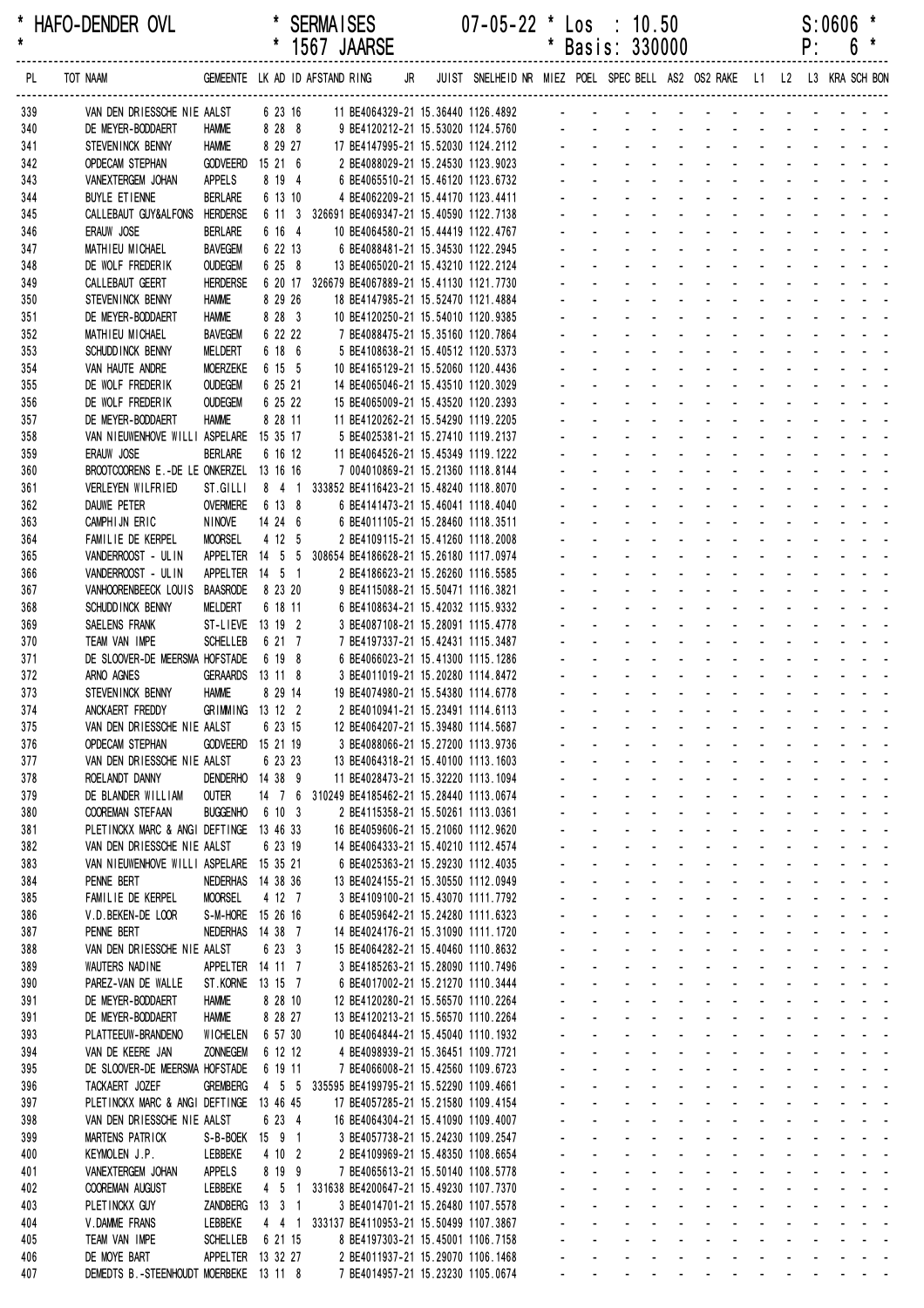| * HAFO-DENDER OVL | * SERMAISES | 07-05-22 * Los : 10.50 | S:0606 * |
|---|---|---|---|
| * | * 1567 JAARSE | * Basis: 330000 | P: 6 * |

| PL | TOT NAAM | GEMEENTE | LK | AD | ID | AFSTAND | RING | JR | JUIST | SNELHEID | NR | MIEZ | POEL | SPEC | BELL | AS2 | OS2 | RAKE | L1 | L2 | L3 | KRA | SCH | BON |
|---|---|---|---|---|---|---|---|---|---|---|---|---|---|---|---|---|---|---|---|---|---|---|---|---|
| 339 | VAN DEN DRIESSCHE NIE | AALST | 6 | 23 | 16 | | 11 BE4064329-21 | | 15.36440 | 1126.4892 | | - | - | - | - | - | - | - | - | - | - | - | - | - |
| 340 | DE MEYER-BODDAERT | HAMME | 8 | 28 | 8 | | 9 BE4120212-21 | | 15.53020 | 1124.5760 | | - | - | - | - | - | - | - | - | - | - | - | - | - |
| 341 | STEVENINCK BENNY | HAMME | 8 | 29 | 27 | | 17 BE4147995-21 | | 15.52030 | 1124.2112 | | - | - | - | - | - | - | - | - | - | - | - | - | - |
| 342 | OPDECAM STEPHAN | GODVEERD | 15 | 21 | 6 | | 2 BE4088029-21 | | 15.24530 | 1123.9023 | | - | - | - | - | - | - | - | - | - | - | - | - | - |
| 343 | VANEXTERGEM JOHAN | APPELS | 8 | 19 | 4 | | 6 BE4065510-21 | | 15.46120 | 1123.6732 | | - | - | - | - | - | - | - | - | - | - | - | - | - |
| 344 | BUYLE ETIENNE | BERLARE | 6 | 13 | 10 | | 4 BE4062209-21 | | 15.44170 | 1123.4411 | | - | - | - | - | - | - | - | - | - | - | - | - | - |
| 345 | CALLEBAUT GUY&ALFONS | HERDERSE | 6 | 11 | 3 | 326691 | BE4069347-21 | | 15.40590 | 1122.7138 | | - | - | - | - | - | - | - | - | - | - | - | - | - |
| 346 | ERAUW JOSE | BERLARE | 6 | 16 | 4 | | 10 BE4064580-21 | | 15.44419 | 1122.4767 | | - | - | - | - | - | - | - | - | - | - | - | - | - |
| 347 | MATHIEU MICHAEL | BAVEGEM | 6 | 22 | 13 | | 6 BE4088481-21 | | 15.34530 | 1122.2945 | | - | - | - | - | - | - | - | - | - | - | - | - | - |
| 348 | DE WOLF FREDERIK | OUDEGEM | 6 | 25 | 8 | | 13 BE4065020-21 | | 15.43210 | 1122.2124 | | - | - | - | - | - | - | - | - | - | - | - | - | - |
| 349 | CALLEBAUT GEERT | HERDERSE | 6 | 20 | 17 | 326679 | BE4067889-21 | | 15.41130 | 1121.7730 | | - | - | - | - | - | - | - | - | - | - | - | - | - |
| 350 | STEVENINCK BENNY | HAMME | 8 | 29 | 26 | | 18 BE4147985-21 | | 15.52470 | 1121.4884 | | - | - | - | - | - | - | - | - | - | - | - | - | - |
| 351 | DE MEYER-BODDAERT | HAMME | 8 | 28 | 3 | | 10 BE4120250-21 | | 15.54010 | 1120.9385 | | - | - | - | - | - | - | - | - | - | - | - | - | - |
| 352 | MATHIEU MICHAEL | BAVEGEM | 6 | 22 | 22 | | 7 BE4088475-21 | | 15.35160 | 1120.7864 | | - | - | - | - | - | - | - | - | - | - | - | - | - |
| 353 | SCHUDDINCK BENNY | MELDERT | 6 | 18 | 6 | | 5 BE4108638-21 | | 15.40512 | 1120.5373 | | - | - | - | - | - | - | - | - | - | - | - | - | - |
| 354 | VAN HAUTE ANDRE | MOERZEKE | 6 | 15 | 5 | | 10 BE4165129-21 | | 15.52060 | 1120.4436 | | - | - | - | - | - | - | - | - | - | - | - | - | - |
| 355 | DE WOLF FREDERIK | OUDEGEM | 6 | 25 | 21 | | 14 BE4065046-21 | | 15.43510 | 1120.3029 | | - | - | - | - | - | - | - | - | - | - | - | - | - |
| 356 | DE WOLF FREDERIK | OUDEGEM | 6 | 25 | 22 | | 15 BE4065009-21 | | 15.43520 | 1120.2393 | | - | - | - | - | - | - | - | - | - | - | - | - | - |
| 357 | DE MEYER-BODDAERT | HAMME | 8 | 28 | 11 | | 11 BE4120262-21 | | 15.54290 | 1119.2205 | | - | - | - | - | - | - | - | - | - | - | - | - | - |
| 358 | VAN NIEUWENHOVE WILLI | ASPELARE | 15 | 35 | 17 | | 5 BE4025381-21 | | 15.27410 | 1119.2137 | | - | - | - | - | - | - | - | - | - | - | - | - | - |
| 359 | ERAUW JOSE | BERLARE | 6 | 16 | 12 | | 11 BE4064526-21 | | 15.45349 | 1119.1222 | | - | - | - | - | - | - | - | - | - | - | - | - | - |
| 360 | BROOTCOORENS E.-DE LE | ONKERZEL | 13 | 16 | 16 | | 7 004010869-21 | | 15.21360 | 1118.8144 | | - | - | - | - | - | - | - | - | - | - | - | - | - |
| 361 | VERLEYEN WILFRIED | ST.GILLI | 8 | 4 | 1 | 333852 | BE4116423-21 | | 15.48240 | 1118.8070 | | - | - | - | - | - | - | - | - | - | - | - | - | - |
| 362 | DAUWE PETER | OVERMERE | 6 | 13 | 8 | | 6 BE4141473-21 | | 15.46041 | 1118.4040 | | - | - | - | - | - | - | - | - | - | - | - | - | - |
| 363 | CAMPHIJN ERIC | NINOVE | 14 | 24 | 6 | | 6 BE4011105-21 | | 15.28460 | 1118.3511 | | - | - | - | - | - | - | - | - | - | - | - | - | - |
| 364 | FAMILIE DE KERPEL | MOORSEL | 4 | 12 | 5 | | 2 BE4109115-21 | | 15.41260 | 1118.2008 | | - | - | - | - | - | - | - | - | - | - | - | - | - |
| 365 | VANDERROOST - ULIN | APPELTER | 14 | 5 | 5 | 308654 | BE4186628-21 | | 15.26180 | 1117.0974 | | - | - | - | - | - | - | - | - | - | - | - | - | - |
| 366 | VANDERROOST - ULIN | APPELTER | 14 | 5 | 1 | | 2 BE4186623-21 | | 15.26260 | 1116.5585 | | - | - | - | - | - | - | - | - | - | - | - | - | - |
| 367 | VANHOORENBEECK LOUIS | BAASRODE | 8 | 23 | 20 | | 9 BE4115088-21 | | 15.50471 | 1116.3821 | | - | - | - | - | - | - | - | - | - | - | - | - | - |
| 368 | SCHUDDINCK BENNY | MELDERT | 6 | 18 | 11 | | 6 BE4108634-21 | | 15.42032 | 1115.9332 | | - | - | - | - | - | - | - | - | - | - | - | - | - |
| 369 | SAELENS FRANK | ST-LIEVE | 13 | 19 | 2 | | 3 BE4087108-21 | | 15.28091 | 1115.4778 | | - | - | - | - | - | - | - | - | - | - | - | - | - |
| 370 | TEAM VAN IMPE | SCHELLEB | 6 | 21 | 7 | | 7 BE4197337-21 | | 15.42431 | 1115.3487 | | - | - | - | - | - | - | - | - | - | - | - | - | - |
| 371 | DE SLOOVER-DE MEERSMA | HOFSTADE | 6 | 19 | 8 | | 6 BE4066023-21 | | 15.41300 | 1115.1286 | | - | - | - | - | - | - | - | - | - | - | - | - | - |
| 372 | ARNO AGNES | GERAARDS | 13 | 11 | 8 | | 3 BE4011019-21 | | 15.20280 | 1114.8472 | | - | - | - | - | - | - | - | - | - | - | - | - | - |
| 373 | STEVENINCK BENNY | HAMME | 8 | 29 | 14 | | 19 BE4074980-21 | | 15.54380 | 1114.6778 | | - | - | - | - | - | - | - | - | - | - | - | - | - |
| 374 | ANCKAERT FREDDY | GRIMMING | 13 | 12 | 2 | | 2 BE4010941-21 | | 15.23491 | 1114.6113 | | - | - | - | - | - | - | - | - | - | - | - | - | - |
| 375 | VAN DEN DRIESSCHE NIE | AALST | 6 | 23 | 15 | | 12 BE4064207-21 | | 15.39480 | 1114.5687 | | - | - | - | - | - | - | - | - | - | - | - | - | - |
| 376 | OPDECAM STEPHAN | GODVEERD | 15 | 21 | 19 | | 3 BE4088066-21 | | 15.27200 | 1113.9736 | | - | - | - | - | - | - | - | - | - | - | - | - | - |
| 377 | VAN DEN DRIESSCHE NIE | AALST | 6 | 23 | 23 | | 13 BE4064318-21 | | 15.40100 | 1113.1603 | | - | - | - | - | - | - | - | - | - | - | - | - | - |
| 378 | ROELANDT DANNY | DENDERHO | 14 | 38 | 9 | | 11 BE4028473-21 | | 15.32220 | 1113.1094 | | - | - | - | - | - | - | - | - | - | - | - | - | - |
| 379 | DE BLANDER WILLIAM | OUTER | 14 | 7 | 6 | 310249 | BE4185462-21 | | 15.28440 | 1113.0674 | | - | - | - | - | - | - | - | - | - | - | - | - | - |
| 380 | COOREMAN STEFAAN | BUGGENHO | 6 | 10 | 3 | | 2 BE4115358-21 | | 15.50261 | 1113.0361 | | - | - | - | - | - | - | - | - | - | - | - | - | - |
| 381 | PLETINCKX MARC & ANGI | DEFTINGE | 13 | 46 | 33 | | 16 BE4059606-21 | | 15.21060 | 1112.9620 | | - | - | - | - | - | - | - | - | - | - | - | - | - |
| 382 | VAN DEN DRIESSCHE NIE | AALST | 6 | 23 | 19 | | 14 BE4064333-21 | | 15.40210 | 1112.4574 | | - | - | - | - | - | - | - | - | - | - | - | - | - |
| 383 | VAN NIEUWENHOVE WILLI | ASPELARE | 15 | 35 | 21 | | 6 BE4025363-21 | | 15.29230 | 1112.4035 | | - | - | - | - | - | - | - | - | - | - | - | - | - |
| 384 | PENNE BERT | NEDERHAS | 14 | 38 | 36 | | 13 BE4024155-21 | | 15.30550 | 1112.0949 | | - | - | - | - | - | - | - | - | - | - | - | - | - |
| 385 | FAMILIE DE KERPEL | MOORSEL | 4 | 12 | 7 | | 3 BE4109100-21 | | 15.43070 | 1111.7792 | | - | - | - | - | - | - | - | - | - | - | - | - | - |
| 386 | V.D.BEKEN-DE LOOR | S-M-HORE | 15 | 26 | 16 | | 6 BE4059642-21 | | 15.24280 | 1111.6323 | | - | - | - | - | - | - | - | - | - | - | - | - | - |
| 387 | PENNE BERT | NEDERHAS | 14 | 38 | 7 | | 14 BE4024176-21 | | 15.31090 | 1111.1720 | | - | - | - | - | - | - | - | - | - | - | - | - | - |
| 388 | VAN DEN DRIESSCHE NIE | AALST | 6 | 23 | 3 | | 15 BE4064282-21 | | 15.40460 | 1110.8632 | | - | - | - | - | - | - | - | - | - | - | - | - | - |
| 389 | WAUTERS NADINE | APPELTER | 14 | 11 | 7 | | 3 BE4185263-21 | | 15.28090 | 1110.7496 | | - | - | - | - | - | - | - | - | - | - | - | - | - |
| 390 | PAREZ-VAN DE WALLE | ST.KORNE | 13 | 15 | 7 | | 6 BE4017002-21 | | 15.21270 | 1110.3444 | | - | - | - | - | - | - | - | - | - | - | - | - | - |
| 391 | DE MEYER-BODDAERT | HAMME | 8 | 28 | 10 | | 12 BE4120280-21 | | 15.56570 | 1110.2264 | | - | - | - | - | - | - | - | - | - | - | - | - | - |
| 391 | DE MEYER-BODDAERT | HAMME | 8 | 28 | 27 | | 13 BE4120213-21 | | 15.56570 | 1110.2264 | | - | - | - | - | - | - | - | - | - | - | - | - | - |
| 393 | PLATTEEUW-BRANDENO | WICHELEN | 6 | 57 | 30 | | 10 BE4064844-21 | | 15.45040 | 1110.1932 | | - | - | - | - | - | - | - | - | - | - | - | - | - |
| 394 | VAN DE KEERE JAN | ZONNEGEM | 6 | 12 | 12 | | 4 BE4098939-21 | | 15.36451 | 1109.7721 | | - | - | - | - | - | - | - | - | - | - | - | - | - |
| 395 | DE SLOOVER-DE MEERSMA | HOFSTADE | 6 | 19 | 11 | | 7 BE4066008-21 | | 15.42560 | 1109.6723 | | - | - | - | - | - | - | - | - | - | - | - | - | - |
| 396 | TACKAERT JOZEF | GREMBERG | 4 | 5 | 5 | 335595 | BE4199795-21 | | 15.52290 | 1109.4661 | | - | - | - | - | - | - | - | - | - | - | - | - | - |
| 397 | PLETINCKX MARC & ANGI | DEFTINGE | 13 | 46 | 45 | | 17 BE4057285-21 | | 15.21580 | 1109.4154 | | - | - | - | - | - | - | - | - | - | - | - | - | - |
| 398 | VAN DEN DRIESSCHE NIE | AALST | 6 | 23 | 4 | | 16 BE4064304-21 | | 15.41090 | 1109.4007 | | - | - | - | - | - | - | - | - | - | - | - | - | - |
| 399 | MARTENS PATRICK | S-B-BOEK | 15 | 9 | 1 | | 3 BE4057738-21 | | 15.24230 | 1109.2547 | | - | - | - | - | - | - | - | - | - | - | - | - | - |
| 400 | KEYMOLEN J.P. | LEBBEKE | 4 | 10 | 2 | | 2 BE4109969-21 | | 15.48350 | 1108.6654 | | - | - | - | - | - | - | - | - | - | - | - | - | - |
| 401 | VANEXTERGEM JOHAN | APPELS | 8 | 19 | 9 | | 7 BE4065613-21 | | 15.50140 | 1108.5778 | | - | - | - | - | - | - | - | - | - | - | - | - | - |
| 402 | COOREMAN AUGUST | LEBBEKE | 4 | 5 | 1 | 331638 | BE4200647-21 | | 15.49230 | 1107.7370 | | - | - | - | - | - | - | - | - | - | - | - | - | - |
| 403 | PLETINCKX GUY | ZANDBERG | 13 | 3 | 1 | | 3 BE4014701-21 | | 15.26480 | 1107.5578 | | - | - | - | - | - | - | - | - | - | - | - | - | - |
| 404 | V.DAMME FRANS | LEBBEKE | 4 | 4 | 1 | 333137 | BE4110953-21 | | 15.50499 | 1107.3867 | | - | - | - | - | - | - | - | - | - | - | - | - | - |
| 405 | TEAM VAN IMPE | SCHELLEB | 6 | 21 | 15 | | 8 BE4197303-21 | | 15.45001 | 1106.7158 | | - | - | - | - | - | - | - | - | - | - | - | - | - |
| 406 | DE MOYE BART | APPELTER | 13 | 32 | 27 | | 2 BE4011937-21 | | 15.29070 | 1106.1468 | | - | - | - | - | - | - | - | - | - | - | - | - | - |
| 407 | DEMEDTS B.-STEENHOUDT | MOERBEKE | 13 | 11 | 8 | | 7 BE4014957-21 | | 15.23230 | 1105.0674 | | - | - | - | - | - | - | - | - | - | - | - | - | - |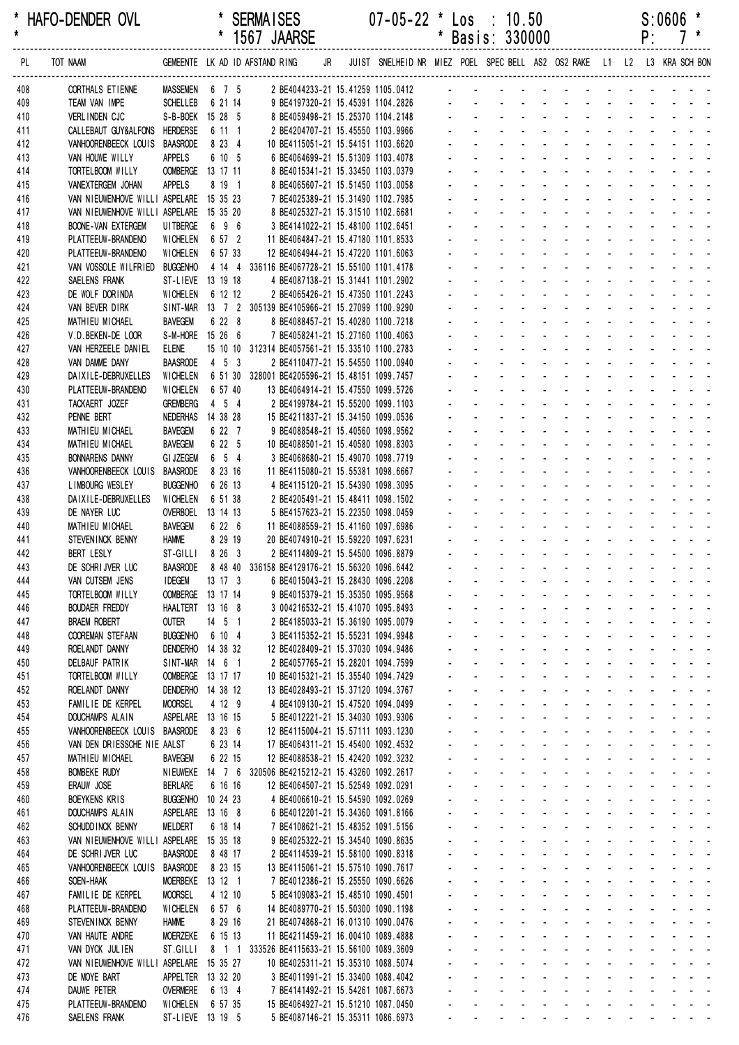| * HAFO-DENDER OVL | * SERMAISES | 07-05-22 * Los : 10.50 | S:0606 * |
|---|---|---|---|
| * | * 1567 JAARSE | * Basis: 330000 | P: 7 * |

| PL | TOT NAAM | GEMEENTE | LK | AD | ID | AFSTAND | RING | JR | JUIST | SNELHEID | NR | MIEZ | POEL | SPEC | BELL | AS2 | OS2 | RAKE | L1 | L2 | L3 | KRA | SCH | BON |
|---|---|---|---|---|---|---|---|---|---|---|---|---|---|---|---|---|---|---|---|---|---|---|---|---|
| 408 | CORTHALS ETIENNE | MASSEMEN | 6 | 7 | 5 | | 2 BE4044233-21 | | 15.41259 | 1105.0412 | | - | - | - | - | - | - | - | - | - | - | - | - | - |
| 409 | TEAM VAN IMPE | SCHELLEB | 6 | 21 | 14 | | 9 BE4197320-21 | | 15.45391 | 1104.2826 | | - | - | - | - | - | - | - | - | - | - | - | - | - |
| 410 | VERLINDEN CJC | S-B-BOEK | 15 | 28 | 5 | | 8 BE4059498-21 | | 15.25370 | 1104.2148 | | - | - | - | - | - | - | - | - | - | - | - | - | - |
| 411 | CALLEBAUT GUY&ALFONS | HERDERSE | 6 | 11 | 1 | | 2 BE4204707-21 | | 15.45550 | 1103.9966 | | - | - | - | - | - | - | - | - | - | - | - | - | - |
| 412 | VANHOORENBEECK LOUIS | BAASRODE | 8 | 23 | 4 | | 10 BE4115051-21 | | 15.54151 | 1103.6620 | | - | - | - | - | - | - | - | - | - | - | - | - | - |
| 413 | VAN HOUWE WILLY | APPELS | 6 | 10 | 5 | | 6 BE4064699-21 | | 15.51309 | 1103.4078 | | - | - | - | - | - | - | - | - | - | - | - | - | - |
| 414 | TORTELBOOM WILLY | OOMBERGE | 13 | 17 | 11 | | 8 BE4015341-21 | | 15.33450 | 1103.0379 | | - | - | - | - | - | - | - | - | - | - | - | - | - |
| 415 | VANEXTERGEM JOHAN | APPELS | 8 | 19 | 1 | | 8 BE4065607-21 | | 15.51450 | 1103.0058 | | - | - | - | - | - | - | - | - | - | - | - | - | - |
| 416 | VAN NIEUWENHOVE WILLI | ASPELARE | 15 | 35 | 23 | | 7 BE4025389-21 | | 15.31490 | 1102.7985 | | - | - | - | - | - | - | - | - | - | - | - | - | - |
| 417 | VAN NIEUWENHOVE WILLI | ASPELARE | 15 | 35 | 20 | | 8 BE4025327-21 | | 15.31510 | 1102.6681 | | - | - | - | - | - | - | - | - | - | - | - | - | - |
| 418 | BOONE-VAN EXTERGEM | UITBERGE | 6 | 9 | 6 | | 3 BE4141022-21 | | 15.48100 | 1102.6451 | | - | - | - | - | - | - | - | - | - | - | - | - | - |
| 419 | PLATTEEUW-BRANDENO | WICHELEN | 6 | 57 | 2 | | 11 BE4064847-21 | | 15.47180 | 1101.8533 | | - | - | - | - | - | - | - | - | - | - | - | - | - |
| 420 | PLATTEEUW-BRANDENO | WICHELEN | 6 | 57 | 33 | | 12 BE4064944-21 | | 15.47220 | 1101.6063 | | - | - | - | - | - | - | - | - | - | - | - | - | - |
| 421 | VAN VOSSOLE WILFRIED | BUGGENHO | 4 | 14 | 4 | 336116 | BE4067728-21 | | 15.55100 | 1101.4178 | | - | - | - | - | - | - | - | - | - | - | - | - | - |
| 422 | SAELENS FRANK | ST-LIEVE | 13 | 19 | 18 | | 4 BE4087138-21 | | 15.31441 | 1101.2902 | | - | - | - | - | - | - | - | - | - | - | - | - | - |
| 423 | DE WOLF DORINDA | WICHELEN | 6 | 12 | 12 | | 2 BE4065426-21 | | 15.47350 | 1101.2243 | | - | - | - | - | - | - | - | - | - | - | - | - | - |
| 424 | VAN BEVER DIRK | SINT-MAR | 13 | 7 | 2 | 305139 | BE4105966-21 | | 15.27099 | 1100.9290 | | - | - | - | - | - | - | - | - | - | - | - | - | - |
| 425 | MATHIEU MICHAEL | BAVEGEM | 6 | 22 | 8 | | 8 BE4088457-21 | | 15.40280 | 1100.7218 | | - | - | - | - | - | - | - | - | - | - | - | - | - |
| 426 | V.D.BEKEN-DE LOOR | S-M-HORE | 15 | 26 | 6 | | 7 BE4058241-21 | | 15.27160 | 1100.4063 | | - | - | - | - | - | - | - | - | - | - | - | - | - |
| 427 | VAN HERZEELE DANIEL | ELENE | 15 | 10 | 10 | 312314 | BE4057561-21 | | 15.33510 | 1100.2783 | | - | - | - | - | - | - | - | - | - | - | - | - | - |
| 428 | VAN DAMME DANY | BAASRODE | 4 | 5 | 3 | | 2 BE4110477-21 | | 15.54550 | 1100.0940 | | - | - | - | - | - | - | - | - | - | - | - | - | - |
| 429 | DAIXILE-DEBRUXELLES | WICHELEN | 6 | 51 | 30 | 328001 | BE4205596-21 | | 15.48151 | 1099.7457 | | - | - | - | - | - | - | - | - | - | - | - | - | - |
| 430 | PLATTEEUW-BRANDENO | WICHELEN | 6 | 57 | 40 | | 13 BE4064914-21 | | 15.47550 | 1099.5726 | | - | - | - | - | - | - | - | - | - | - | - | - | - |
| 431 | TACKAERT JOZEF | GREMBERG | 4 | 5 | 4 | | 2 BE4199784-21 | | 15.55200 | 1099.1103 | | - | - | - | - | - | - | - | - | - | - | - | - | - |
| 432 | PENNE BERT | NEDERHAS | 14 | 38 | 28 | | 15 BE4211837-21 | | 15.34150 | 1099.0536 | | - | - | - | - | - | - | - | - | - | - | - | - | - |
| 433 | MATHIEU MICHAEL | BAVEGEM | 6 | 22 | 7 | | 9 BE4088548-21 | | 15.40560 | 1098.9562 | | - | - | - | - | - | - | - | - | - | - | - | - | - |
| 434 | MATHIEU MICHAEL | BAVEGEM | 6 | 22 | 5 | | 10 BE4088501-21 | | 15.40580 | 1098.8303 | | - | - | - | - | - | - | - | - | - | - | - | - | - |
| 435 | BONNARENS DANNY | GIJZEGEM | 6 | 5 | 4 | | 3 BE4068680-21 | | 15.49070 | 1098.7719 | | - | - | - | - | - | - | - | - | - | - | - | - | - |
| 436 | VANHOORENBEECK LOUIS | BAASRODE | 8 | 23 | 16 | | 11 BE4115080-21 | | 15.55381 | 1098.6667 | | - | - | - | - | - | - | - | - | - | - | - | - | - |
| 437 | LIMBOURG WESLEY | BUGGENHO | 6 | 26 | 13 | | 4 BE4115120-21 | | 15.54390 | 1098.3095 | | - | - | - | - | - | - | - | - | - | - | - | - | - |
| 438 | DAIXILE-DEBRUXELLES | WICHELEN | 6 | 51 | 38 | | 2 BE4205491-21 | | 15.48411 | 1098.1502 | | - | - | - | - | - | - | - | - | - | - | - | - | - |
| 439 | DE NAYER LUC | OVERBOEL | 13 | 14 | 13 | | 5 BE4157623-21 | | 15.22350 | 1098.0459 | | - | - | - | - | - | - | - | - | - | - | - | - | - |
| 440 | MATHIEU MICHAEL | BAVEGEM | 6 | 22 | 6 | | 11 BE4088559-21 | | 15.41160 | 1097.6986 | | - | - | - | - | - | - | - | - | - | - | - | - | - |
| 441 | STEVENINCK BENNY | HAMME | 8 | 29 | 19 | | 20 BE4074910-21 | | 15.59220 | 1097.6231 | | - | - | - | - | - | - | - | - | - | - | - | - | - |
| 442 | BERT LESLY | ST-GILLI | 8 | 26 | 3 | | 2 BE4114809-21 | | 15.54500 | 1096.8879 | | - | - | - | - | - | - | - | - | - | - | - | - | - |
| 443 | DE SCHRIJVER LUC | BAASRODE | 8 | 48 | 40 | 336158 | BE4129176-21 | | 15.56320 | 1096.6442 | | - | - | - | - | - | - | - | - | - | - | - | - | - |
| 444 | VAN CUTSEM JENS | IDEGEM | 13 | 17 | 3 | | 6 BE4015043-21 | | 15.28430 | 1096.2208 | | - | - | - | - | - | - | - | - | - | - | - | - | - |
| 445 | TORTELBOOM WILLY | OOMBERGE | 13 | 17 | 14 | | 9 BE4015379-21 | | 15.35350 | 1095.9568 | | - | - | - | - | - | - | - | - | - | - | - | - | - |
| 446 | BOUDAER FREDDY | HAALTERT | 13 | 16 | 8 | | 3 004216532-21 | | 15.41070 | 1095.8493 | | - | - | - | - | - | - | - | - | - | - | - | - | - |
| 447 | BRAEM ROBERT | OUTER | 14 | 5 | 1 | | 2 BE4185033-21 | | 15.36190 | 1095.0079 | | - | - | - | - | - | - | - | - | - | - | - | - | - |
| 448 | COOREMAN STEFAAN | BUGGENHO | 6 | 10 | 4 | | 3 BE4115352-21 | | 15.55231 | 1094.9948 | | - | - | - | - | - | - | - | - | - | - | - | - | - |
| 449 | ROELANDT DANNY | DENDERHO | 14 | 38 | 32 | | 12 BE4028409-21 | | 15.37030 | 1094.9486 | | - | - | - | - | - | - | - | - | - | - | - | - | - |
| 450 | DELBAUF PATRIK | SINT-MAR | 14 | 6 | 1 | | 2 BE4057765-21 | | 15.28201 | 1094.7599 | | - | - | - | - | - | - | - | - | - | - | - | - | - |
| 451 | TORTELBOOM WILLY | OOMBERGE | 13 | 17 | 17 | | 10 BE4015321-21 | | 15.35540 | 1094.7429 | | - | - | - | - | - | - | - | - | - | - | - | - | - |
| 452 | ROELANDT DANNY | DENDERHO | 14 | 38 | 12 | | 13 BE4028493-21 | | 15.37120 | 1094.3767 | | - | - | - | - | - | - | - | - | - | - | - | - | - |
| 453 | FAMILIE DE KERPEL | MOORSEL | 4 | 12 | 9 | | 4 BE4109130-21 | | 15.47520 | 1094.0499 | | - | - | - | - | - | - | - | - | - | - | - | - | - |
| 454 | DOUCHAMPS ALAIN | ASPELARE | 13 | 16 | 15 | | 5 BE4012221-21 | | 15.34030 | 1093.9306 | | - | - | - | - | - | - | - | - | - | - | - | - | - |
| 455 | VANHOORENBEECK LOUIS | BAASRODE | 8 | 23 | 6 | | 12 BE4115004-21 | | 15.57111 | 1093.1230 | | - | - | - | - | - | - | - | - | - | - | - | - | - |
| 456 | VAN DEN DRIESSCHE NIE | AALST | 6 | 23 | 14 | | 17 BE4064311-21 | | 15.45400 | 1092.4532 | | - | - | - | - | - | - | - | - | - | - | - | - | - |
| 457 | MATHIEU MICHAEL | BAVEGEM | 6 | 22 | 15 | | 12 BE4088538-21 | | 15.42420 | 1092.3232 | | - | - | - | - | - | - | - | - | - | - | - | - | - |
| 458 | BOMBEKE RUDY | NIEUWEKE | 14 | 7 | 6 | 320506 | BE4215212-21 | | 15.43260 | 1092.2617 | | - | - | - | - | - | - | - | - | - | - | - | - | - |
| 459 | ERAUW JOSE | BERLARE | 6 | 16 | 16 | | 12 BE4064507-21 | | 15.52549 | 1092.0291 | | - | - | - | - | - | - | - | - | - | - | - | - | - |
| 460 | BOEYKENS KRIS | BUGGENHO | 10 | 24 | 23 | | 4 BE4006610-21 | | 15.54590 | 1092.0269 | | - | - | - | - | - | - | - | - | - | - | - | - | - |
| 461 | DOUCHAMPS ALAIN | ASPELARE | 13 | 16 | 8 | | 6 BE4012201-21 | | 15.34360 | 1091.8166 | | - | - | - | - | - | - | - | - | - | - | - | - | - |
| 462 | SCHUDDINCK BENNY | MELDERT | 6 | 18 | 14 | | 7 BE4108621-21 | | 15.48352 | 1091.5156 | | - | - | - | - | - | - | - | - | - | - | - | - | - |
| 463 | VAN NIEUWENHOVE WILLI | ASPELARE | 15 | 35 | 18 | | 9 BE4025322-21 | | 15.34540 | 1090.8635 | | - | - | - | - | - | - | - | - | - | - | - | - | - |
| 464 | DE SCHRIJVER LUC | BAASRODE | 8 | 48 | 17 | | 2 BE4114539-21 | | 15.58100 | 1090.8318 | | - | - | - | - | - | - | - | - | - | - | - | - | - |
| 465 | VANHOORENBEECK LOUIS | BAASRODE | 8 | 23 | 15 | | 13 BE4115061-21 | | 15.57510 | 1090.7617 | | - | - | - | - | - | - | - | - | - | - | - | - | - |
| 466 | SOEN-HAAK | MOERBEKE | 13 | 12 | 1 | | 7 BE4012386-21 | | 15.25550 | 1090.6626 | | - | - | - | - | - | - | - | - | - | - | - | - | - |
| 467 | FAMILIE DE KERPEL | MOORSEL | 4 | 12 | 10 | | 5 BE4109083-21 | | 15.48510 | 1090.4501 | | - | - | - | - | - | - | - | - | - | - | - | - | - |
| 468 | PLATTEEUW-BRANDENO | WICHELEN | 6 | 57 | 6 | | 14 BE4089770-21 | | 15.50300 | 1090.1198 | | - | - | - | - | - | - | - | - | - | - | - | - | - |
| 469 | STEVENINCK BENNY | HAMME | 8 | 29 | 16 | | 21 BE4074868-21 | | 16.01310 | 1090.0476 | | - | - | - | - | - | - | - | - | - | - | - | - | - |
| 470 | VAN HAUTE ANDRE | MOERZEKE | 6 | 15 | 13 | | 11 BE4211459-21 | | 16.00410 | 1089.4888 | | - | - | - | - | - | - | - | - | - | - | - | - | - |
| 471 | VAN DYCK JULIEN | ST.GILLI | 8 | 1 | 1 | 333526 | BE4115633-21 | | 15.56100 | 1089.3609 | | - | - | - | - | - | - | - | - | - | - | - | - | - |
| 472 | VAN NIEUWENHOVE WILLI | ASPELARE | 15 | 35 | 27 | | 10 BE4025311-21 | | 15.35310 | 1088.5074 | | - | - | - | - | - | - | - | - | - | - | - | - | - |
| 473 | DE MOYE BART | APPELTER | 13 | 32 | 20 | | 3 BE4011991-21 | | 15.33400 | 1088.4042 | | - | - | - | - | - | - | - | - | - | - | - | - | - |
| 474 | DAUWE PETER | OVERMERE | 6 | 13 | 4 | | 7 BE4141492-21 | | 15.54261 | 1087.6673 | | - | - | - | - | - | - | - | - | - | - | - | - | - |
| 475 | PLATTEEUW-BRANDENO | WICHELEN | 6 | 57 | 35 | | 15 BE4064927-21 | | 15.51210 | 1087.0450 | | - | - | - | - | - | - | - | - | - | - | - | - | - |
| 476 | SAELENS FRANK | ST-LIEVE | 13 | 19 | 5 | | 5 BE4087146-21 | | 15.35311 | 1086.6973 | | - | - | - | - | - | - | - | - | - | - | - | - | - |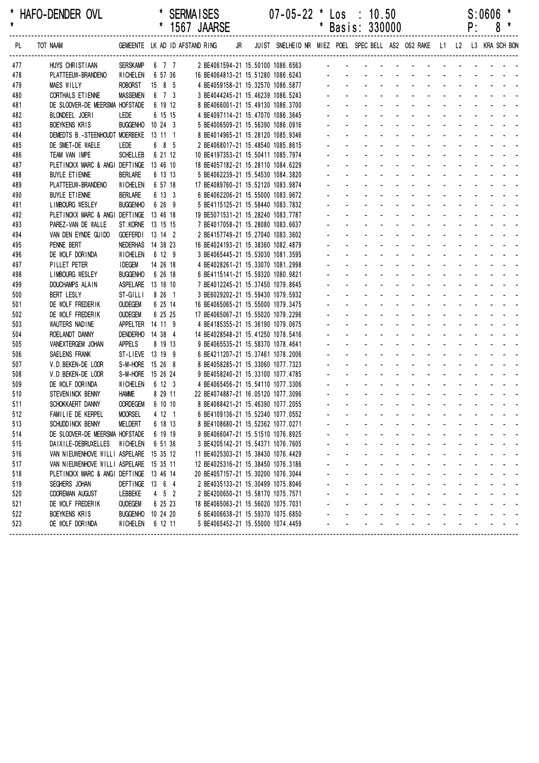\* HAFO-DENDER OVL \* SERMAISES 07-05-22 \* Los : 10.50 S:0606 \*
\* \* 1567 JAARSE \* Basis: 330000 P: 8 \*

| PL | TOT NAAM | GEMEENTE | LK | AD | ID | AFSTAND RING | JR | JUIST | SNELHEID | NR | MIEZ | POEL | SPEC | BELL | AS2 | OS2 | RAKE | L1 | L2 | L3 | KRA | SCH | BON |
|---|---|---|---|---|---|---|---|---|---|---|---|---|---|---|---|---|---|---|---|---|---|---|---|
| 477 | HUYS CHRISTIAAN | SERSKAMP | 6 | 7 | 7 | 2 BE4061594-21 | | 15.50100 | 1086.6563 | | - | - | - | - | - | - | - | - | - | - | - | - | - |
| 478 | PLATTEEUW-BRANDENO | WICHELEN | 6 | 57 | 36 | 16 BE4064813-21 | | 15.51280 | 1086.6243 | | - | - | - | - | - | - | - | - | - | - | - | - | - |
| 479 | MAES WILLY | ROBORST | 15 | 8 | 5 | 4 BE4059158-21 | | 15.32570 | 1086.5877 | | - | - | - | - | - | - | - | - | - | - | - | - | - |
| 480 | CORTHALS ETIENNE | MASSEMEN | 6 | 7 | 3 | 3 BE4044245-21 | | 15.46239 | 1086.5243 | | - | - | - | - | - | - | - | - | - | - | - | - | - |
| 481 | DE SLOOVER-DE MEERSMA | HOFSTADE | 6 | 19 | 12 | 8 BE4066001-21 | | 15.49130 | 1086.3700 | | - | - | - | - | - | - | - | - | - | - | - | - | - |
| 482 | BLONDEEL JOERI | LEDE | 6 | 15 | 15 | 4 BE4097114-21 | | 15.47070 | 1086.3645 | | - | - | - | - | - | - | - | - | - | - | - | - | - |
| 483 | BOEYKENS KRIS | BUGGENHO | 10 | 24 | 3 | 5 BE4006509-21 | | 15.56390 | 1086.0916 | | - | - | - | - | - | - | - | - | - | - | - | - | - |
| 484 | DEMEDTS B.-STEENHOUDT | MOERBEKE | 13 | 11 | 1 | 8 BE4014965-21 | | 15.28120 | 1085.9346 | | - | - | - | - | - | - | - | - | - | - | - | - | - |
| 485 | DE SMET-DE WAELE | LEDE | 6 | 8 | 5 | 2 BE4068017-21 | | 15.48540 | 1085.8615 | | - | - | - | - | - | - | - | - | - | - | - | - | - |
| 486 | TEAM VAN IMPE | SCHELLEB | 6 | 21 | 12 | 10 BE4197353-21 | | 15.50411 | 1085.7974 | | - | - | - | - | - | - | - | - | - | - | - | - | - |
| 487 | PLETINCKX MARC & ANGI | DEFTINGE | 13 | 46 | 10 | 18 BE4057182-21 | | 15.28110 | 1084.6229 | | - | - | - | - | - | - | - | - | - | - | - | - | - |
| 488 | BUYLE ETIENNE | BERLARE | 6 | 13 | 13 | 5 BE4062239-21 | | 15.54530 | 1084.3820 | | - | - | - | - | - | - | - | - | - | - | - | - | - |
| 489 | PLATTEEUW-BRANDENO | WICHELEN | 6 | 57 | 18 | 17 BE4089760-21 | | 15.52120 | 1083.9874 | | - | - | - | - | - | - | - | - | - | - | - | - | - |
| 490 | BUYLE ETIENNE | BERLARE | 6 | 13 | 3 | 6 BE4062206-21 | | 15.55000 | 1083.9672 | | - | - | - | - | - | - | - | - | - | - | - | - | - |
| 491 | LIMBOURG WESLEY | BUGGENHO | 6 | 26 | 9 | 5 BE4115125-21 | | 15.58440 | 1083.7832 | | - | - | - | - | - | - | - | - | - | - | - | - | - |
| 492 | PLETINCKX MARC & ANGI | DEFTINGE | 13 | 46 | 18 | 19 BE5071531-21 | | 15.28240 | 1083.7787 | | - | - | - | - | - | - | - | - | - | - | - | - | - |
| 493 | PAREZ-VAN DE WALLE | ST.KORNE | 13 | 15 | 15 | 7 BE4017058-21 | | 15.28080 | 1083.6637 | | - | - | - | - | - | - | - | - | - | - | - | - | - |
| 494 | VAN DEN EYNDE GUIDO | GOEFERDI | 13 | 14 | 2 | 2 BE4157749-21 | | 15.27040 | 1083.3602 | | - | - | - | - | - | - | - | - | - | - | - | - | - |
| 495 | PENNE BERT | NEDERHAS | 14 | 38 | 23 | 16 BE4024193-21 | | 15.38360 | 1082.4879 | | - | - | - | - | - | - | - | - | - | - | - | - | - |
| 496 | DE WOLF DORINDA | WICHELEN | 6 | 12 | 9 | 3 BE4065445-21 | | 15.53030 | 1081.3595 | | - | - | - | - | - | - | - | - | - | - | - | - | - |
| 497 | PILLET PETER | IDEGEM | 14 | 26 | 18 | 4 BE4028261-21 | | 15.33070 | 1081.2998 | | - | - | - | - | - | - | - | - | - | - | - | - | - |
| 498 | LIMBOURG WESLEY | BUGGENHO | 6 | 26 | 18 | 6 BE4115141-21 | | 15.59320 | 1080.9821 | | - | - | - | - | - | - | - | - | - | - | - | - | - |
| 499 | DOUCHAMPS ALAIN | ASPELARE | 13 | 16 | 10 | 7 BE4012245-21 | | 15.37450 | 1079.8645 | | - | - | - | - | - | - | - | - | - | - | - | - | - |
| 500 | BERT LESLY | ST-GILLI | 8 | 26 | 1 | 3 BE6029202-21 | | 15.59430 | 1079.5932 | | - | - | - | - | - | - | - | - | - | - | - | - | - |
| 501 | DE WOLF FREDERIK | OUDEGEM | 6 | 25 | 14 | 16 BE4065065-21 | | 15.55000 | 1079.3475 | | - | - | - | - | - | - | - | - | - | - | - | - | - |
| 502 | DE WOLF FREDERIK | OUDEGEM | 6 | 25 | 25 | 17 BE4065067-21 | | 15.55020 | 1079.2296 | | - | - | - | - | - | - | - | - | - | - | - | - | - |
| 503 | WAUTERS NADINE | APPELTER | 14 | 11 | 9 | 4 BE4185355-21 | | 15.36190 | 1079.0675 | | - | - | - | - | - | - | - | - | - | - | - | - | - |
| 504 | ROELANDT DANNY | DENDERHO | 14 | 38 | 4 | 14 BE4028548-21 | | 15.41250 | 1078.5416 | | - | - | - | - | - | - | - | - | - | - | - | - | - |
| 505 | VANEXTERGEM JOHAN | APPELS | 8 | 19 | 13 | 9 BE4065535-21 | | 15.58370 | 1078.4641 | | - | - | - | - | - | - | - | - | - | - | - | - | - |
| 506 | SAELENS FRANK | ST-LIEVE | 13 | 19 | 9 | 6 BE4211207-21 | | 15.37461 | 1078.2006 | | - | - | - | - | - | - | - | - | - | - | - | - | - |
| 507 | V.D.BEKEN-DE LOOR | S-M-HORE | 15 | 26 | 8 | 8 BE4058285-21 | | 15.33060 | 1077.7323 | | - | - | - | - | - | - | - | - | - | - | - | - | - |
| 508 | V.D.BEKEN-DE LOOR | S-M-HORE | 15 | 26 | 24 | 9 BE4058240-21 | | 15.33100 | 1077.4785 | | - | - | - | - | - | - | - | - | - | - | - | - | - |
| 509 | DE WOLF DORINDA | WICHELEN | 6 | 12 | 3 | 4 BE4065456-21 | | 15.54110 | 1077.3306 | | - | - | - | - | - | - | - | - | - | - | - | - | - |
| 510 | STEVENINCK BENNY | HAMME | 8 | 29 | 11 | 22 BE4074887-21 | | 16.05120 | 1077.3096 | | - | - | - | - | - | - | - | - | - | - | - | - | - |
| 511 | SCHOKKAERT DANNY | OORDEGEM | 6 | 10 | 10 | 8 BE4088421-21 | | 15.46390 | 1077.2055 | | - | - | - | - | - | - | - | - | - | - | - | - | - |
| 512 | FAMILIE DE KERPEL | MOORSEL | 4 | 12 | 1 | 6 BE4109136-21 | | 15.52340 | 1077.0552 | | - | - | - | - | - | - | - | - | - | - | - | - | - |
| 513 | SCHUDDINCK BENNY | MELDERT | 6 | 18 | 13 | 8 BE4108680-21 | | 15.52362 | 1077.0271 | | - | - | - | - | - | - | - | - | - | - | - | - | - |
| 514 | DE SLOOVER-DE MEERSMA | HOFSTADE | 6 | 19 | 19 | 9 BE4066047-21 | | 15.51510 | 1076.8925 | | - | - | - | - | - | - | - | - | - | - | - | - | - |
| 515 | DAIXILE-DEBRUXELLES | WICHELEN | 6 | 51 | 36 | 3 BE4205142-21 | | 15.54371 | 1076.7605 | | - | - | - | - | - | - | - | - | - | - | - | - | - |
| 516 | VAN NIEUWENHOVE WILLI | ASPELARE | 15 | 35 | 12 | 11 BE4025303-21 | | 15.38430 | 1076.4429 | | - | - | - | - | - | - | - | - | - | - | - | - | - |
| 517 | VAN NIEUWENHOVE WILLI | ASPELARE | 15 | 35 | 11 | 12 BE4025316-21 | | 15.38450 | 1076.3186 | | - | - | - | - | - | - | - | - | - | - | - | - | - |
| 518 | PLETINCKX MARC & ANGI | DEFTINGE | 13 | 46 | 14 | 20 BE4057157-21 | | 15.30200 | 1076.3044 | | - | - | - | - | - | - | - | - | - | - | - | - | - |
| 519 | SEGHERS JOHAN | DEFTINGE | 13 | 6 | 4 | 2 BE4035133-21 | | 15.30499 | 1075.8046 | | - | - | - | - | - | - | - | - | - | - | - | - | - |
| 520 | COOREMAN AUGUST | LEBBEKE | 4 | 5 | 2 | 2 BE4200650-21 | | 15.58170 | 1075.7571 | | - | - | - | - | - | - | - | - | - | - | - | - | - |
| 521 | DE WOLF FREDERIK | OUDEGEM | 6 | 25 | 23 | 18 BE4065063-21 | | 15.56020 | 1075.7031 | | - | - | - | - | - | - | - | - | - | - | - | - | - |
| 522 | BOEYKENS KRIS | BUGGENHO | 10 | 24 | 20 | 6 BE4006638-21 | | 15.59370 | 1075.6850 | | - | - | - | - | - | - | - | - | - | - | - | - | - |
| 523 | DE WOLF DORINDA | WICHELEN | 6 | 12 | 11 | 5 BE4065452-21 | | 15.55000 | 1074.4459 | | - | - | - | - | - | - | - | - | - | - | - | - | - |